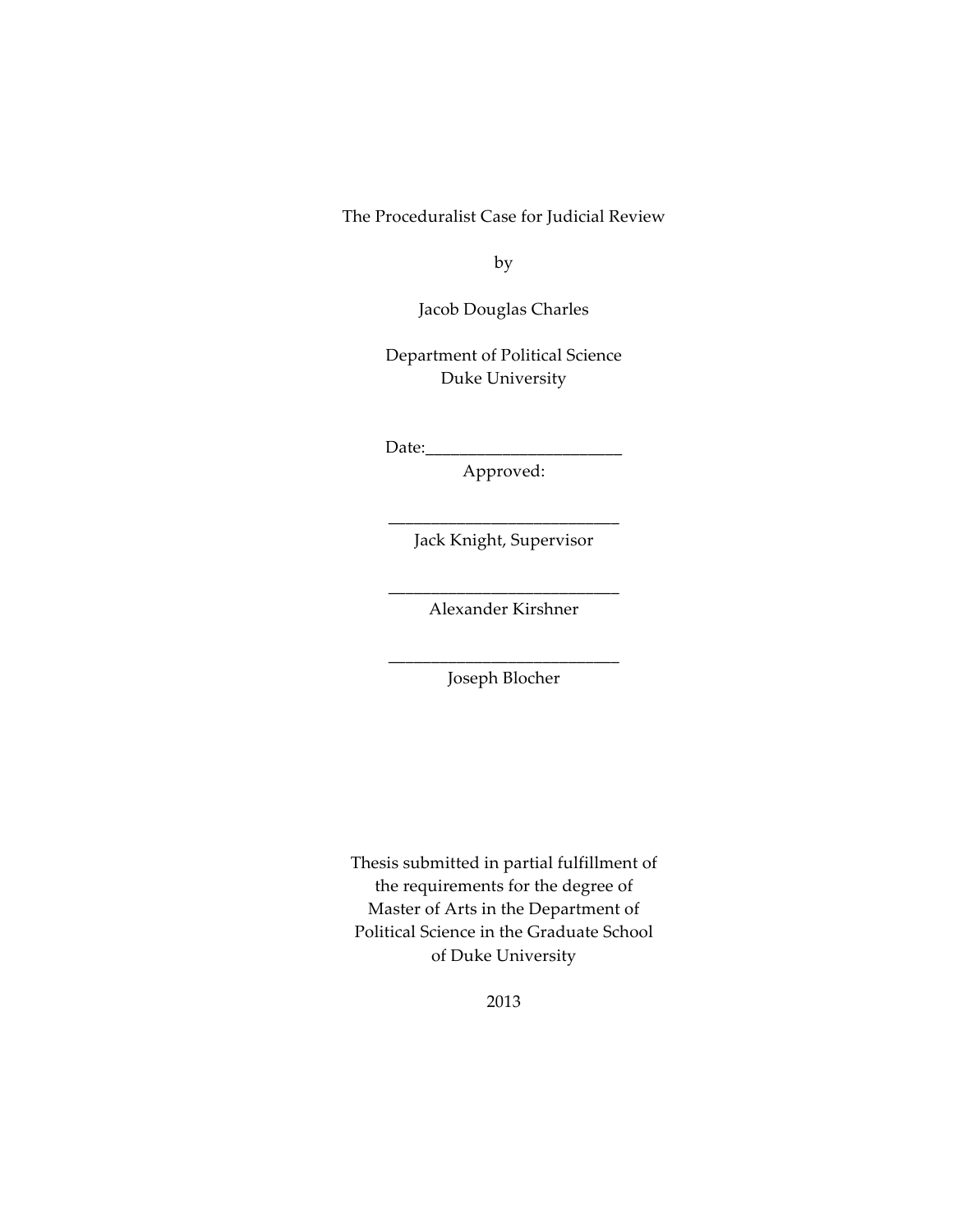The Proceduralist Case for Judicial Review

by

Jacob Douglas Charles

Department of Political Science
Duke University

Date:_______________________

Approved:

___________________________
Jack Knight, Supervisor

___________________________
Alexander Kirshner

___________________________
Joseph Blocher

Thesis submitted in partial fulfillment of
the requirements for the degree of
Master of Arts in the Department of
Political Science in the Graduate School
of Duke University

2013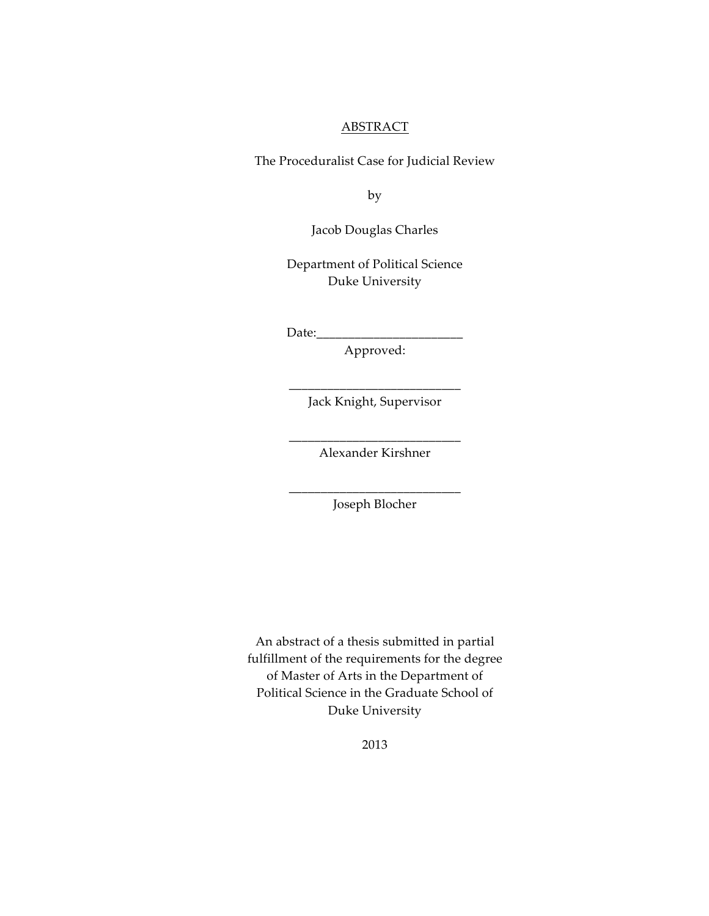# ABSTRACT

The Proceduralist Case for Judicial Review

by

Jacob Douglas Charles

Department of Political Science
Duke University

Date:_______________________

Approved:

___________________________
Jack Knight, Supervisor

___________________________
Alexander Kirshner

___________________________
Joseph Blocher

An abstract of a thesis submitted in partial fulfillment of the requirements for the degree of Master of Arts in the Department of Political Science in the Graduate School of Duke University

2013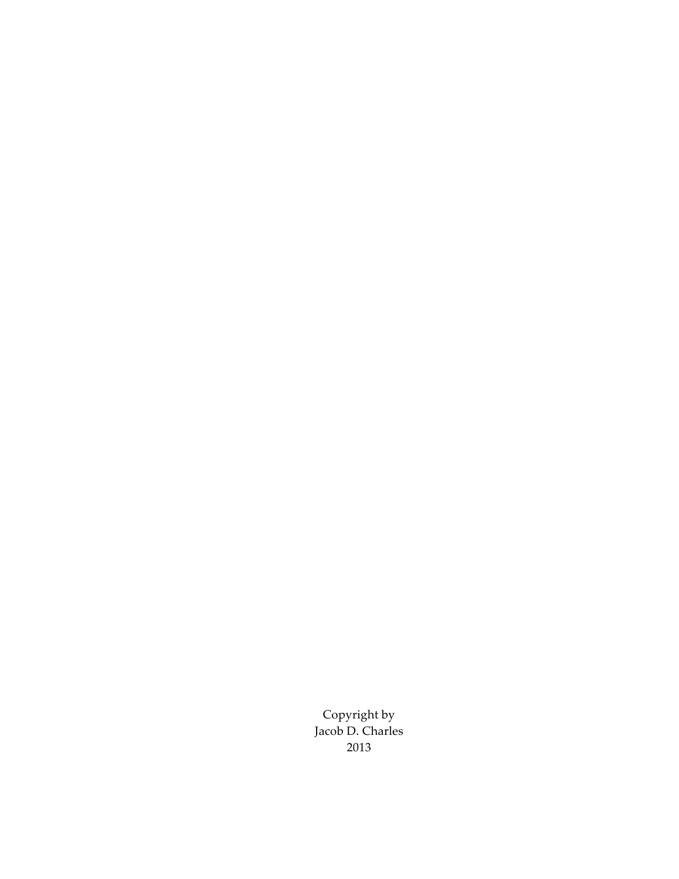Copyright by
Jacob D. Charles
2013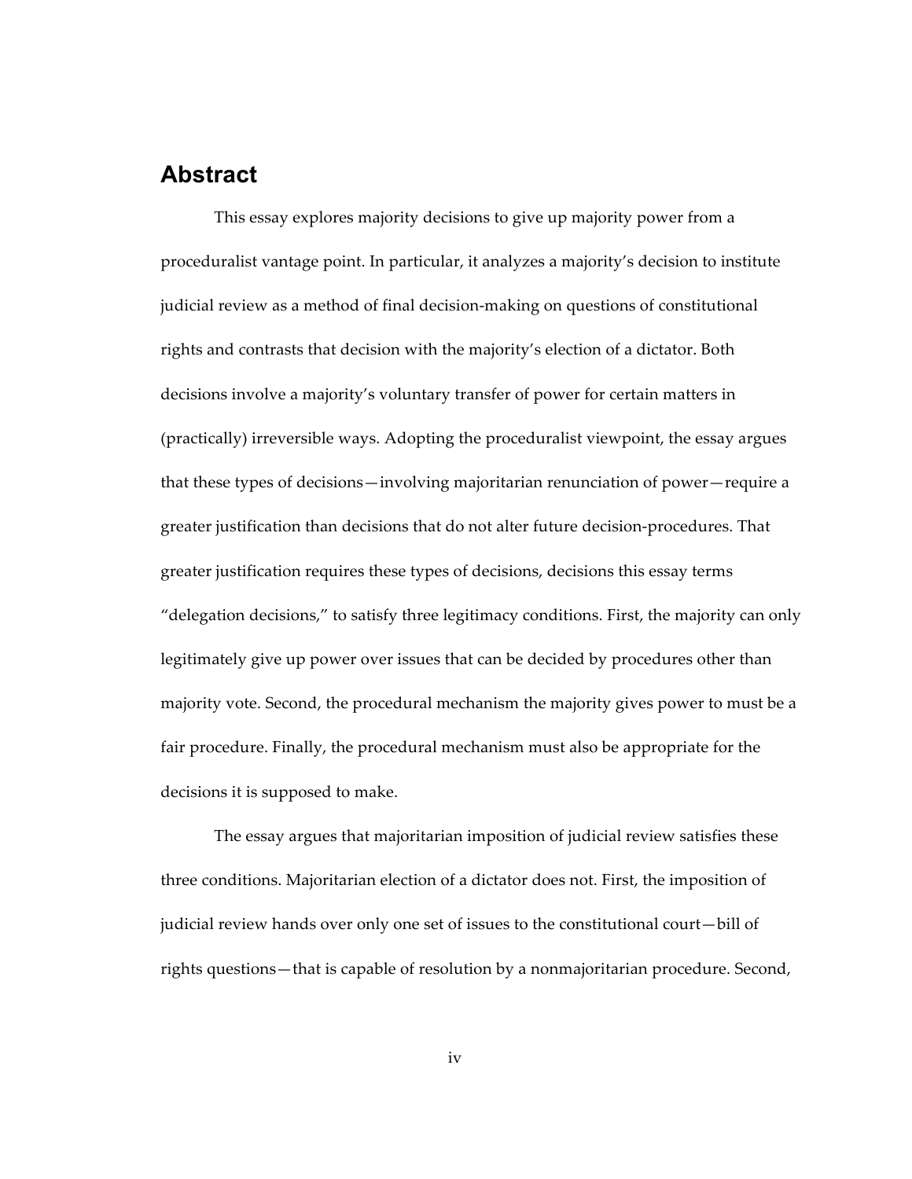## Abstract

This essay explores majority decisions to give up majority power from a proceduralist vantage point. In particular, it analyzes a majority's decision to institute judicial review as a method of final decision-making on questions of constitutional rights and contrasts that decision with the majority's election of a dictator. Both decisions involve a majority's voluntary transfer of power for certain matters in (practically) irreversible ways. Adopting the proceduralist viewpoint, the essay argues that these types of decisions—involving majoritarian renunciation of power—require a greater justification than decisions that do not alter future decision-procedures. That greater justification requires these types of decisions, decisions this essay terms "delegation decisions," to satisfy three legitimacy conditions. First, the majority can only legitimately give up power over issues that can be decided by procedures other than majority vote. Second, the procedural mechanism the majority gives power to must be a fair procedure. Finally, the procedural mechanism must also be appropriate for the decisions it is supposed to make.

The essay argues that majoritarian imposition of judicial review satisfies these three conditions. Majoritarian election of a dictator does not. First, the imposition of judicial review hands over only one set of issues to the constitutional court—bill of rights questions—that is capable of resolution by a nonmajoritarian procedure. Second,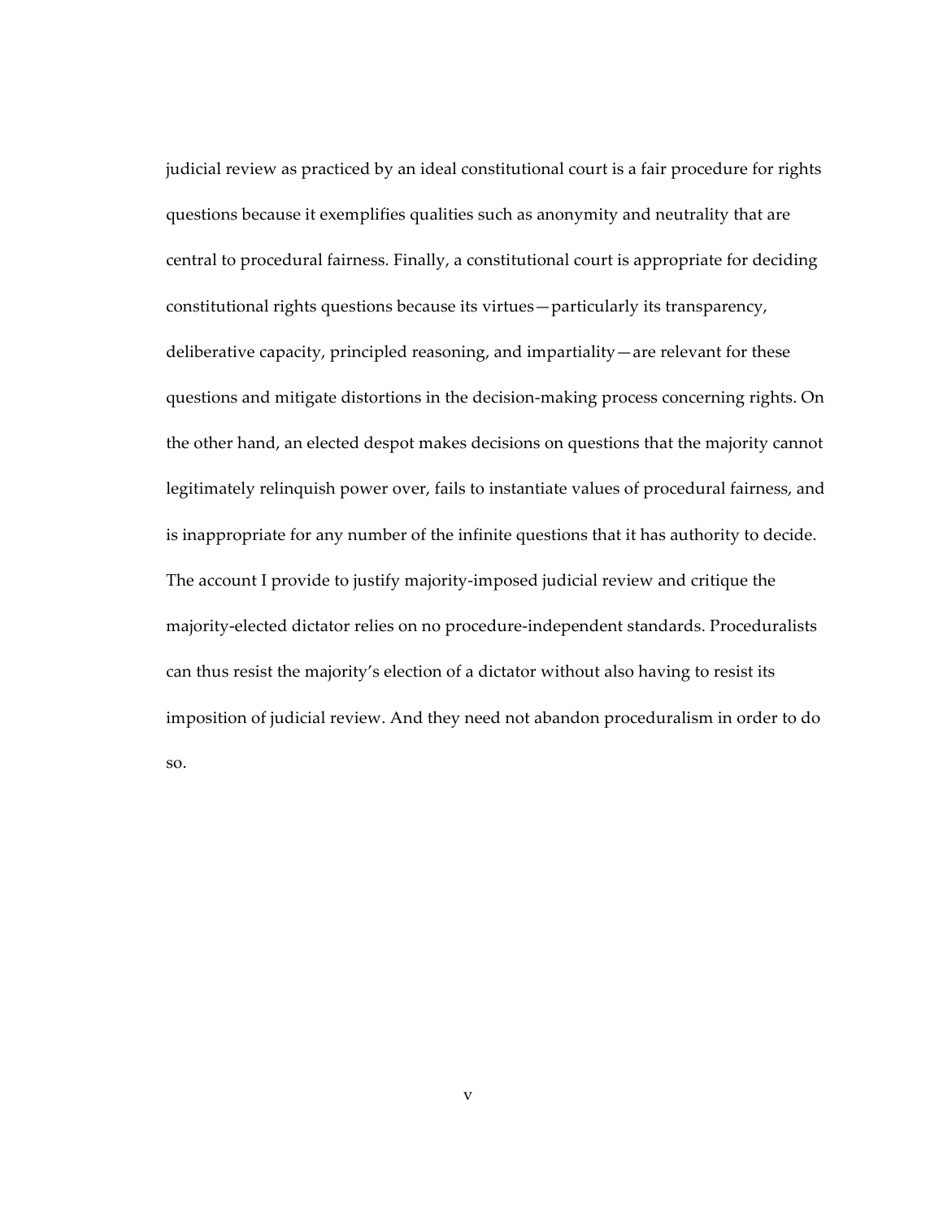judicial review as practiced by an ideal constitutional court is a fair procedure for rights questions because it exemplifies qualities such as anonymity and neutrality that are central to procedural fairness. Finally, a constitutional court is appropriate for deciding constitutional rights questions because its virtues—particularly its transparency, deliberative capacity, principled reasoning, and impartiality—are relevant for these questions and mitigate distortions in the decision-making process concerning rights. On the other hand, an elected despot makes decisions on questions that the majority cannot legitimately relinquish power over, fails to instantiate values of procedural fairness, and is inappropriate for any number of the infinite questions that it has authority to decide. The account I provide to justify majority-imposed judicial review and critique the majority-elected dictator relies on no procedure-independent standards. Proceduralists can thus resist the majority's election of a dictator without also having to resist its imposition of judicial review. And they need not abandon proceduralism in order to do so.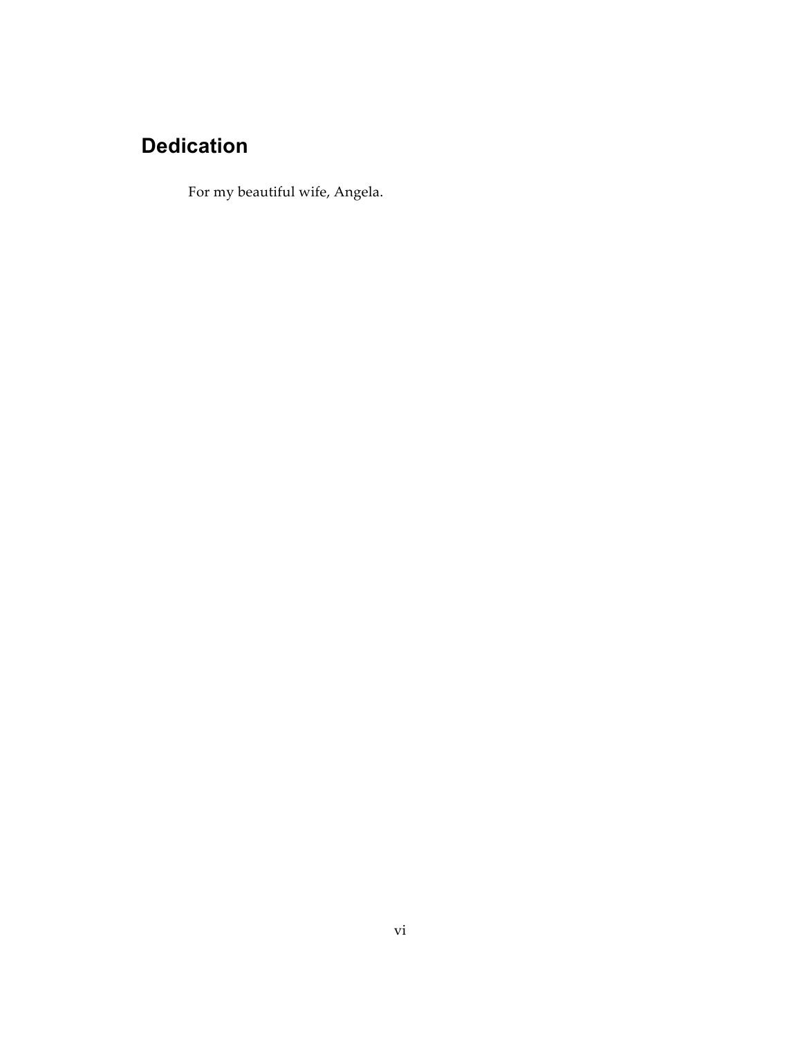## Dedication

For my beautiful wife, Angela.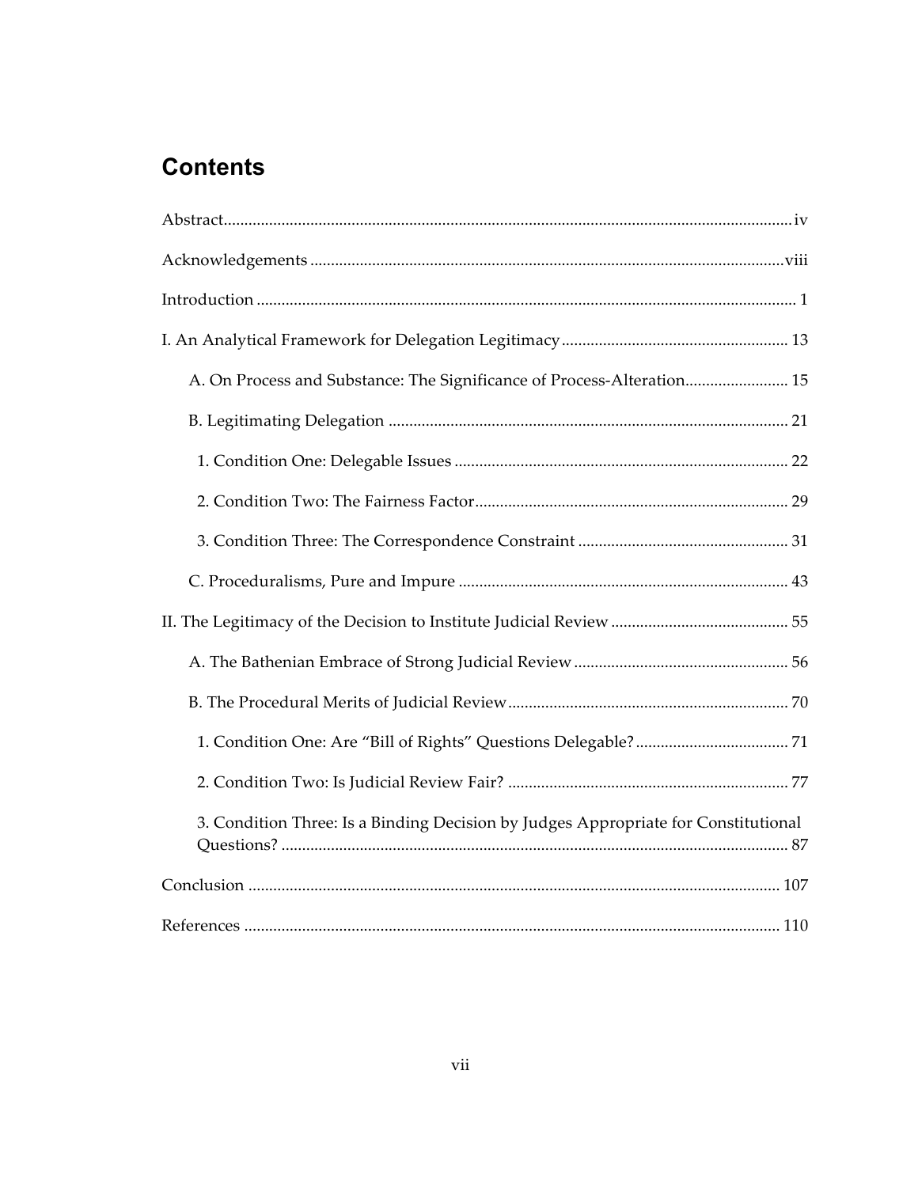# Contents

Abstract........................................................................................................................................iv

Acknowledgements .................................................................................................................viii

Introduction ................................................................................................................................ 1

I. An Analytical Framework for Delegation Legitimacy....................................................... 13

  A. On Process and Substance: The Significance of Process-Alteration......................... 15

  B. Legitimating Delegation ................................................................................................ 21

    1. Condition One: Delegable Issues ................................................................................ 22

    2. Condition Two: The Fairness Factor........................................................................... 29

    3. Condition Three: The Correspondence Constraint .................................................. 31

  C. Proceduralisms, Pure and Impure ............................................................................... 43

II. The Legitimacy of the Decision to Institute Judicial Review ........................................... 55

  A. The Bathenian Embrace of Strong Judicial Review .................................................... 56

  B. The Procedural Merits of Judicial Review.................................................................... 70

    1. Condition One: Are "Bill of Rights" Questions Delegable?..................................... 71

    2. Condition Two: Is Judicial Review Fair? .................................................................... 77

    3. Condition Three: Is a Binding Decision by Judges Appropriate for Constitutional Questions? ......................................................................................................................... 87

Conclusion ............................................................................................................................... 107

References ................................................................................................................................. 110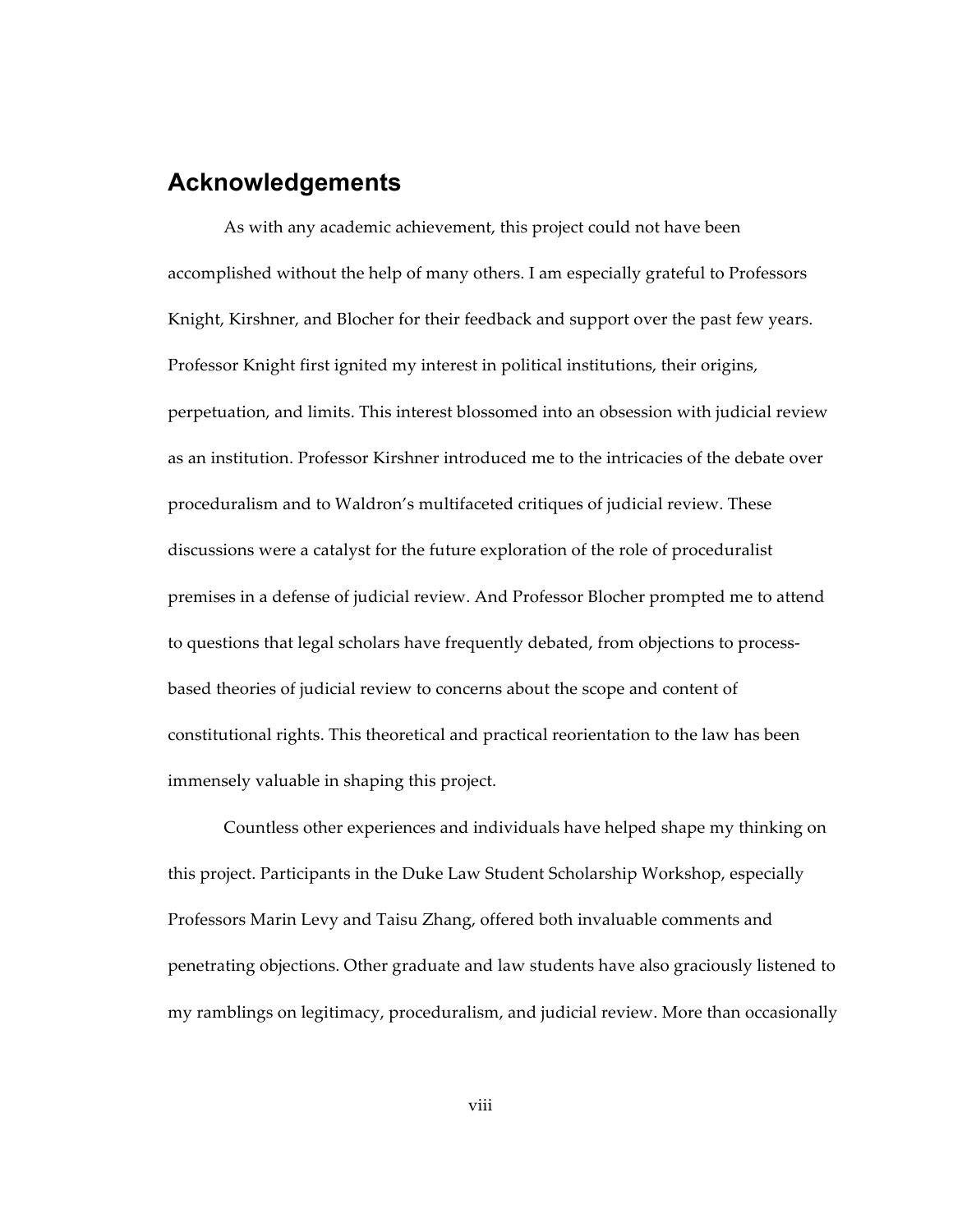## Acknowledgements

As with any academic achievement, this project could not have been accomplished without the help of many others. I am especially grateful to Professors Knight, Kirshner, and Blocher for their feedback and support over the past few years. Professor Knight first ignited my interest in political institutions, their origins, perpetuation, and limits. This interest blossomed into an obsession with judicial review as an institution. Professor Kirshner introduced me to the intricacies of the debate over proceduralism and to Waldron's multifaceted critiques of judicial review. These discussions were a catalyst for the future exploration of the role of proceduralist premises in a defense of judicial review. And Professor Blocher prompted me to attend to questions that legal scholars have frequently debated, from objections to process-based theories of judicial review to concerns about the scope and content of constitutional rights. This theoretical and practical reorientation to the law has been immensely valuable in shaping this project.

Countless other experiences and individuals have helped shape my thinking on this project. Participants in the Duke Law Student Scholarship Workshop, especially Professors Marin Levy and Taisu Zhang, offered both invaluable comments and penetrating objections. Other graduate and law students have also graciously listened to my ramblings on legitimacy, proceduralism, and judicial review. More than occasionally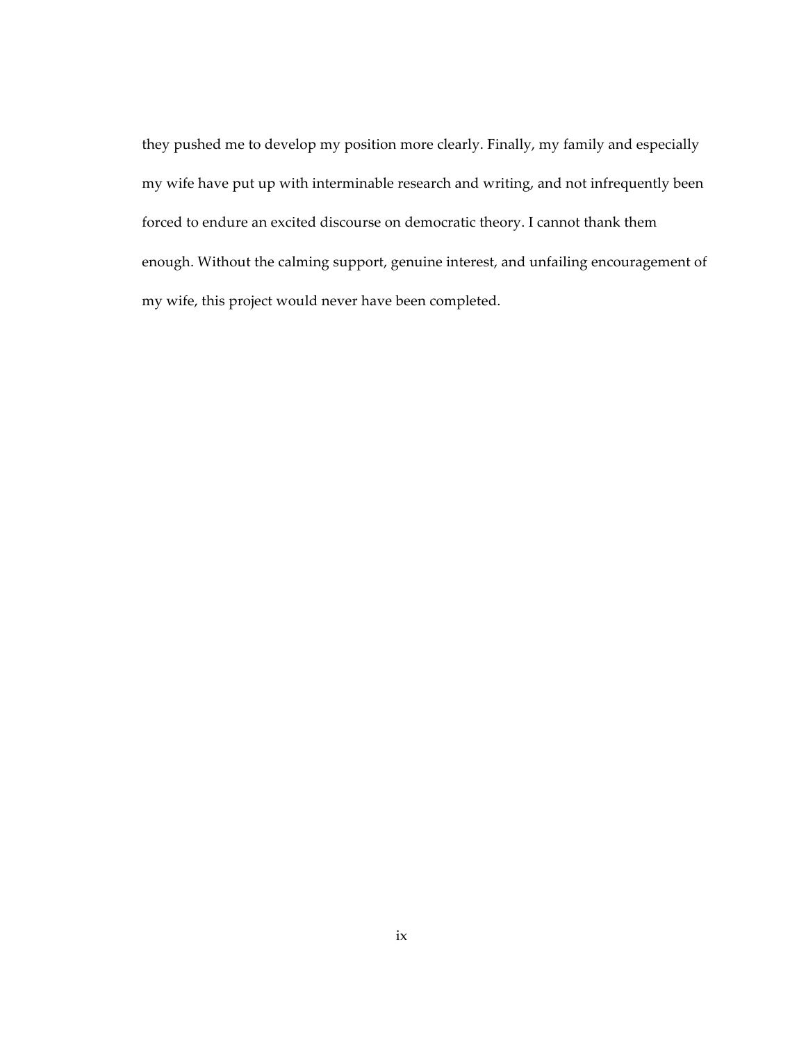they pushed me to develop my position more clearly. Finally, my family and especially my wife have put up with interminable research and writing, and not infrequently been forced to endure an excited discourse on democratic theory. I cannot thank them enough. Without the calming support, genuine interest, and unfailing encouragement of my wife, this project would never have been completed.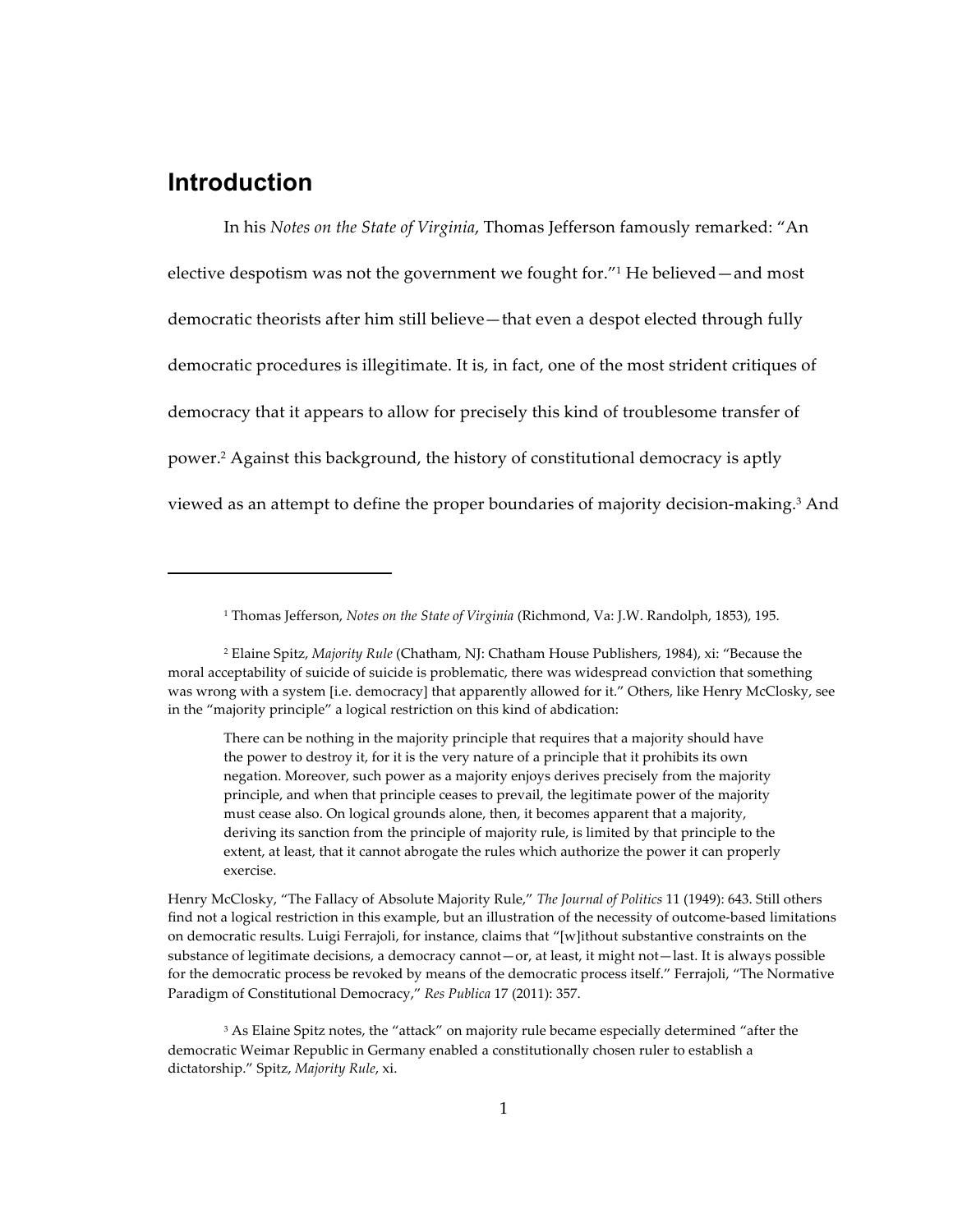## Introduction

In his *Notes on the State of Virginia*, Thomas Jefferson famously remarked: "An elective despotism was not the government we fought for."[1] He believed—and most democratic theorists after him still believe—that even a despot elected through fully democratic procedures is illegitimate. It is, in fact, one of the most strident critiques of democracy that it appears to allow for precisely this kind of troublesome transfer of power.[2] Against this background, the history of constitutional democracy is aptly viewed as an attempt to define the proper boundaries of majority decision-making.[3] And

---

[1] Thomas Jefferson, *Notes on the State of Virginia* (Richmond, Va: J.W. Randolph, 1853), 195.

[2] Elaine Spitz, *Majority Rule* (Chatham, NJ: Chatham House Publishers, 1984), xi: "Because the moral acceptability of suicide of suicide is problematic, there was widespread conviction that something was wrong with a system [i.e. democracy] that apparently allowed for it." Others, like Henry McClosky, see in the "majority principle" a logical restriction on this kind of abdication:

> There can be nothing in the majority principle that requires that a majority should have the power to destroy it, for it is the very nature of a principle that it prohibits its own negation. Moreover, such power as a majority enjoys derives precisely from the majority principle, and when that principle ceases to prevail, the legitimate power of the majority must cease also. On logical grounds alone, then, it becomes apparent that a majority, deriving its sanction from the principle of majority rule, is limited by that principle to the extent, at least, that it cannot abrogate the rules which authorize the power it can properly exercise.

Henry McClosky, "The Fallacy of Absolute Majority Rule," *The Journal of Politics* 11 (1949): 643. Still others find not a logical restriction in this example, but an illustration of the necessity of outcome-based limitations on democratic results. Luigi Ferrajoli, for instance, claims that "[w]ithout substantive constraints on the substance of legitimate decisions, a democracy cannot—or, at least, it might not—last. It is always possible for the democratic process be revoked by means of the democratic process itself." Ferrajoli, "The Normative Paradigm of Constitutional Democracy," *Res Publica* 17 (2011): 357.

[3] As Elaine Spitz notes, the "attack" on majority rule became especially determined "after the democratic Weimar Republic in Germany enabled a constitutionally chosen ruler to establish a dictatorship." Spitz, *Majority Rule*, xi.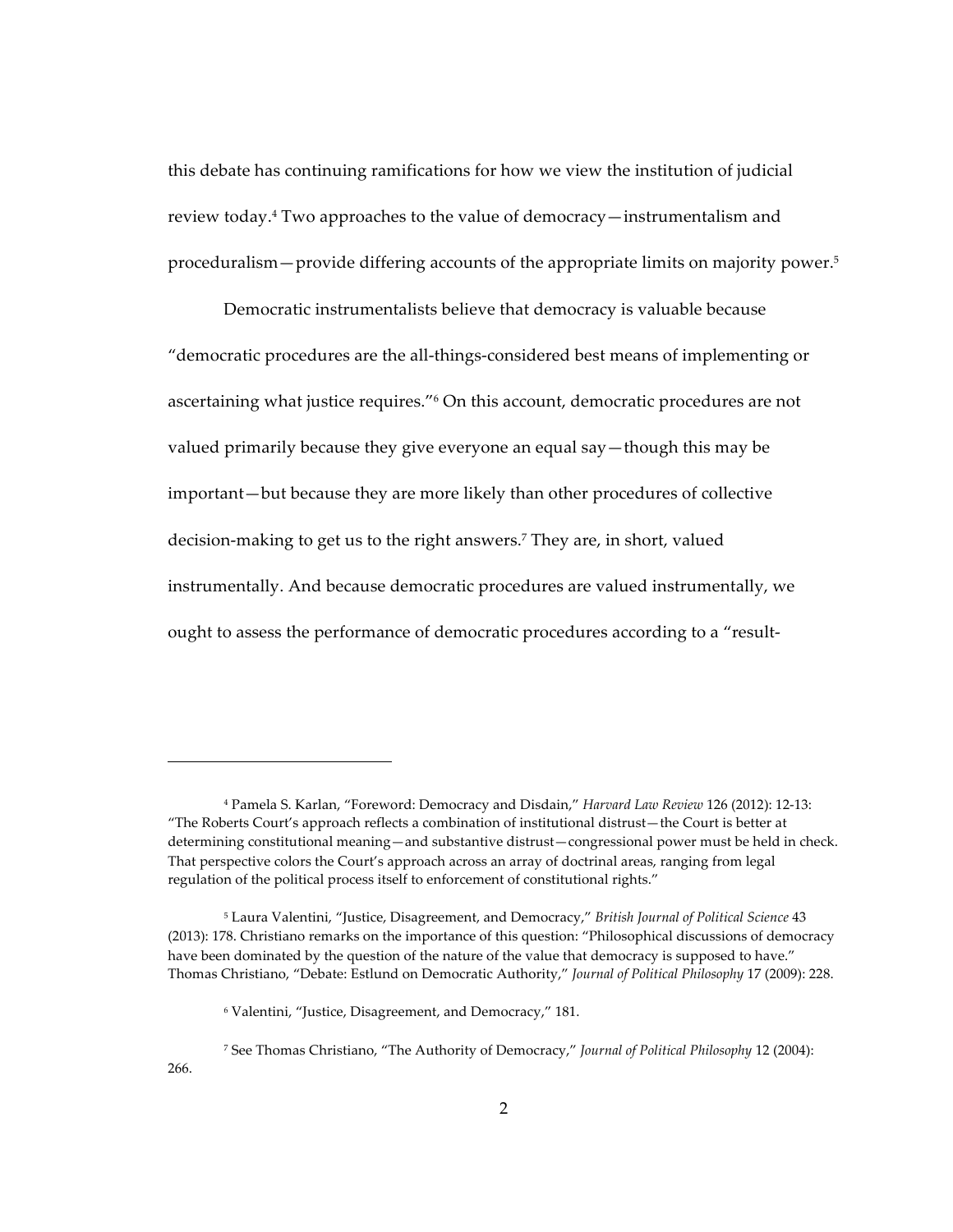this debate has continuing ramifications for how we view the institution of judicial review today.[4] Two approaches to the value of democracy—instrumentalism and proceduralism—provide differing accounts of the appropriate limits on majority power.[5]

Democratic instrumentalists believe that democracy is valuable because "democratic procedures are the all-things-considered best means of implementing or ascertaining what justice requires."[6] On this account, democratic procedures are not valued primarily because they give everyone an equal say—though this may be important—but because they are more likely than other procedures of collective decision-making to get us to the right answers.[7] They are, in short, valued instrumentally. And because democratic procedures are valued instrumentally, we ought to assess the performance of democratic procedures according to a "result-

---

[4] Pamela S. Karlan, "Foreword: Democracy and Disdain," *Harvard Law Review* 126 (2012): 12-13: "The Roberts Court's approach reflects a combination of institutional distrust—the Court is better at determining constitutional meaning—and substantive distrust—congressional power must be held in check. That perspective colors the Court's approach across an array of doctrinal areas, ranging from legal regulation of the political process itself to enforcement of constitutional rights."

[5] Laura Valentini, "Justice, Disagreement, and Democracy," *British Journal of Political Science* 43 (2013): 178. Christiano remarks on the importance of this question: "Philosophical discussions of democracy have been dominated by the question of the nature of the value that democracy is supposed to have." Thomas Christiano, "Debate: Estlund on Democratic Authority," *Journal of Political Philosophy* 17 (2009): 228.

[6] Valentini, "Justice, Disagreement, and Democracy," 181.

[7] See Thomas Christiano, "The Authority of Democracy," *Journal of Political Philosophy* 12 (2004): 266.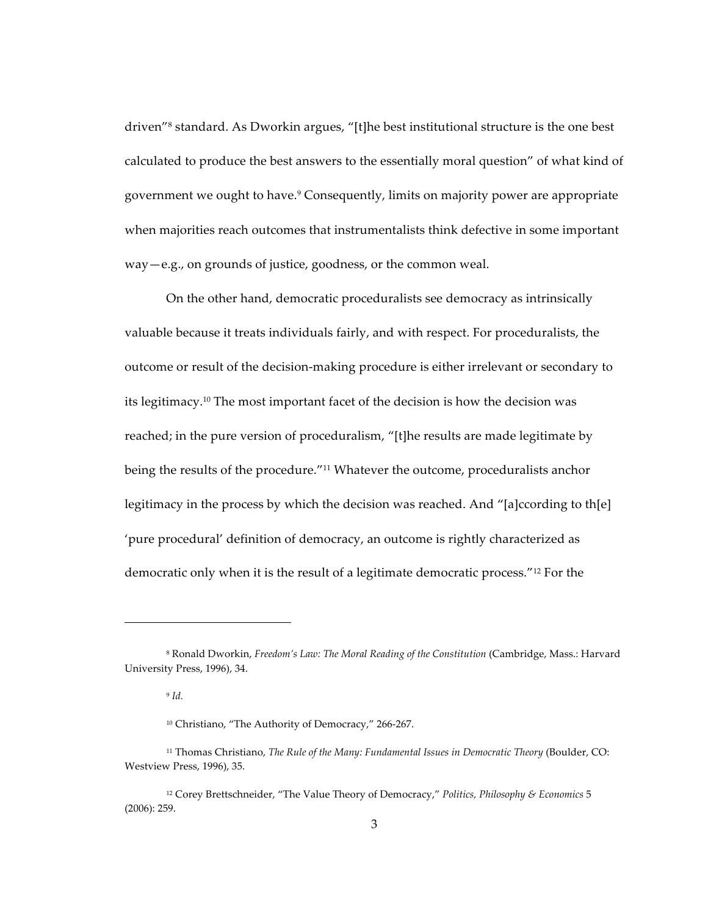driven"[8] standard. As Dworkin argues, "[t]he best institutional structure is the one best calculated to produce the best answers to the essentially moral question" of what kind of government we ought to have.[9] Consequently, limits on majority power are appropriate when majorities reach outcomes that instrumentalists think defective in some important way—e.g., on grounds of justice, goodness, or the common weal.

On the other hand, democratic proceduralists see democracy as intrinsically valuable because it treats individuals fairly, and with respect. For proceduralists, the outcome or result of the decision-making procedure is either irrelevant or secondary to its legitimacy.[10] The most important facet of the decision is how the decision was reached; in the pure version of proceduralism, "[t]he results are made legitimate by being the results of the procedure."[11] Whatever the outcome, proceduralists anchor legitimacy in the process by which the decision was reached. And "[a]ccording to th[e] 'pure procedural' definition of democracy, an outcome is rightly characterized as democratic only when it is the result of a legitimate democratic process."[12] For the

---

[8] Ronald Dworkin, *Freedom's Law: The Moral Reading of the Constitution* (Cambridge, Mass.: Harvard University Press, 1996), 34.

[9] *Id.*

[10] Christiano, "The Authority of Democracy," 266-267.

[11] Thomas Christiano, *The Rule of the Many: Fundamental Issues in Democratic Theory* (Boulder, CO: Westview Press, 1996), 35.

[12] Corey Brettschneider, "The Value Theory of Democracy," *Politics, Philosophy & Economics* 5 (2006): 259.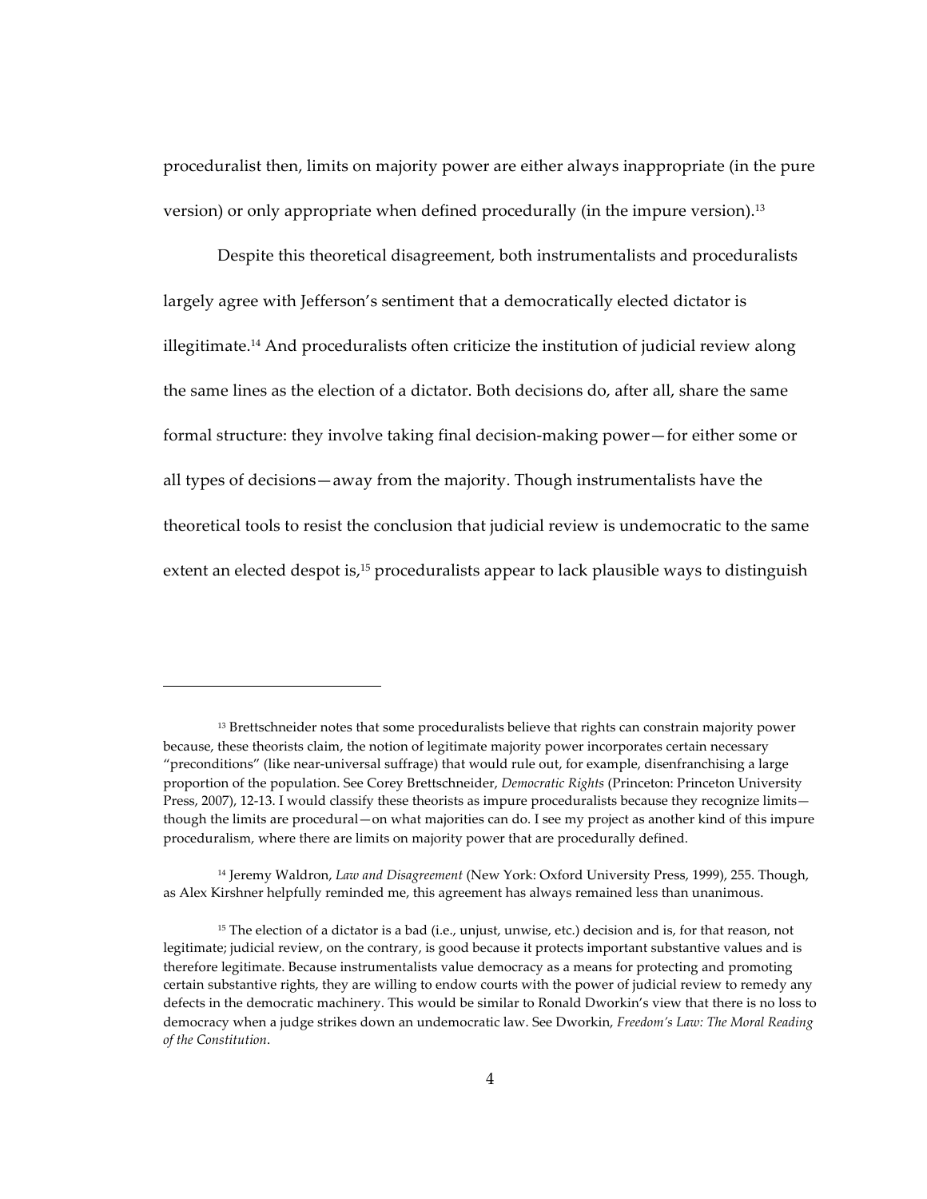proceduralist then, limits on majority power are either always inappropriate (in the pure version) or only appropriate when defined procedurally (in the impure version).[13]

Despite this theoretical disagreement, both instrumentalists and proceduralists largely agree with Jefferson's sentiment that a democratically elected dictator is illegitimate.[14] And proceduralists often criticize the institution of judicial review along the same lines as the election of a dictator. Both decisions do, after all, share the same formal structure: they involve taking final decision-making power—for either some or all types of decisions—away from the majority. Though instrumentalists have the theoretical tools to resist the conclusion that judicial review is undemocratic to the same extent an elected despot is,[15] proceduralists appear to lack plausible ways to distinguish

---

[13] Brettschneider notes that some proceduralists believe that rights can constrain majority power because, these theorists claim, the notion of legitimate majority power incorporates certain necessary "preconditions" (like near-universal suffrage) that would rule out, for example, disenfranchising a large proportion of the population. See Corey Brettschneider, *Democratic Rights* (Princeton: Princeton University Press, 2007), 12-13. I would classify these theorists as impure proceduralists because they recognize limits—though the limits are procedural—on what majorities can do. I see my project as another kind of this impure proceduralism, where there are limits on majority power that are procedurally defined.

[14] Jeremy Waldron, *Law and Disagreement* (New York: Oxford University Press, 1999), 255. Though, as Alex Kirshner helpfully reminded me, this agreement has always remained less than unanimous.

[15] The election of a dictator is a bad (i.e., unjust, unwise, etc.) decision and is, for that reason, not legitimate; judicial review, on the contrary, is good because it protects important substantive values and is therefore legitimate. Because instrumentalists value democracy as a means for protecting and promoting certain substantive rights, they are willing to endow courts with the power of judicial review to remedy any defects in the democratic machinery. This would be similar to Ronald Dworkin's view that there is no loss to democracy when a judge strikes down an undemocratic law. See Dworkin, *Freedom's Law: The Moral Reading of the Constitution*.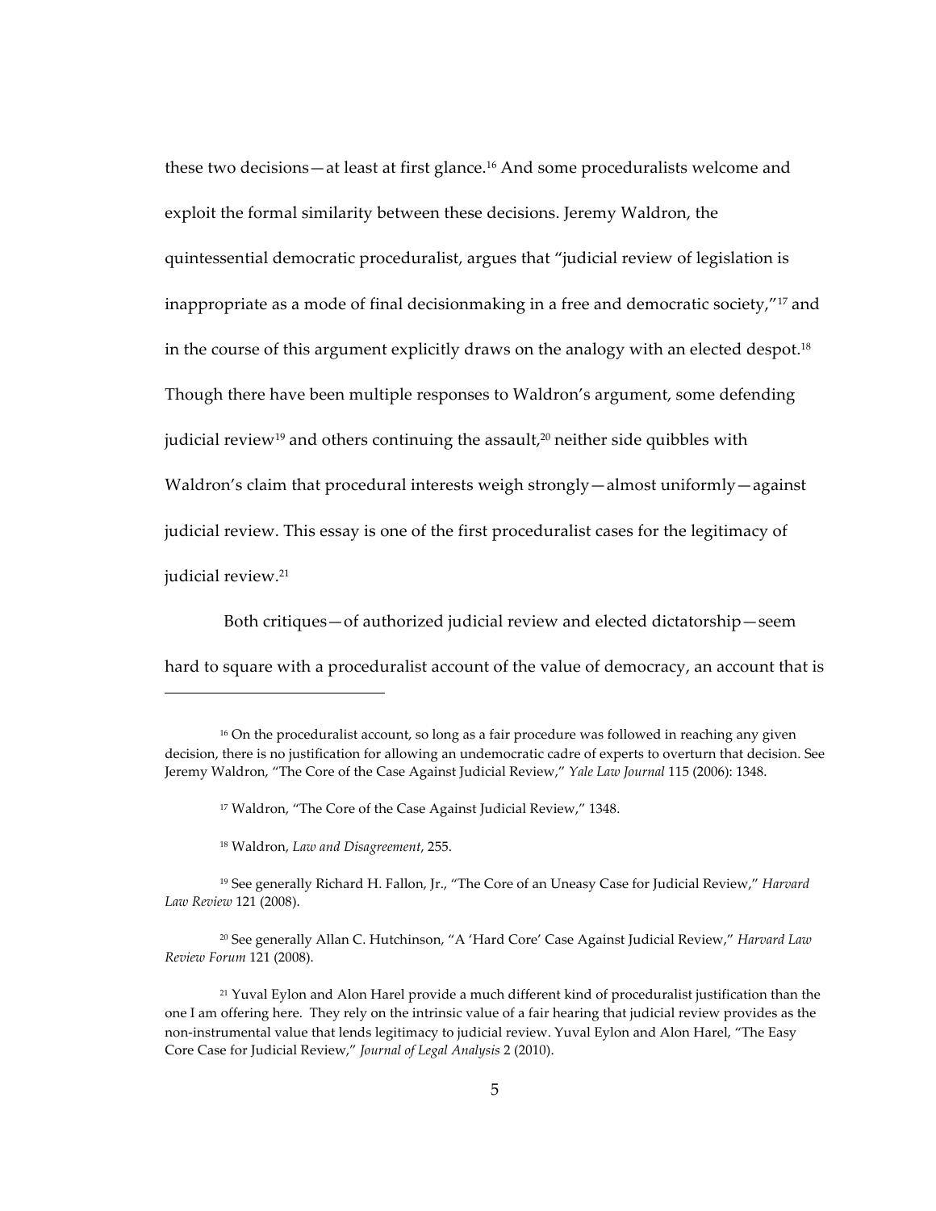these two decisions—at least at first glance.[16] And some proceduralists welcome and exploit the formal similarity between these decisions. Jeremy Waldron, the quintessential democratic proceduralist, argues that "judicial review of legislation is inappropriate as a mode of final decisionmaking in a free and democratic society,"[17] and in the course of this argument explicitly draws on the analogy with an elected despot.[18] Though there have been multiple responses to Waldron's argument, some defending judicial review[19] and others continuing the assault,[20] neither side quibbles with Waldron's claim that procedural interests weigh strongly—almost uniformly—against judicial review. This essay is one of the first proceduralist cases for the legitimacy of judicial review.[21]

Both critiques—of authorized judicial review and elected dictatorship—seem hard to square with a proceduralist account of the value of democracy, an account that is

---

[16] On the proceduralist account, so long as a fair procedure was followed in reaching any given decision, there is no justification for allowing an undemocratic cadre of experts to overturn that decision. See Jeremy Waldron, "The Core of the Case Against Judicial Review," *Yale Law Journal* 115 (2006): 1348.

[17] Waldron, "The Core of the Case Against Judicial Review," 1348.

[18] Waldron, *Law and Disagreement*, 255.

[19] See generally Richard H. Fallon, Jr., "The Core of an Uneasy Case for Judicial Review," *Harvard Law Review* 121 (2008).

[20] See generally Allan C. Hutchinson, "A 'Hard Core' Case Against Judicial Review," *Harvard Law Review Forum* 121 (2008).

[21] Yuval Eylon and Alon Harel provide a much different kind of proceduralist justification than the one I am offering here. They rely on the intrinsic value of a fair hearing that judicial review provides as the non-instrumental value that lends legitimacy to judicial review. Yuval Eylon and Alon Harel, "The Easy Core Case for Judicial Review," *Journal of Legal Analysis* 2 (2010).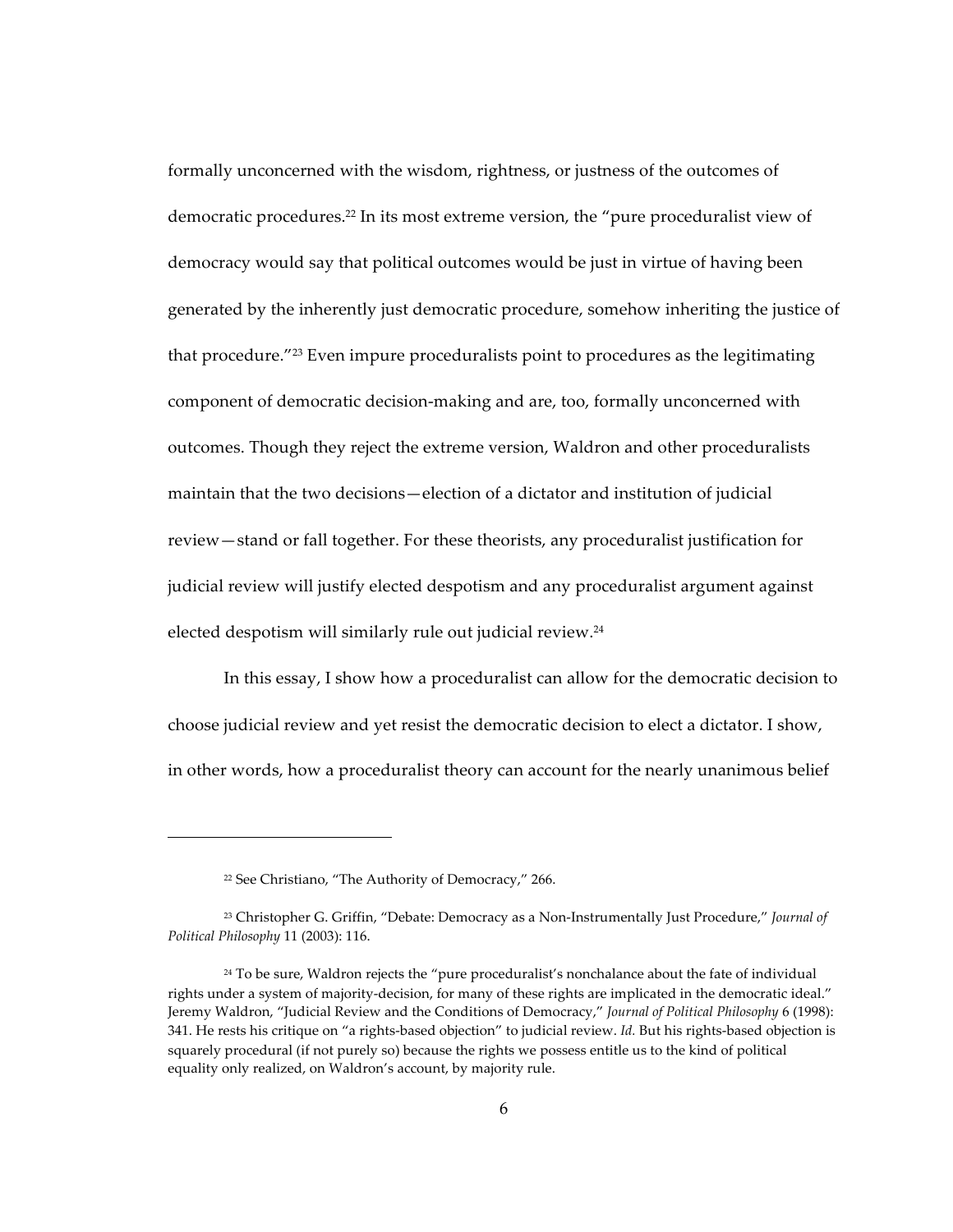formally unconcerned with the wisdom, rightness, or justness of the outcomes of democratic procedures.[22] In its most extreme version, the "pure proceduralist view of democracy would say that political outcomes would be just in virtue of having been generated by the inherently just democratic procedure, somehow inheriting the justice of that procedure."[23] Even impure proceduralists point to procedures as the legitimating component of democratic decision-making and are, too, formally unconcerned with outcomes. Though they reject the extreme version, Waldron and other proceduralists maintain that the two decisions—election of a dictator and institution of judicial review—stand or fall together. For these theorists, any proceduralist justification for judicial review will justify elected despotism and any proceduralist argument against elected despotism will similarly rule out judicial review.[24]

In this essay, I show how a proceduralist can allow for the democratic decision to choose judicial review and yet resist the democratic decision to elect a dictator. I show, in other words, how a proceduralist theory can account for the nearly unanimous belief

---

[22] See Christiano, "The Authority of Democracy," 266.

[23] Christopher G. Griffin, "Debate: Democracy as a Non-Instrumentally Just Procedure," *Journal of Political Philosophy* 11 (2003): 116.

[24] To be sure, Waldron rejects the "pure proceduralist's nonchalance about the fate of individual rights under a system of majority-decision, for many of these rights are implicated in the democratic ideal." Jeremy Waldron, "Judicial Review and the Conditions of Democracy," *Journal of Political Philosophy* 6 (1998): 341. He rests his critique on "a rights-based objection" to judicial review. *Id.* But his rights-based objection is squarely procedural (if not purely so) because the rights we possess entitle us to the kind of political equality only realized, on Waldron's account, by majority rule.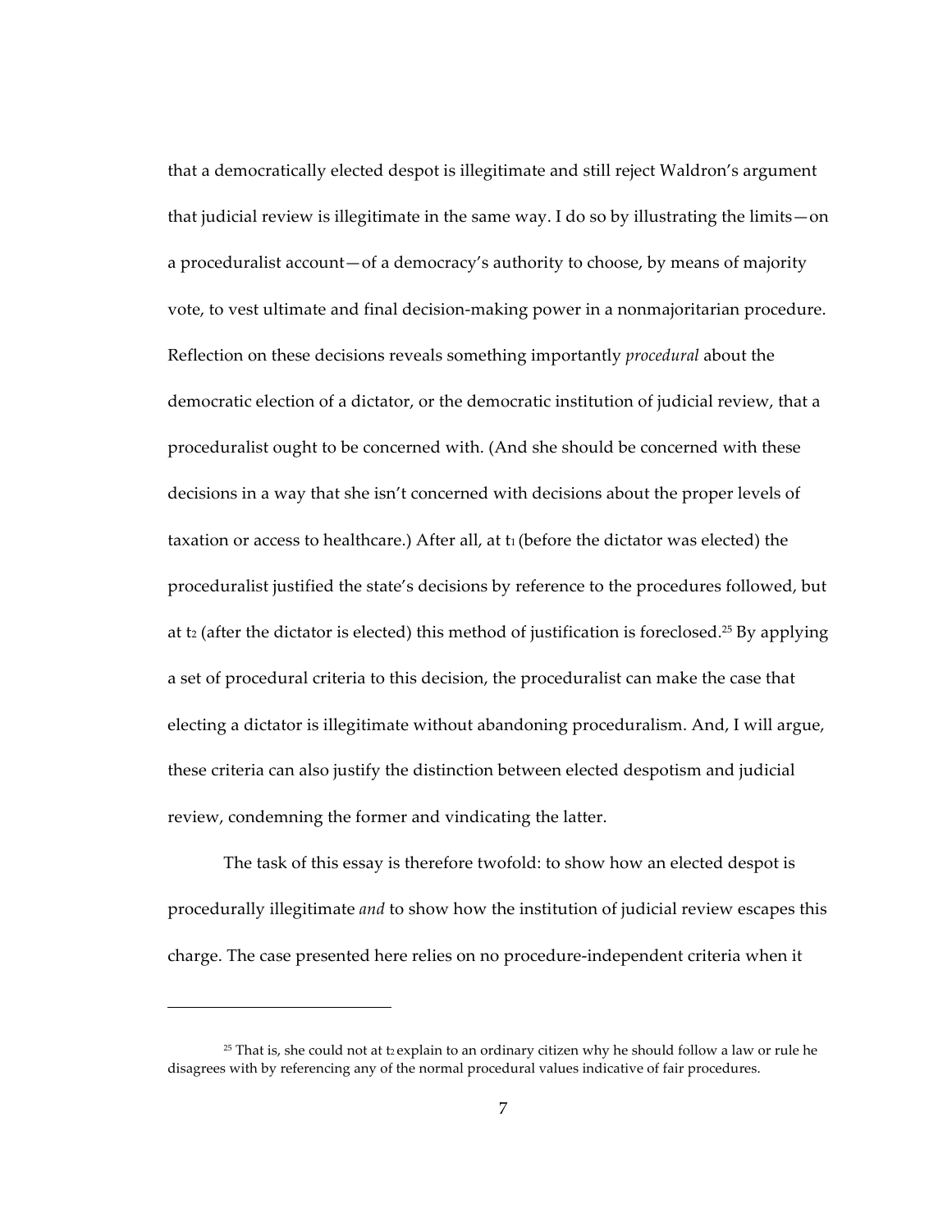that a democratically elected despot is illegitimate and still reject Waldron's argument that judicial review is illegitimate in the same way. I do so by illustrating the limits—on a proceduralist account—of a democracy's authority to choose, by means of majority vote, to vest ultimate and final decision-making power in a nonmajoritarian procedure. Reflection on these decisions reveals something importantly *procedural* about the democratic election of a dictator, or the democratic institution of judicial review, that a proceduralist ought to be concerned with. (And she should be concerned with these decisions in a way that she isn't concerned with decisions about the proper levels of taxation or access to healthcare.) After all, at $t_1$ (before the dictator was elected) the proceduralist justified the state's decisions by reference to the procedures followed, but at $t_2$ (after the dictator is elected) this method of justification is foreclosed.[25] By applying a set of procedural criteria to this decision, the proceduralist can make the case that electing a dictator is illegitimate without abandoning proceduralism. And, I will argue, these criteria can also justify the distinction between elected despotism and judicial review, condemning the former and vindicating the latter.

The task of this essay is therefore twofold: to show how an elected despot is procedurally illegitimate *and* to show how the institution of judicial review escapes this charge. The case presented here relies on no procedure-independent criteria when it

---

[25] That is, she could not at $t_2$ explain to an ordinary citizen why he should follow a law or rule he disagrees with by referencing any of the normal procedural values indicative of fair procedures.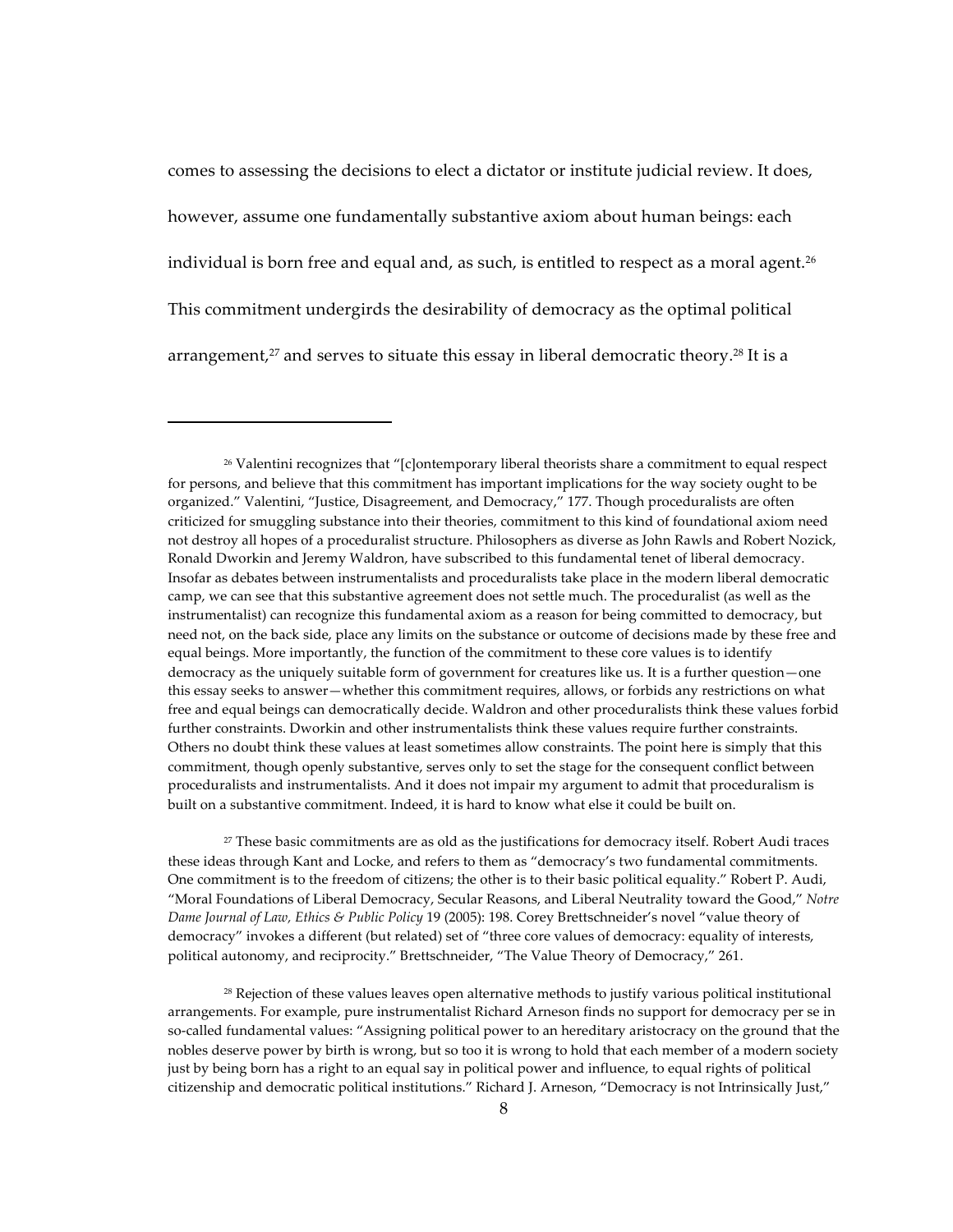comes to assessing the decisions to elect a dictator or institute judicial review. It does, however, assume one fundamentally substantive axiom about human beings: each individual is born free and equal and, as such, is entitled to respect as a moral agent.[26] This commitment undergirds the desirability of democracy as the optimal political arrangement,[27] and serves to situate this essay in liberal democratic theory.[28] It is a

---

[26] Valentini recognizes that "[c]ontemporary liberal theorists share a commitment to equal respect for persons, and believe that this commitment has important implications for the way society ought to be organized." Valentini, "Justice, Disagreement, and Democracy," 177. Though proceduralists are often criticized for smuggling substance into their theories, commitment to this kind of foundational axiom need not destroy all hopes of a proceduralist structure. Philosophers as diverse as John Rawls and Robert Nozick, Ronald Dworkin and Jeremy Waldron, have subscribed to this fundamental tenet of liberal democracy. Insofar as debates between instrumentalists and proceduralists take place in the modern liberal democratic camp, we can see that this substantive agreement does not settle much. The proceduralist (as well as the instrumentalist) can recognize this fundamental axiom as a reason for being committed to democracy, but need not, on the back side, place any limits on the substance or outcome of decisions made by these free and equal beings. More importantly, the function of the commitment to these core values is to identify democracy as the uniquely suitable form of government for creatures like us. It is a further question—one this essay seeks to answer—whether this commitment requires, allows, or forbids any restrictions on what free and equal beings can democratically decide. Waldron and other proceduralists think these values forbid further constraints. Dworkin and other instrumentalists think these values require further constraints. Others no doubt think these values at least sometimes allow constraints. The point here is simply that this commitment, though openly substantive, serves only to set the stage for the consequent conflict between proceduralists and instrumentalists. And it does not impair my argument to admit that proceduralism is built on a substantive commitment. Indeed, it is hard to know what else it could be built on.

[27] These basic commitments are as old as the justifications for democracy itself. Robert Audi traces these ideas through Kant and Locke, and refers to them as "democracy's two fundamental commitments. One commitment is to the freedom of citizens; the other is to their basic political equality." Robert P. Audi, "Moral Foundations of Liberal Democracy, Secular Reasons, and Liberal Neutrality toward the Good," *Notre Dame Journal of Law, Ethics & Public Policy* 19 (2005): 198. Corey Brettschneider's novel "value theory of democracy" invokes a different (but related) set of "three core values of democracy: equality of interests, political autonomy, and reciprocity." Brettschneider, "The Value Theory of Democracy," 261.

[28] Rejection of these values leaves open alternative methods to justify various political institutional arrangements. For example, pure instrumentalist Richard Arneson finds no support for democracy per se in so-called fundamental values: "Assigning political power to an hereditary aristocracy on the ground that the nobles deserve power by birth is wrong, but so too it is wrong to hold that each member of a modern society just by being born has a right to an equal say in political power and influence, to equal rights of political citizenship and democratic political institutions." Richard J. Arneson, "Democracy is not Intrinsically Just,"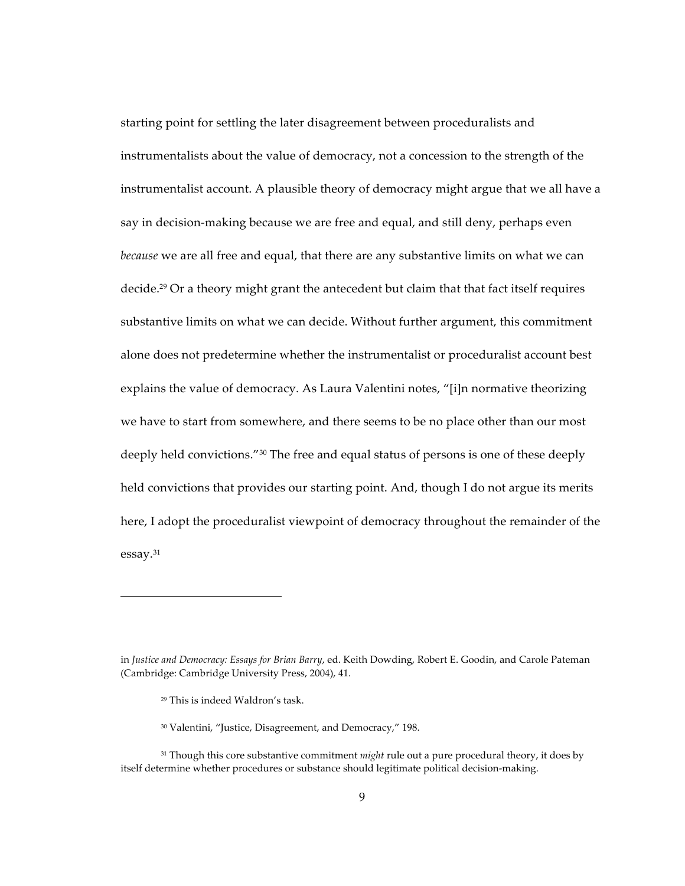starting point for settling the later disagreement between proceduralists and instrumentalists about the value of democracy, not a concession to the strength of the instrumentalist account. A plausible theory of democracy might argue that we all have a say in decision-making because we are free and equal, and still deny, perhaps even *because* we are all free and equal, that there are any substantive limits on what we can decide.[29] Or a theory might grant the antecedent but claim that that fact itself requires substantive limits on what we can decide. Without further argument, this commitment alone does not predetermine whether the instrumentalist or proceduralist account best explains the value of democracy. As Laura Valentini notes, "[i]n normative theorizing we have to start from somewhere, and there seems to be no place other than our most deeply held convictions."[30] The free and equal status of persons is one of these deeply held convictions that provides our starting point. And, though I do not argue its merits here, I adopt the proceduralist viewpoint of democracy throughout the remainder of the essay.[31]

---

in *Justice and Democracy: Essays for Brian Barry*, ed. Keith Dowding, Robert E. Goodin, and Carole Pateman (Cambridge: Cambridge University Press, 2004), 41.

[29] This is indeed Waldron's task.

[30] Valentini, "Justice, Disagreement, and Democracy," 198.

[31] Though this core substantive commitment *might* rule out a pure procedural theory, it does by itself determine whether procedures or substance should legitimate political decision-making.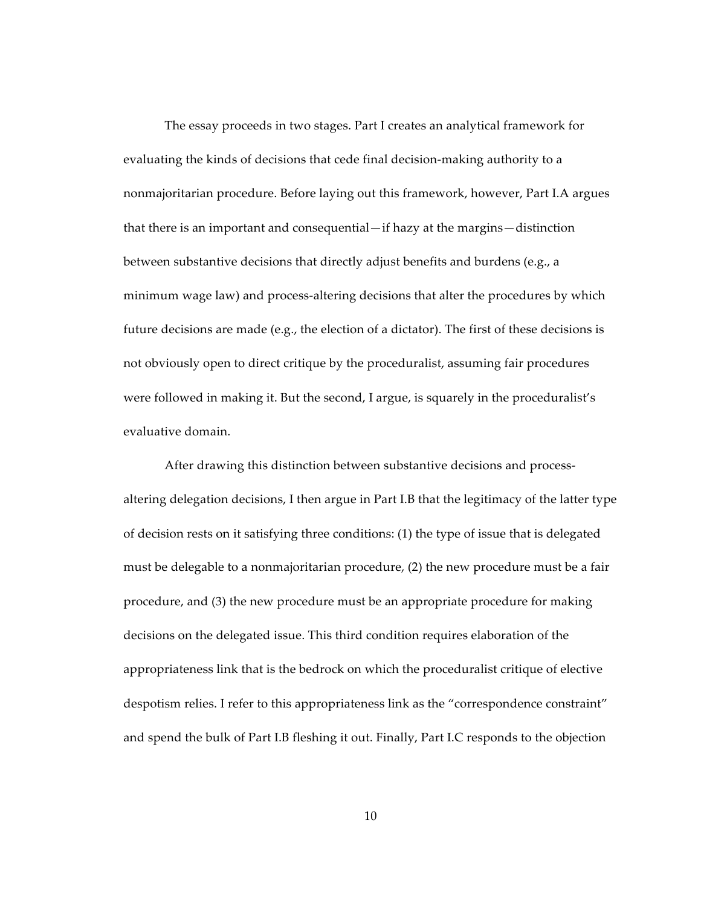The essay proceeds in two stages. Part I creates an analytical framework for evaluating the kinds of decisions that cede final decision-making authority to a nonmajoritarian procedure. Before laying out this framework, however, Part I.A argues that there is an important and consequential—if hazy at the margins—distinction between substantive decisions that directly adjust benefits and burdens (e.g., a minimum wage law) and process-altering decisions that alter the procedures by which future decisions are made (e.g., the election of a dictator). The first of these decisions is not obviously open to direct critique by the proceduralist, assuming fair procedures were followed in making it. But the second, I argue, is squarely in the proceduralist's evaluative domain.

After drawing this distinction between substantive decisions and process-altering delegation decisions, I then argue in Part I.B that the legitimacy of the latter type of decision rests on it satisfying three conditions: (1) the type of issue that is delegated must be delegable to a nonmajoritarian procedure, (2) the new procedure must be a fair procedure, and (3) the new procedure must be an appropriate procedure for making decisions on the delegated issue. This third condition requires elaboration of the appropriateness link that is the bedrock on which the proceduralist critique of elective despotism relies. I refer to this appropriateness link as the "correspondence constraint" and spend the bulk of Part I.B fleshing it out. Finally, Part I.C responds to the objection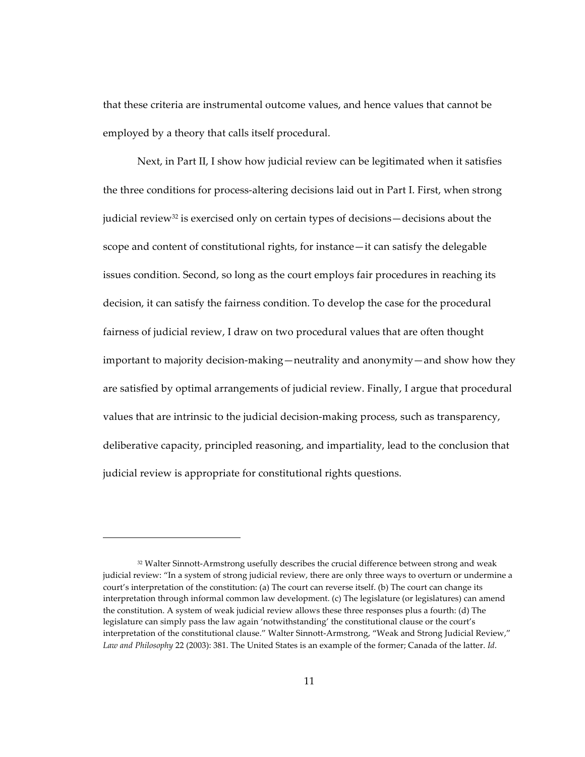that these criteria are instrumental outcome values, and hence values that cannot be employed by a theory that calls itself procedural.

Next, in Part II, I show how judicial review can be legitimated when it satisfies the three conditions for process-altering decisions laid out in Part I. First, when strong judicial review[32] is exercised only on certain types of decisions—decisions about the scope and content of constitutional rights, for instance—it can satisfy the delegable issues condition. Second, so long as the court employs fair procedures in reaching its decision, it can satisfy the fairness condition. To develop the case for the procedural fairness of judicial review, I draw on two procedural values that are often thought important to majority decision-making—neutrality and anonymity—and show how they are satisfied by optimal arrangements of judicial review. Finally, I argue that procedural values that are intrinsic to the judicial decision-making process, such as transparency, deliberative capacity, principled reasoning, and impartiality, lead to the conclusion that judicial review is appropriate for constitutional rights questions.

---

[32] Walter Sinnott-Armstrong usefully describes the crucial difference between strong and weak judicial review: "In a system of strong judicial review, there are only three ways to overturn or undermine a court's interpretation of the constitution: (a) The court can reverse itself. (b) The court can change its interpretation through informal common law development. (c) The legislature (or legislatures) can amend the constitution. A system of weak judicial review allows these three responses plus a fourth: (d) The legislature can simply pass the law again 'notwithstanding' the constitutional clause or the court's interpretation of the constitutional clause." Walter Sinnott-Armstrong, "Weak and Strong Judicial Review," *Law and Philosophy* 22 (2003): 381. The United States is an example of the former; Canada of the latter. *Id*.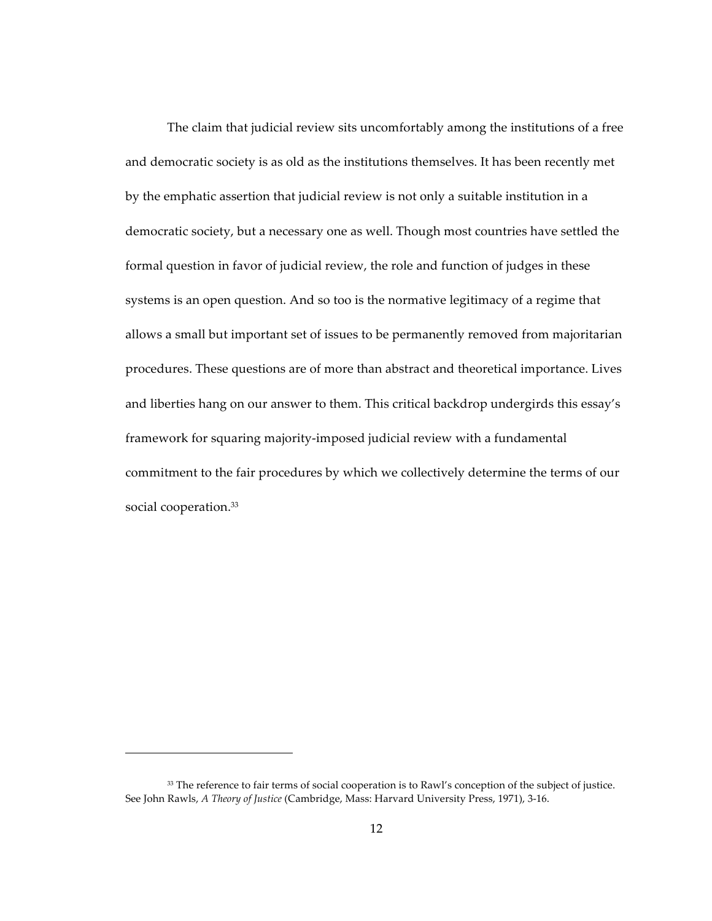The claim that judicial review sits uncomfortably among the institutions of a free and democratic society is as old as the institutions themselves. It has been recently met by the emphatic assertion that judicial review is not only a suitable institution in a democratic society, but a necessary one as well. Though most countries have settled the formal question in favor of judicial review, the role and function of judges in these systems is an open question. And so too is the normative legitimacy of a regime that allows a small but important set of issues to be permanently removed from majoritarian procedures. These questions are of more than abstract and theoretical importance. Lives and liberties hang on our answer to them. This critical backdrop undergirds this essay's framework for squaring majority-imposed judicial review with a fundamental commitment to the fair procedures by which we collectively determine the terms of our social cooperation.[33]

---

[33] The reference to fair terms of social cooperation is to Rawl's conception of the subject of justice. See John Rawls, *A Theory of Justice* (Cambridge, Mass: Harvard University Press, 1971), 3-16.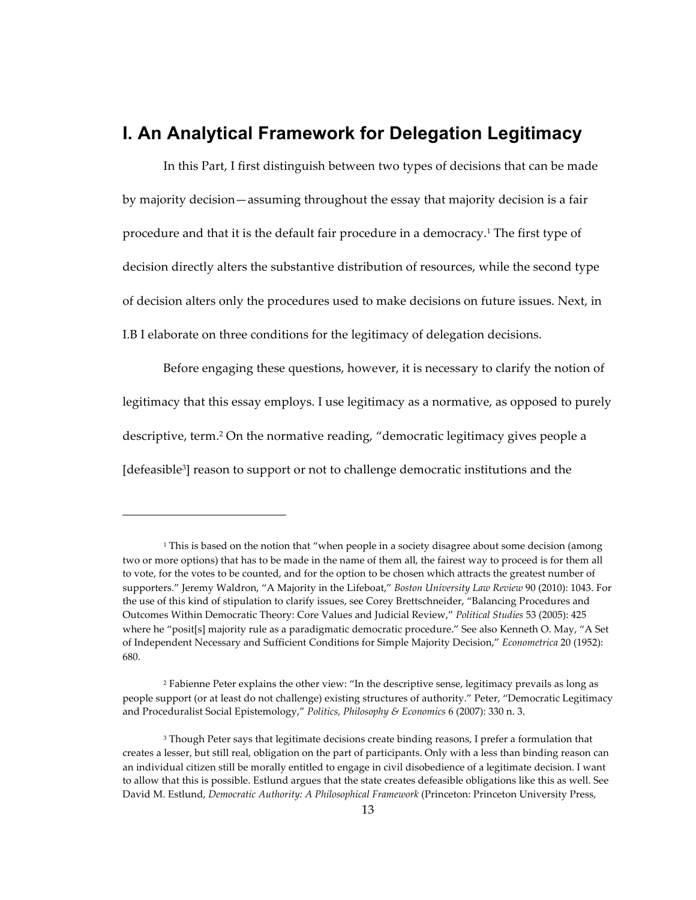# I. An Analytical Framework for Delegation Legitimacy

In this Part, I first distinguish between two types of decisions that can be made by majority decision—assuming throughout the essay that majority decision is a fair procedure and that it is the default fair procedure in a democracy.[1] The first type of decision directly alters the substantive distribution of resources, while the second type of decision alters only the procedures used to make decisions on future issues. Next, in I.B I elaborate on three conditions for the legitimacy of delegation decisions.

Before engaging these questions, however, it is necessary to clarify the notion of legitimacy that this essay employs. I use legitimacy as a normative, as opposed to purely descriptive, term.[2] On the normative reading, "democratic legitimacy gives people a [defeasible[3]] reason to support or not to challenge democratic institutions and the

---

[1] This is based on the notion that "when people in a society disagree about some decision (among two or more options) that has to be made in the name of them all, the fairest way to proceed is for them all to vote, for the votes to be counted, and for the option to be chosen which attracts the greatest number of supporters." Jeremy Waldron, "A Majority in the Lifeboat," *Boston University Law Review* 90 (2010): 1043. For the use of this kind of stipulation to clarify issues, see Corey Brettschneider, "Balancing Procedures and Outcomes Within Democratic Theory: Core Values and Judicial Review," *Political Studies* 53 (2005): 425 where he "posit[s] majority rule as a paradigmatic democratic procedure." See also Kenneth O. May, "A Set of Independent Necessary and Sufficient Conditions for Simple Majority Decision," *Econometrica* 20 (1952): 680.

[2] Fabienne Peter explains the other view: "In the descriptive sense, legitimacy prevails as long as people support (or at least do not challenge) existing structures of authority." Peter, "Democratic Legitimacy and Proceduralist Social Epistemology," *Politics, Philosophy & Economics* 6 (2007): 330 n. 3.

[3] Though Peter says that legitimate decisions create binding reasons, I prefer a formulation that creates a lesser, but still real, obligation on the part of participants. Only with a less than binding reason can an individual citizen still be morally entitled to engage in civil disobedience of a legitimate decision. I want to allow that this is possible. Estlund argues that the state creates defeasible obligations like this as well. See David M. Estlund, *Democratic Authority: A Philosophical Framework* (Princeton: Princeton University Press,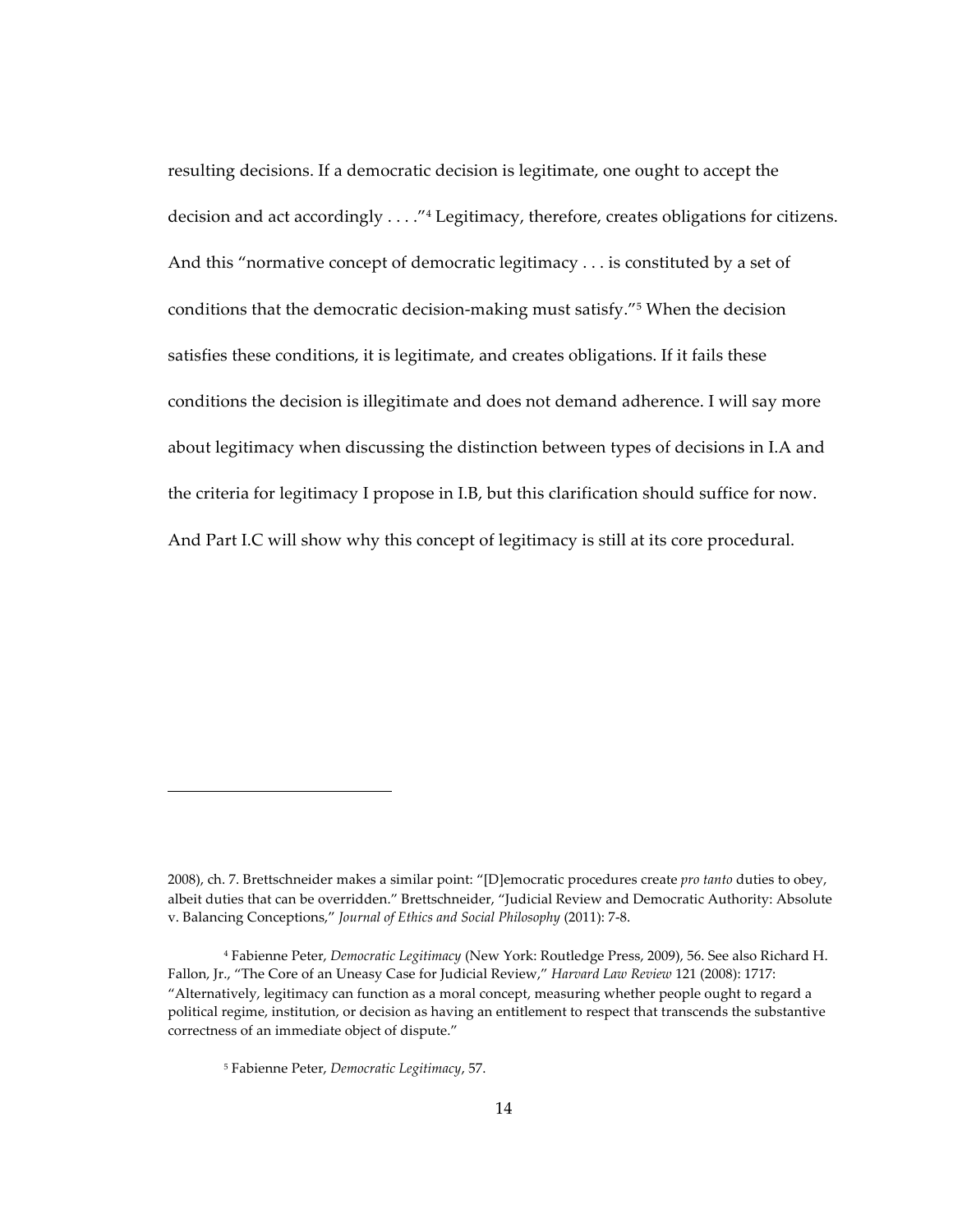resulting decisions. If a democratic decision is legitimate, one ought to accept the decision and act accordingly . . . ."[4] Legitimacy, therefore, creates obligations for citizens. And this "normative concept of democratic legitimacy . . . is constituted by a set of conditions that the democratic decision-making must satisfy."[5] When the decision satisfies these conditions, it is legitimate, and creates obligations. If it fails these conditions the decision is illegitimate and does not demand adherence. I will say more about legitimacy when discussing the distinction between types of decisions in I.A and the criteria for legitimacy I propose in I.B, but this clarification should suffice for now. And Part I.C will show why this concept of legitimacy is still at its core procedural.

---

2008), ch. 7. Brettschneider makes a similar point: "[D]emocratic procedures create *pro tanto* duties to obey, albeit duties that can be overridden." Brettschneider, "Judicial Review and Democratic Authority: Absolute v. Balancing Conceptions," *Journal of Ethics and Social Philosophy* (2011): 7-8.

[4] Fabienne Peter, *Democratic Legitimacy* (New York: Routledge Press, 2009), 56. See also Richard H. Fallon, Jr., "The Core of an Uneasy Case for Judicial Review," *Harvard Law Review* 121 (2008): 1717: "Alternatively, legitimacy can function as a moral concept, measuring whether people ought to regard a political regime, institution, or decision as having an entitlement to respect that transcends the substantive correctness of an immediate object of dispute."

[5] Fabienne Peter, *Democratic Legitimacy*, 57.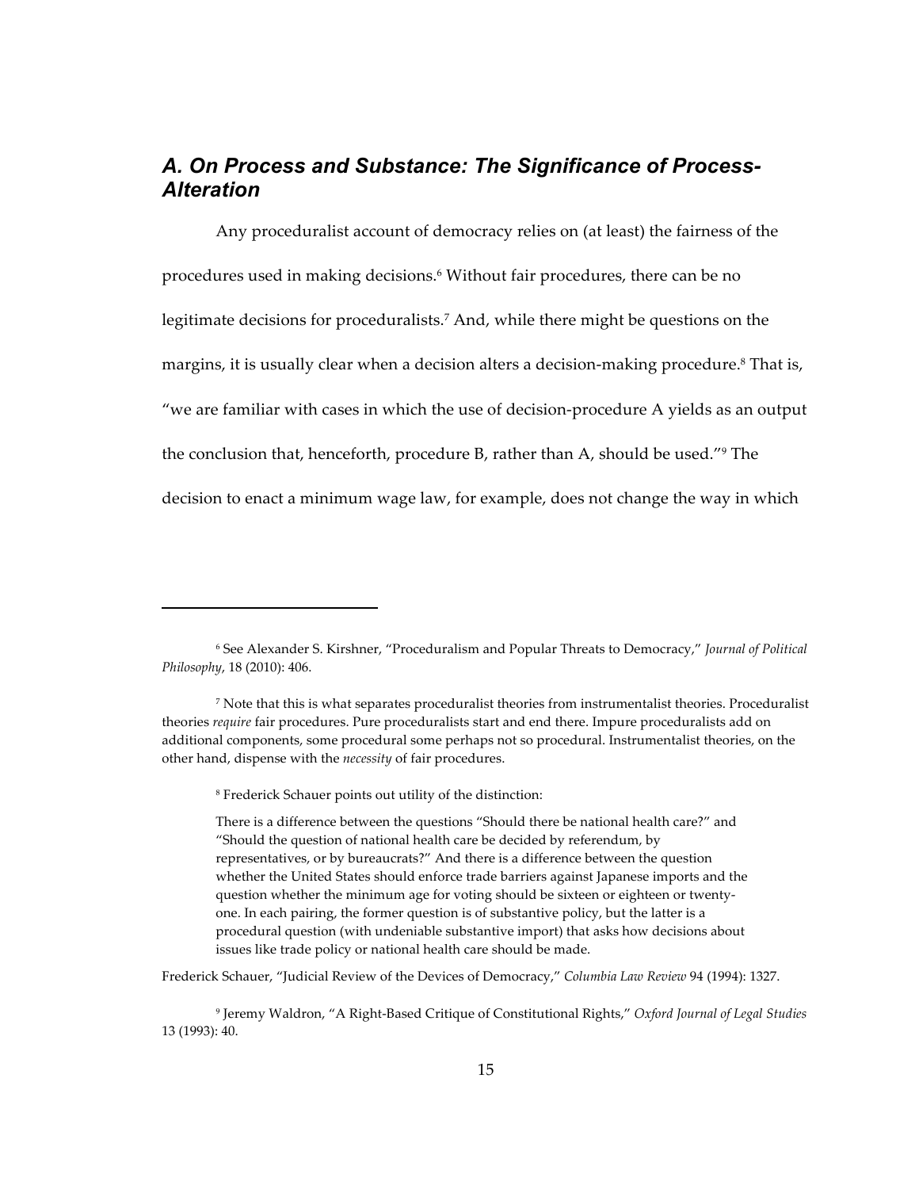## *A. On Process and Substance: The Significance of Process-Alteration*

Any proceduralist account of democracy relies on (at least) the fairness of the procedures used in making decisions.[6] Without fair procedures, there can be no legitimate decisions for proceduralists.[7] And, while there might be questions on the margins, it is usually clear when a decision alters a decision-making procedure.[8] That is, "we are familiar with cases in which the use of decision-procedure A yields as an output the conclusion that, henceforth, procedure B, rather than A, should be used."[9] The decision to enact a minimum wage law, for example, does not change the way in which

---

[6] See Alexander S. Kirshner, "Proceduralism and Popular Threats to Democracy," *Journal of Political Philosophy*, 18 (2010): 406.

[7] Note that this is what separates proceduralist theories from instrumentalist theories. Proceduralist theories *require* fair procedures. Pure proceduralists start and end there. Impure proceduralists add on additional components, some procedural some perhaps not so procedural. Instrumentalist theories, on the other hand, dispense with the *necessity* of fair procedures.

[8] Frederick Schauer points out utility of the distinction:

> There is a difference between the questions "Should there be national health care?" and "Should the question of national health care be decided by referendum, by representatives, or by bureaucrats?" And there is a difference between the question whether the United States should enforce trade barriers against Japanese imports and the question whether the minimum age for voting should be sixteen or eighteen or twenty-one. In each pairing, the former question is of substantive policy, but the latter is a procedural question (with undeniable substantive import) that asks how decisions about issues like trade policy or national health care should be made.

Frederick Schauer, "Judicial Review of the Devices of Democracy," *Columbia Law Review* 94 (1994): 1327.

[9] Jeremy Waldron, "A Right-Based Critique of Constitutional Rights," *Oxford Journal of Legal Studies* 13 (1993): 40.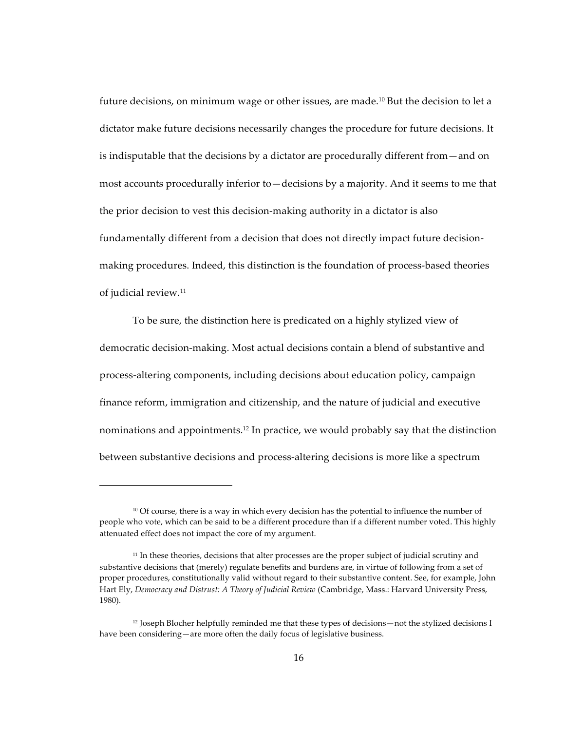future decisions, on minimum wage or other issues, are made.[10] But the decision to let a dictator make future decisions necessarily changes the procedure for future decisions. It is indisputable that the decisions by a dictator are procedurally different from—and on most accounts procedurally inferior to—decisions by a majority. And it seems to me that the prior decision to vest this decision-making authority in a dictator is also fundamentally different from a decision that does not directly impact future decision-making procedures. Indeed, this distinction is the foundation of process-based theories of judicial review.[11]

To be sure, the distinction here is predicated on a highly stylized view of democratic decision-making. Most actual decisions contain a blend of substantive and process-altering components, including decisions about education policy, campaign finance reform, immigration and citizenship, and the nature of judicial and executive nominations and appointments.[12] In practice, we would probably say that the distinction between substantive decisions and process-altering decisions is more like a spectrum

---

[10] Of course, there is a way in which every decision has the potential to influence the number of people who vote, which can be said to be a different procedure than if a different number voted. This highly attenuated effect does not impact the core of my argument.

[11] In these theories, decisions that alter processes are the proper subject of judicial scrutiny and substantive decisions that (merely) regulate benefits and burdens are, in virtue of following from a set of proper procedures, constitutionally valid without regard to their substantive content. See, for example, John Hart Ely, *Democracy and Distrust: A Theory of Judicial Review* (Cambridge, Mass.: Harvard University Press, 1980).

[12] Joseph Blocher helpfully reminded me that these types of decisions—not the stylized decisions I have been considering—are more often the daily focus of legislative business.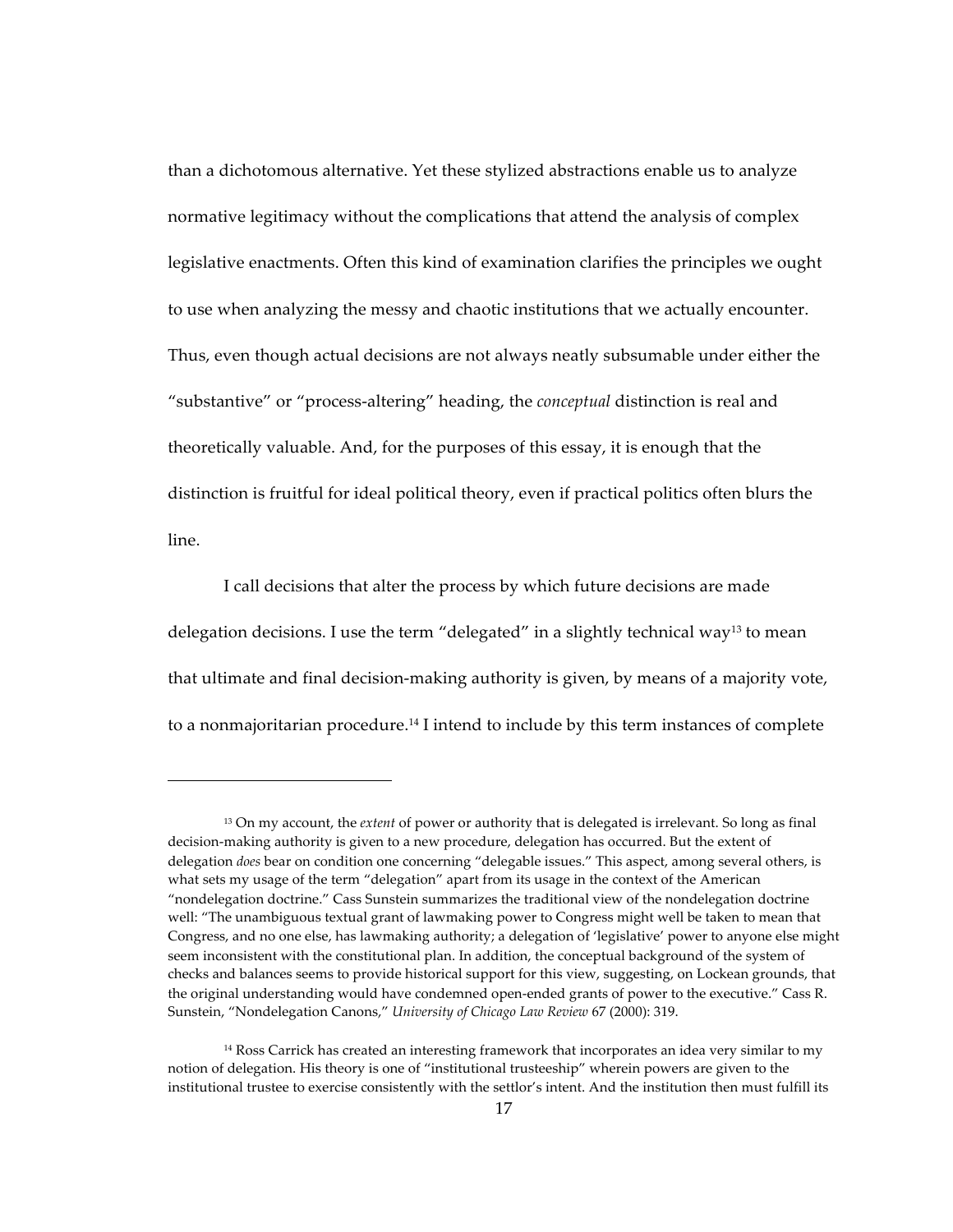than a dichotomous alternative. Yet these stylized abstractions enable us to analyze normative legitimacy without the complications that attend the analysis of complex legislative enactments. Often this kind of examination clarifies the principles we ought to use when analyzing the messy and chaotic institutions that we actually encounter. Thus, even though actual decisions are not always neatly subsumable under either the "substantive" or "process-altering" heading, the *conceptual* distinction is real and theoretically valuable. And, for the purposes of this essay, it is enough that the distinction is fruitful for ideal political theory, even if practical politics often blurs the line.

I call decisions that alter the process by which future decisions are made delegation decisions. I use the term "delegated" in a slightly technical way[13] to mean that ultimate and final decision-making authority is given, by means of a majority vote, to a nonmajoritarian procedure.[14] I intend to include by this term instances of complete

---

[13] On my account, the *extent* of power or authority that is delegated is irrelevant. So long as final decision-making authority is given to a new procedure, delegation has occurred. But the extent of delegation *does* bear on condition one concerning "delegable issues." This aspect, among several others, is what sets my usage of the term "delegation" apart from its usage in the context of the American "nondelegation doctrine." Cass Sunstein summarizes the traditional view of the nondelegation doctrine well: "The unambiguous textual grant of lawmaking power to Congress might well be taken to mean that Congress, and no one else, has lawmaking authority; a delegation of 'legislative' power to anyone else might seem inconsistent with the constitutional plan. In addition, the conceptual background of the system of checks and balances seems to provide historical support for this view, suggesting, on Lockean grounds, that the original understanding would have condemned open-ended grants of power to the executive." Cass R. Sunstein, "Nondelegation Canons," *University of Chicago Law Review* 67 (2000): 319.

[14] Ross Carrick has created an interesting framework that incorporates an idea very similar to my notion of delegation. His theory is one of "institutional trusteeship" wherein powers are given to the institutional trustee to exercise consistently with the settlor's intent. And the institution then must fulfill its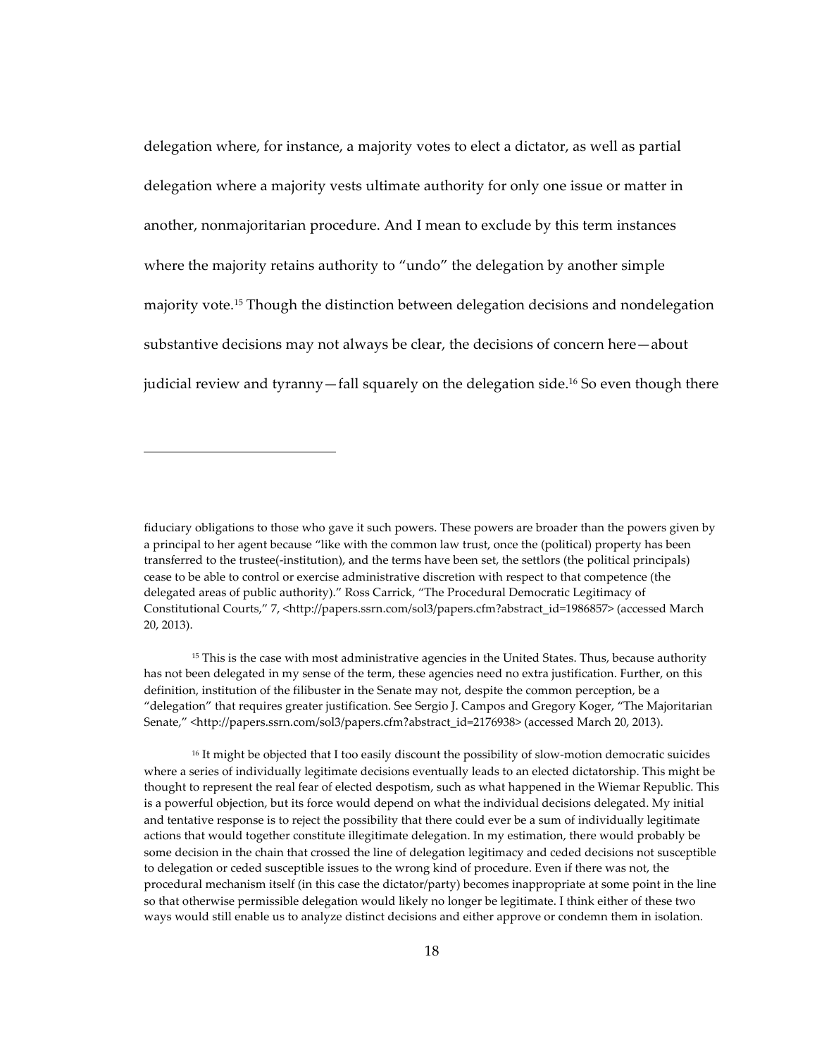delegation where, for instance, a majority votes to elect a dictator, as well as partial delegation where a majority vests ultimate authority for only one issue or matter in another, nonmajoritarian procedure. And I mean to exclude by this term instances where the majority retains authority to "undo" the delegation by another simple majority vote.[15] Though the distinction between delegation decisions and nondelegation substantive decisions may not always be clear, the decisions of concern here—about judicial review and tyranny—fall squarely on the delegation side.[16] So even though there

---

fiduciary obligations to those who gave it such powers. These powers are broader than the powers given by a principal to her agent because "like with the common law trust, once the (political) property has been transferred to the trustee(-institution), and the terms have been set, the settlors (the political principals) cease to be able to control or exercise administrative discretion with respect to that competence (the delegated areas of public authority)." Ross Carrick, "The Procedural Democratic Legitimacy of Constitutional Courts," 7, <http://papers.ssrn.com/sol3/papers.cfm?abstract_id=1986857> (accessed March 20, 2013).

[15] This is the case with most administrative agencies in the United States. Thus, because authority has not been delegated in my sense of the term, these agencies need no extra justification. Further, on this definition, institution of the filibuster in the Senate may not, despite the common perception, be a "delegation" that requires greater justification. See Sergio J. Campos and Gregory Koger, "The Majoritarian Senate," <http://papers.ssrn.com/sol3/papers.cfm?abstract_id=2176938> (accessed March 20, 2013).

[16] It might be objected that I too easily discount the possibility of slow-motion democratic suicides where a series of individually legitimate decisions eventually leads to an elected dictatorship. This might be thought to represent the real fear of elected despotism, such as what happened in the Wiemar Republic. This is a powerful objection, but its force would depend on what the individual decisions delegated. My initial and tentative response is to reject the possibility that there could ever be a sum of individually legitimate actions that would together constitute illegitimate delegation. In my estimation, there would probably be some decision in the chain that crossed the line of delegation legitimacy and ceded decisions not susceptible to delegation or ceded susceptible issues to the wrong kind of procedure. Even if there was not, the procedural mechanism itself (in this case the dictator/party) becomes inappropriate at some point in the line so that otherwise permissible delegation would likely no longer be legitimate. I think either of these two ways would still enable us to analyze distinct decisions and either approve or condemn them in isolation.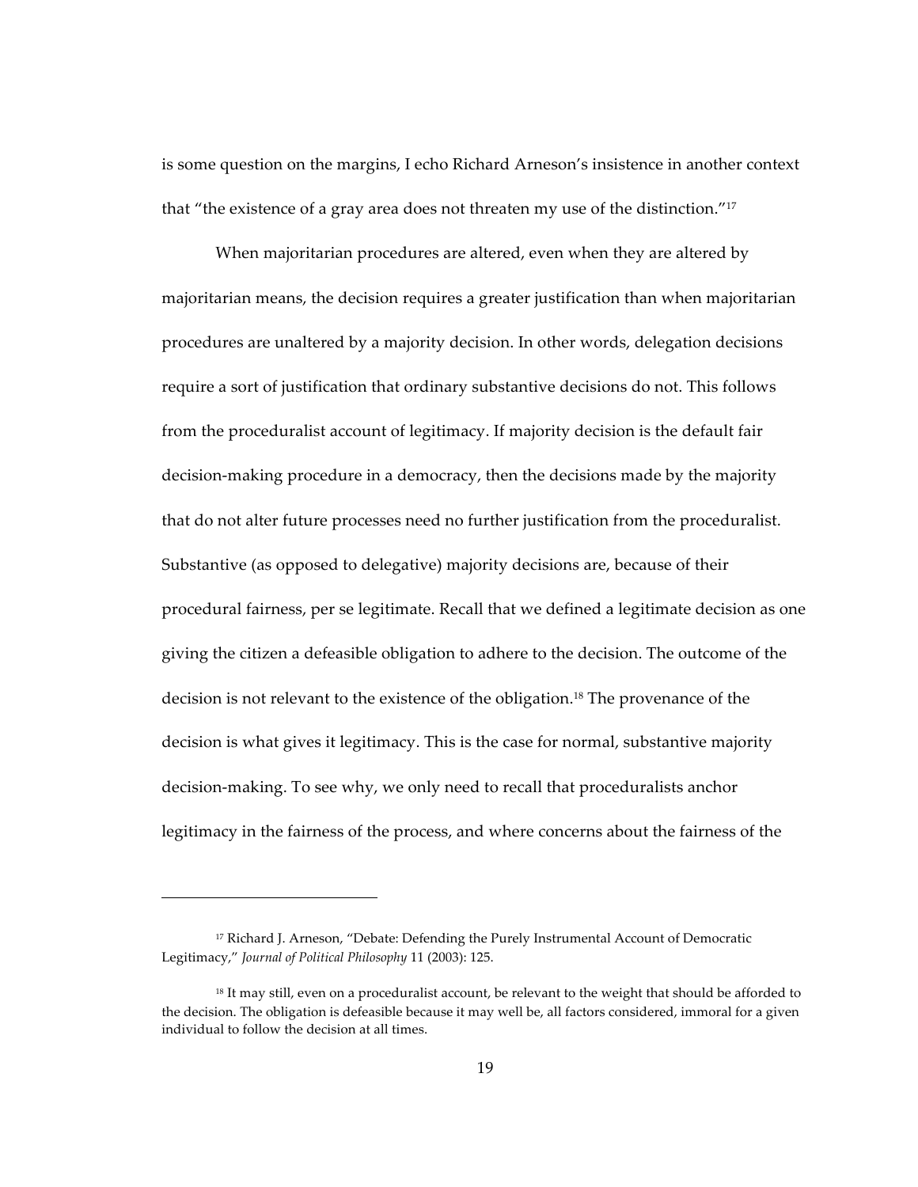is some question on the margins, I echo Richard Arneson's insistence in another context that "the existence of a gray area does not threaten my use of the distinction."[17]

When majoritarian procedures are altered, even when they are altered by majoritarian means, the decision requires a greater justification than when majoritarian procedures are unaltered by a majority decision. In other words, delegation decisions require a sort of justification that ordinary substantive decisions do not. This follows from the proceduralist account of legitimacy. If majority decision is the default fair decision-making procedure in a democracy, then the decisions made by the majority that do not alter future processes need no further justification from the proceduralist. Substantive (as opposed to delegative) majority decisions are, because of their procedural fairness, per se legitimate. Recall that we defined a legitimate decision as one giving the citizen a defeasible obligation to adhere to the decision. The outcome of the decision is not relevant to the existence of the obligation.[18] The provenance of the decision is what gives it legitimacy. This is the case for normal, substantive majority decision-making. To see why, we only need to recall that proceduralists anchor legitimacy in the fairness of the process, and where concerns about the fairness of the

---

[17] Richard J. Arneson, "Debate: Defending the Purely Instrumental Account of Democratic Legitimacy," *Journal of Political Philosophy* 11 (2003): 125.

[18] It may still, even on a proceduralist account, be relevant to the weight that should be afforded to the decision. The obligation is defeasible because it may well be, all factors considered, immoral for a given individual to follow the decision at all times.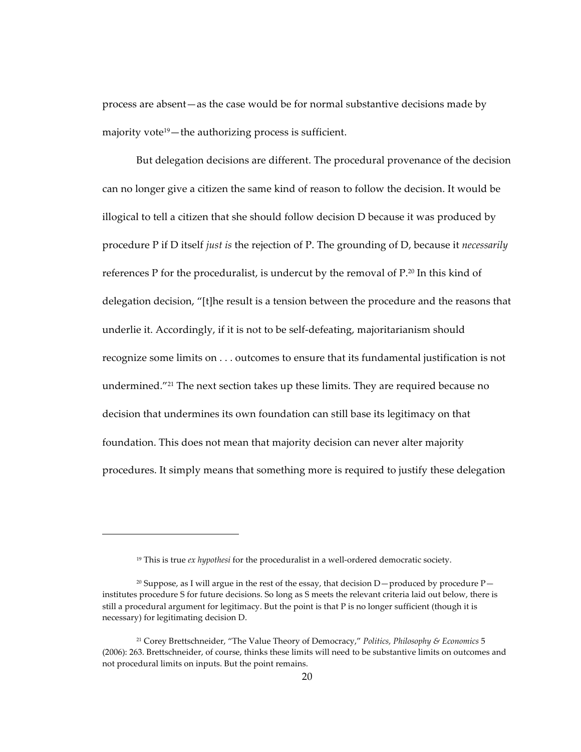process are absent—as the case would be for normal substantive decisions made by majority vote[19]—the authorizing process is sufficient.

But delegation decisions are different. The procedural provenance of the decision can no longer give a citizen the same kind of reason to follow the decision. It would be illogical to tell a citizen that she should follow decision D because it was produced by procedure P if D itself *just is* the rejection of P. The grounding of D, because it *necessarily* references P for the proceduralist, is undercut by the removal of P.[20] In this kind of delegation decision, "[t]he result is a tension between the procedure and the reasons that underlie it. Accordingly, if it is not to be self-defeating, majoritarianism should recognize some limits on . . . outcomes to ensure that its fundamental justification is not undermined."[21] The next section takes up these limits. They are required because no decision that undermines its own foundation can still base its legitimacy on that foundation. This does not mean that majority decision can never alter majority procedures. It simply means that something more is required to justify these delegation

---

[19] This is true *ex hypothesi* for the proceduralist in a well-ordered democratic society.

[20] Suppose, as I will argue in the rest of the essay, that decision D—produced by procedure P—institutes procedure S for future decisions. So long as S meets the relevant criteria laid out below, there is still a procedural argument for legitimacy. But the point is that P is no longer sufficient (though it is necessary) for legitimating decision D.

[21] Corey Brettschneider, "The Value Theory of Democracy," *Politics, Philosophy & Economics* 5 (2006): 263. Brettschneider, of course, thinks these limits will need to be substantive limits on outcomes and not procedural limits on inputs. But the point remains.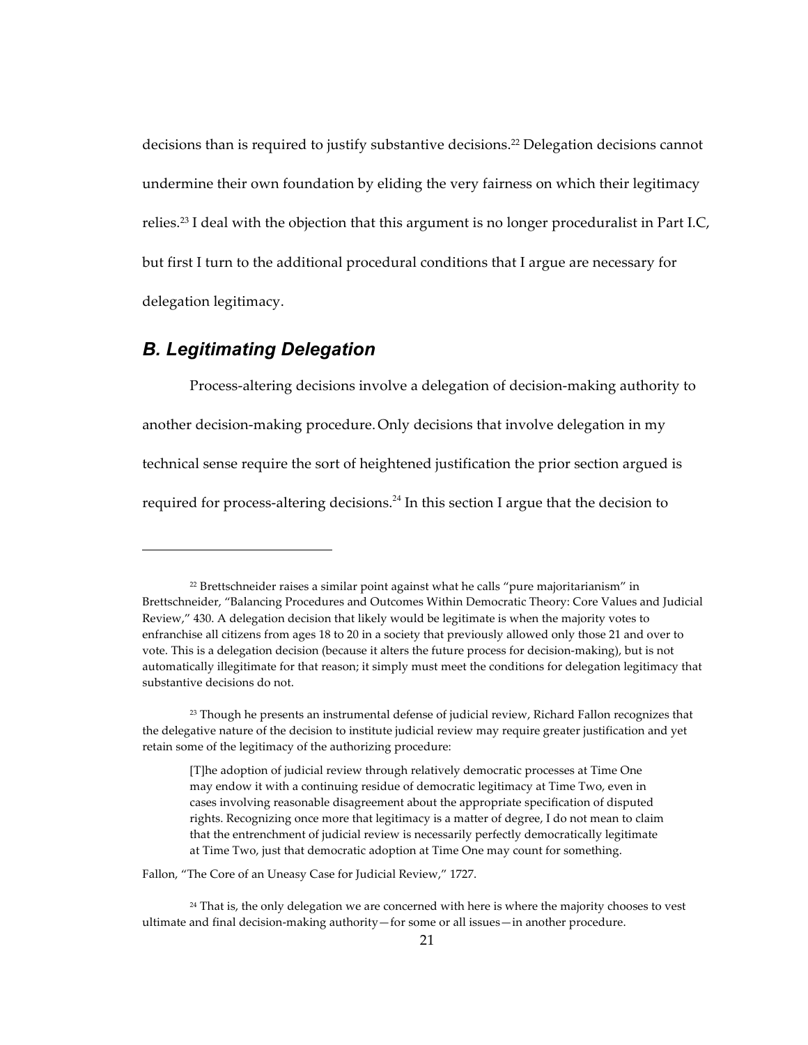decisions than is required to justify substantive decisions.[22] Delegation decisions cannot undermine their own foundation by eliding the very fairness on which their legitimacy relies.[23] I deal with the objection that this argument is no longer proceduralist in Part I.C, but first I turn to the additional procedural conditions that I argue are necessary for delegation legitimacy.

## *B. Legitimating Delegation*

Process-altering decisions involve a delegation of decision-making authority to another decision-making procedure. Only decisions that involve delegation in my technical sense require the sort of heightened justification the prior section argued is required for process-altering decisions.[24] In this section I argue that the decision to

---

[22] Brettschneider raises a similar point against what he calls "pure majoritarianism" in Brettschneider, "Balancing Procedures and Outcomes Within Democratic Theory: Core Values and Judicial Review," 430. A delegation decision that likely would be legitimate is when the majority votes to enfranchise all citizens from ages 18 to 20 in a society that previously allowed only those 21 and over to vote. This is a delegation decision (because it alters the future process for decision-making), but is not automatically illegitimate for that reason; it simply must meet the conditions for delegation legitimacy that substantive decisions do not.

[23] Though he presents an instrumental defense of judicial review, Richard Fallon recognizes that the delegative nature of the decision to institute judicial review may require greater justification and yet retain some of the legitimacy of the authorizing procedure:

> [T]he adoption of judicial review through relatively democratic processes at Time One may endow it with a continuing residue of democratic legitimacy at Time Two, even in cases involving reasonable disagreement about the appropriate specification of disputed rights. Recognizing once more that legitimacy is a matter of degree, I do not mean to claim that the entrenchment of judicial review is necessarily perfectly democratically legitimate at Time Two, just that democratic adoption at Time One may count for something.

Fallon, "The Core of an Uneasy Case for Judicial Review," 1727.

[24] That is, the only delegation we are concerned with here is where the majority chooses to vest ultimate and final decision-making authority—for some or all issues—in another procedure.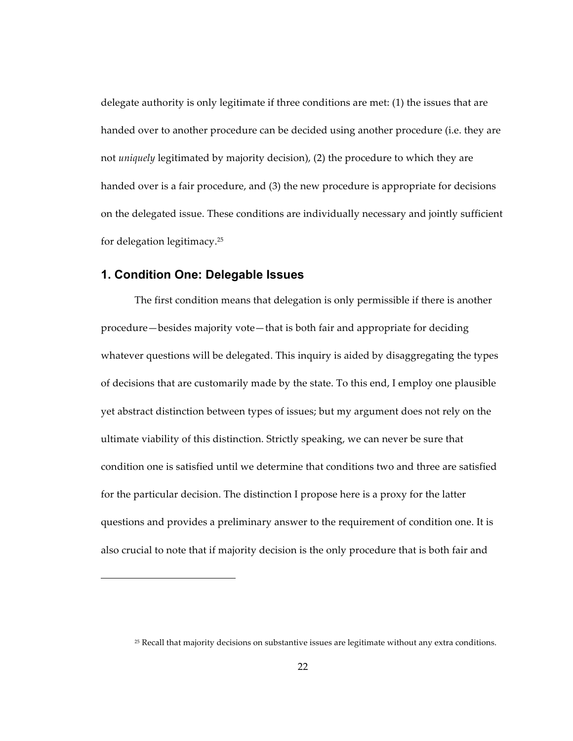delegate authority is only legitimate if three conditions are met: (1) the issues that are handed over to another procedure can be decided using another procedure (i.e. they are not *uniquely* legitimated by majority decision), (2) the procedure to which they are handed over is a fair procedure, and (3) the new procedure is appropriate for decisions on the delegated issue. These conditions are individually necessary and jointly sufficient for delegation legitimacy.[25]

### 1. Condition One: Delegable Issues

The first condition means that delegation is only permissible if there is another procedure—besides majority vote—that is both fair and appropriate for deciding whatever questions will be delegated. This inquiry is aided by disaggregating the types of decisions that are customarily made by the state. To this end, I employ one plausible yet abstract distinction between types of issues; but my argument does not rely on the ultimate viability of this distinction. Strictly speaking, we can never be sure that condition one is satisfied until we determine that conditions two and three are satisfied for the particular decision. The distinction I propose here is a proxy for the latter questions and provides a preliminary answer to the requirement of condition one. It is also crucial to note that if majority decision is the only procedure that is both fair and

---

[25] Recall that majority decisions on substantive issues are legitimate without any extra conditions.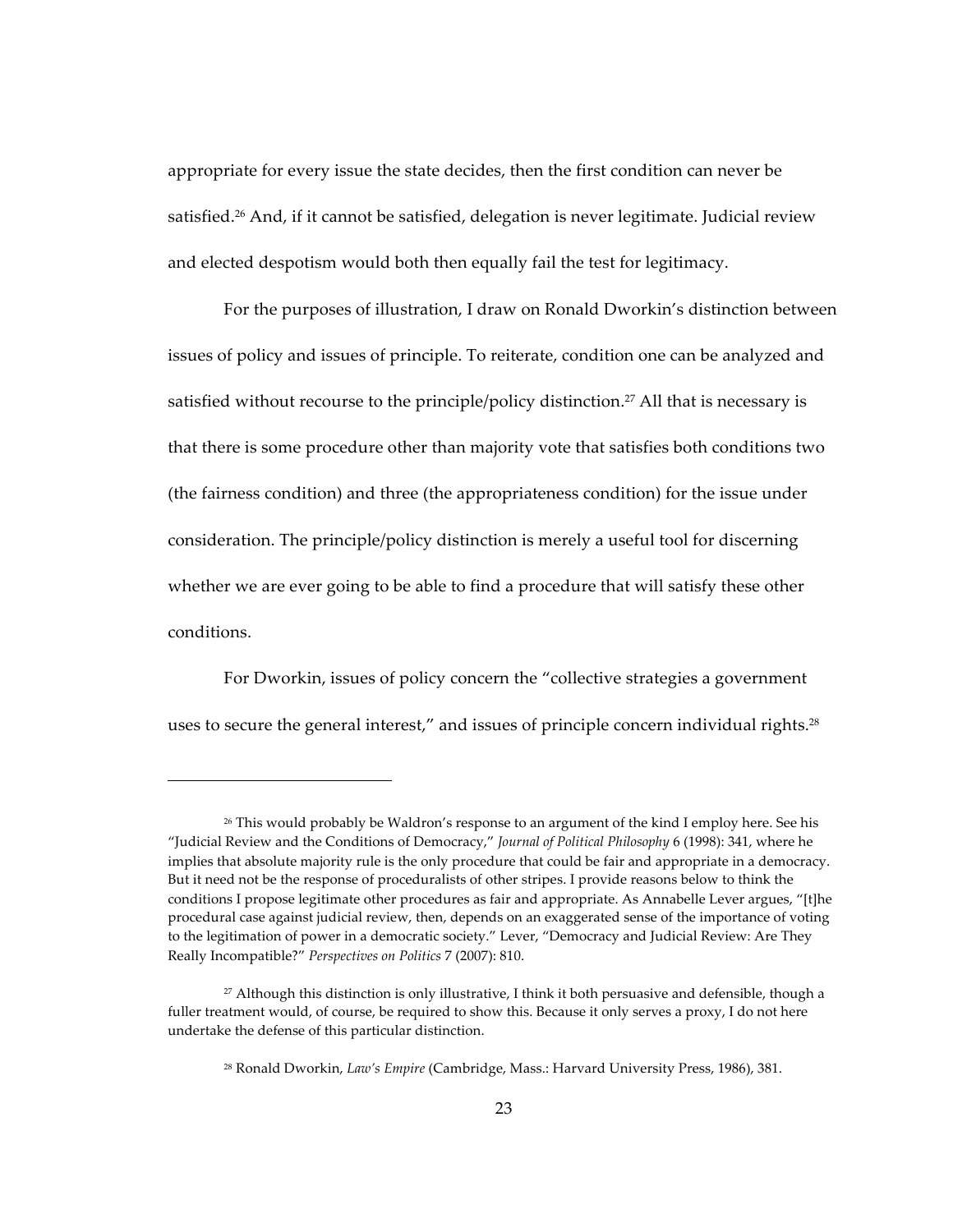appropriate for every issue the state decides, then the first condition can never be satisfied.[26] And, if it cannot be satisfied, delegation is never legitimate. Judicial review and elected despotism would both then equally fail the test for legitimacy.

For the purposes of illustration, I draw on Ronald Dworkin's distinction between issues of policy and issues of principle. To reiterate, condition one can be analyzed and satisfied without recourse to the principle/policy distinction.[27] All that is necessary is that there is some procedure other than majority vote that satisfies both conditions two (the fairness condition) and three (the appropriateness condition) for the issue under consideration. The principle/policy distinction is merely a useful tool for discerning whether we are ever going to be able to find a procedure that will satisfy these other conditions.

For Dworkin, issues of policy concern the "collective strategies a government uses to secure the general interest," and issues of principle concern individual rights.[28]

---

[26] This would probably be Waldron's response to an argument of the kind I employ here. See his "Judicial Review and the Conditions of Democracy," *Journal of Political Philosophy* 6 (1998): 341, where he implies that absolute majority rule is the only procedure that could be fair and appropriate in a democracy. But it need not be the response of proceduralists of other stripes. I provide reasons below to think the conditions I propose legitimate other procedures as fair and appropriate. As Annabelle Lever argues, "[t]he procedural case against judicial review, then, depends on an exaggerated sense of the importance of voting to the legitimation of power in a democratic society." Lever, "Democracy and Judicial Review: Are They Really Incompatible?" *Perspectives on Politics* 7 (2007): 810.

[27] Although this distinction is only illustrative, I think it both persuasive and defensible, though a fuller treatment would, of course, be required to show this. Because it only serves a proxy, I do not here undertake the defense of this particular distinction.

[28] Ronald Dworkin, *Law's Empire* (Cambridge, Mass.: Harvard University Press, 1986), 381.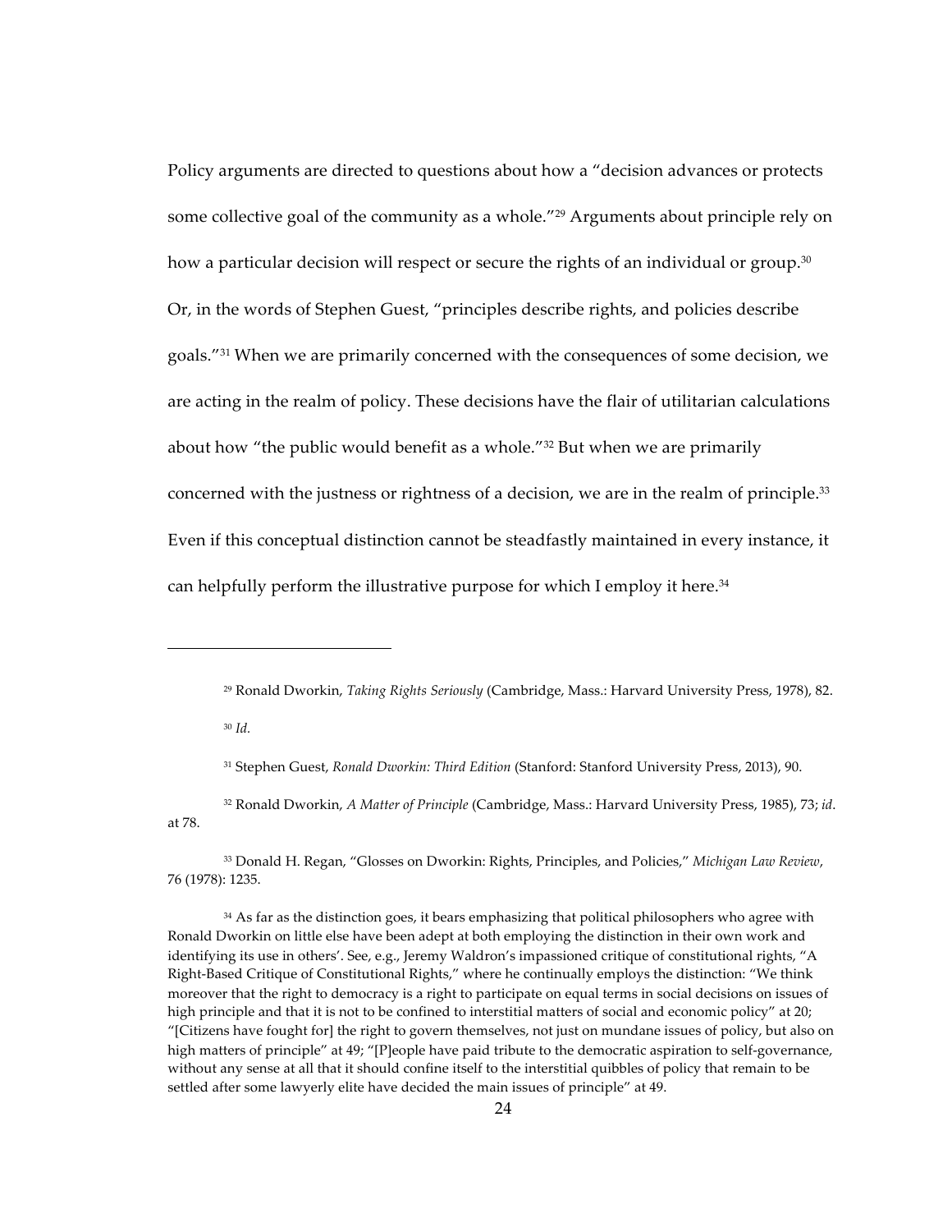Policy arguments are directed to questions about how a "decision advances or protects some collective goal of the community as a whole."[29] Arguments about principle rely on how a particular decision will respect or secure the rights of an individual or group.[30] Or, in the words of Stephen Guest, "principles describe rights, and policies describe goals."[31] When we are primarily concerned with the consequences of some decision, we are acting in the realm of policy. These decisions have the flair of utilitarian calculations about how "the public would benefit as a whole."[32] But when we are primarily concerned with the justness or rightness of a decision, we are in the realm of principle.[33] Even if this conceptual distinction cannot be steadfastly maintained in every instance, it can helpfully perform the illustrative purpose for which I employ it here.[34]

---

[29] Ronald Dworkin, *Taking Rights Seriously* (Cambridge, Mass.: Harvard University Press, 1978), 82.

[30] *Id*.

[31] Stephen Guest, *Ronald Dworkin: Third Edition* (Stanford: Stanford University Press, 2013), 90.

[32] Ronald Dworkin, *A Matter of Principle* (Cambridge, Mass.: Harvard University Press, 1985), 73; *id*. at 78.

[33] Donald H. Regan, "Glosses on Dworkin: Rights, Principles, and Policies," *Michigan Law Review*, 76 (1978): 1235.

[34] As far as the distinction goes, it bears emphasizing that political philosophers who agree with Ronald Dworkin on little else have been adept at both employing the distinction in their own work and identifying its use in others'. See, e.g., Jeremy Waldron's impassioned critique of constitutional rights, "A Right-Based Critique of Constitutional Rights," where he continually employs the distinction: "We think moreover that the right to democracy is a right to participate on equal terms in social decisions on issues of high principle and that it is not to be confined to interstitial matters of social and economic policy" at 20; "[Citizens have fought for] the right to govern themselves, not just on mundane issues of policy, but also on high matters of principle" at 49; "[P]eople have paid tribute to the democratic aspiration to self-governance, without any sense at all that it should confine itself to the interstitial quibbles of policy that remain to be settled after some lawyerly elite have decided the main issues of principle" at 49.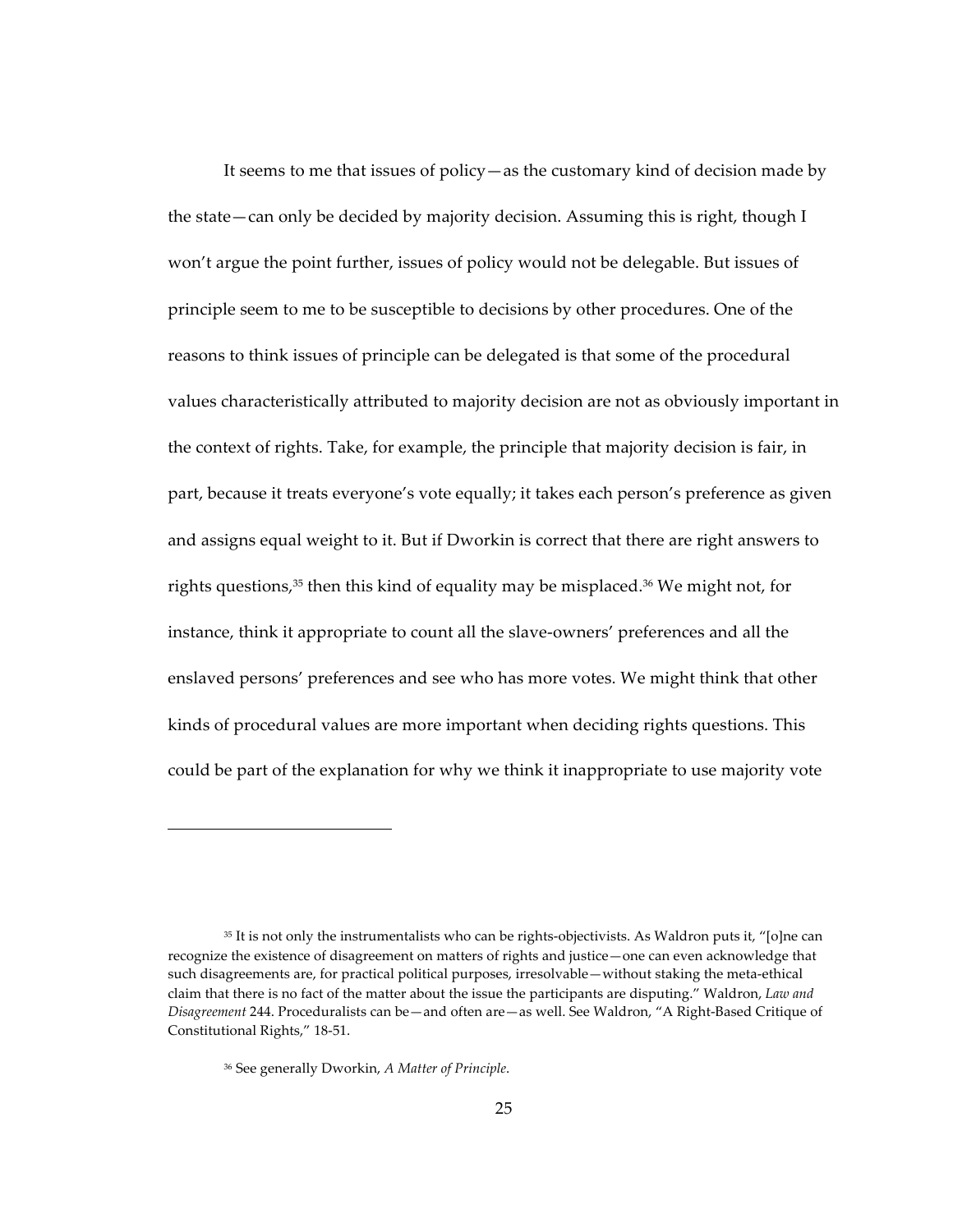It seems to me that issues of policy—as the customary kind of decision made by the state—can only be decided by majority decision. Assuming this is right, though I won't argue the point further, issues of policy would not be delegable. But issues of principle seem to me to be susceptible to decisions by other procedures. One of the reasons to think issues of principle can be delegated is that some of the procedural values characteristically attributed to majority decision are not as obviously important in the context of rights. Take, for example, the principle that majority decision is fair, in part, because it treats everyone's vote equally; it takes each person's preference as given and assigns equal weight to it. But if Dworkin is correct that there are right answers to rights questions,[35] then this kind of equality may be misplaced.[36] We might not, for instance, think it appropriate to count all the slave-owners' preferences and all the enslaved persons' preferences and see who has more votes. We might think that other kinds of procedural values are more important when deciding rights questions. This could be part of the explanation for why we think it inappropriate to use majority vote

---

[35] It is not only the instrumentalists who can be rights-objectivists. As Waldron puts it, "[o]ne can recognize the existence of disagreement on matters of rights and justice—one can even acknowledge that such disagreements are, for practical political purposes, irresolvable—without staking the meta-ethical claim that there is no fact of the matter about the issue the participants are disputing." Waldron, *Law and Disagreement* 244. Proceduralists can be—and often are—as well. See Waldron, "A Right-Based Critique of Constitutional Rights," 18-51.

[36] See generally Dworkin, *A Matter of Principle*.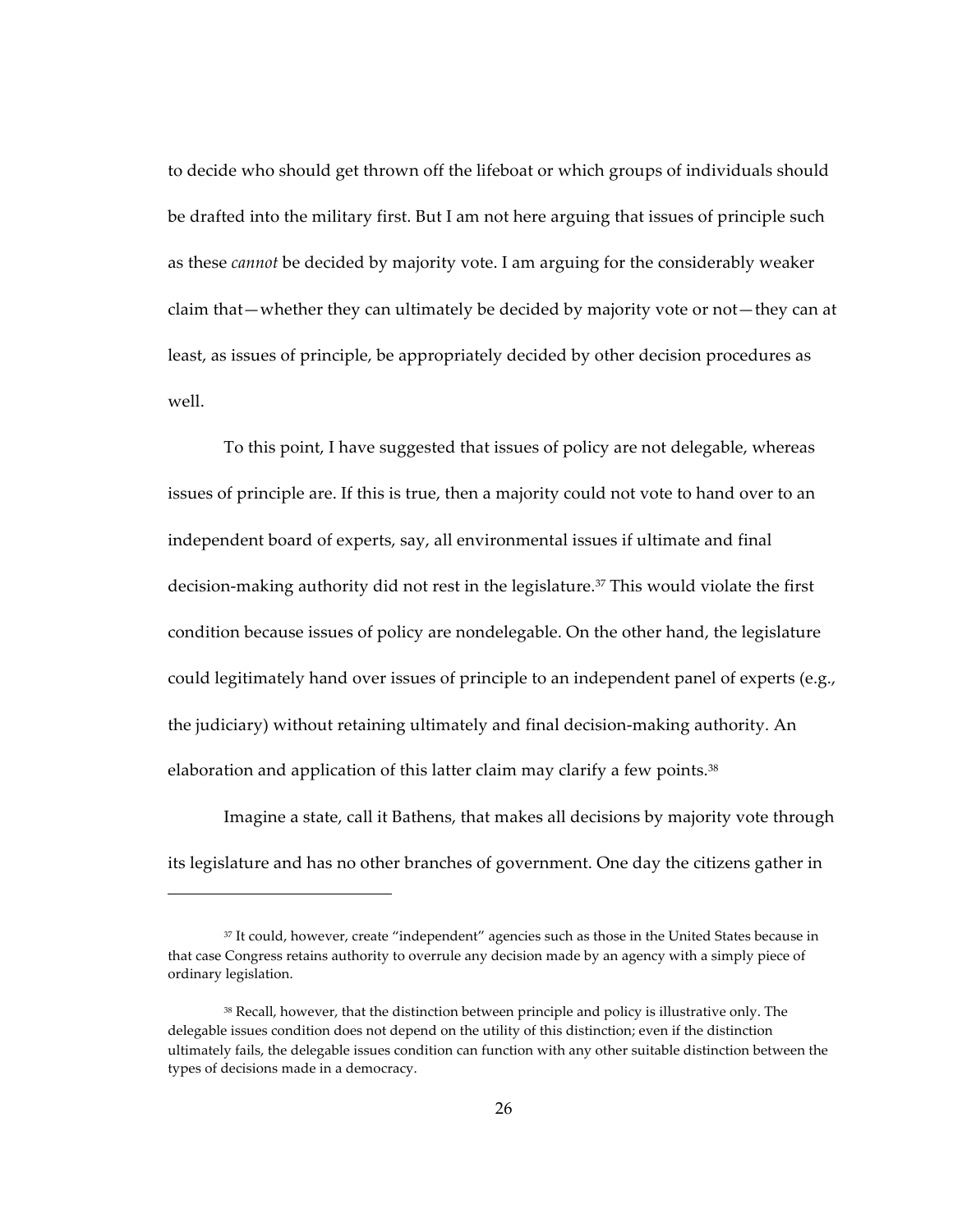to decide who should get thrown off the lifeboat or which groups of individuals should be drafted into the military first. But I am not here arguing that issues of principle such as these *cannot* be decided by majority vote. I am arguing for the considerably weaker claim that—whether they can ultimately be decided by majority vote or not—they can at least, as issues of principle, be appropriately decided by other decision procedures as well.

To this point, I have suggested that issues of policy are not delegable, whereas issues of principle are. If this is true, then a majority could not vote to hand over to an independent board of experts, say, all environmental issues if ultimate and final decision-making authority did not rest in the legislature.[37] This would violate the first condition because issues of policy are nondelegable. On the other hand, the legislature could legitimately hand over issues of principle to an independent panel of experts (e.g., the judiciary) without retaining ultimately and final decision-making authority. An elaboration and application of this latter claim may clarify a few points.[38]

Imagine a state, call it Bathens, that makes all decisions by majority vote through its legislature and has no other branches of government. One day the citizens gather in

---

[37] It could, however, create "independent" agencies such as those in the United States because in that case Congress retains authority to overrule any decision made by an agency with a simply piece of ordinary legislation.

[38] Recall, however, that the distinction between principle and policy is illustrative only. The delegable issues condition does not depend on the utility of this distinction; even if the distinction ultimately fails, the delegable issues condition can function with any other suitable distinction between the types of decisions made in a democracy.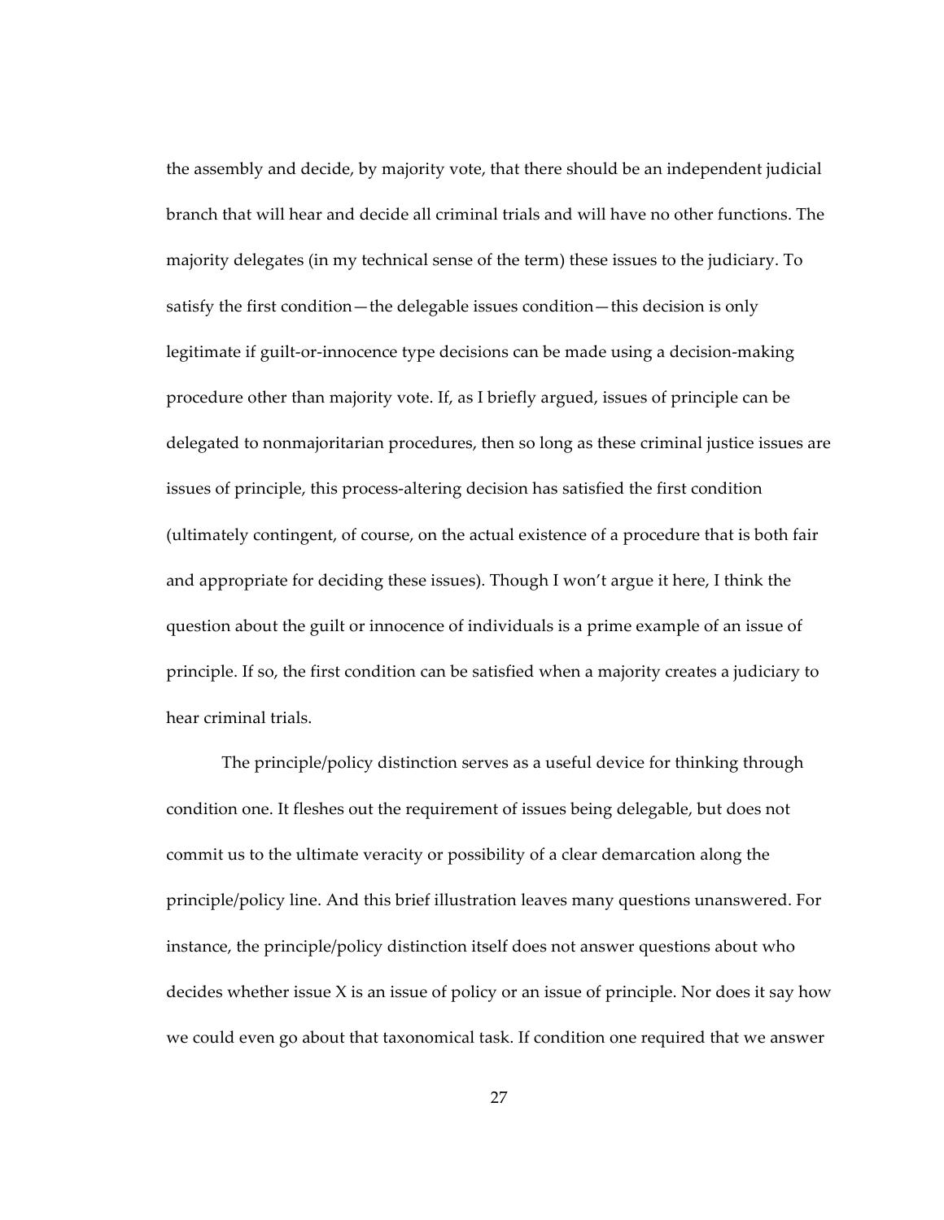the assembly and decide, by majority vote, that there should be an independent judicial branch that will hear and decide all criminal trials and will have no other functions. The majority delegates (in my technical sense of the term) these issues to the judiciary. To satisfy the first condition—the delegable issues condition—this decision is only legitimate if guilt-or-innocence type decisions can be made using a decision-making procedure other than majority vote. If, as I briefly argued, issues of principle can be delegated to nonmajoritarian procedures, then so long as these criminal justice issues are issues of principle, this process-altering decision has satisfied the first condition (ultimately contingent, of course, on the actual existence of a procedure that is both fair and appropriate for deciding these issues). Though I won't argue it here, I think the question about the guilt or innocence of individuals is a prime example of an issue of principle. If so, the first condition can be satisfied when a majority creates a judiciary to hear criminal trials.

The principle/policy distinction serves as a useful device for thinking through condition one. It fleshes out the requirement of issues being delegable, but does not commit us to the ultimate veracity or possibility of a clear demarcation along the principle/policy line. And this brief illustration leaves many questions unanswered. For instance, the principle/policy distinction itself does not answer questions about who decides whether issue X is an issue of policy or an issue of principle. Nor does it say how we could even go about that taxonomical task. If condition one required that we answer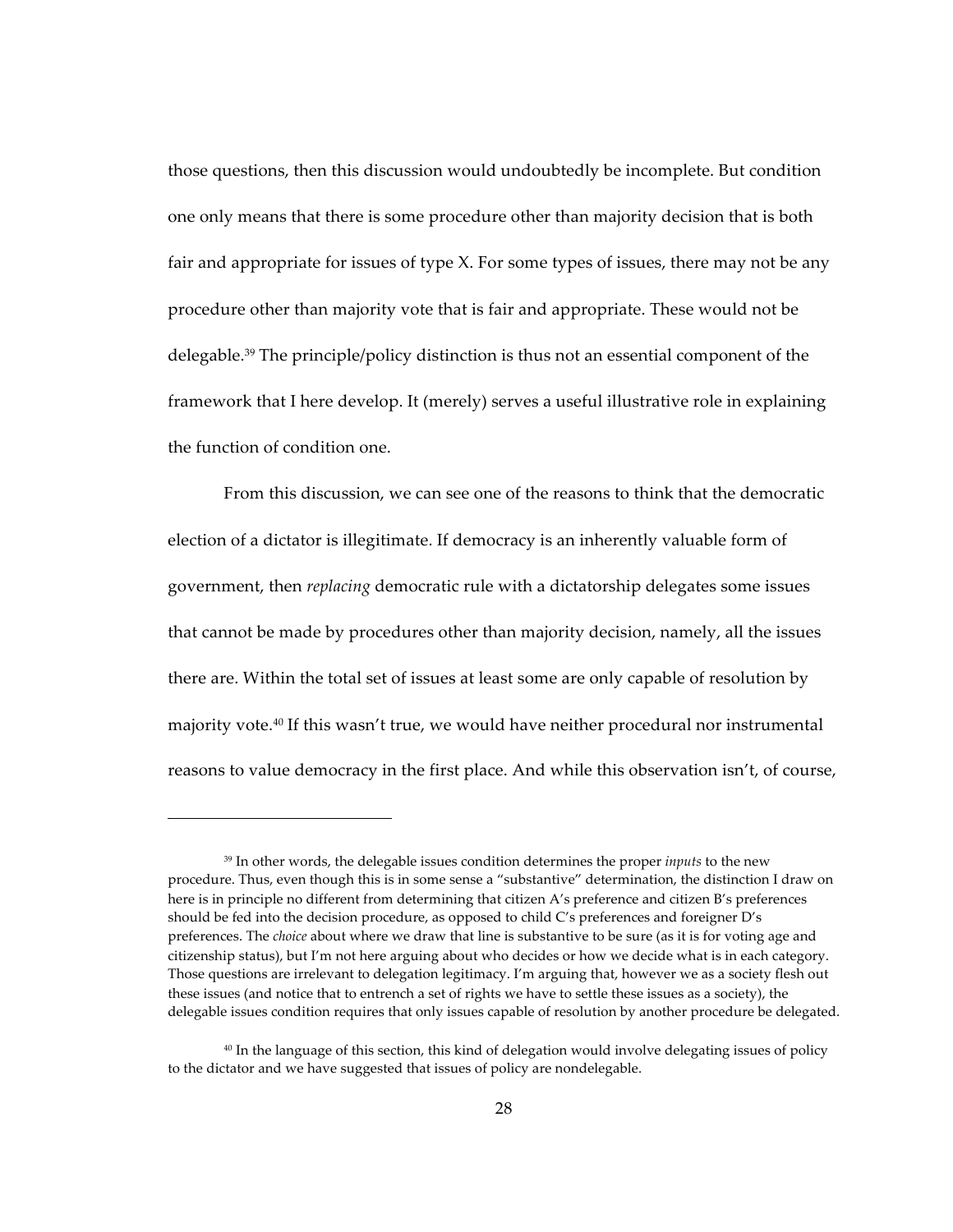those questions, then this discussion would undoubtedly be incomplete. But condition one only means that there is some procedure other than majority decision that is both fair and appropriate for issues of type X. For some types of issues, there may not be any procedure other than majority vote that is fair and appropriate. These would not be delegable.[39] The principle/policy distinction is thus not an essential component of the framework that I here develop. It (merely) serves a useful illustrative role in explaining the function of condition one.

From this discussion, we can see one of the reasons to think that the democratic election of a dictator is illegitimate. If democracy is an inherently valuable form of government, then *replacing* democratic rule with a dictatorship delegates some issues that cannot be made by procedures other than majority decision, namely, all the issues there are. Within the total set of issues at least some are only capable of resolution by majority vote.[40] If this wasn't true, we would have neither procedural nor instrumental reasons to value democracy in the first place. And while this observation isn't, of course,

---

[39] In other words, the delegable issues condition determines the proper *inputs* to the new procedure. Thus, even though this is in some sense a "substantive" determination, the distinction I draw on here is in principle no different from determining that citizen A's preference and citizen B's preferences should be fed into the decision procedure, as opposed to child C's preferences and foreigner D's preferences. The *choice* about where we draw that line is substantive to be sure (as it is for voting age and citizenship status), but I'm not here arguing about who decides or how we decide what is in each category. Those questions are irrelevant to delegation legitimacy. I'm arguing that, however we as a society flesh out these issues (and notice that to entrench a set of rights we have to settle these issues as a society), the delegable issues condition requires that only issues capable of resolution by another procedure be delegated.

[40] In the language of this section, this kind of delegation would involve delegating issues of policy to the dictator and we have suggested that issues of policy are nondelegable.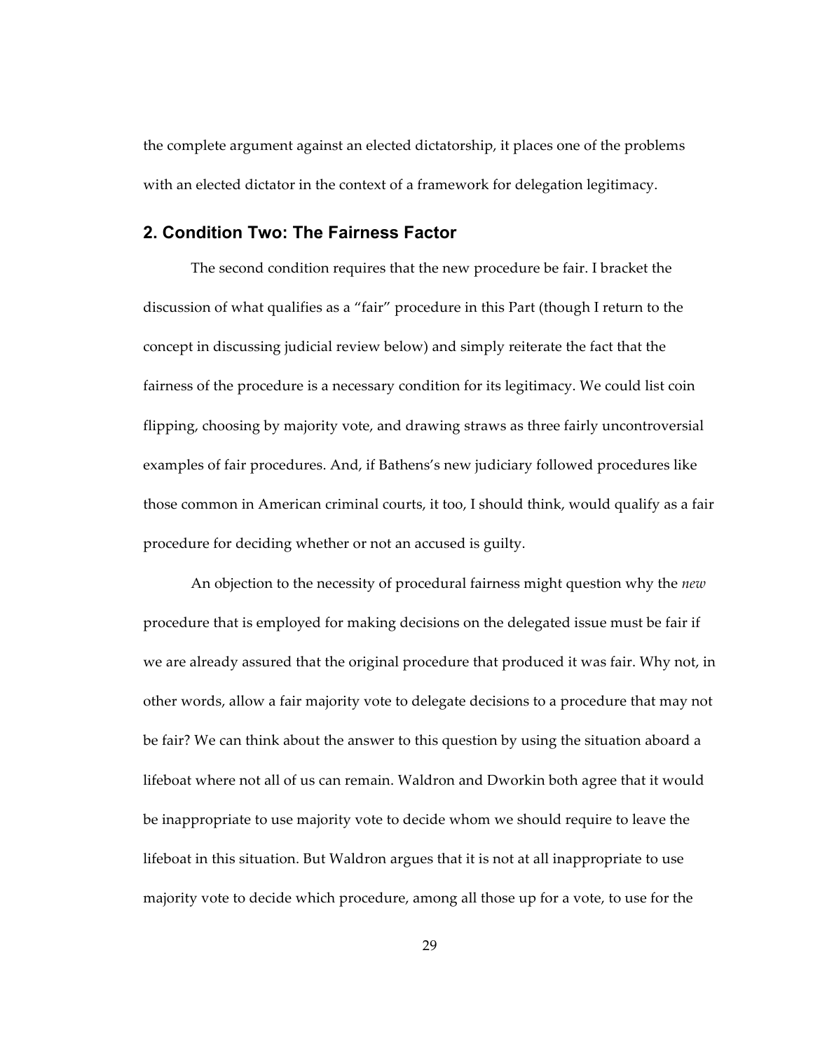the complete argument against an elected dictatorship, it places one of the problems with an elected dictator in the context of a framework for delegation legitimacy.

### 2. Condition Two: The Fairness Factor

The second condition requires that the new procedure be fair. I bracket the discussion of what qualifies as a "fair" procedure in this Part (though I return to the concept in discussing judicial review below) and simply reiterate the fact that the fairness of the procedure is a necessary condition for its legitimacy. We could list coin flipping, choosing by majority vote, and drawing straws as three fairly uncontroversial examples of fair procedures. And, if Bathens's new judiciary followed procedures like those common in American criminal courts, it too, I should think, would qualify as a fair procedure for deciding whether or not an accused is guilty.

An objection to the necessity of procedural fairness might question why the *new* procedure that is employed for making decisions on the delegated issue must be fair if we are already assured that the original procedure that produced it was fair. Why not, in other words, allow a fair majority vote to delegate decisions to a procedure that may not be fair? We can think about the answer to this question by using the situation aboard a lifeboat where not all of us can remain. Waldron and Dworkin both agree that it would be inappropriate to use majority vote to decide whom we should require to leave the lifeboat in this situation. But Waldron argues that it is not at all inappropriate to use majority vote to decide which procedure, among all those up for a vote, to use for the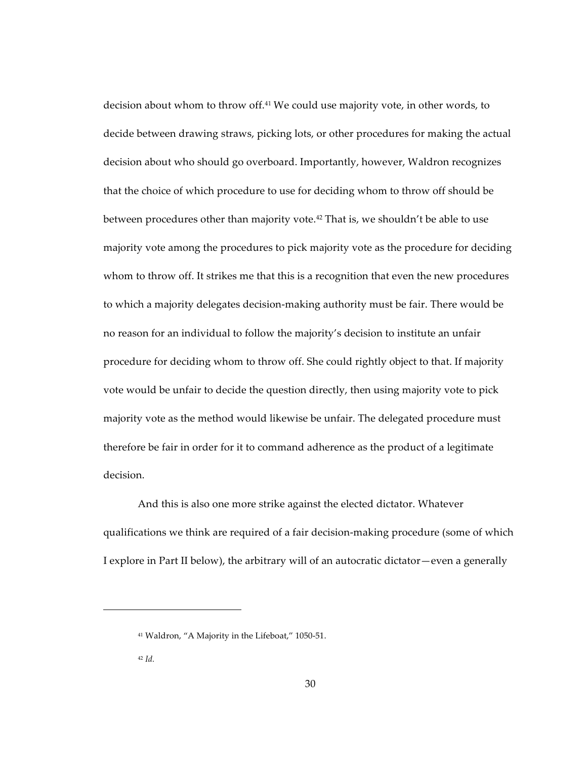decision about whom to throw off.[41] We could use majority vote, in other words, to decide between drawing straws, picking lots, or other procedures for making the actual decision about who should go overboard. Importantly, however, Waldron recognizes that the choice of which procedure to use for deciding whom to throw off should be between procedures other than majority vote.[42] That is, we shouldn't be able to use majority vote among the procedures to pick majority vote as the procedure for deciding whom to throw off. It strikes me that this is a recognition that even the new procedures to which a majority delegates decision-making authority must be fair. There would be no reason for an individual to follow the majority's decision to institute an unfair procedure for deciding whom to throw off. She could rightly object to that. If majority vote would be unfair to decide the question directly, then using majority vote to pick majority vote as the method would likewise be unfair. The delegated procedure must therefore be fair in order for it to command adherence as the product of a legitimate decision.

And this is also one more strike against the elected dictator. Whatever qualifications we think are required of a fair decision-making procedure (some of which I explore in Part II below), the arbitrary will of an autocratic dictator—even a generally

---

[41] Waldron, "A Majority in the Lifeboat," 1050-51.

[42] *Id.*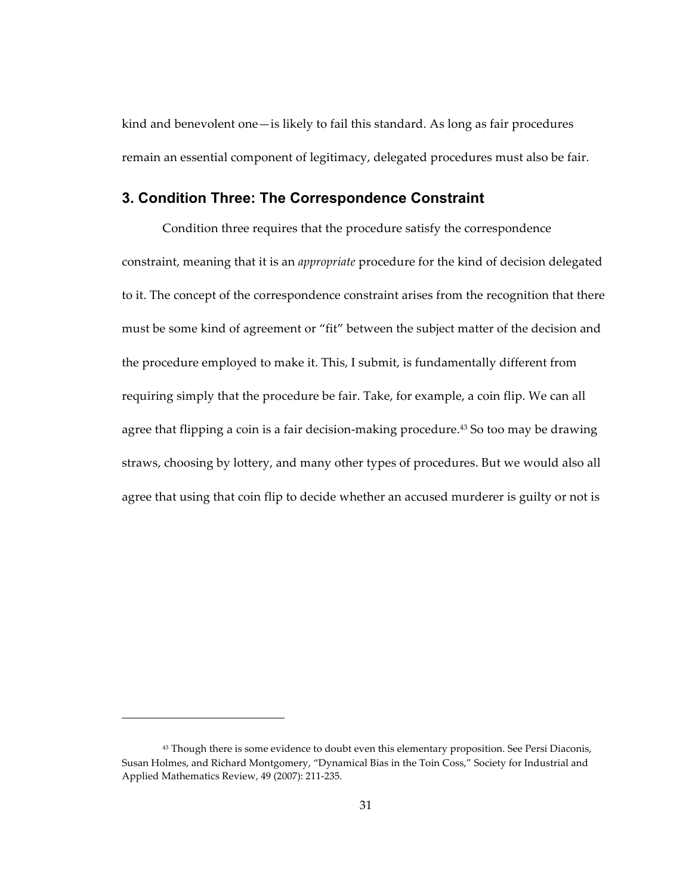kind and benevolent one—is likely to fail this standard. As long as fair procedures remain an essential component of legitimacy, delegated procedures must also be fair.

## 3. Condition Three: The Correspondence Constraint

Condition three requires that the procedure satisfy the correspondence constraint, meaning that it is an *appropriate* procedure for the kind of decision delegated to it. The concept of the correspondence constraint arises from the recognition that there must be some kind of agreement or "fit" between the subject matter of the decision and the procedure employed to make it. This, I submit, is fundamentally different from requiring simply that the procedure be fair. Take, for example, a coin flip. We can all agree that flipping a coin is a fair decision-making procedure.[43] So too may be drawing straws, choosing by lottery, and many other types of procedures. But we would also all agree that using that coin flip to decide whether an accused murderer is guilty or not is

---

[43] Though there is some evidence to doubt even this elementary proposition. See Persi Diaconis, Susan Holmes, and Richard Montgomery, "Dynamical Bias in the Toin Coss," Society for Industrial and Applied Mathematics Review, 49 (2007): 211-235.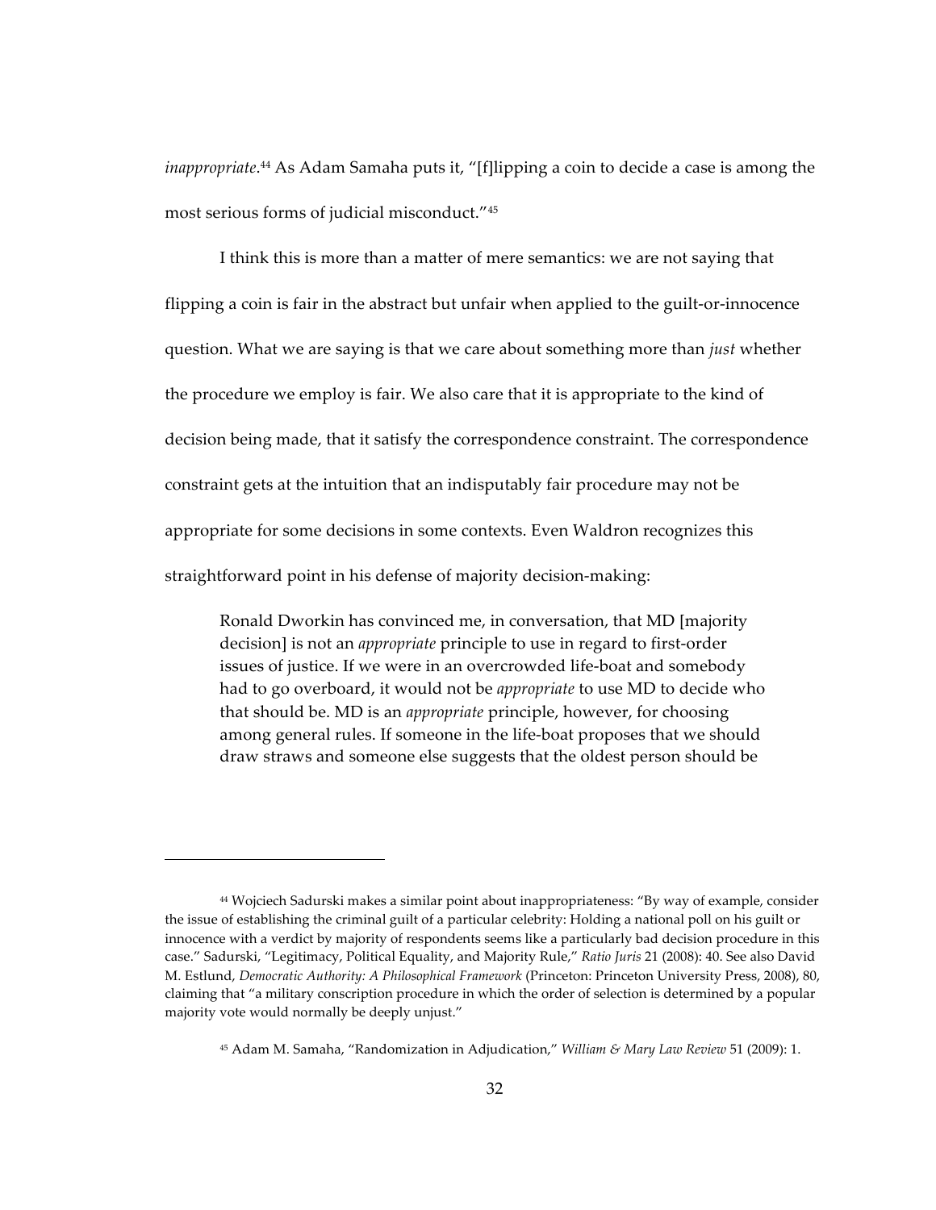*inappropriate*.[44] As Adam Samaha puts it, "[f]lipping a coin to decide a case is among the most serious forms of judicial misconduct."[45]

I think this is more than a matter of mere semantics: we are not saying that flipping a coin is fair in the abstract but unfair when applied to the guilt-or-innocence question. What we are saying is that we care about something more than *just* whether the procedure we employ is fair. We also care that it is appropriate to the kind of decision being made, that it satisfy the correspondence constraint. The correspondence constraint gets at the intuition that an indisputably fair procedure may not be appropriate for some decisions in some contexts. Even Waldron recognizes this straightforward point in his defense of majority decision-making:

> Ronald Dworkin has convinced me, in conversation, that MD [majority decision] is not an *appropriate* principle to use in regard to first-order issues of justice. If we were in an overcrowded life-boat and somebody had to go overboard, it would not be *appropriate* to use MD to decide who that should be. MD is an *appropriate* principle, however, for choosing among general rules. If someone in the life-boat proposes that we should draw straws and someone else suggests that the oldest person should be

---

[44] Wojciech Sadurski makes a similar point about inappropriateness: "By way of example, consider the issue of establishing the criminal guilt of a particular celebrity: Holding a national poll on his guilt or innocence with a verdict by majority of respondents seems like a particularly bad decision procedure in this case." Sadurski, "Legitimacy, Political Equality, and Majority Rule," *Ratio Juris* 21 (2008): 40. See also David M. Estlund, *Democratic Authority: A Philosophical Framework* (Princeton: Princeton University Press, 2008), 80, claiming that "a military conscription procedure in which the order of selection is determined by a popular majority vote would normally be deeply unjust."

[45] Adam M. Samaha, "Randomization in Adjudication," *William & Mary Law Review* 51 (2009): 1.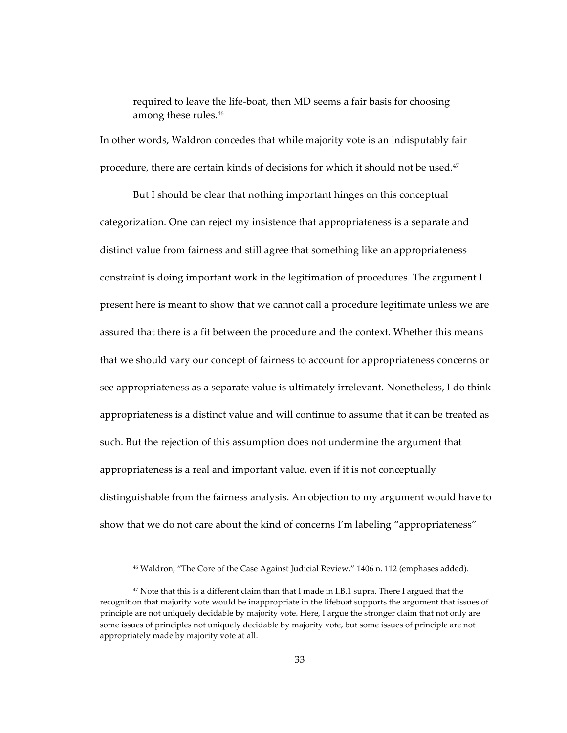> required to leave the life-boat, then MD seems a fair basis for choosing among these rules.[46]

In other words, Waldron concedes that while majority vote is an indisputably fair procedure, there are certain kinds of decisions for which it should not be used.[47]

But I should be clear that nothing important hinges on this conceptual categorization. One can reject my insistence that appropriateness is a separate and distinct value from fairness and still agree that something like an appropriateness constraint is doing important work in the legitimation of procedures. The argument I present here is meant to show that we cannot call a procedure legitimate unless we are assured that there is a fit between the procedure and the context. Whether this means that we should vary our concept of fairness to account for appropriateness concerns or see appropriateness as a separate value is ultimately irrelevant. Nonetheless, I do think appropriateness is a distinct value and will continue to assume that it can be treated as such. But the rejection of this assumption does not undermine the argument that appropriateness is a real and important value, even if it is not conceptually distinguishable from the fairness analysis. An objection to my argument would have to show that we do not care about the kind of concerns I'm labeling "appropriateness"

---

[46] Waldron, "The Core of the Case Against Judicial Review," 1406 n. 112 (emphases added).

[47] Note that this is a different claim than that I made in I.B.1 supra. There I argued that the recognition that majority vote would be inappropriate in the lifeboat supports the argument that issues of principle are not uniquely decidable by majority vote. Here, I argue the stronger claim that not only are some issues of principles not uniquely decidable by majority vote, but some issues of principle are not appropriately made by majority vote at all.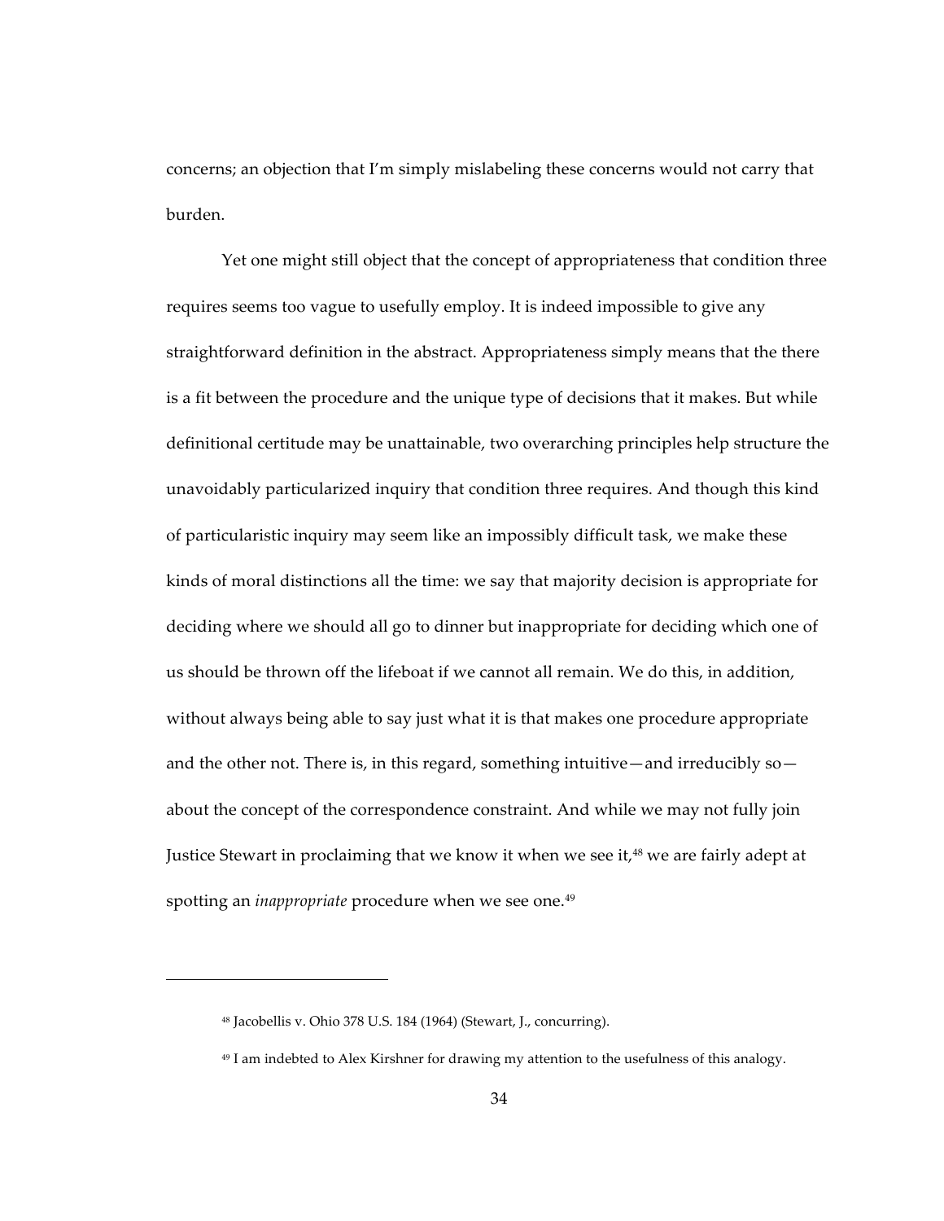concerns; an objection that I'm simply mislabeling these concerns would not carry that burden.

Yet one might still object that the concept of appropriateness that condition three requires seems too vague to usefully employ. It is indeed impossible to give any straightforward definition in the abstract. Appropriateness simply means that the there is a fit between the procedure and the unique type of decisions that it makes. But while definitional certitude may be unattainable, two overarching principles help structure the unavoidably particularized inquiry that condition three requires. And though this kind of particularistic inquiry may seem like an impossibly difficult task, we make these kinds of moral distinctions all the time: we say that majority decision is appropriate for deciding where we should all go to dinner but inappropriate for deciding which one of us should be thrown off the lifeboat if we cannot all remain. We do this, in addition, without always being able to say just what it is that makes one procedure appropriate and the other not. There is, in this regard, something intuitive—and irreducibly so—about the concept of the correspondence constraint. And while we may not fully join Justice Stewart in proclaiming that we know it when we see it,[48] we are fairly adept at spotting an *inappropriate* procedure when we see one.[49]

---

[48] Jacobellis v. Ohio 378 U.S. 184 (1964) (Stewart, J., concurring).

[49] I am indebted to Alex Kirshner for drawing my attention to the usefulness of this analogy.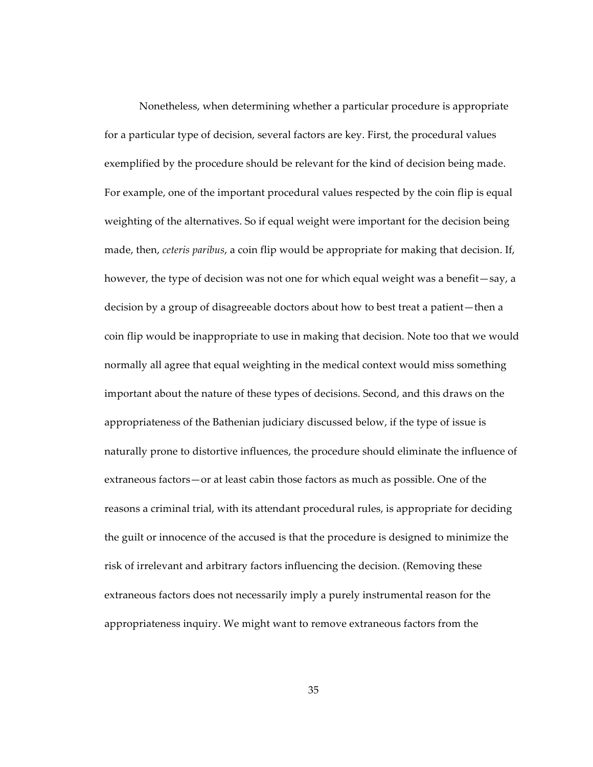Nonetheless, when determining whether a particular procedure is appropriate for a particular type of decision, several factors are key. First, the procedural values exemplified by the procedure should be relevant for the kind of decision being made. For example, one of the important procedural values respected by the coin flip is equal weighting of the alternatives. So if equal weight were important for the decision being made, then, *ceteris paribus*, a coin flip would be appropriate for making that decision. If, however, the type of decision was not one for which equal weight was a benefit—say, a decision by a group of disagreeable doctors about how to best treat a patient—then a coin flip would be inappropriate to use in making that decision. Note too that we would normally all agree that equal weighting in the medical context would miss something important about the nature of these types of decisions. Second, and this draws on the appropriateness of the Bathenian judiciary discussed below, if the type of issue is naturally prone to distortive influences, the procedure should eliminate the influence of extraneous factors—or at least cabin those factors as much as possible. One of the reasons a criminal trial, with its attendant procedural rules, is appropriate for deciding the guilt or innocence of the accused is that the procedure is designed to minimize the risk of irrelevant and arbitrary factors influencing the decision. (Removing these extraneous factors does not necessarily imply a purely instrumental reason for the appropriateness inquiry. We might want to remove extraneous factors from the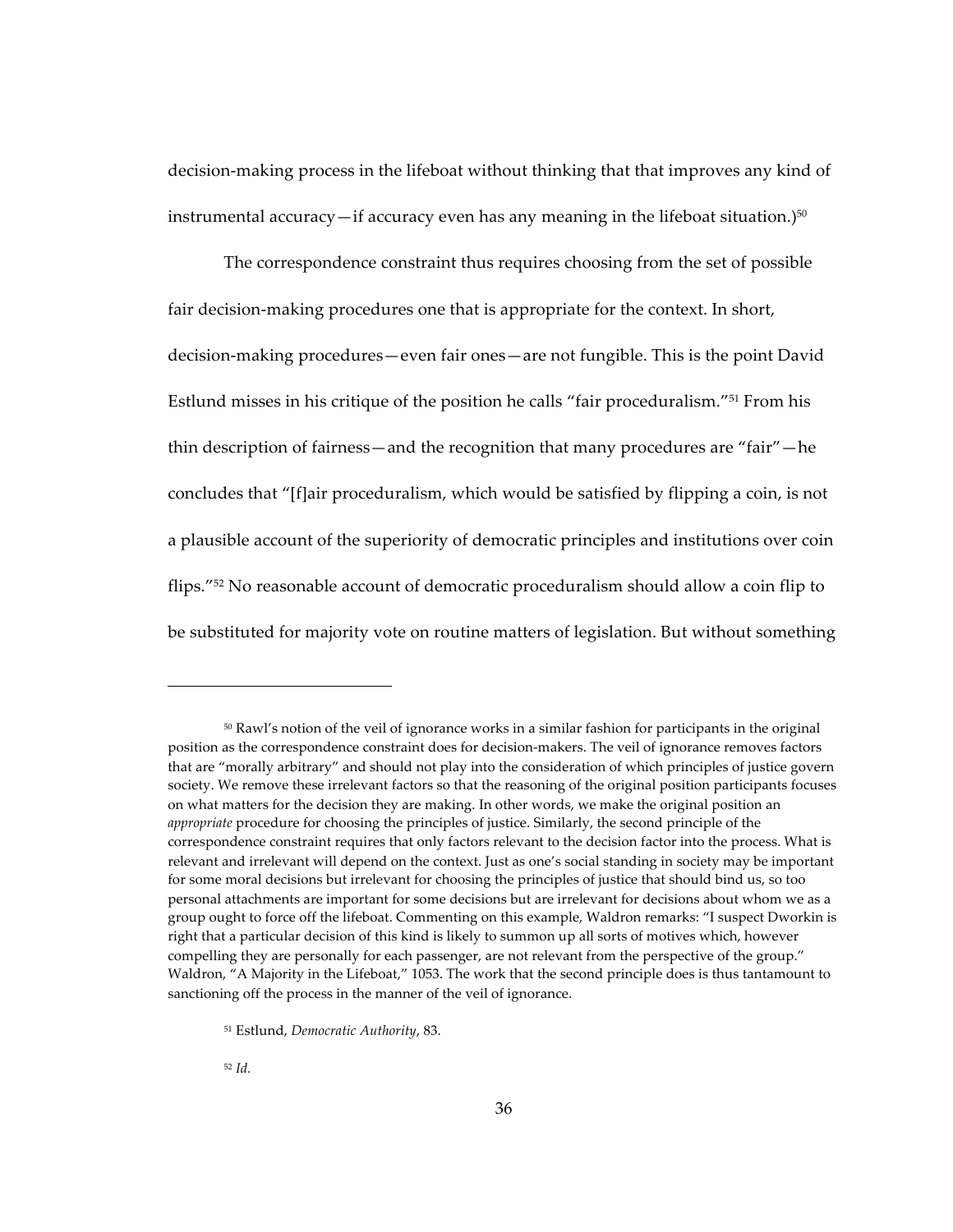decision-making process in the lifeboat without thinking that that improves any kind of instrumental accuracy—if accuracy even has any meaning in the lifeboat situation.)[50]

The correspondence constraint thus requires choosing from the set of possible fair decision-making procedures one that is appropriate for the context. In short, decision-making procedures—even fair ones—are not fungible. This is the point David Estlund misses in his critique of the position he calls "fair proceduralism."[51] From his thin description of fairness—and the recognition that many procedures are "fair"—he concludes that "[f]air proceduralism, which would be satisfied by flipping a coin, is not a plausible account of the superiority of democratic principles and institutions over coin flips."[52] No reasonable account of democratic proceduralism should allow a coin flip to be substituted for majority vote on routine matters of legislation. But without something

---

[50] Rawl's notion of the veil of ignorance works in a similar fashion for participants in the original position as the correspondence constraint does for decision-makers. The veil of ignorance removes factors that are "morally arbitrary" and should not play into the consideration of which principles of justice govern society. We remove these irrelevant factors so that the reasoning of the original position participants focuses on what matters for the decision they are making. In other words, we make the original position an *appropriate* procedure for choosing the principles of justice. Similarly, the second principle of the correspondence constraint requires that only factors relevant to the decision factor into the process. What is relevant and irrelevant will depend on the context. Just as one's social standing in society may be important for some moral decisions but irrelevant for choosing the principles of justice that should bind us, so too personal attachments are important for some decisions but are irrelevant for decisions about whom we as a group ought to force off the lifeboat. Commenting on this example, Waldron remarks: "I suspect Dworkin is right that a particular decision of this kind is likely to summon up all sorts of motives which, however compelling they are personally for each passenger, are not relevant from the perspective of the group." Waldron, "A Majority in the Lifeboat," 1053. The work that the second principle does is thus tantamount to sanctioning off the process in the manner of the veil of ignorance.

[51] Estlund, *Democratic Authority*, 83.

[52] *Id.*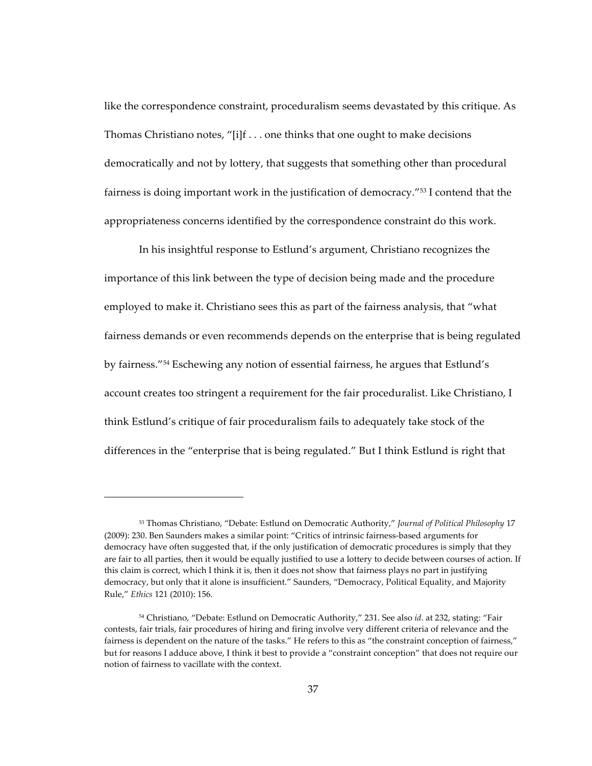like the correspondence constraint, proceduralism seems devastated by this critique. As Thomas Christiano notes, "[i]f . . . one thinks that one ought to make decisions democratically and not by lottery, that suggests that something other than procedural fairness is doing important work in the justification of democracy."[53] I contend that the appropriateness concerns identified by the correspondence constraint do this work.

In his insightful response to Estlund's argument, Christiano recognizes the importance of this link between the type of decision being made and the procedure employed to make it. Christiano sees this as part of the fairness analysis, that "what fairness demands or even recommends depends on the enterprise that is being regulated by fairness."[54] Eschewing any notion of essential fairness, he argues that Estlund's account creates too stringent a requirement for the fair proceduralist. Like Christiano, I think Estlund's critique of fair proceduralism fails to adequately take stock of the differences in the "enterprise that is being regulated." But I think Estlund is right that

---

[53] Thomas Christiano, "Debate: Estlund on Democratic Authority," *Journal of Political Philosophy* 17 (2009): 230. Ben Saunders makes a similar point: "Critics of intrinsic fairness-based arguments for democracy have often suggested that, if the only justification of democratic procedures is simply that they are fair to all parties, then it would be equally justified to use a lottery to decide between courses of action. If this claim is correct, which I think it is, then it does not show that fairness plays no part in justifying democracy, but only that it alone is insufficient." Saunders, "Democracy, Political Equality, and Majority Rule," *Ethics* 121 (2010): 156.

[54] Christiano, "Debate: Estlund on Democratic Authority," 231. See also *id*. at 232, stating: "Fair contests, fair trials, fair procedures of hiring and firing involve very different criteria of relevance and the fairness is dependent on the nature of the tasks." He refers to this as "the constraint conception of fairness," but for reasons I adduce above, I think it best to provide a "constraint conception" that does not require our notion of fairness to vacillate with the context.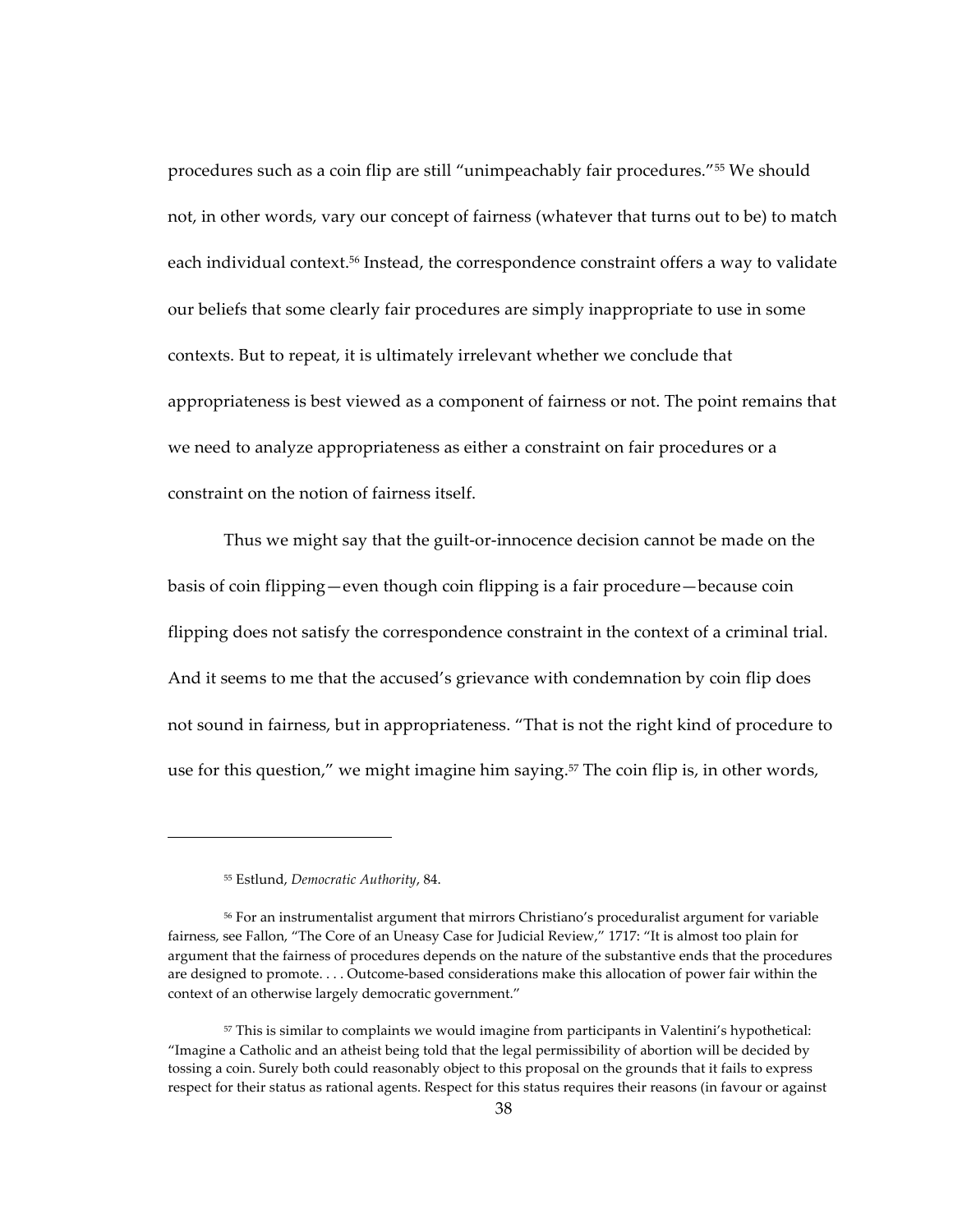procedures such as a coin flip are still "unimpeachably fair procedures."[55] We should not, in other words, vary our concept of fairness (whatever that turns out to be) to match each individual context.[56] Instead, the correspondence constraint offers a way to validate our beliefs that some clearly fair procedures are simply inappropriate to use in some contexts. But to repeat, it is ultimately irrelevant whether we conclude that appropriateness is best viewed as a component of fairness or not. The point remains that we need to analyze appropriateness as either a constraint on fair procedures or a constraint on the notion of fairness itself.

Thus we might say that the guilt-or-innocence decision cannot be made on the basis of coin flipping—even though coin flipping is a fair procedure—because coin flipping does not satisfy the correspondence constraint in the context of a criminal trial. And it seems to me that the accused's grievance with condemnation by coin flip does not sound in fairness, but in appropriateness. "That is not the right kind of procedure to use for this question," we might imagine him saying.[57] The coin flip is, in other words,

---

[55] Estlund, *Democratic Authority*, 84.

[56] For an instrumentalist argument that mirrors Christiano's proceduralist argument for variable fairness, see Fallon, "The Core of an Uneasy Case for Judicial Review," 1717: "It is almost too plain for argument that the fairness of procedures depends on the nature of the substantive ends that the procedures are designed to promote. . . . Outcome-based considerations make this allocation of power fair within the context of an otherwise largely democratic government."

[57] This is similar to complaints we would imagine from participants in Valentini's hypothetical: "Imagine a Catholic and an atheist being told that the legal permissibility of abortion will be decided by tossing a coin. Surely both could reasonably object to this proposal on the grounds that it fails to express respect for their status as rational agents. Respect for this status requires their reasons (in favour or against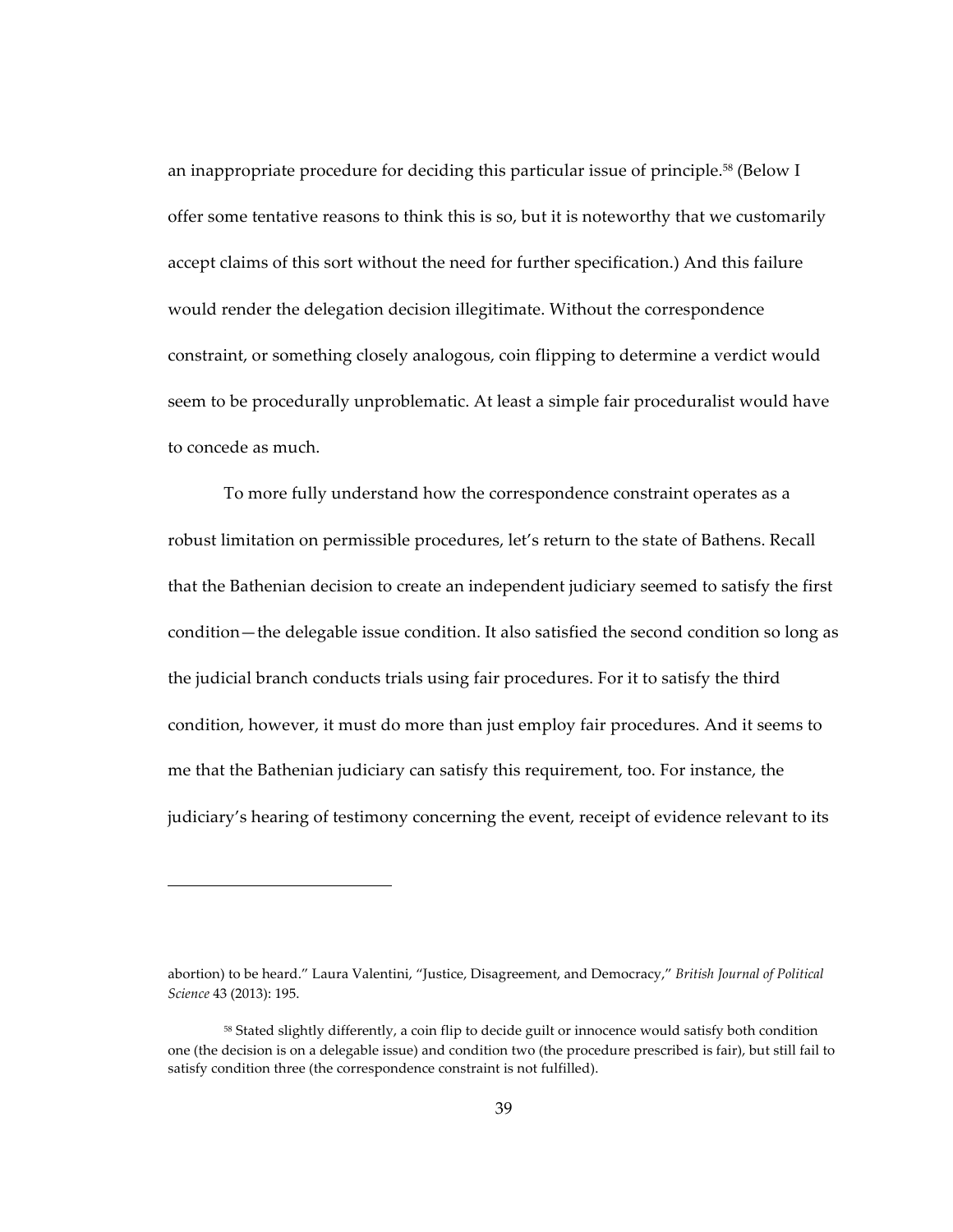an inappropriate procedure for deciding this particular issue of principle.[58] (Below I offer some tentative reasons to think this is so, but it is noteworthy that we customarily accept claims of this sort without the need for further specification.) And this failure would render the delegation decision illegitimate. Without the correspondence constraint, or something closely analogous, coin flipping to determine a verdict would seem to be procedurally unproblematic. At least a simple fair proceduralist would have to concede as much.

To more fully understand how the correspondence constraint operates as a robust limitation on permissible procedures, let's return to the state of Bathens. Recall that the Bathenian decision to create an independent judiciary seemed to satisfy the first condition—the delegable issue condition. It also satisfied the second condition so long as the judicial branch conducts trials using fair procedures. For it to satisfy the third condition, however, it must do more than just employ fair procedures. And it seems to me that the Bathenian judiciary can satisfy this requirement, too. For instance, the judiciary's hearing of testimony concerning the event, receipt of evidence relevant to its

---

abortion) to be heard." Laura Valentini, "Justice, Disagreement, and Democracy," *British Journal of Political Science* 43 (2013): 195.

[58] Stated slightly differently, a coin flip to decide guilt or innocence would satisfy both condition one (the decision is on a delegable issue) and condition two (the procedure prescribed is fair), but still fail to satisfy condition three (the correspondence constraint is not fulfilled).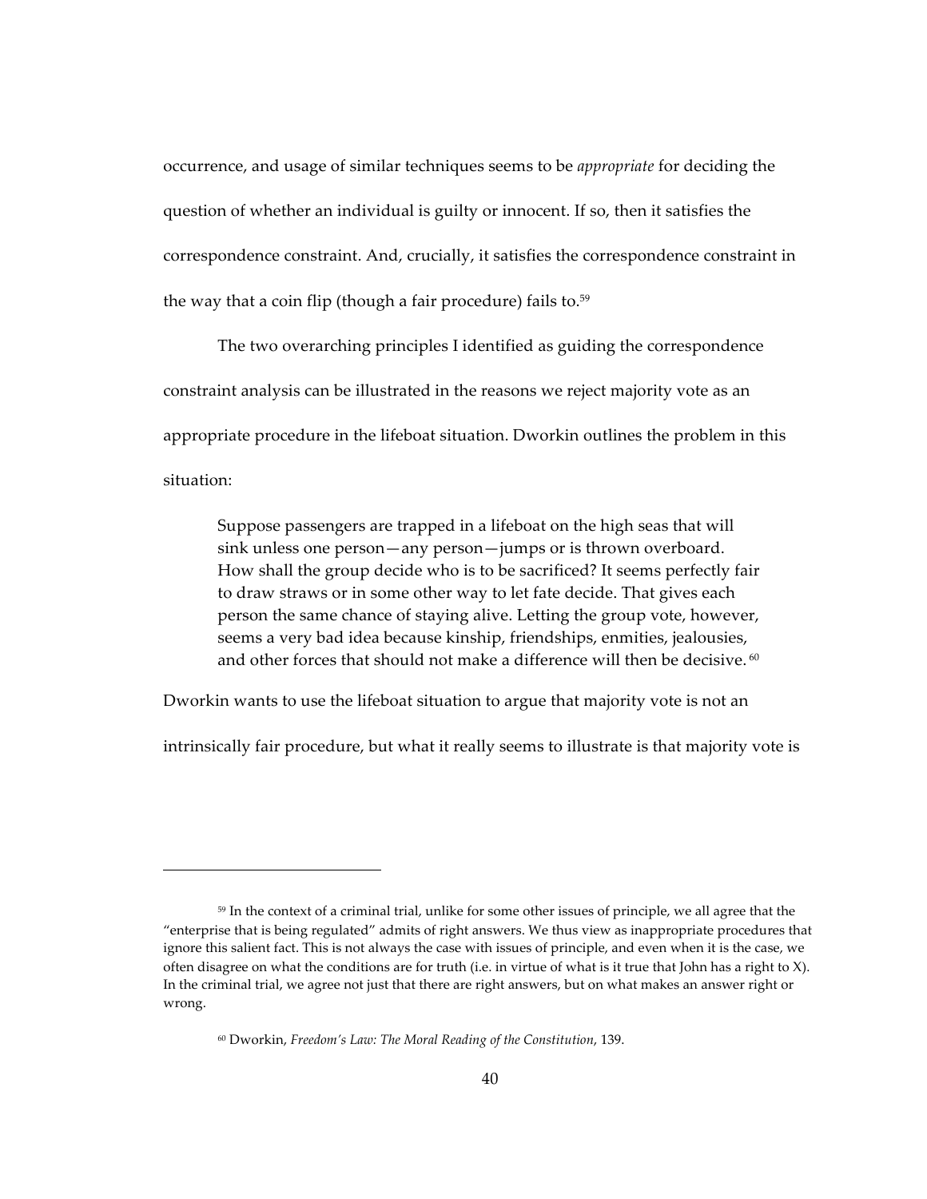occurrence, and usage of similar techniques seems to be *appropriate* for deciding the question of whether an individual is guilty or innocent. If so, then it satisfies the correspondence constraint. And, crucially, it satisfies the correspondence constraint in the way that a coin flip (though a fair procedure) fails to.[59]

The two overarching principles I identified as guiding the correspondence constraint analysis can be illustrated in the reasons we reject majority vote as an appropriate procedure in the lifeboat situation. Dworkin outlines the problem in this situation:

> Suppose passengers are trapped in a lifeboat on the high seas that will sink unless one person—any person—jumps or is thrown overboard. How shall the group decide who is to be sacrificed? It seems perfectly fair to draw straws or in some other way to let fate decide. That gives each person the same chance of staying alive. Letting the group vote, however, seems a very bad idea because kinship, friendships, enmities, jealousies, and other forces that should not make a difference will then be decisive.[60]

Dworkin wants to use the lifeboat situation to argue that majority vote is not an intrinsically fair procedure, but what it really seems to illustrate is that majority vote is

---

[59] In the context of a criminal trial, unlike for some other issues of principle, we all agree that the "enterprise that is being regulated" admits of right answers. We thus view as inappropriate procedures that ignore this salient fact. This is not always the case with issues of principle, and even when it is the case, we often disagree on what the conditions are for truth (i.e. in virtue of what is it true that John has a right to X). In the criminal trial, we agree not just that there are right answers, but on what makes an answer right or wrong.

[60] Dworkin, *Freedom's Law: The Moral Reading of the Constitution*, 139.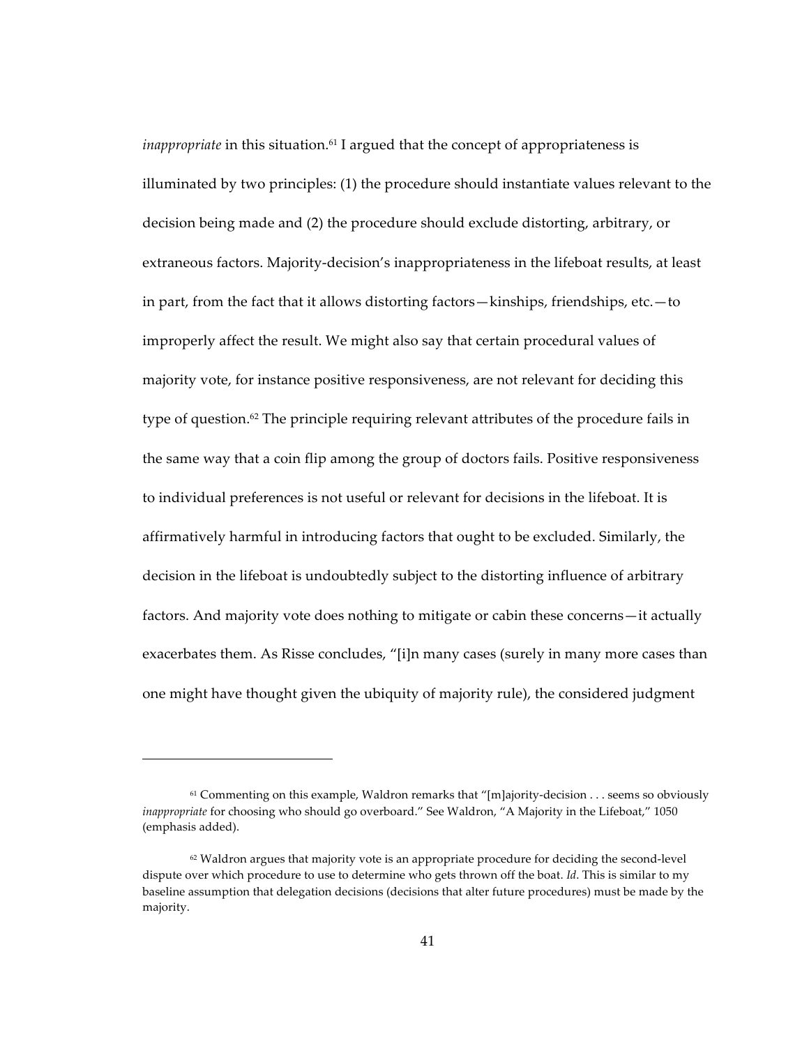*inappropriate* in this situation.[61] I argued that the concept of appropriateness is illuminated by two principles: (1) the procedure should instantiate values relevant to the decision being made and (2) the procedure should exclude distorting, arbitrary, or extraneous factors. Majority-decision's inappropriateness in the lifeboat results, at least in part, from the fact that it allows distorting factors—kinships, friendships, etc.—to improperly affect the result. We might also say that certain procedural values of majority vote, for instance positive responsiveness, are not relevant for deciding this type of question.[62] The principle requiring relevant attributes of the procedure fails in the same way that a coin flip among the group of doctors fails. Positive responsiveness to individual preferences is not useful or relevant for decisions in the lifeboat. It is affirmatively harmful in introducing factors that ought to be excluded. Similarly, the decision in the lifeboat is undoubtedly subject to the distorting influence of arbitrary factors. And majority vote does nothing to mitigate or cabin these concerns—it actually exacerbates them. As Risse concludes, "[i]n many cases (surely in many more cases than one might have thought given the ubiquity of majority rule), the considered judgment

---

[61] Commenting on this example, Waldron remarks that "[m]ajority-decision . . . seems so obviously *inappropriate* for choosing who should go overboard." See Waldron, "A Majority in the Lifeboat," 1050 (emphasis added).

[62] Waldron argues that majority vote is an appropriate procedure for deciding the second-level dispute over which procedure to use to determine who gets thrown off the boat. *Id*. This is similar to my baseline assumption that delegation decisions (decisions that alter future procedures) must be made by the majority.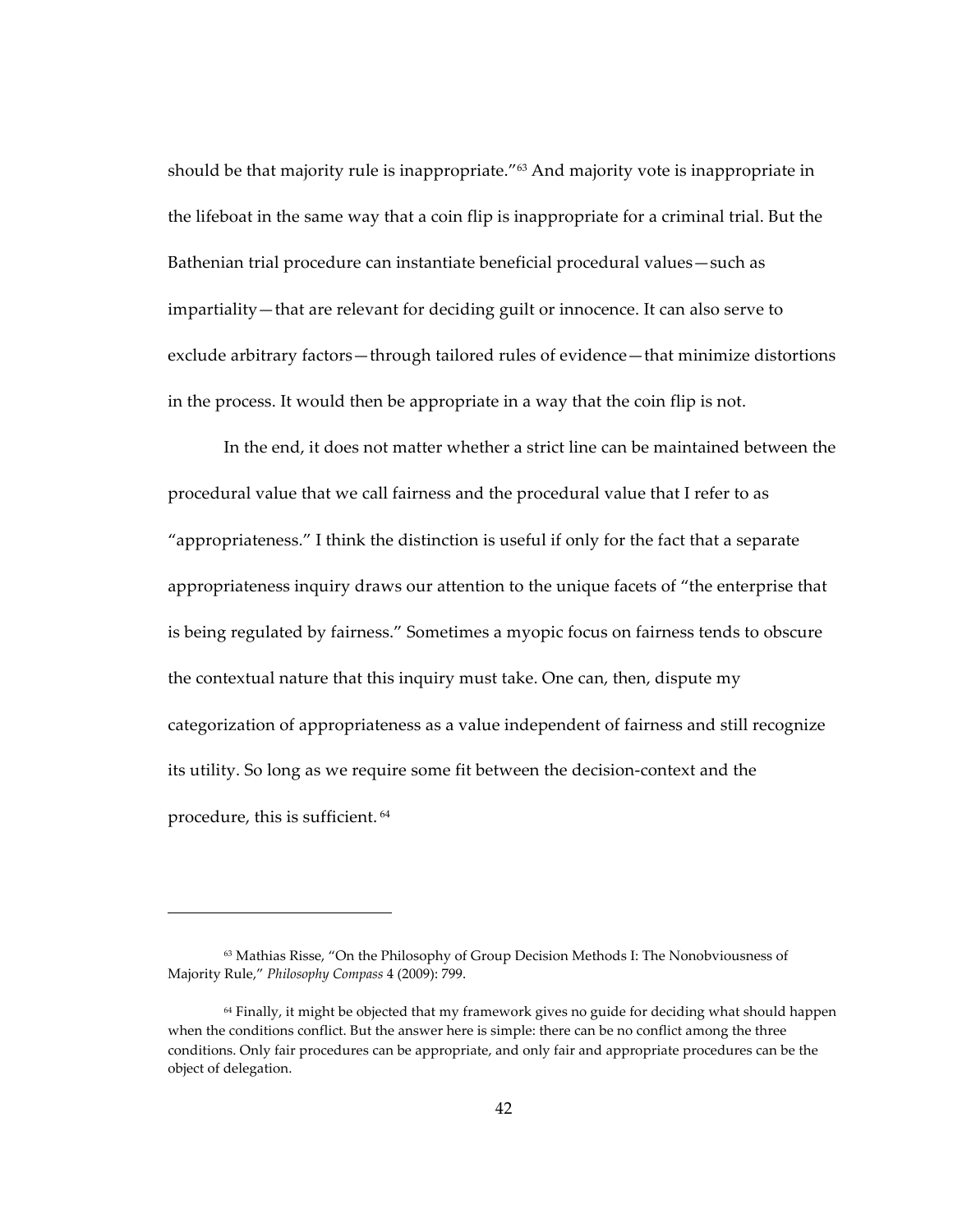should be that majority rule is inappropriate."[63] And majority vote is inappropriate in the lifeboat in the same way that a coin flip is inappropriate for a criminal trial. But the Bathenian trial procedure can instantiate beneficial procedural values—such as impartiality—that are relevant for deciding guilt or innocence. It can also serve to exclude arbitrary factors—through tailored rules of evidence—that minimize distortions in the process. It would then be appropriate in a way that the coin flip is not.

In the end, it does not matter whether a strict line can be maintained between the procedural value that we call fairness and the procedural value that I refer to as "appropriateness." I think the distinction is useful if only for the fact that a separate appropriateness inquiry draws our attention to the unique facets of "the enterprise that is being regulated by fairness." Sometimes a myopic focus on fairness tends to obscure the contextual nature that this inquiry must take. One can, then, dispute my categorization of appropriateness as a value independent of fairness and still recognize its utility. So long as we require some fit between the decision-context and the procedure, this is sufficient.[64]

---

[63] Mathias Risse, "On the Philosophy of Group Decision Methods I: The Nonobviousness of Majority Rule," *Philosophy Compass* 4 (2009): 799.

[64] Finally, it might be objected that my framework gives no guide for deciding what should happen when the conditions conflict. But the answer here is simple: there can be no conflict among the three conditions. Only fair procedures can be appropriate, and only fair and appropriate procedures can be the object of delegation.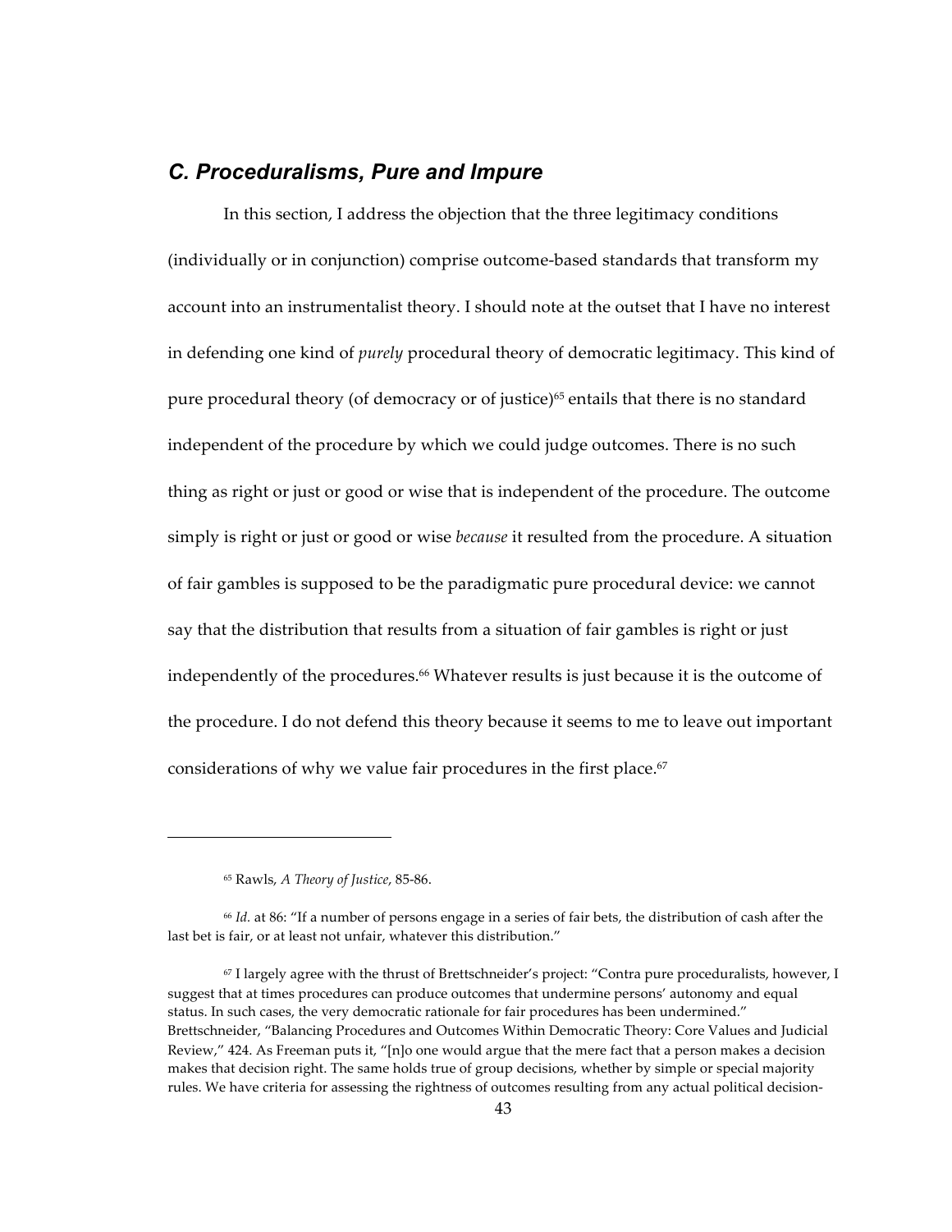## *C. Proceduralisms, Pure and Impure*

In this section, I address the objection that the three legitimacy conditions (individually or in conjunction) comprise outcome-based standards that transform my account into an instrumentalist theory. I should note at the outset that I have no interest in defending one kind of *purely* procedural theory of democratic legitimacy. This kind of pure procedural theory (of democracy or of justice)[65] entails that there is no standard independent of the procedure by which we could judge outcomes. There is no such thing as right or just or good or wise that is independent of the procedure. The outcome simply is right or just or good or wise *because* it resulted from the procedure. A situation of fair gambles is supposed to be the paradigmatic pure procedural device: we cannot say that the distribution that results from a situation of fair gambles is right or just independently of the procedures.[66] Whatever results is just because it is the outcome of the procedure. I do not defend this theory because it seems to me to leave out important considerations of why we value fair procedures in the first place.[67]

---

[65] Rawls, *A Theory of Justice*, 85-86.

[66] *Id.* at 86: "If a number of persons engage in a series of fair bets, the distribution of cash after the last bet is fair, or at least not unfair, whatever this distribution."

[67] I largely agree with the thrust of Brettschneider's project: "Contra pure proceduralists, however, I suggest that at times procedures can produce outcomes that undermine persons' autonomy and equal status. In such cases, the very democratic rationale for fair procedures has been undermined." Brettschneider, "Balancing Procedures and Outcomes Within Democratic Theory: Core Values and Judicial Review," 424. As Freeman puts it, "[n]o one would argue that the mere fact that a person makes a decision makes that decision right. The same holds true of group decisions, whether by simple or special majority rules. We have criteria for assessing the rightness of outcomes resulting from any actual political decision-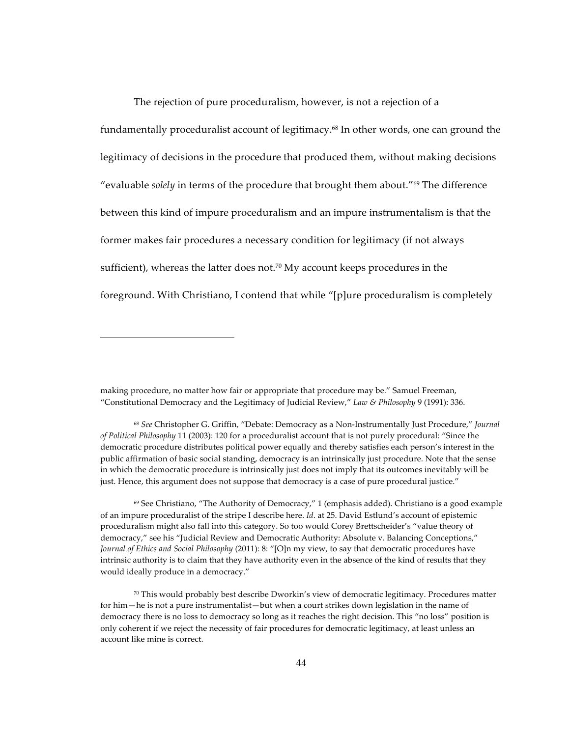The rejection of pure proceduralism, however, is not a rejection of a fundamentally proceduralist account of legitimacy.[68] In other words, one can ground the legitimacy of decisions in the procedure that produced them, without making decisions "evaluable *solely* in terms of the procedure that brought them about."[69] The difference between this kind of impure proceduralism and an impure instrumentalism is that the former makes fair procedures a necessary condition for legitimacy (if not always sufficient), whereas the latter does not.[70] My account keeps procedures in the foreground. With Christiano, I contend that while "[p]ure proceduralism is completely

---

making procedure, no matter how fair or appropriate that procedure may be." Samuel Freeman, "Constitutional Democracy and the Legitimacy of Judicial Review," *Law & Philosophy* 9 (1991): 336.

[68] *See* Christopher G. Griffin, "Debate: Democracy as a Non-Instrumentally Just Procedure," *Journal of Political Philosophy* 11 (2003): 120 for a proceduralist account that is not purely procedural: "Since the democratic procedure distributes political power equally and thereby satisfies each person's interest in the public affirmation of basic social standing, democracy is an intrinsically just procedure. Note that the sense in which the democratic procedure is intrinsically just does not imply that its outcomes inevitably will be just. Hence, this argument does not suppose that democracy is a case of pure procedural justice."

[69] See Christiano, "The Authority of Democracy," 1 (emphasis added). Christiano is a good example of an impure proceduralist of the stripe I describe here. *Id*. at 25. David Estlund's account of epistemic proceduralism might also fall into this category. So too would Corey Brettscheider's "value theory of democracy," see his "Judicial Review and Democratic Authority: Absolute v. Balancing Conceptions," *Journal of Ethics and Social Philosophy* (2011): 8: "[O]n my view, to say that democratic procedures have intrinsic authority is to claim that they have authority even in the absence of the kind of results that they would ideally produce in a democracy."

[70] This would probably best describe Dworkin's view of democratic legitimacy. Procedures matter for him—he is not a pure instrumentalist—but when a court strikes down legislation in the name of democracy there is no loss to democracy so long as it reaches the right decision. This "no loss" position is only coherent if we reject the necessity of fair procedures for democratic legitimacy, at least unless an account like mine is correct.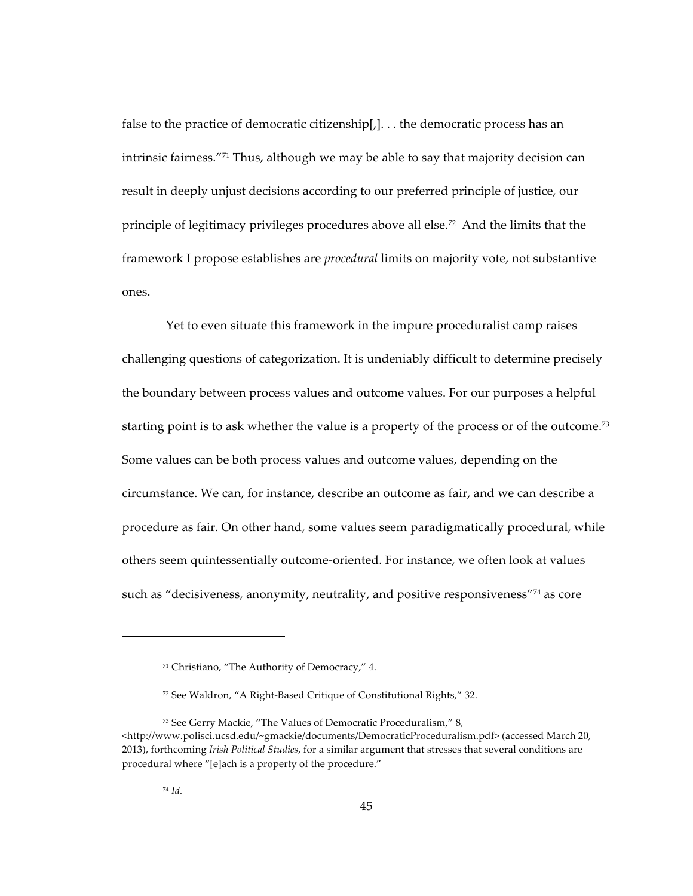false to the practice of democratic citizenship[,]. . . the democratic process has an intrinsic fairness."[71] Thus, although we may be able to say that majority decision can result in deeply unjust decisions according to our preferred principle of justice, our principle of legitimacy privileges procedures above all else.[72] And the limits that the framework I propose establishes are *procedural* limits on majority vote, not substantive ones.

Yet to even situate this framework in the impure proceduralist camp raises challenging questions of categorization. It is undeniably difficult to determine precisely the boundary between process values and outcome values. For our purposes a helpful starting point is to ask whether the value is a property of the process or of the outcome.[73] Some values can be both process values and outcome values, depending on the circumstance. We can, for instance, describe an outcome as fair, and we can describe a procedure as fair. On other hand, some values seem paradigmatically procedural, while others seem quintessentially outcome-oriented. For instance, we often look at values such as "decisiveness, anonymity, neutrality, and positive responsiveness"[74] as core

---

[71] Christiano, "The Authority of Democracy," 4.

[72] See Waldron, "A Right-Based Critique of Constitutional Rights," 32.

[73] See Gerry Mackie, "The Values of Democratic Proceduralism," 8, <http://www.polisci.ucsd.edu/~gmackie/documents/DemocraticProceduralism.pdf> (accessed March 20, 2013), forthcoming *Irish Political Studies*, for a similar argument that stresses that several conditions are procedural where "[e]ach is a property of the procedure."

[74] *Id.*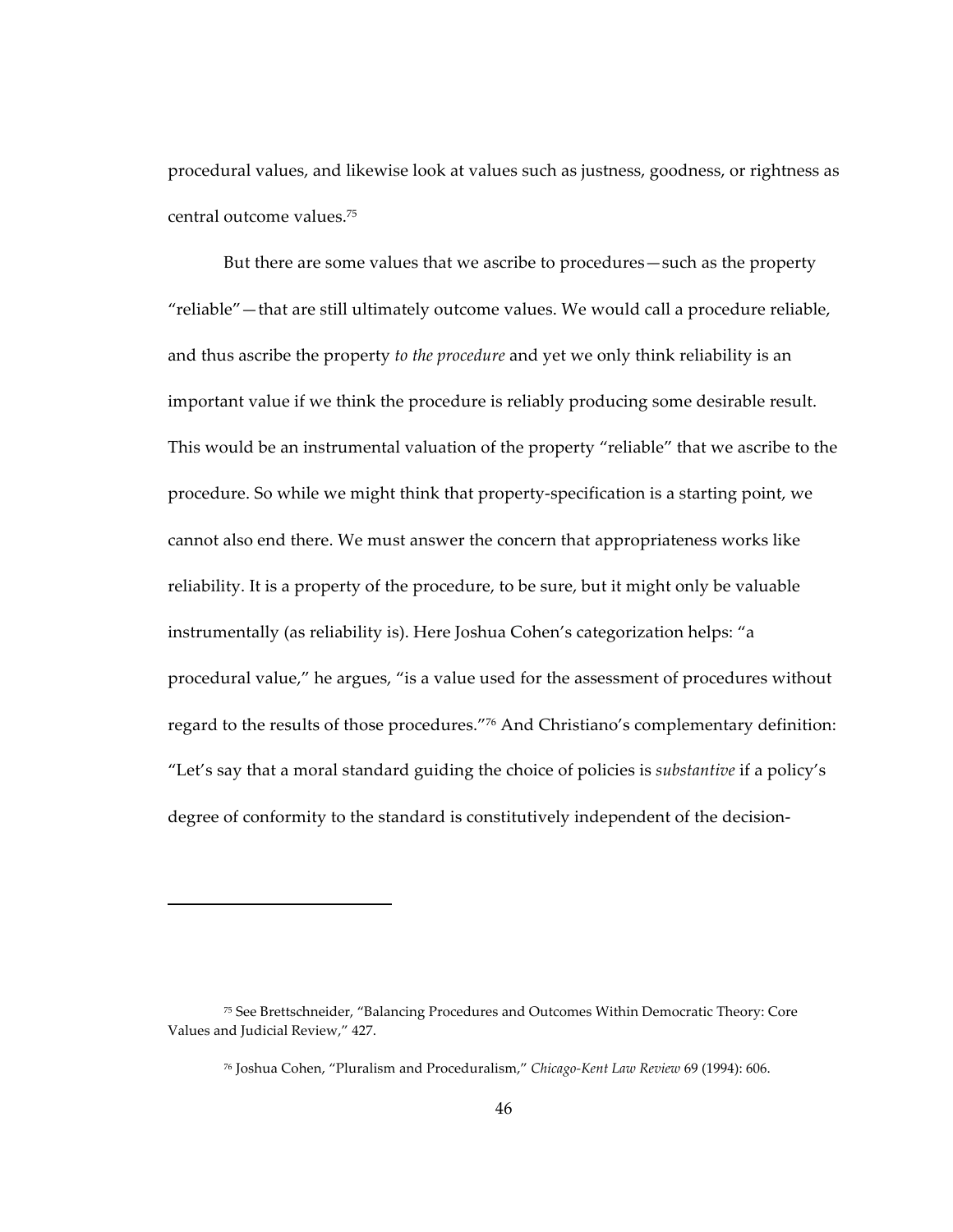procedural values, and likewise look at values such as justness, goodness, or rightness as central outcome values.[75]

But there are some values that we ascribe to procedures—such as the property "reliable"—that are still ultimately outcome values. We would call a procedure reliable, and thus ascribe the property *to the procedure* and yet we only think reliability is an important value if we think the procedure is reliably producing some desirable result. This would be an instrumental valuation of the property "reliable" that we ascribe to the procedure. So while we might think that property-specification is a starting point, we cannot also end there. We must answer the concern that appropriateness works like reliability. It is a property of the procedure, to be sure, but it might only be valuable instrumentally (as reliability is). Here Joshua Cohen's categorization helps: "a procedural value," he argues, "is a value used for the assessment of procedures without regard to the results of those procedures."[76] And Christiano's complementary definition: "Let's say that a moral standard guiding the choice of policies is *substantive* if a policy's degree of conformity to the standard is constitutively independent of the decision-

---

[75] See Brettschneider, "Balancing Procedures and Outcomes Within Democratic Theory: Core Values and Judicial Review," 427.

[76] Joshua Cohen, "Pluralism and Proceduralism," *Chicago-Kent Law Review* 69 (1994): 606.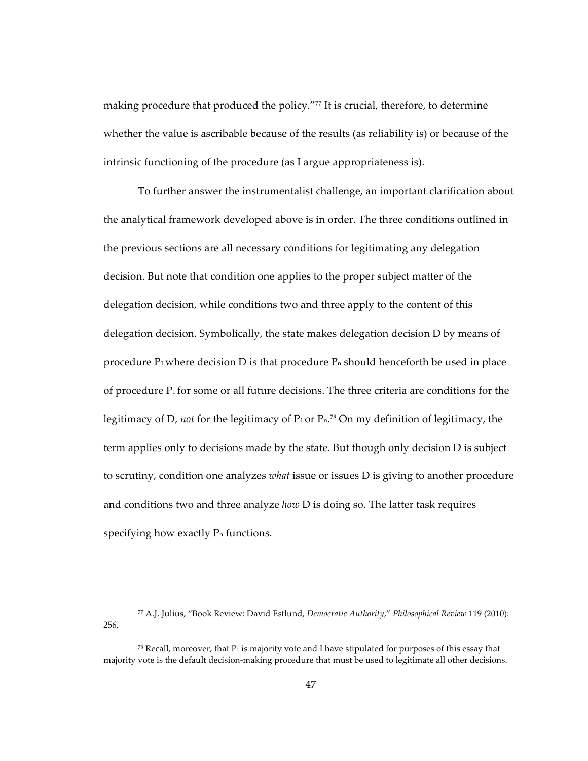making procedure that produced the policy."[77] It is crucial, therefore, to determine whether the value is ascribable because of the results (as reliability is) or because of the intrinsic functioning of the procedure (as I argue appropriateness is).

To further answer the instrumentalist challenge, an important clarification about the analytical framework developed above is in order. The three conditions outlined in the previous sections are all necessary conditions for legitimating any delegation decision. But note that condition one applies to the proper subject matter of the delegation decision, while conditions two and three apply to the content of this delegation decision. Symbolically, the state makes delegation decision D by means of procedure $P_1$ where decision D is that procedure $P_n$ should henceforth be used in place of procedure $P_1$ for some or all future decisions. The three criteria are conditions for the legitimacy of D, *not* for the legitimacy of $P_1$ or $P_n$.[78] On my definition of legitimacy, the term applies only to decisions made by the state. But though only decision D is subject to scrutiny, condition one analyzes *what* issue or issues D is giving to another procedure and conditions two and three analyze *how* D is doing so. The latter task requires specifying how exactly $P_n$ functions.

---

[77] A.J. Julius, "Book Review: David Estlund, *Democratic Authority*," *Philosophical Review* 119 (2010): 256.

[78] Recall, moreover, that $P_1$ is majority vote and I have stipulated for purposes of this essay that majority vote is the default decision-making procedure that must be used to legitimate all other decisions.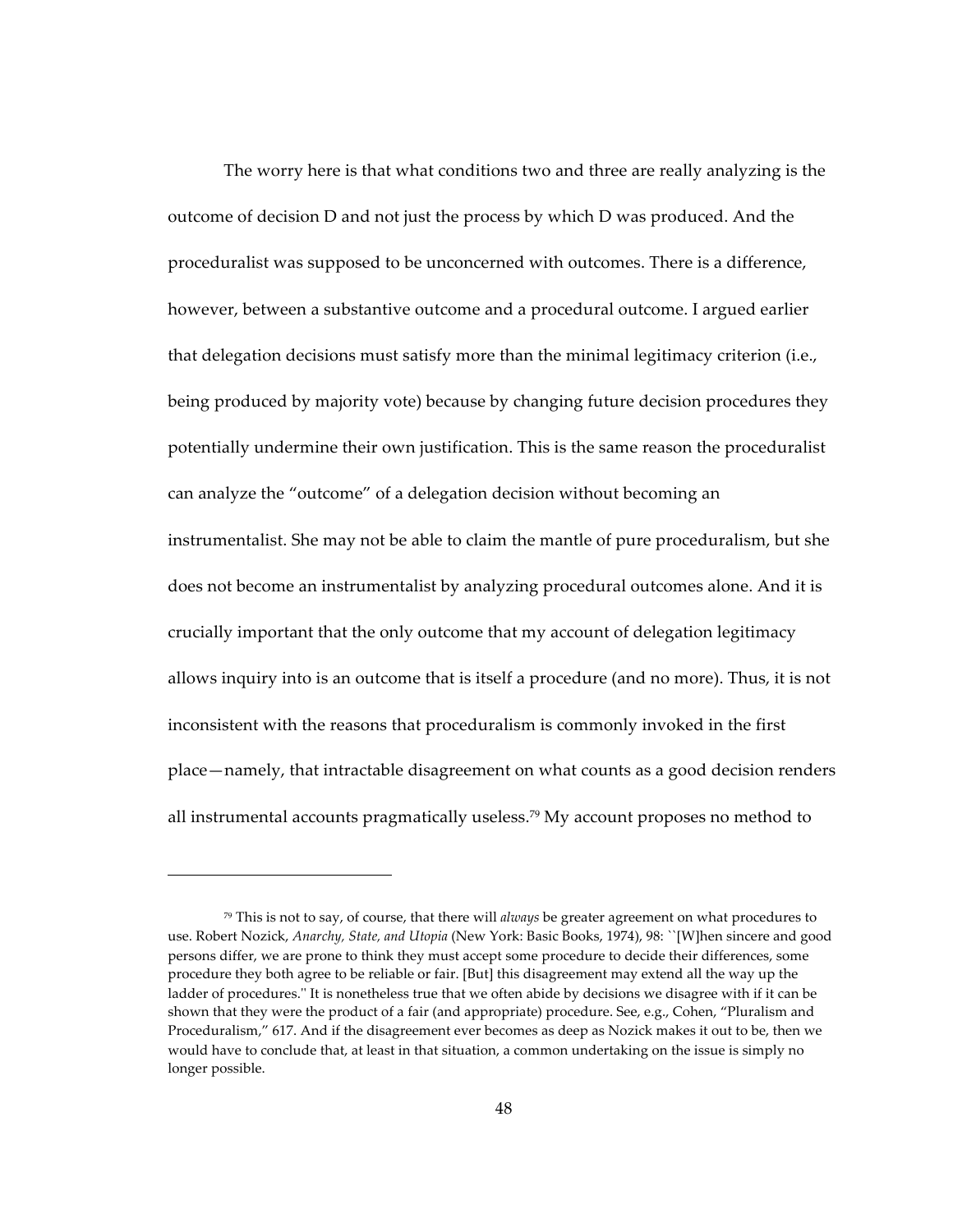The worry here is that what conditions two and three are really analyzing is the outcome of decision D and not just the process by which D was produced. And the proceduralist was supposed to be unconcerned with outcomes. There is a difference, however, between a substantive outcome and a procedural outcome. I argued earlier that delegation decisions must satisfy more than the minimal legitimacy criterion (i.e., being produced by majority vote) because by changing future decision procedures they potentially undermine their own justification. This is the same reason the proceduralist can analyze the "outcome" of a delegation decision without becoming an instrumentalist. She may not be able to claim the mantle of pure proceduralism, but she does not become an instrumentalist by analyzing procedural outcomes alone. And it is crucially important that the only outcome that my account of delegation legitimacy allows inquiry into is an outcome that is itself a procedure (and no more). Thus, it is not inconsistent with the reasons that proceduralism is commonly invoked in the first place—namely, that intractable disagreement on what counts as a good decision renders all instrumental accounts pragmatically useless.[79] My account proposes no method to

---

[79] This is not to say, of course, that there will *always* be greater agreement on what procedures to use. Robert Nozick, *Anarchy, State, and Utopia* (New York: Basic Books, 1974), 98: ``[W]hen sincere and good persons differ, we are prone to think they must accept some procedure to decide their differences, some procedure they both agree to be reliable or fair. [But] this disagreement may extend all the way up the ladder of procedures.'' It is nonetheless true that we often abide by decisions we disagree with if it can be shown that they were the product of a fair (and appropriate) procedure. See, e.g., Cohen, "Pluralism and Proceduralism," 617. And if the disagreement ever becomes as deep as Nozick makes it out to be, then we would have to conclude that, at least in that situation, a common undertaking on the issue is simply no longer possible.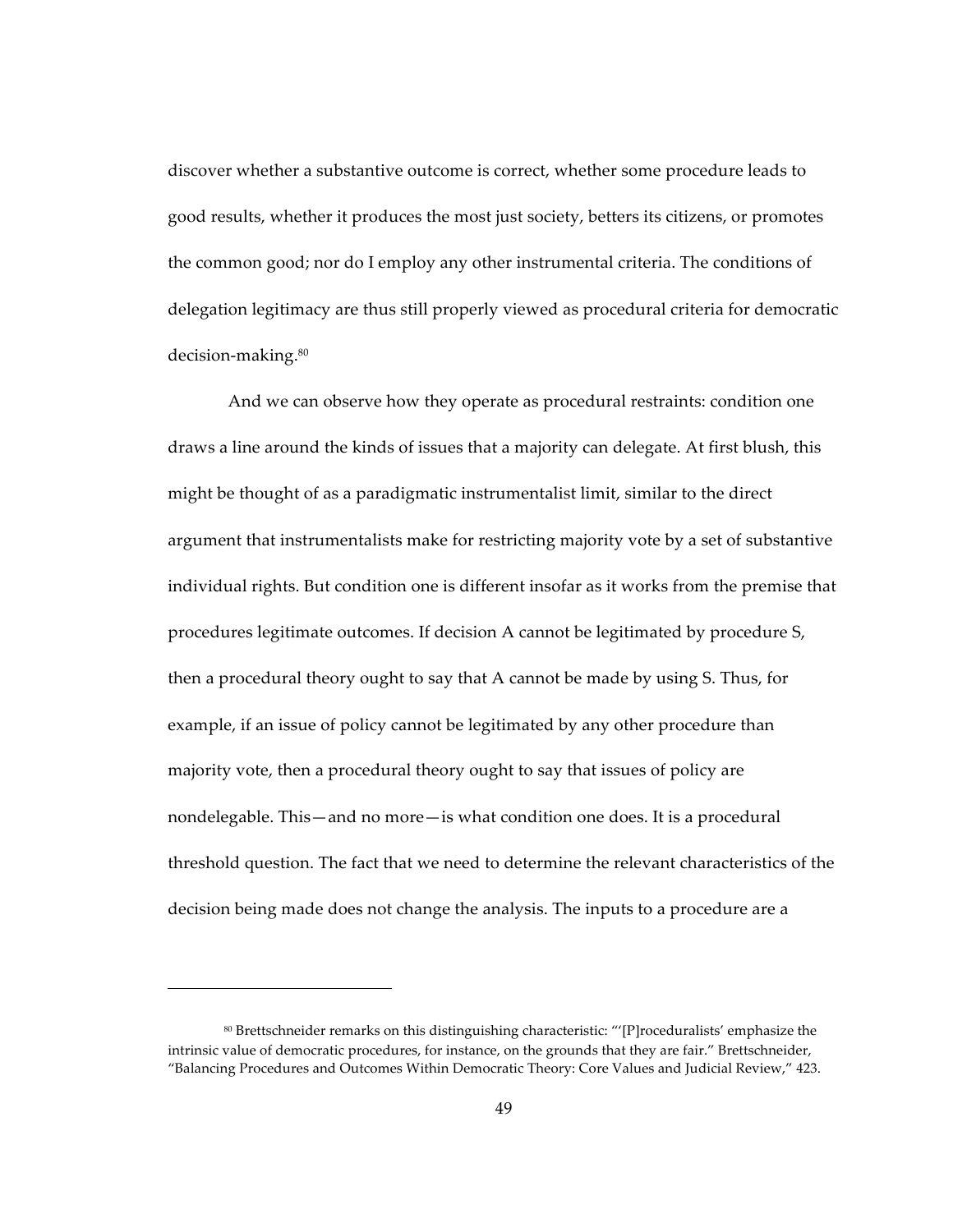discover whether a substantive outcome is correct, whether some procedure leads to good results, whether it produces the most just society, betters its citizens, or promotes the common good; nor do I employ any other instrumental criteria. The conditions of delegation legitimacy are thus still properly viewed as procedural criteria for democratic decision-making.[80]

And we can observe how they operate as procedural restraints: condition one draws a line around the kinds of issues that a majority can delegate. At first blush, this might be thought of as a paradigmatic instrumentalist limit, similar to the direct argument that instrumentalists make for restricting majority vote by a set of substantive individual rights. But condition one is different insofar as it works from the premise that procedures legitimate outcomes. If decision A cannot be legitimated by procedure S, then a procedural theory ought to say that A cannot be made by using S. Thus, for example, if an issue of policy cannot be legitimated by any other procedure than majority vote, then a procedural theory ought to say that issues of policy are nondelegable. This—and no more—is what condition one does. It is a procedural threshold question. The fact that we need to determine the relevant characteristics of the decision being made does not change the analysis. The inputs to a procedure are a

[80] Brettschneider remarks on this distinguishing characteristic: "'[P]roceduralists' emphasize the intrinsic value of democratic procedures, for instance, on the grounds that they are fair." Brettschneider, "Balancing Procedures and Outcomes Within Democratic Theory: Core Values and Judicial Review," 423.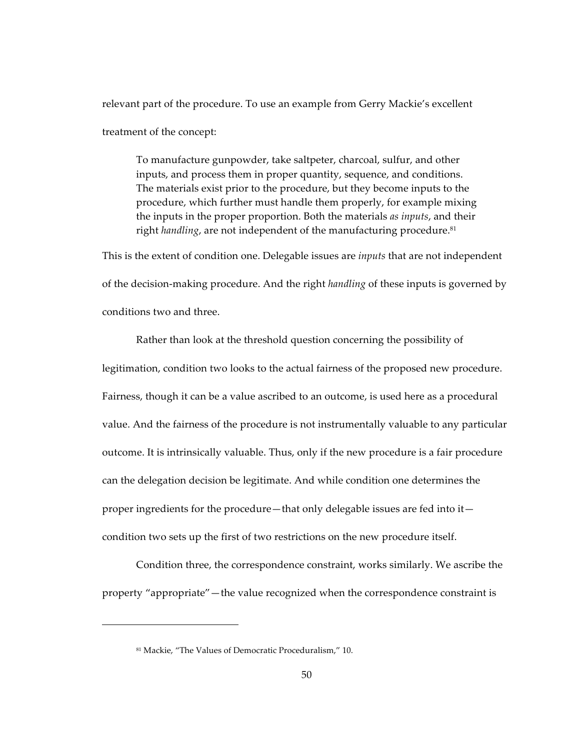relevant part of the procedure. To use an example from Gerry Mackie's excellent treatment of the concept:

> To manufacture gunpowder, take saltpeter, charcoal, sulfur, and other inputs, and process them in proper quantity, sequence, and conditions. The materials exist prior to the procedure, but they become inputs to the procedure, which further must handle them properly, for example mixing the inputs in the proper proportion. Both the materials *as inputs*, and their right *handling*, are not independent of the manufacturing procedure.[81]

This is the extent of condition one. Delegable issues are *inputs* that are not independent of the decision-making procedure. And the right *handling* of these inputs is governed by conditions two and three.

Rather than look at the threshold question concerning the possibility of legitimation, condition two looks to the actual fairness of the proposed new procedure. Fairness, though it can be a value ascribed to an outcome, is used here as a procedural value. And the fairness of the procedure is not instrumentally valuable to any particular outcome. It is intrinsically valuable. Thus, only if the new procedure is a fair procedure can the delegation decision be legitimate. And while condition one determines the proper ingredients for the procedure—that only delegable issues are fed into it—condition two sets up the first of two restrictions on the new procedure itself.

Condition three, the correspondence constraint, works similarly. We ascribe the property "appropriate"—the value recognized when the correspondence constraint is

---

[81] Mackie, "The Values of Democratic Proceduralism," 10.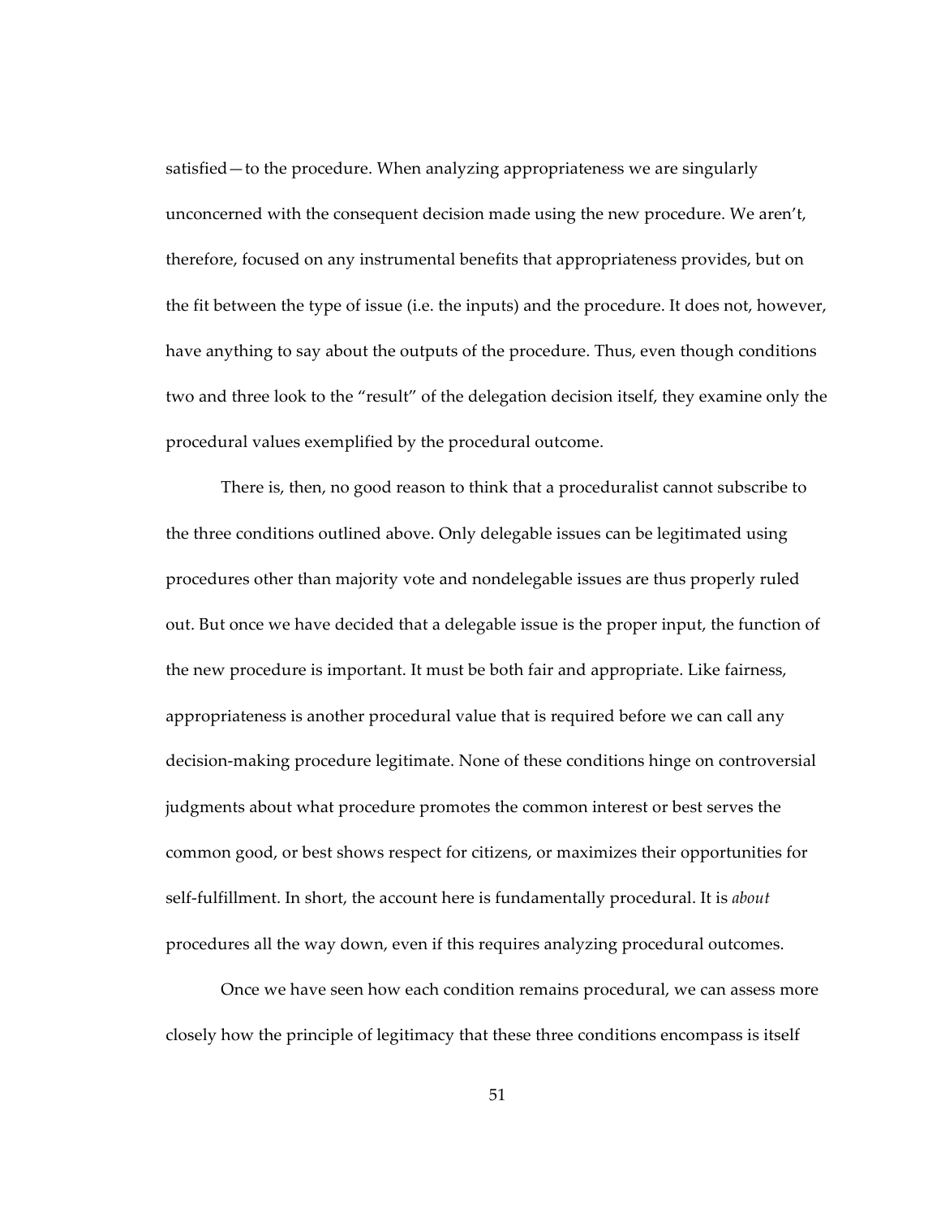satisfied—to the procedure. When analyzing appropriateness we are singularly unconcerned with the consequent decision made using the new procedure. We aren't, therefore, focused on any instrumental benefits that appropriateness provides, but on the fit between the type of issue (i.e. the inputs) and the procedure. It does not, however, have anything to say about the outputs of the procedure. Thus, even though conditions two and three look to the "result" of the delegation decision itself, they examine only the procedural values exemplified by the procedural outcome.

There is, then, no good reason to think that a proceduralist cannot subscribe to the three conditions outlined above. Only delegable issues can be legitimated using procedures other than majority vote and nondelegable issues are thus properly ruled out. But once we have decided that a delegable issue is the proper input, the function of the new procedure is important. It must be both fair and appropriate. Like fairness, appropriateness is another procedural value that is required before we can call any decision-making procedure legitimate. None of these conditions hinge on controversial judgments about what procedure promotes the common interest or best serves the common good, or best shows respect for citizens, or maximizes their opportunities for self-fulfillment. In short, the account here is fundamentally procedural. It is *about* procedures all the way down, even if this requires analyzing procedural outcomes.

Once we have seen how each condition remains procedural, we can assess more closely how the principle of legitimacy that these three conditions encompass is itself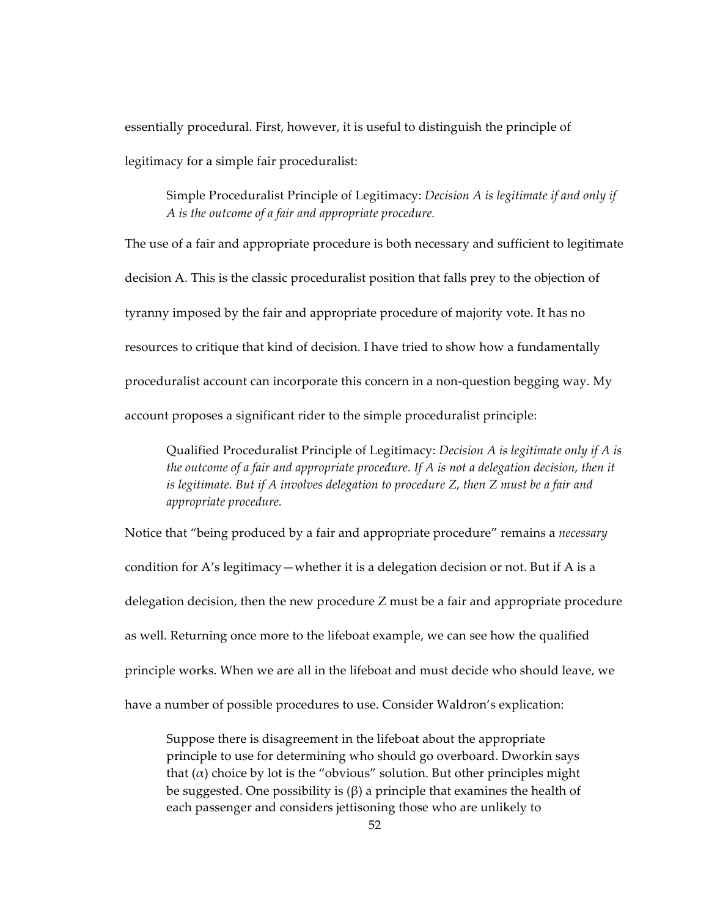essentially procedural. First, however, it is useful to distinguish the principle of legitimacy for a simple fair proceduralist:

> Simple Proceduralist Principle of Legitimacy: *Decision A is legitimate if and only if A is the outcome of a fair and appropriate procedure.*

The use of a fair and appropriate procedure is both necessary and sufficient to legitimate decision A. This is the classic proceduralist position that falls prey to the objection of tyranny imposed by the fair and appropriate procedure of majority vote. It has no resources to critique that kind of decision. I have tried to show how a fundamentally proceduralist account can incorporate this concern in a non-question begging way. My account proposes a significant rider to the simple proceduralist principle:

> Qualified Proceduralist Principle of Legitimacy: *Decision A is legitimate only if A is the outcome of a fair and appropriate procedure. If A is not a delegation decision, then it is legitimate. But if A involves delegation to procedure Z, then Z must be a fair and appropriate procedure.*

Notice that "being produced by a fair and appropriate procedure" remains a *necessary* condition for A's legitimacy—whether it is a delegation decision or not. But if A is a delegation decision, then the new procedure Z must be a fair and appropriate procedure as well. Returning once more to the lifeboat example, we can see how the qualified principle works. When we are all in the lifeboat and must decide who should leave, we have a number of possible procedures to use. Consider Waldron's explication:

> Suppose there is disagreement in the lifeboat about the appropriate principle to use for determining who should go overboard. Dworkin says that ($\alpha$) choice by lot is the "obvious" solution. But other principles might be suggested. One possibility is ($\beta$) a principle that examines the health of each passenger and considers jettisoning those who are unlikely to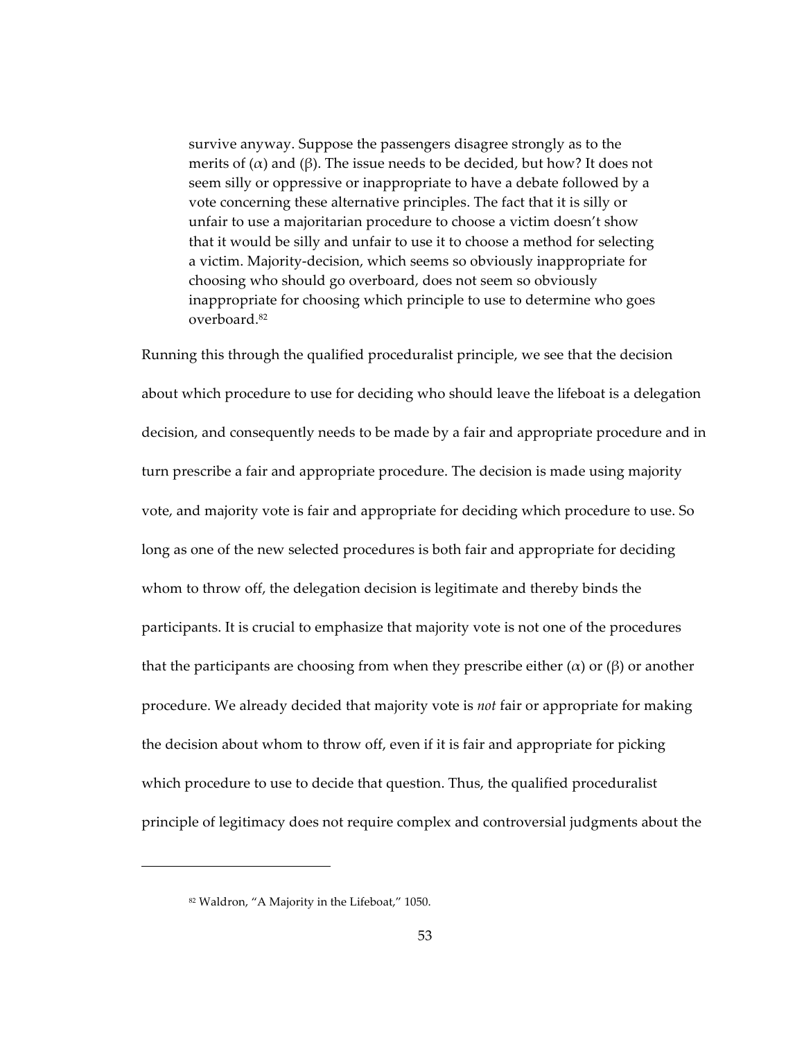> survive anyway. Suppose the passengers disagree strongly as to the merits of (α) and (β). The issue needs to be decided, but how? It does not seem silly or oppressive or inappropriate to have a debate followed by a vote concerning these alternative principles. The fact that it is silly or unfair to use a majoritarian procedure to choose a victim doesn't show that it would be silly and unfair to use it to choose a method for selecting a victim. Majority-decision, which seems so obviously inappropriate for choosing who should go overboard, does not seem so obviously inappropriate for choosing which principle to use to determine who goes overboard.[82]

Running this through the qualified proceduralist principle, we see that the decision about which procedure to use for deciding who should leave the lifeboat is a delegation decision, and consequently needs to be made by a fair and appropriate procedure and in turn prescribe a fair and appropriate procedure. The decision is made using majority vote, and majority vote is fair and appropriate for deciding which procedure to use. So long as one of the new selected procedures is both fair and appropriate for deciding whom to throw off, the delegation decision is legitimate and thereby binds the participants. It is crucial to emphasize that majority vote is not one of the procedures that the participants are choosing from when they prescribe either (α) or (β) or another procedure. We already decided that majority vote is *not* fair or appropriate for making the decision about whom to throw off, even if it is fair and appropriate for picking which procedure to use to decide that question. Thus, the qualified proceduralist principle of legitimacy does not require complex and controversial judgments about the

---

[82] Waldron, "A Majority in the Lifeboat," 1050.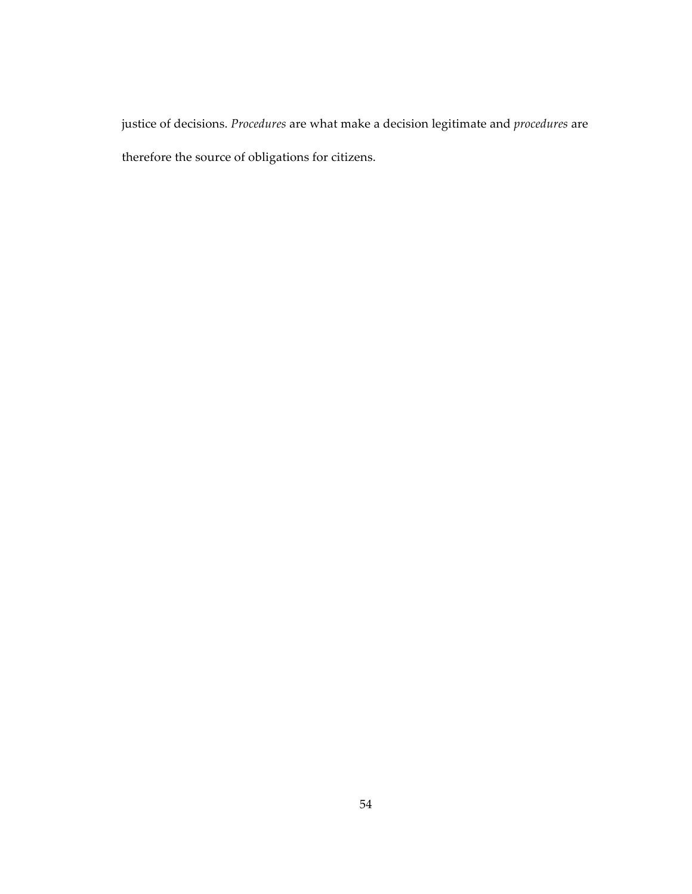justice of decisions. *Procedures* are what make a decision legitimate and *procedures* are therefore the source of obligations for citizens.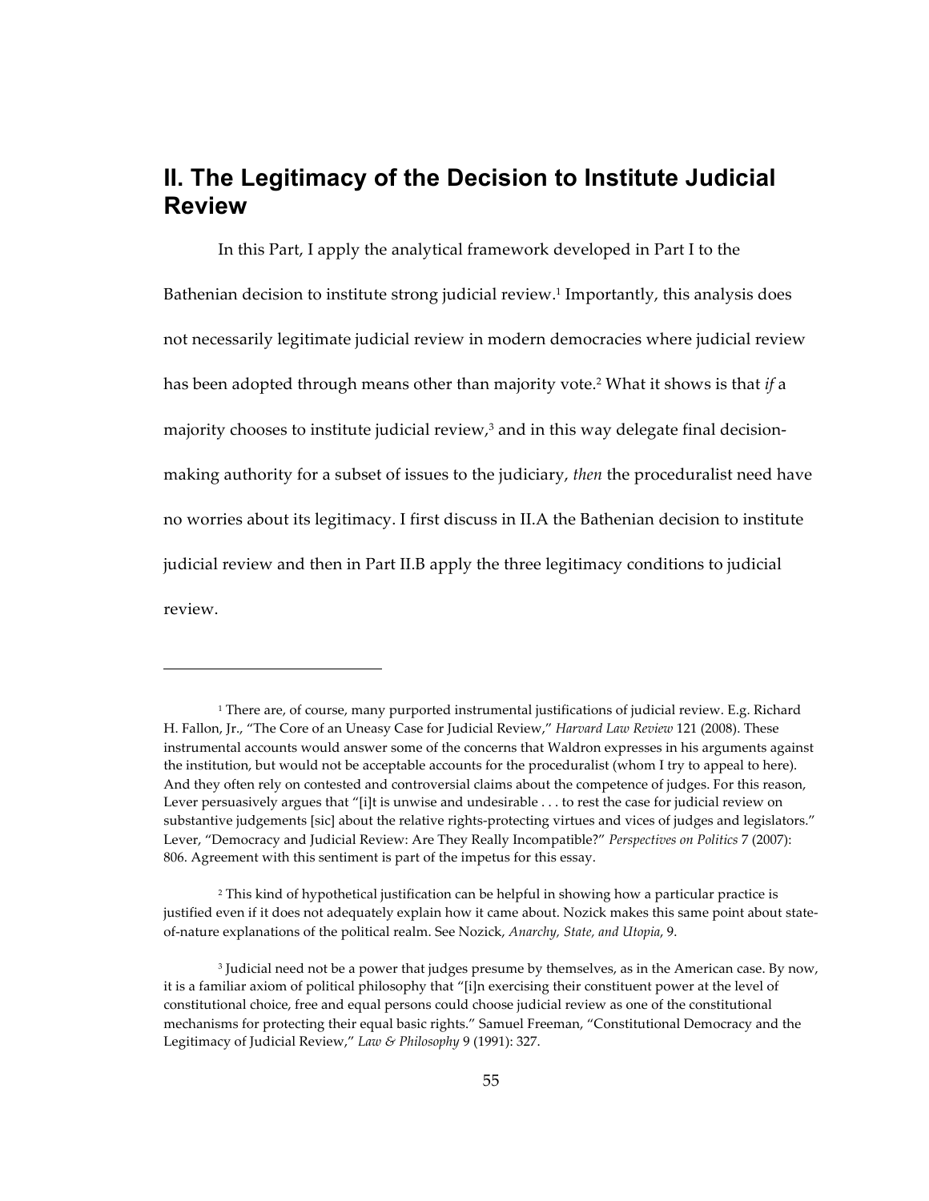## II. The Legitimacy of the Decision to Institute Judicial Review

In this Part, I apply the analytical framework developed in Part I to the Bathenian decision to institute strong judicial review.[1] Importantly, this analysis does not necessarily legitimate judicial review in modern democracies where judicial review has been adopted through means other than majority vote.[2] What it shows is that *if* a majority chooses to institute judicial review,[3] and in this way delegate final decision-making authority for a subset of issues to the judiciary, *then* the proceduralist need have no worries about its legitimacy. I first discuss in II.A the Bathenian decision to institute judicial review and then in Part II.B apply the three legitimacy conditions to judicial review.

---

[1] There are, of course, many purported instrumental justifications of judicial review. E.g. Richard H. Fallon, Jr., "The Core of an Uneasy Case for Judicial Review," *Harvard Law Review* 121 (2008). These instrumental accounts would answer some of the concerns that Waldron expresses in his arguments against the institution, but would not be acceptable accounts for the proceduralist (whom I try to appeal to here). And they often rely on contested and controversial claims about the competence of judges. For this reason, Lever persuasively argues that "[i]t is unwise and undesirable . . . to rest the case for judicial review on substantive judgements [sic] about the relative rights-protecting virtues and vices of judges and legislators." Lever, "Democracy and Judicial Review: Are They Really Incompatible?" *Perspectives on Politics* 7 (2007): 806. Agreement with this sentiment is part of the impetus for this essay.

[2] This kind of hypothetical justification can be helpful in showing how a particular practice is justified even if it does not adequately explain how it came about. Nozick makes this same point about state-of-nature explanations of the political realm. See Nozick, *Anarchy, State, and Utopia*, 9.

[3] Judicial need not be a power that judges presume by themselves, as in the American case. By now, it is a familiar axiom of political philosophy that "[i]n exercising their constituent power at the level of constitutional choice, free and equal persons could choose judicial review as one of the constitutional mechanisms for protecting their equal basic rights." Samuel Freeman, "Constitutional Democracy and the Legitimacy of Judicial Review," *Law & Philosophy* 9 (1991): 327.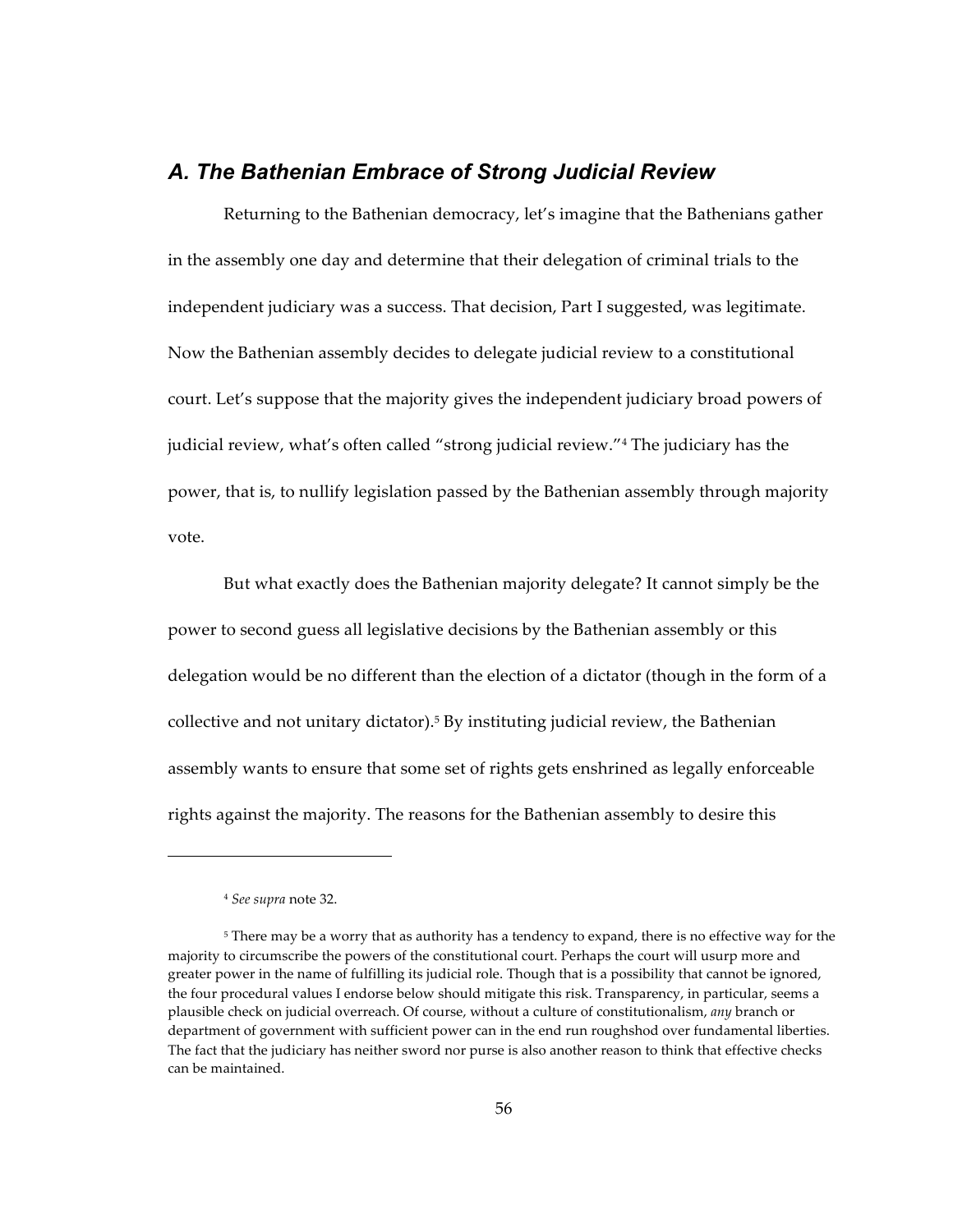## A. The Bathenian Embrace of Strong Judicial Review

Returning to the Bathenian democracy, let's imagine that the Bathenians gather in the assembly one day and determine that their delegation of criminal trials to the independent judiciary was a success. That decision, Part I suggested, was legitimate. Now the Bathenian assembly decides to delegate judicial review to a constitutional court. Let's suppose that the majority gives the independent judiciary broad powers of judicial review, what's often called "strong judicial review."[4] The judiciary has the power, that is, to nullify legislation passed by the Bathenian assembly through majority vote.

But what exactly does the Bathenian majority delegate? It cannot simply be the power to second guess all legislative decisions by the Bathenian assembly or this delegation would be no different than the election of a dictator (though in the form of a collective and not unitary dictator).[5] By instituting judicial review, the Bathenian assembly wants to ensure that some set of rights gets enshrined as legally enforceable rights against the majority. The reasons for the Bathenian assembly to desire this

---

[4] *See supra* note 32.

[5] There may be a worry that as authority has a tendency to expand, there is no effective way for the majority to circumscribe the powers of the constitutional court. Perhaps the court will usurp more and greater power in the name of fulfilling its judicial role. Though that is a possibility that cannot be ignored, the four procedural values I endorse below should mitigate this risk. Transparency, in particular, seems a plausible check on judicial overreach. Of course, without a culture of constitutionalism, *any* branch or department of government with sufficient power can in the end run roughshod over fundamental liberties. The fact that the judiciary has neither sword nor purse is also another reason to think that effective checks can be maintained.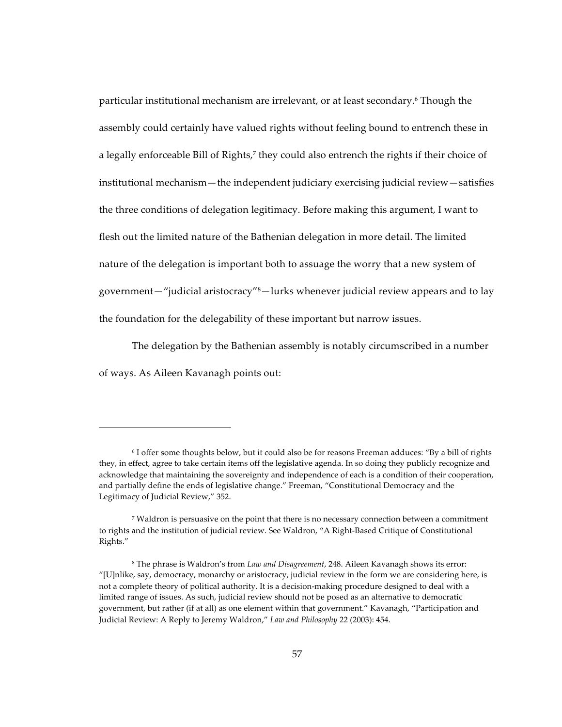particular institutional mechanism are irrelevant, or at least secondary.[6] Though the assembly could certainly have valued rights without feeling bound to entrench these in a legally enforceable Bill of Rights,[7] they could also entrench the rights if their choice of institutional mechanism—the independent judiciary exercising judicial review—satisfies the three conditions of delegation legitimacy. Before making this argument, I want to flesh out the limited nature of the Bathenian delegation in more detail. The limited nature of the delegation is important both to assuage the worry that a new system of government—"judicial aristocracy"[8]—lurks whenever judicial review appears and to lay the foundation for the delegability of these important but narrow issues.

The delegation by the Bathenian assembly is notably circumscribed in a number of ways. As Aileen Kavanagh points out:

---

[6] I offer some thoughts below, but it could also be for reasons Freeman adduces: "By a bill of rights they, in effect, agree to take certain items off the legislative agenda. In so doing they publicly recognize and acknowledge that maintaining the sovereignty and independence of each is a condition of their cooperation, and partially define the ends of legislative change." Freeman, "Constitutional Democracy and the Legitimacy of Judicial Review," 352.

[7] Waldron is persuasive on the point that there is no necessary connection between a commitment to rights and the institution of judicial review. See Waldron, "A Right-Based Critique of Constitutional Rights."

[8] The phrase is Waldron's from *Law and Disagreement*, 248. Aileen Kavanagh shows its error: "[U]nlike, say, democracy, monarchy or aristocracy, judicial review in the form we are considering here, is not a complete theory of political authority. It is a decision-making procedure designed to deal with a limited range of issues. As such, judicial review should not be posed as an alternative to democratic government, but rather (if at all) as one element within that government." Kavanagh, "Participation and Judicial Review: A Reply to Jeremy Waldron," *Law and Philosophy* 22 (2003): 454.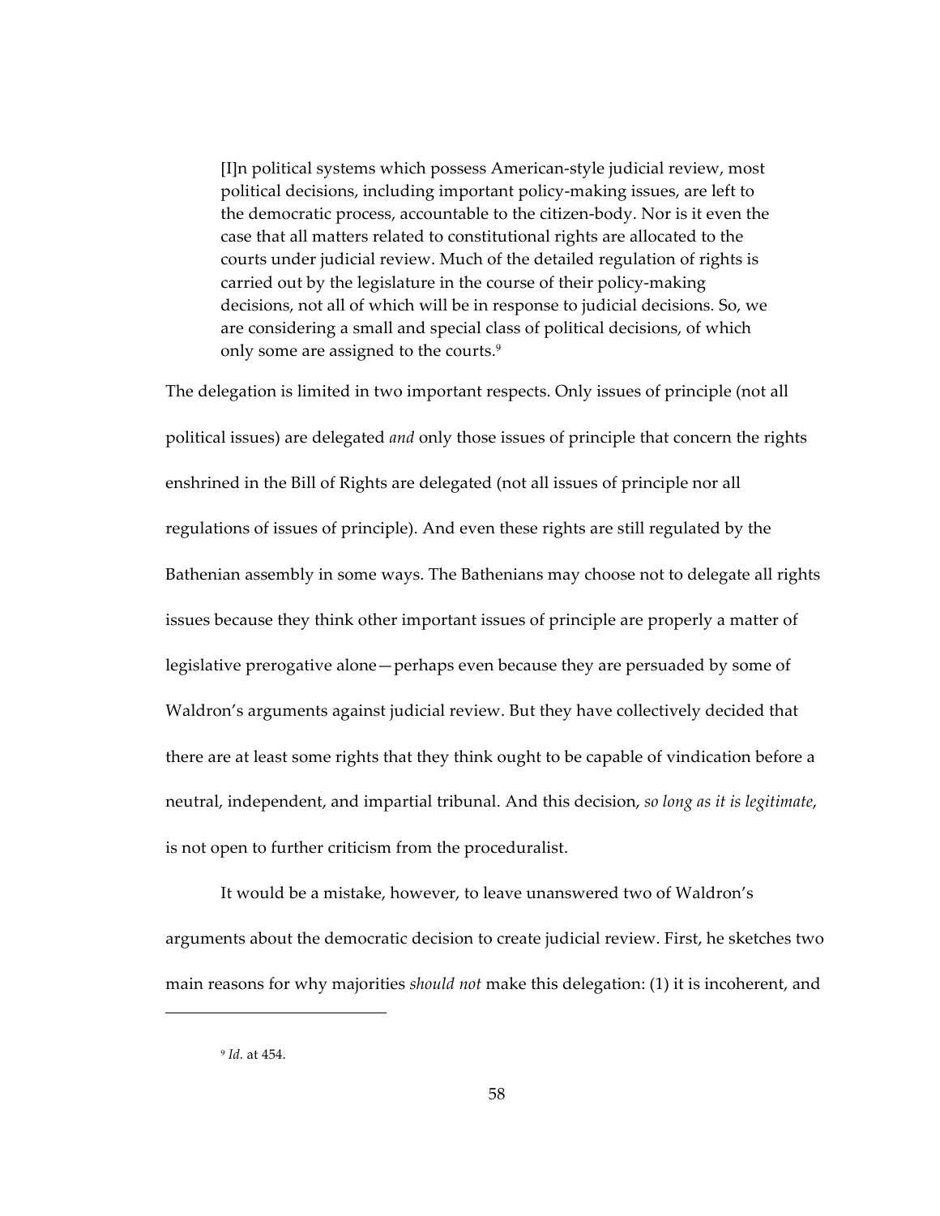> [I]n political systems which possess American-style judicial review, most political decisions, including important policy-making issues, are left to the democratic process, accountable to the citizen-body. Nor is it even the case that all matters related to constitutional rights are allocated to the courts under judicial review. Much of the detailed regulation of rights is carried out by the legislature in the course of their policy-making decisions, not all of which will be in response to judicial decisions. So, we are considering a small and special class of political decisions, of which only some are assigned to the courts.[9]

The delegation is limited in two important respects. Only issues of principle (not all political issues) are delegated *and* only those issues of principle that concern the rights enshrined in the Bill of Rights are delegated (not all issues of principle nor all regulations of issues of principle). And even these rights are still regulated by the Bathenian assembly in some ways. The Bathenians may choose not to delegate all rights issues because they think other important issues of principle are properly a matter of legislative prerogative alone—perhaps even because they are persuaded by some of Waldron's arguments against judicial review. But they have collectively decided that there are at least some rights that they think ought to be capable of vindication before a neutral, independent, and impartial tribunal. And this decision, *so long as it is legitimate*, is not open to further criticism from the proceduralist.

It would be a mistake, however, to leave unanswered two of Waldron's arguments about the democratic decision to create judicial review. First, he sketches two main reasons for why majorities *should not* make this delegation: (1) it is incoherent, and

---

[9] *Id.* at 454.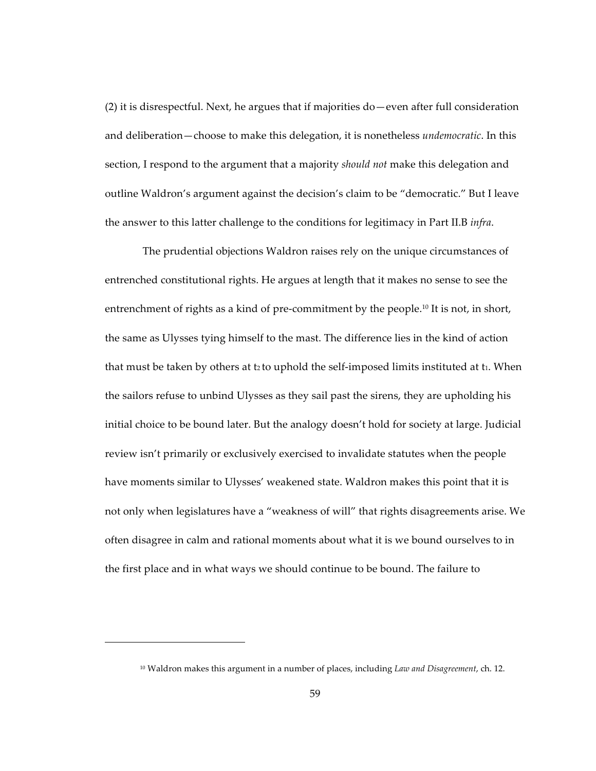(2) it is disrespectful. Next, he argues that if majorities do—even after full consideration and deliberation—choose to make this delegation, it is nonetheless *undemocratic*. In this section, I respond to the argument that a majority *should not* make this delegation and outline Waldron's argument against the decision's claim to be "democratic." But I leave the answer to this latter challenge to the conditions for legitimacy in Part II.B *infra*.

The prudential objections Waldron raises rely on the unique circumstances of entrenched constitutional rights. He argues at length that it makes no sense to see the entrenchment of rights as a kind of pre-commitment by the people.[10] It is not, in short, the same as Ulysses tying himself to the mast. The difference lies in the kind of action that must be taken by others at $t_2$ to uphold the self-imposed limits instituted at $t_1$. When the sailors refuse to unbind Ulysses as they sail past the sirens, they are upholding his initial choice to be bound later. But the analogy doesn't hold for society at large. Judicial review isn't primarily or exclusively exercised to invalidate statutes when the people have moments similar to Ulysses' weakened state. Waldron makes this point that it is not only when legislatures have a "weakness of will" that rights disagreements arise. We often disagree in calm and rational moments about what it is we bound ourselves to in the first place and in what ways we should continue to be bound. The failure to

---

[10] Waldron makes this argument in a number of places, including *Law and Disagreement*, ch. 12.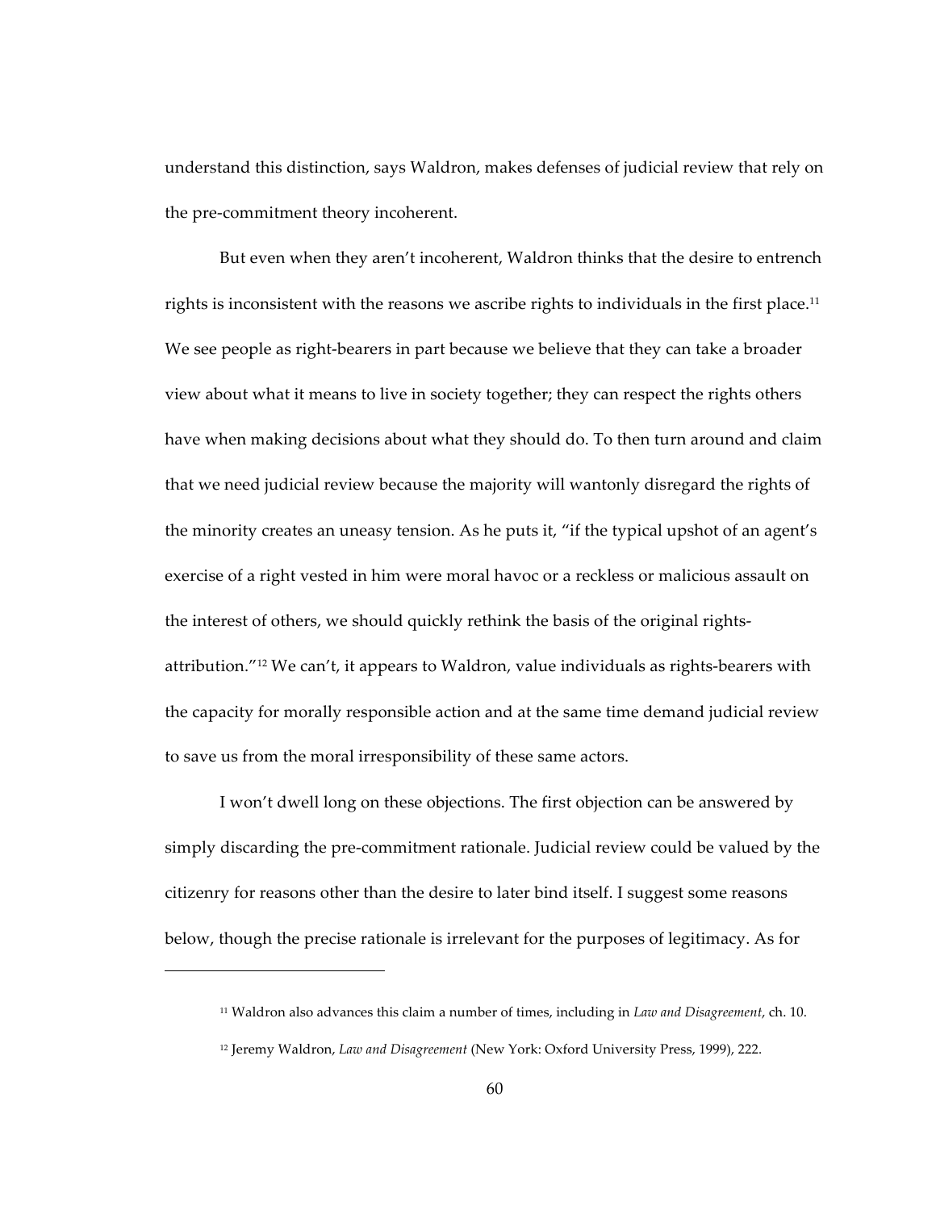understand this distinction, says Waldron, makes defenses of judicial review that rely on the pre-commitment theory incoherent.

But even when they aren't incoherent, Waldron thinks that the desire to entrench rights is inconsistent with the reasons we ascribe rights to individuals in the first place.[11] We see people as right-bearers in part because we believe that they can take a broader view about what it means to live in society together; they can respect the rights others have when making decisions about what they should do. To then turn around and claim that we need judicial review because the majority will wantonly disregard the rights of the minority creates an uneasy tension. As he puts it, "if the typical upshot of an agent's exercise of a right vested in him were moral havoc or a reckless or malicious assault on the interest of others, we should quickly rethink the basis of the original rights-attribution."[12] We can't, it appears to Waldron, value individuals as rights-bearers with the capacity for morally responsible action and at the same time demand judicial review to save us from the moral irresponsibility of these same actors.

I won't dwell long on these objections. The first objection can be answered by simply discarding the pre-commitment rationale. Judicial review could be valued by the citizenry for reasons other than the desire to later bind itself. I suggest some reasons below, though the precise rationale is irrelevant for the purposes of legitimacy. As for

---

[11] Waldron also advances this claim a number of times, including in *Law and Disagreement*, ch. 10.

[12] Jeremy Waldron, *Law and Disagreement* (New York: Oxford University Press, 1999), 222.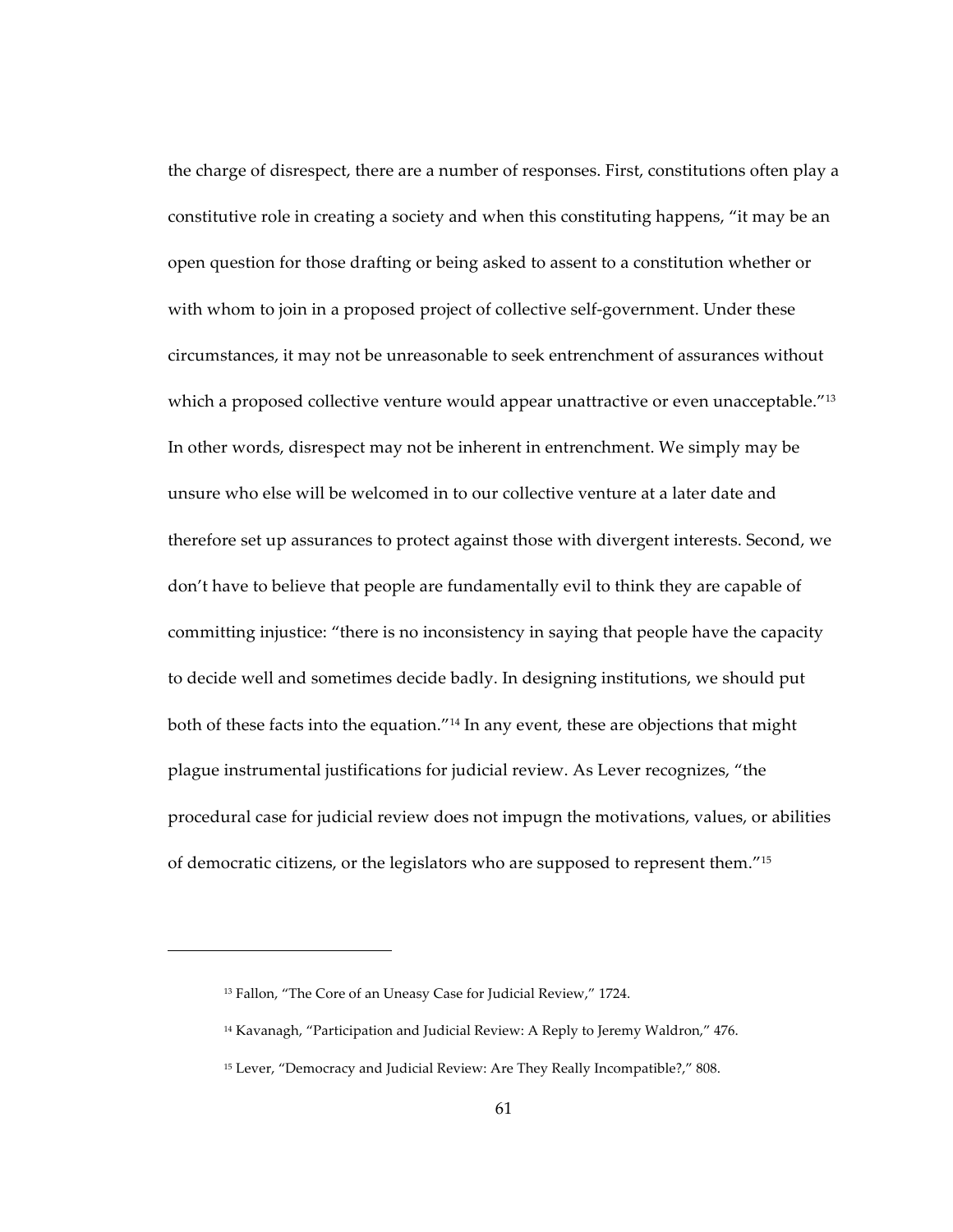the charge of disrespect, there are a number of responses. First, constitutions often play a constitutive role in creating a society and when this constituting happens, "it may be an open question for those drafting or being asked to assent to a constitution whether or with whom to join in a proposed project of collective self-government. Under these circumstances, it may not be unreasonable to seek entrenchment of assurances without which a proposed collective venture would appear unattractive or even unacceptable."[13] In other words, disrespect may not be inherent in entrenchment. We simply may be unsure who else will be welcomed in to our collective venture at a later date and therefore set up assurances to protect against those with divergent interests. Second, we don't have to believe that people are fundamentally evil to think they are capable of committing injustice: "there is no inconsistency in saying that people have the capacity to decide well and sometimes decide badly. In designing institutions, we should put both of these facts into the equation."[14] In any event, these are objections that might plague instrumental justifications for judicial review. As Lever recognizes, "the procedural case for judicial review does not impugn the motivations, values, or abilities of democratic citizens, or the legislators who are supposed to represent them."[15]

---

[13] Fallon, "The Core of an Uneasy Case for Judicial Review," 1724.

[14] Kavanagh, "Participation and Judicial Review: A Reply to Jeremy Waldron," 476.

[15] Lever, "Democracy and Judicial Review: Are They Really Incompatible?," 808.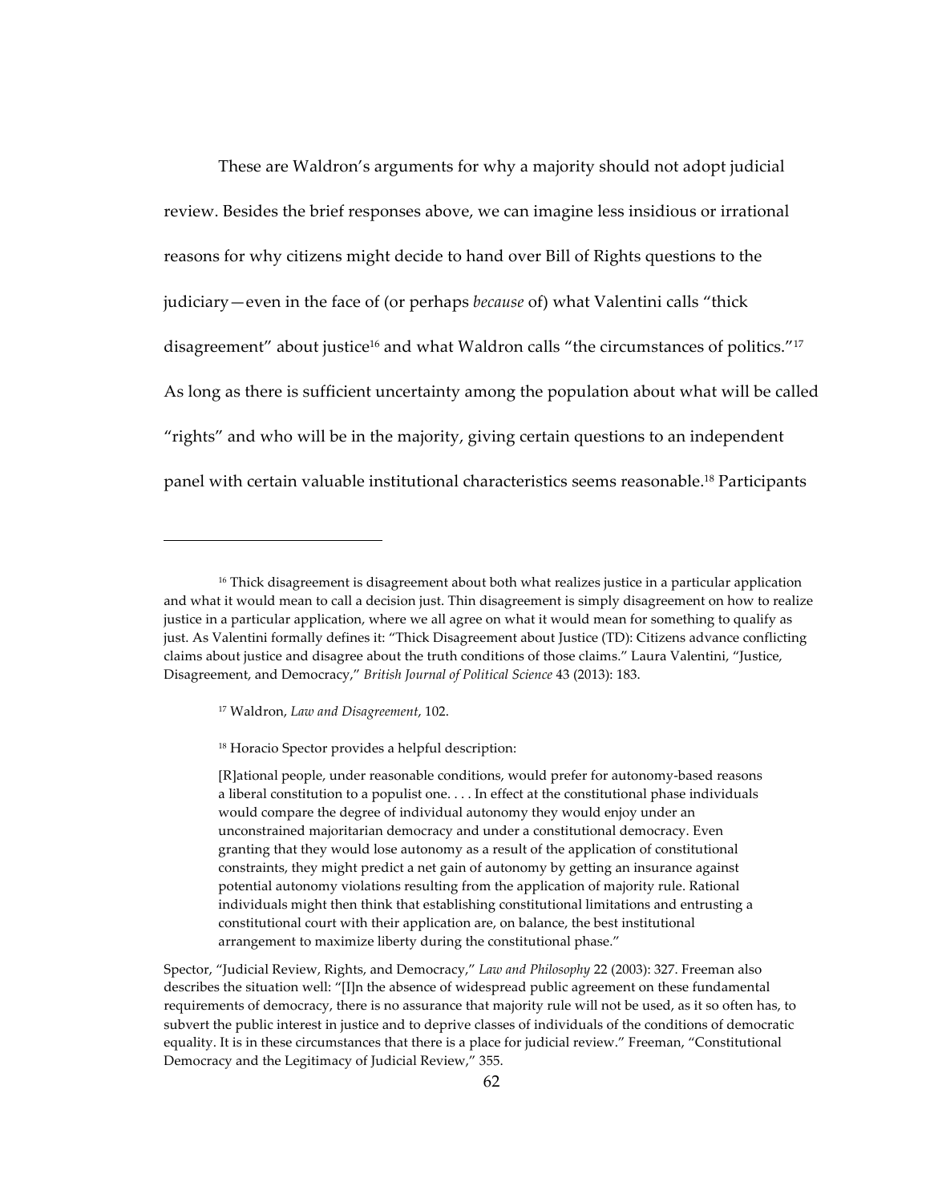These are Waldron's arguments for why a majority should not adopt judicial review. Besides the brief responses above, we can imagine less insidious or irrational reasons for why citizens might decide to hand over Bill of Rights questions to the judiciary—even in the face of (or perhaps *because* of) what Valentini calls "thick disagreement" about justice[16] and what Waldron calls "the circumstances of politics."[17] As long as there is sufficient uncertainty among the population about what will be called "rights" and who will be in the majority, giving certain questions to an independent panel with certain valuable institutional characteristics seems reasonable.[18] Participants

---

[16] Thick disagreement is disagreement about both what realizes justice in a particular application and what it would mean to call a decision just. Thin disagreement is simply disagreement on how to realize justice in a particular application, where we all agree on what it would mean for something to qualify as just. As Valentini formally defines it: "Thick Disagreement about Justice (TD): Citizens advance conflicting claims about justice and disagree about the truth conditions of those claims." Laura Valentini, "Justice, Disagreement, and Democracy," *British Journal of Political Science* 43 (2013): 183.

[17] Waldron, *Law and Disagreement*, 102.

[18] Horacio Spector provides a helpful description:

> [R]ational people, under reasonable conditions, would prefer for autonomy-based reasons a liberal constitution to a populist one. . . . In effect at the constitutional phase individuals would compare the degree of individual autonomy they would enjoy under an unconstrained majoritarian democracy and under a constitutional democracy. Even granting that they would lose autonomy as a result of the application of constitutional constraints, they might predict a net gain of autonomy by getting an insurance against potential autonomy violations resulting from the application of majority rule. Rational individuals might then think that establishing constitutional limitations and entrusting a constitutional court with their application are, on balance, the best institutional arrangement to maximize liberty during the constitutional phase."

Spector, "Judicial Review, Rights, and Democracy," *Law and Philosophy* 22 (2003): 327. Freeman also describes the situation well: "[I]n the absence of widespread public agreement on these fundamental requirements of democracy, there is no assurance that majority rule will not be used, as it so often has, to subvert the public interest in justice and to deprive classes of individuals of the conditions of democratic equality. It is in these circumstances that there is a place for judicial review." Freeman, "Constitutional Democracy and the Legitimacy of Judicial Review," 355.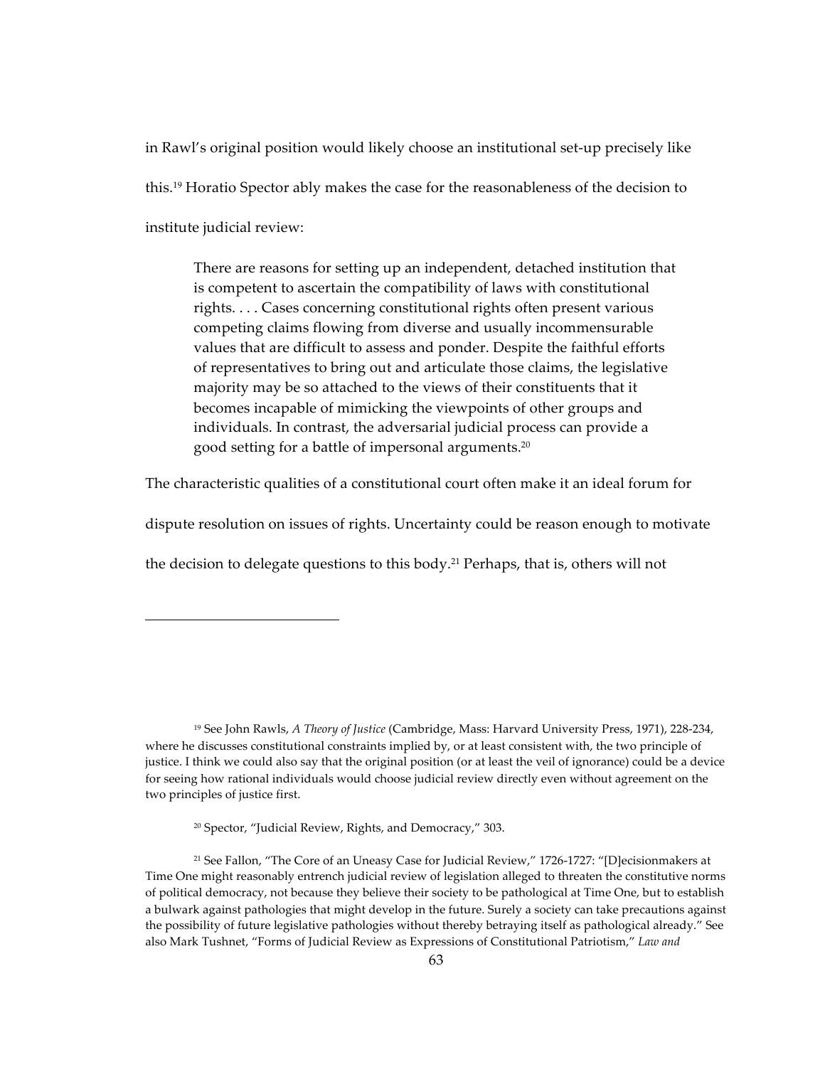in Rawl's original position would likely choose an institutional set-up precisely like this.[19] Horatio Spector ably makes the case for the reasonableness of the decision to institute judicial review:

> There are reasons for setting up an independent, detached institution that is competent to ascertain the compatibility of laws with constitutional rights. . . . Cases concerning constitutional rights often present various competing claims flowing from diverse and usually incommensurable values that are difficult to assess and ponder. Despite the faithful efforts of representatives to bring out and articulate those claims, the legislative majority may be so attached to the views of their constituents that it becomes incapable of mimicking the viewpoints of other groups and individuals. In contrast, the adversarial judicial process can provide a good setting for a battle of impersonal arguments.[20]

The characteristic qualities of a constitutional court often make it an ideal forum for dispute resolution on issues of rights. Uncertainty could be reason enough to motivate the decision to delegate questions to this body.[21] Perhaps, that is, others will not

---

[19] See John Rawls, *A Theory of Justice* (Cambridge, Mass: Harvard University Press, 1971), 228-234, where he discusses constitutional constraints implied by, or at least consistent with, the two principle of justice. I think we could also say that the original position (or at least the veil of ignorance) could be a device for seeing how rational individuals would choose judicial review directly even without agreement on the two principles of justice first.

[20] Spector, "Judicial Review, Rights, and Democracy," 303.

[21] See Fallon, "The Core of an Uneasy Case for Judicial Review," 1726-1727: "[D]ecisionmakers at Time One might reasonably entrench judicial review of legislation alleged to threaten the constitutive norms of political democracy, not because they believe their society to be pathological at Time One, but to establish a bulwark against pathologies that might develop in the future. Surely a society can take precautions against the possibility of future legislative pathologies without thereby betraying itself as pathological already." See also Mark Tushnet, "Forms of Judicial Review as Expressions of Constitutional Patriotism," *Law and*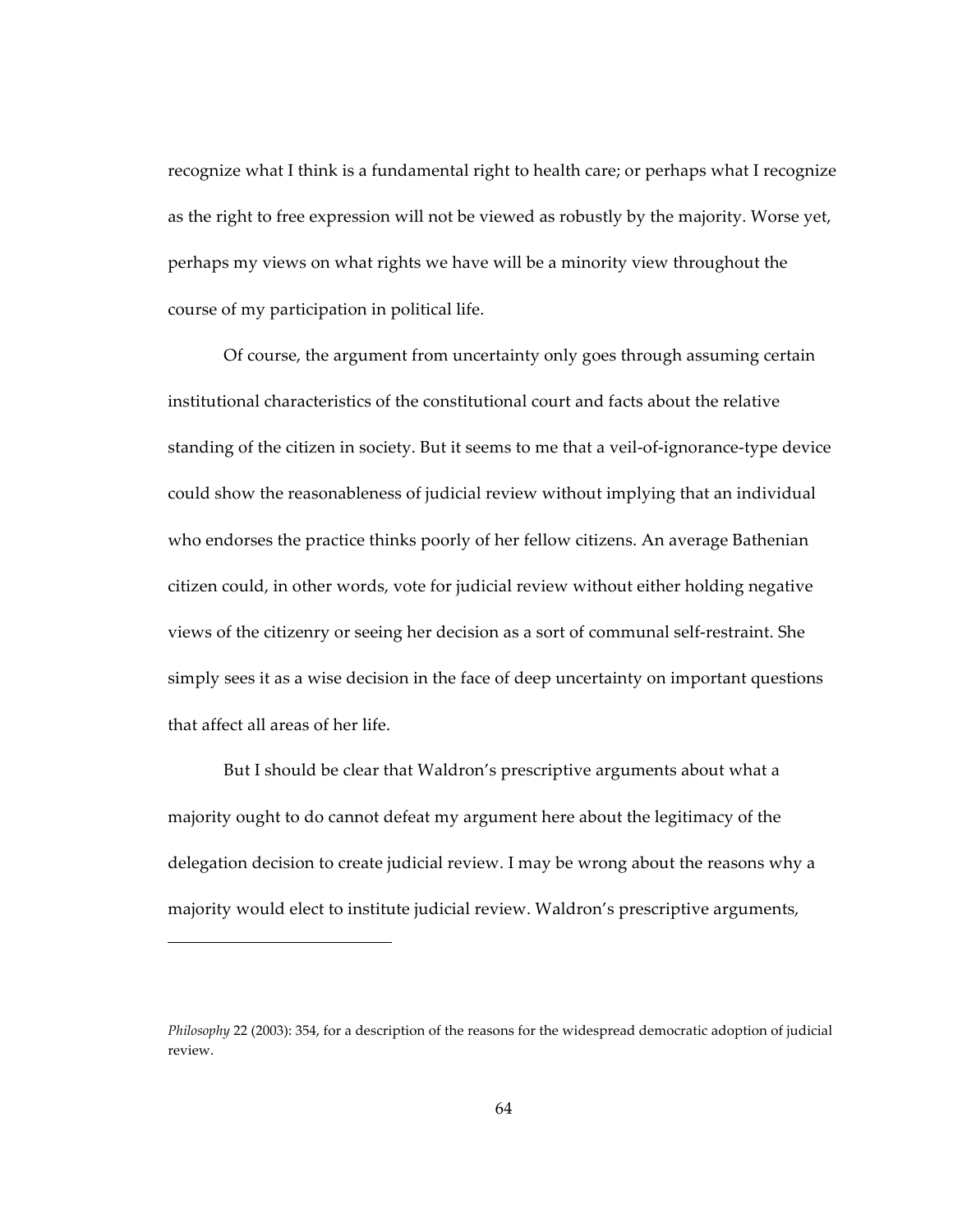recognize what I think is a fundamental right to health care; or perhaps what I recognize as the right to free expression will not be viewed as robustly by the majority. Worse yet, perhaps my views on what rights we have will be a minority view throughout the course of my participation in political life.

Of course, the argument from uncertainty only goes through assuming certain institutional characteristics of the constitutional court and facts about the relative standing of the citizen in society. But it seems to me that a veil-of-ignorance-type device could show the reasonableness of judicial review without implying that an individual who endorses the practice thinks poorly of her fellow citizens. An average Bathenian citizen could, in other words, vote for judicial review without either holding negative views of the citizenry or seeing her decision as a sort of communal self-restraint. She simply sees it as a wise decision in the face of deep uncertainty on important questions that affect all areas of her life.

But I should be clear that Waldron's prescriptive arguments about what a majority ought to do cannot defeat my argument here about the legitimacy of the delegation decision to create judicial review. I may be wrong about the reasons why a majority would elect to institute judicial review. Waldron's prescriptive arguments,

---

*Philosophy* 22 (2003): 354, for a description of the reasons for the widespread democratic adoption of judicial review.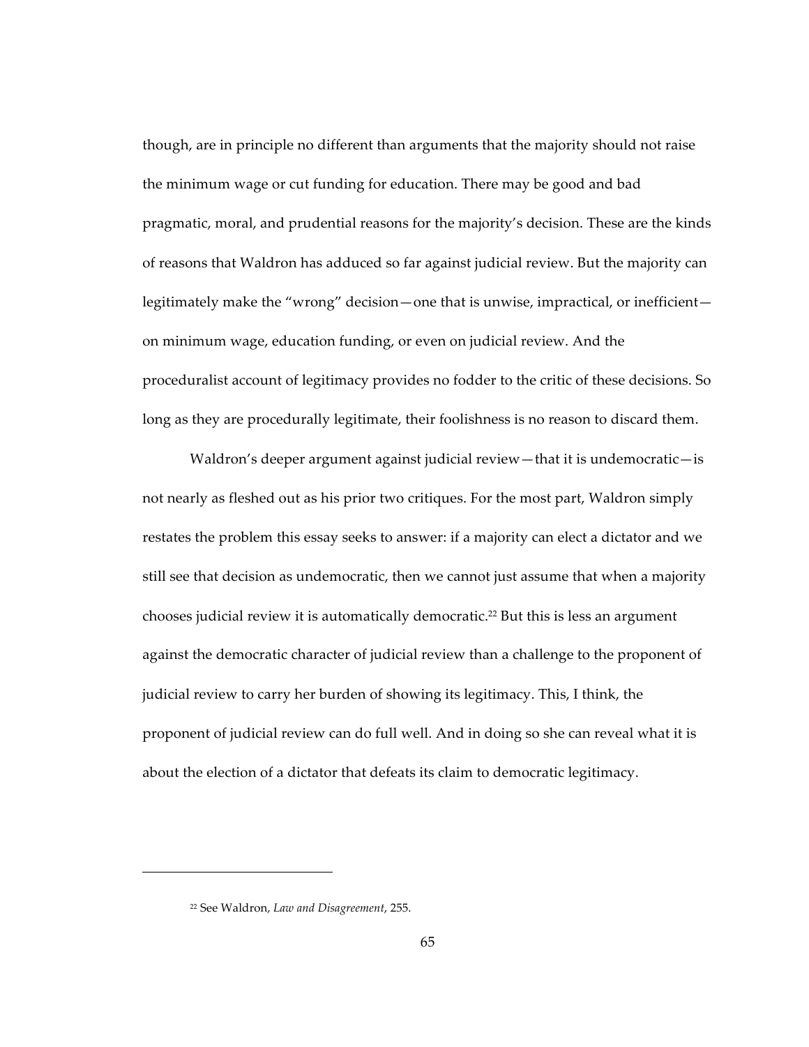though, are in principle no different than arguments that the majority should not raise the minimum wage or cut funding for education. There may be good and bad pragmatic, moral, and prudential reasons for the majority's decision. These are the kinds of reasons that Waldron has adduced so far against judicial review. But the majority can legitimately make the "wrong" decision—one that is unwise, impractical, or inefficient—on minimum wage, education funding, or even on judicial review. And the proceduralist account of legitimacy provides no fodder to the critic of these decisions. So long as they are procedurally legitimate, their foolishness is no reason to discard them.

Waldron's deeper argument against judicial review—that it is undemocratic—is not nearly as fleshed out as his prior two critiques. For the most part, Waldron simply restates the problem this essay seeks to answer: if a majority can elect a dictator and we still see that decision as undemocratic, then we cannot just assume that when a majority chooses judicial review it is automatically democratic.[22] But this is less an argument against the democratic character of judicial review than a challenge to the proponent of judicial review to carry her burden of showing its legitimacy. This, I think, the proponent of judicial review can do full well. And in doing so she can reveal what it is about the election of a dictator that defeats its claim to democratic legitimacy.

---

[22] See Waldron, *Law and Disagreement*, 255.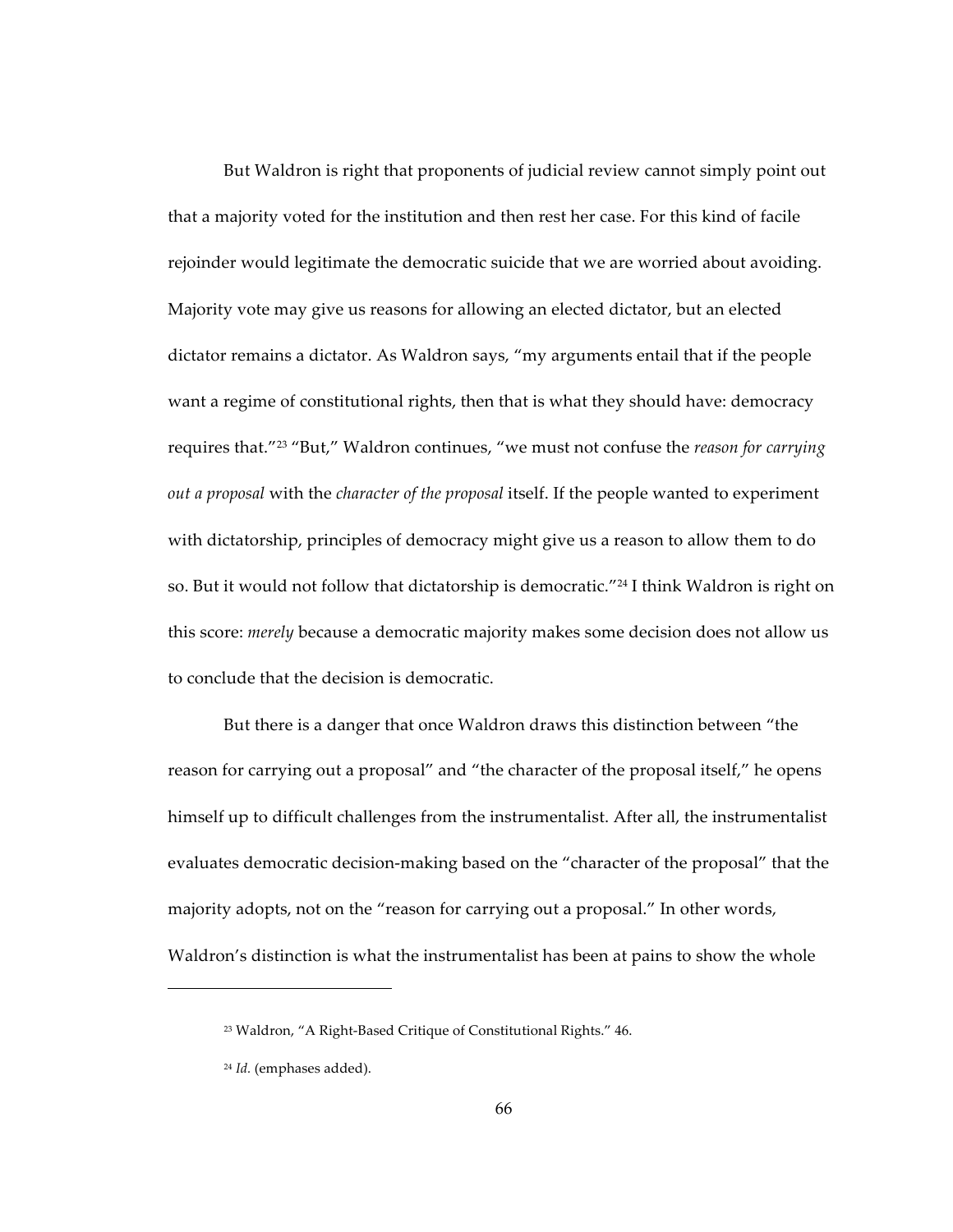But Waldron is right that proponents of judicial review cannot simply point out that a majority voted for the institution and then rest her case. For this kind of facile rejoinder would legitimate the democratic suicide that we are worried about avoiding. Majority vote may give us reasons for allowing an elected dictator, but an elected dictator remains a dictator. As Waldron says, "my arguments entail that if the people want a regime of constitutional rights, then that is what they should have: democracy requires that."[23] "But," Waldron continues, "we must not confuse the *reason for carrying out a proposal* with the *character of the proposal* itself. If the people wanted to experiment with dictatorship, principles of democracy might give us a reason to allow them to do so. But it would not follow that dictatorship is democratic."[24] I think Waldron is right on this score: *merely* because a democratic majority makes some decision does not allow us to conclude that the decision is democratic.

But there is a danger that once Waldron draws this distinction between "the reason for carrying out a proposal" and "the character of the proposal itself," he opens himself up to difficult challenges from the instrumentalist. After all, the instrumentalist evaluates democratic decision-making based on the "character of the proposal" that the majority adopts, not on the "reason for carrying out a proposal." In other words, Waldron's distinction is what the instrumentalist has been at pains to show the whole

---

[23] Waldron, "A Right-Based Critique of Constitutional Rights." 46.

[24] *Id.* (emphases added).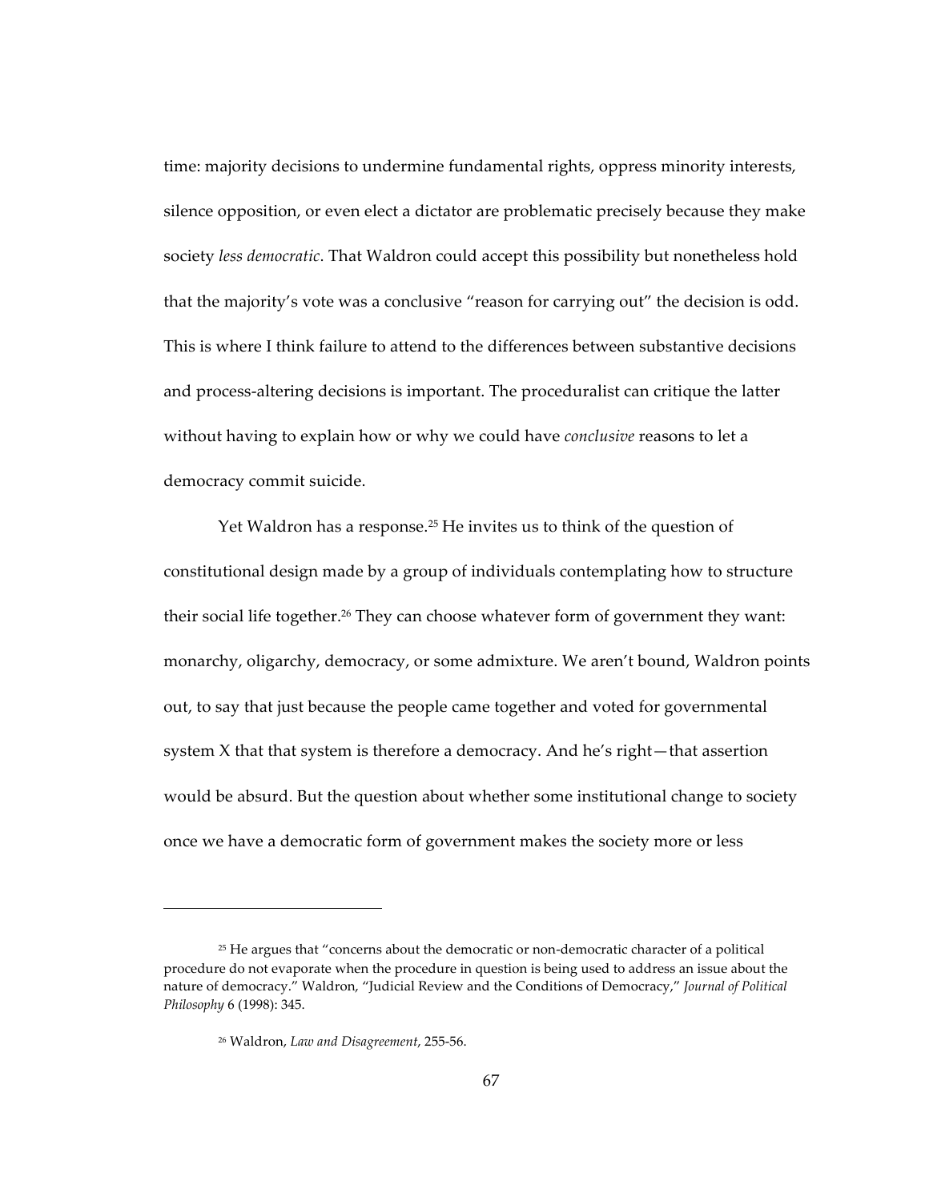time: majority decisions to undermine fundamental rights, oppress minority interests, silence opposition, or even elect a dictator are problematic precisely because they make society *less democratic*. That Waldron could accept this possibility but nonetheless hold that the majority's vote was a conclusive "reason for carrying out" the decision is odd. This is where I think failure to attend to the differences between substantive decisions and process-altering decisions is important. The proceduralist can critique the latter without having to explain how or why we could have *conclusive* reasons to let a democracy commit suicide.

Yet Waldron has a response.[25] He invites us to think of the question of constitutional design made by a group of individuals contemplating how to structure their social life together.[26] They can choose whatever form of government they want: monarchy, oligarchy, democracy, or some admixture. We aren't bound, Waldron points out, to say that just because the people came together and voted for governmental system X that that system is therefore a democracy. And he's right—that assertion would be absurd. But the question about whether some institutional change to society once we have a democratic form of government makes the society more or less

---

[25] He argues that "concerns about the democratic or non-democratic character of a political procedure do not evaporate when the procedure in question is being used to address an issue about the nature of democracy." Waldron, "Judicial Review and the Conditions of Democracy," *Journal of Political Philosophy* 6 (1998): 345.

[26] Waldron, *Law and Disagreement*, 255-56.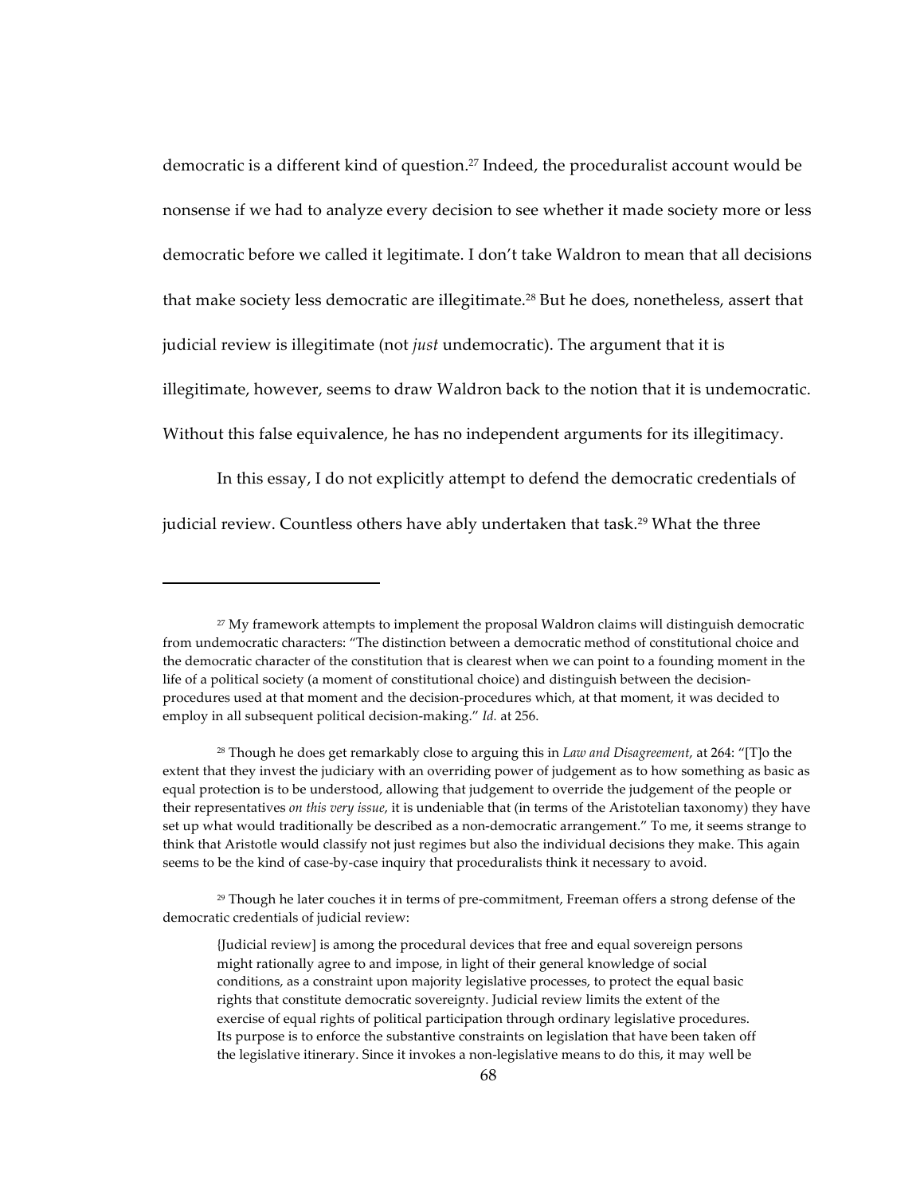democratic is a different kind of question.[27] Indeed, the proceduralist account would be nonsense if we had to analyze every decision to see whether it made society more or less democratic before we called it legitimate. I don't take Waldron to mean that all decisions that make society less democratic are illegitimate.[28] But he does, nonetheless, assert that judicial review is illegitimate (not *just* undemocratic). The argument that it is illegitimate, however, seems to draw Waldron back to the notion that it is undemocratic. Without this false equivalence, he has no independent arguments for its illegitimacy.

In this essay, I do not explicitly attempt to defend the democratic credentials of judicial review. Countless others have ably undertaken that task.[29] What the three

---

[27] My framework attempts to implement the proposal Waldron claims will distinguish democratic from undemocratic characters: "The distinction between a democratic method of constitutional choice and the democratic character of the constitution that is clearest when we can point to a founding moment in the life of a political society (a moment of constitutional choice) and distinguish between the decision-procedures used at that moment and the decision-procedures which, at that moment, it was decided to employ in all subsequent political decision-making." *Id.* at 256.

[28] Though he does get remarkably close to arguing this in *Law and Disagreement*, at 264: "[T]o the extent that they invest the judiciary with an overriding power of judgement as to how something as basic as equal protection is to be understood, allowing that judgement to override the judgement of the people or their representatives *on this very issue*, it is undeniable that (in terms of the Aristotelian taxonomy) they have set up what would traditionally be described as a non-democratic arrangement." To me, it seems strange to think that Aristotle would classify not just regimes but also the individual decisions they make. This again seems to be the kind of case-by-case inquiry that proceduralists think it necessary to avoid.

[29] Though he later couches it in terms of pre-commitment, Freeman offers a strong defense of the democratic credentials of judicial review:

> {Judicial review] is among the procedural devices that free and equal sovereign persons might rationally agree to and impose, in light of their general knowledge of social conditions, as a constraint upon majority legislative processes, to protect the equal basic rights that constitute democratic sovereignty. Judicial review limits the extent of the exercise of equal rights of political participation through ordinary legislative procedures. Its purpose is to enforce the substantive constraints on legislation that have been taken off the legislative itinerary. Since it invokes a non-legislative means to do this, it may well be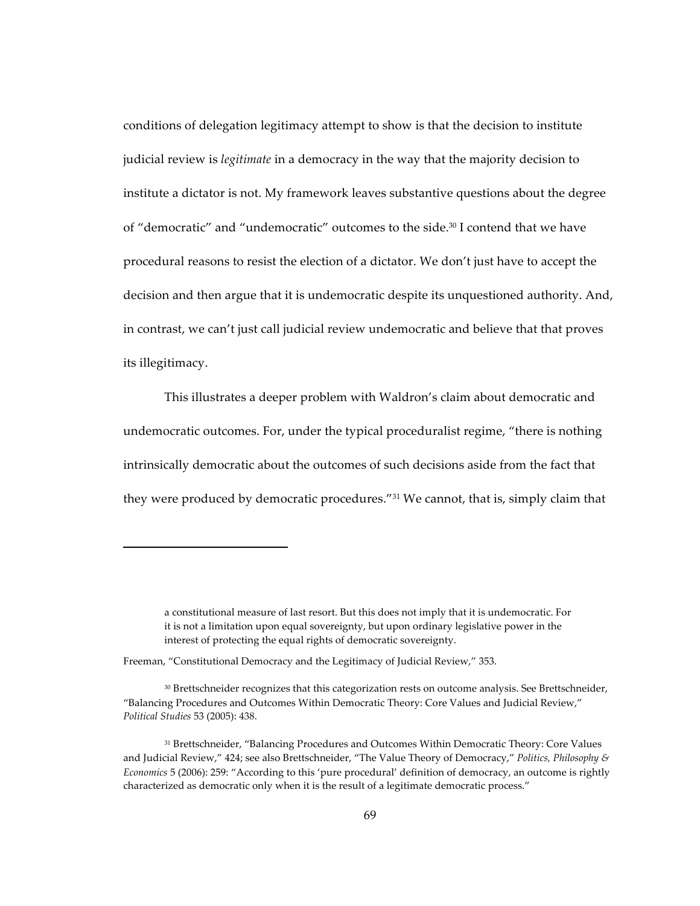conditions of delegation legitimacy attempt to show is that the decision to institute judicial review is *legitimate* in a democracy in the way that the majority decision to institute a dictator is not. My framework leaves substantive questions about the degree of "democratic" and "undemocratic" outcomes to the side.[30] I contend that we have procedural reasons to resist the election of a dictator. We don't just have to accept the decision and then argue that it is undemocratic despite its unquestioned authority. And, in contrast, we can't just call judicial review undemocratic and believe that that proves its illegitimacy.

This illustrates a deeper problem with Waldron's claim about democratic and undemocratic outcomes. For, under the typical proceduralist regime, "there is nothing intrinsically democratic about the outcomes of such decisions aside from the fact that they were produced by democratic procedures."[31] We cannot, that is, simply claim that

---

> a constitutional measure of last resort. But this does not imply that it is undemocratic. For it is not a limitation upon equal sovereignty, but upon ordinary legislative power in the interest of protecting the equal rights of democratic sovereignty.

Freeman, "Constitutional Democracy and the Legitimacy of Judicial Review," 353.

[30] Brettschneider recognizes that this categorization rests on outcome analysis. See Brettschneider, "Balancing Procedures and Outcomes Within Democratic Theory: Core Values and Judicial Review," *Political Studies* 53 (2005): 438.

[31] Brettschneider, "Balancing Procedures and Outcomes Within Democratic Theory: Core Values and Judicial Review," 424; see also Brettschneider, "The Value Theory of Democracy," *Politics, Philosophy & Economics* 5 (2006): 259: "According to this 'pure procedural' definition of democracy, an outcome is rightly characterized as democratic only when it is the result of a legitimate democratic process."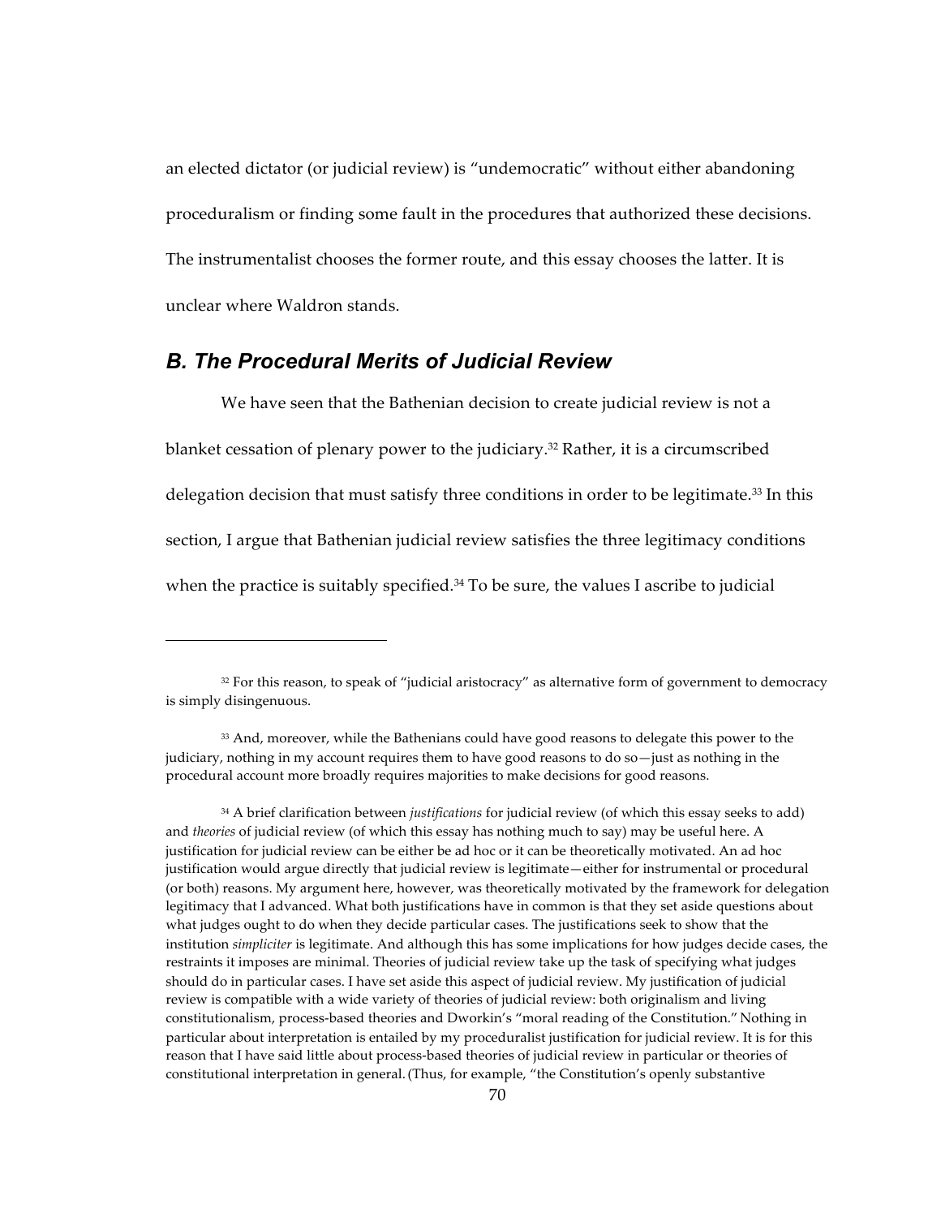an elected dictator (or judicial review) is "undemocratic" without either abandoning proceduralism or finding some fault in the procedures that authorized these decisions. The instrumentalist chooses the former route, and this essay chooses the latter. It is unclear where Waldron stands.

## *B. The Procedural Merits of Judicial Review*

We have seen that the Bathenian decision to create judicial review is not a blanket cessation of plenary power to the judiciary.[32] Rather, it is a circumscribed delegation decision that must satisfy three conditions in order to be legitimate.[33] In this section, I argue that Bathenian judicial review satisfies the three legitimacy conditions when the practice is suitably specified.[34] To be sure, the values I ascribe to judicial

---

[32] For this reason, to speak of "judicial aristocracy" as alternative form of government to democracy is simply disingenuous.

[33] And, moreover, while the Bathenians could have good reasons to delegate this power to the judiciary, nothing in my account requires them to have good reasons to do so—just as nothing in the procedural account more broadly requires majorities to make decisions for good reasons.

[34] A brief clarification between *justifications* for judicial review (of which this essay seeks to add) and *theories* of judicial review (of which this essay has nothing much to say) may be useful here. A justification for judicial review can be either be ad hoc or it can be theoretically motivated. An ad hoc justification would argue directly that judicial review is legitimate—either for instrumental or procedural (or both) reasons. My argument here, however, was theoretically motivated by the framework for delegation legitimacy that I advanced. What both justifications have in common is that they set aside questions about what judges ought to do when they decide particular cases. The justifications seek to show that the institution *simpliciter* is legitimate. And although this has some implications for how judges decide cases, the restraints it imposes are minimal. Theories of judicial review take up the task of specifying what judges should do in particular cases. I have set aside this aspect of judicial review. My justification of judicial review is compatible with a wide variety of theories of judicial review: both originalism and living constitutionalism, process-based theories and Dworkin's "moral reading of the Constitution." Nothing in particular about interpretation is entailed by my proceduralist justification for judicial review. It is for this reason that I have said little about process-based theories of judicial review in particular or theories of constitutional interpretation in general. (Thus, for example, "the Constitution's openly substantive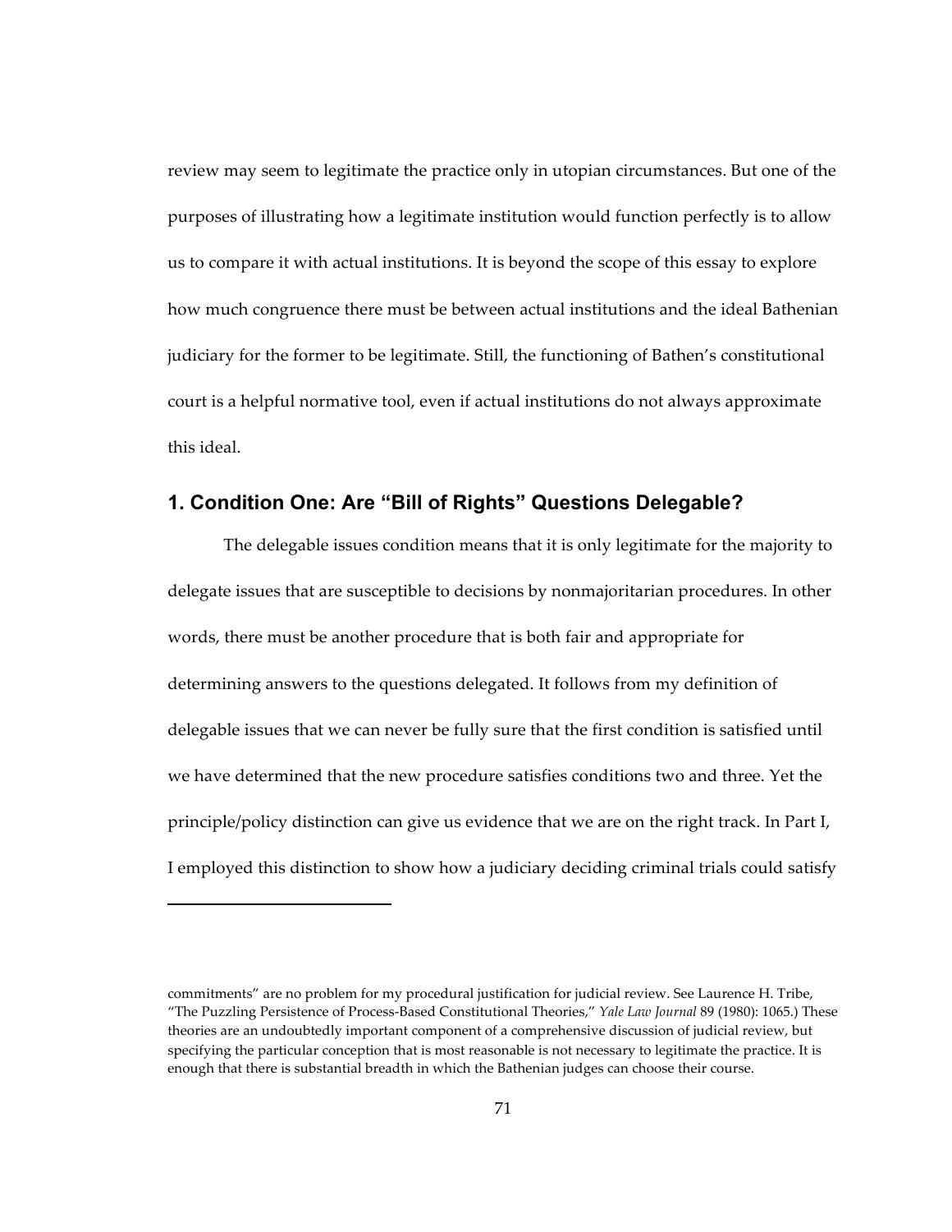review may seem to legitimate the practice only in utopian circumstances. But one of the purposes of illustrating how a legitimate institution would function perfectly is to allow us to compare it with actual institutions. It is beyond the scope of this essay to explore how much congruence there must be between actual institutions and the ideal Bathenian judiciary for the former to be legitimate. Still, the functioning of Bathen's constitutional court is a helpful normative tool, even if actual institutions do not always approximate this ideal.

## 1. Condition One: Are "Bill of Rights" Questions Delegable?

The delegable issues condition means that it is only legitimate for the majority to delegate issues that are susceptible to decisions by nonmajoritarian procedures. In other words, there must be another procedure that is both fair and appropriate for determining answers to the questions delegated. It follows from my definition of delegable issues that we can never be fully sure that the first condition is satisfied until we have determined that the new procedure satisfies conditions two and three. Yet the principle/policy distinction can give us evidence that we are on the right track. In Part I, I employed this distinction to show how a judiciary deciding criminal trials could satisfy

---

commitments" are no problem for my procedural justification for judicial review. See Laurence H. Tribe, "The Puzzling Persistence of Process-Based Constitutional Theories," *Yale Law Journal* 89 (1980): 1065.) These theories are an undoubtedly important component of a comprehensive discussion of judicial review, but specifying the particular conception that is most reasonable is not necessary to legitimate the practice. It is enough that there is substantial breadth in which the Bathenian judges can choose their course.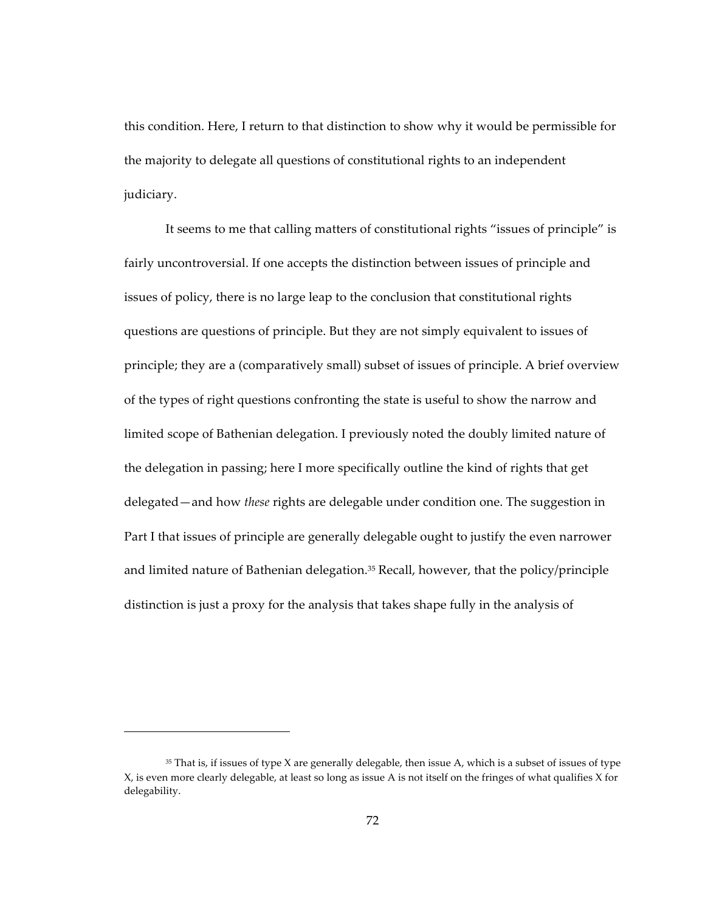this condition. Here, I return to that distinction to show why it would be permissible for the majority to delegate all questions of constitutional rights to an independent judiciary.

It seems to me that calling matters of constitutional rights "issues of principle" is fairly uncontroversial. If one accepts the distinction between issues of principle and issues of policy, there is no large leap to the conclusion that constitutional rights questions are questions of principle. But they are not simply equivalent to issues of principle; they are a (comparatively small) subset of issues of principle. A brief overview of the types of right questions confronting the state is useful to show the narrow and limited scope of Bathenian delegation. I previously noted the doubly limited nature of the delegation in passing; here I more specifically outline the kind of rights that get delegated—and how *these* rights are delegable under condition one. The suggestion in Part I that issues of principle are generally delegable ought to justify the even narrower and limited nature of Bathenian delegation.[35] Recall, however, that the policy/principle distinction is just a proxy for the analysis that takes shape fully in the analysis of

---

[35] That is, if issues of type X are generally delegable, then issue A, which is a subset of issues of type X, is even more clearly delegable, at least so long as issue A is not itself on the fringes of what qualifies X for delegability.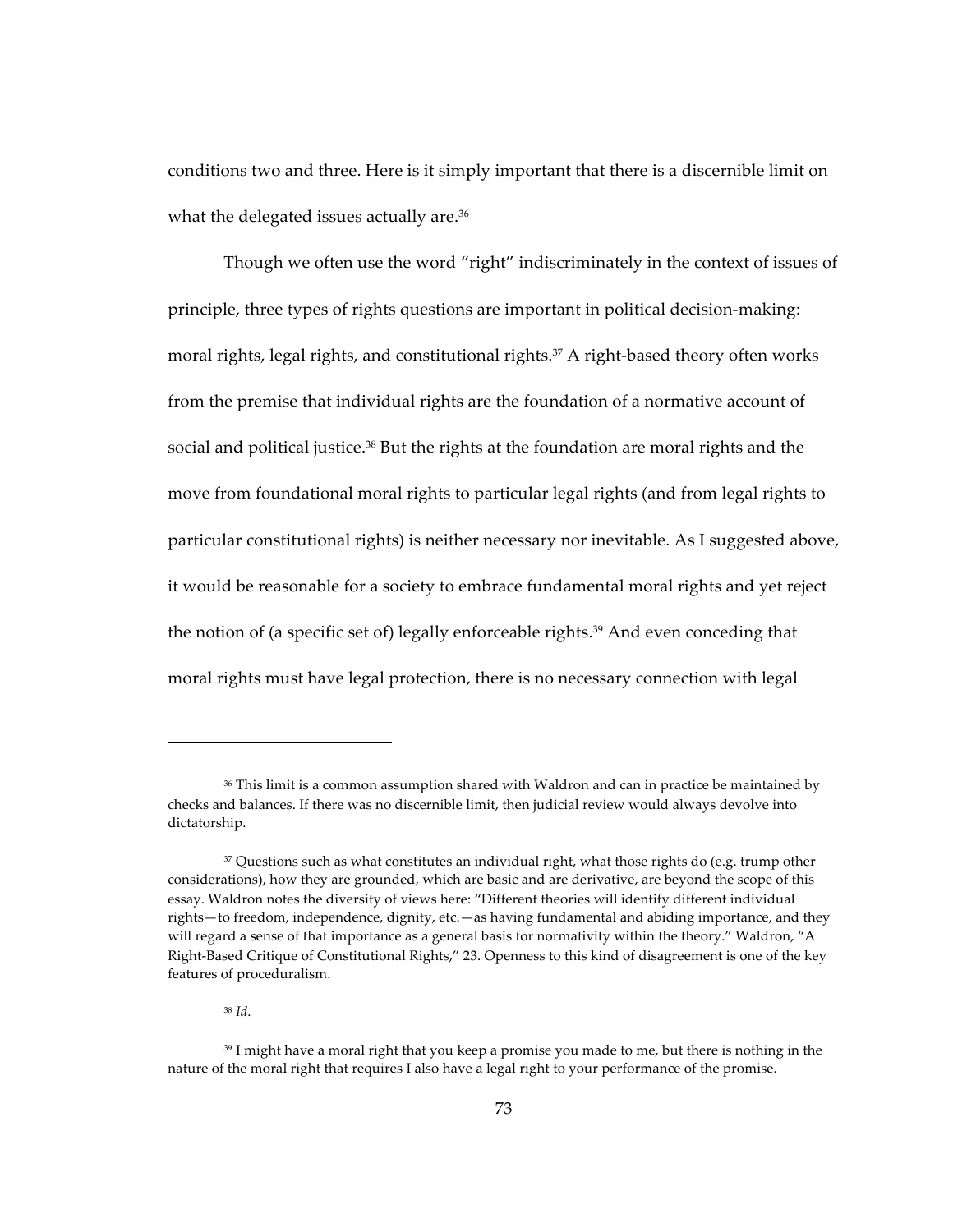conditions two and three. Here is it simply important that there is a discernible limit on what the delegated issues actually are.[36]

Though we often use the word "right" indiscriminately in the context of issues of principle, three types of rights questions are important in political decision-making: moral rights, legal rights, and constitutional rights.[37] A right-based theory often works from the premise that individual rights are the foundation of a normative account of social and political justice.[38] But the rights at the foundation are moral rights and the move from foundational moral rights to particular legal rights (and from legal rights to particular constitutional rights) is neither necessary nor inevitable. As I suggested above, it would be reasonable for a society to embrace fundamental moral rights and yet reject the notion of (a specific set of) legally enforceable rights.[39] And even conceding that moral rights must have legal protection, there is no necessary connection with legal

---

[36] This limit is a common assumption shared with Waldron and can in practice be maintained by checks and balances. If there was no discernible limit, then judicial review would always devolve into dictatorship.

[37] Questions such as what constitutes an individual right, what those rights do (e.g. trump other considerations), how they are grounded, which are basic and are derivative, are beyond the scope of this essay. Waldron notes the diversity of views here: "Different theories will identify different individual rights—to freedom, independence, dignity, etc.—as having fundamental and abiding importance, and they will regard a sense of that importance as a general basis for normativity within the theory." Waldron, "A Right-Based Critique of Constitutional Rights," 23. Openness to this kind of disagreement is one of the key features of proceduralism.

[38] *Id*.

[39] I might have a moral right that you keep a promise you made to me, but there is nothing in the nature of the moral right that requires I also have a legal right to your performance of the promise.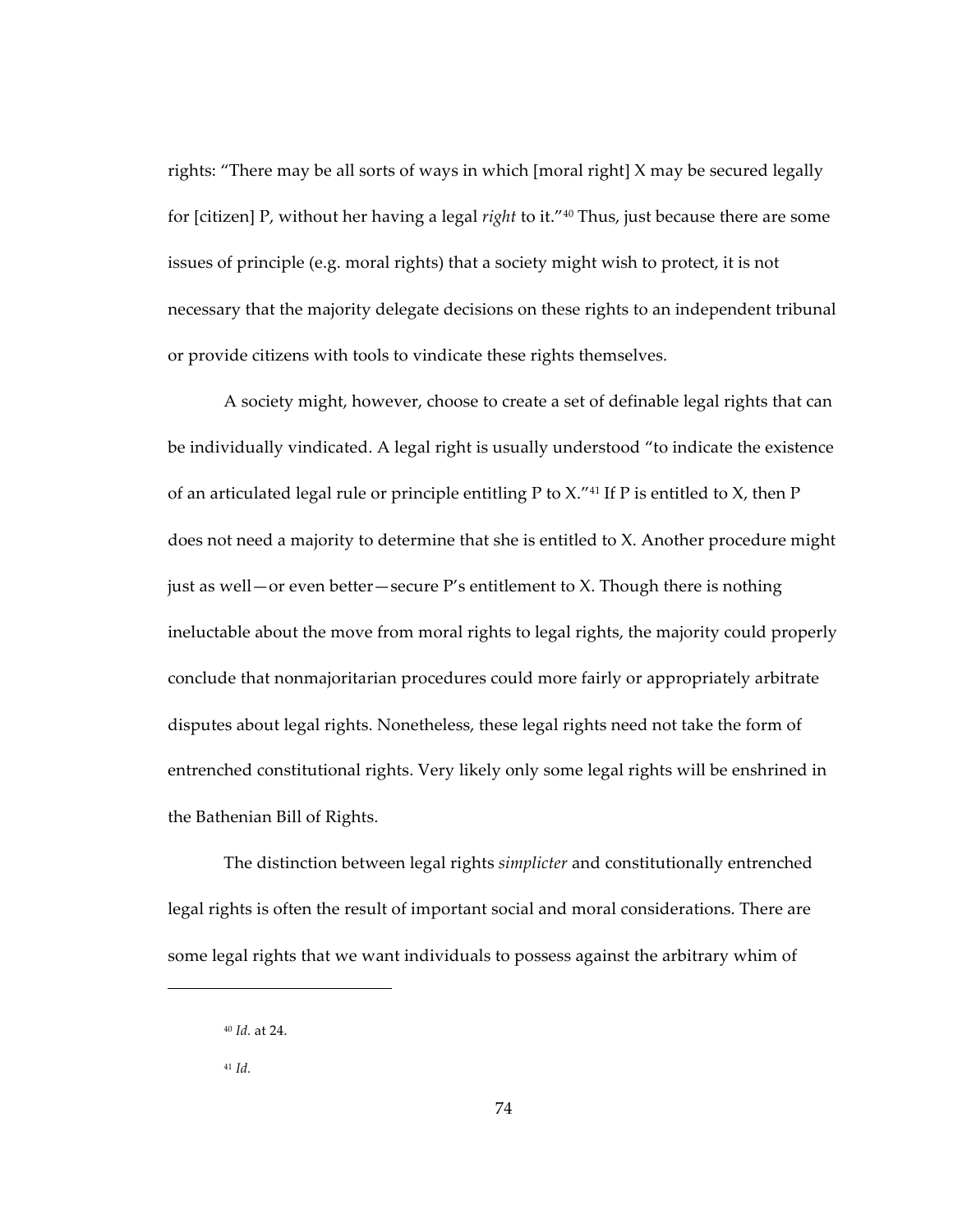rights: "There may be all sorts of ways in which [moral right] X may be secured legally for [citizen] P, without her having a legal *right* to it."[40] Thus, just because there are some issues of principle (e.g. moral rights) that a society might wish to protect, it is not necessary that the majority delegate decisions on these rights to an independent tribunal or provide citizens with tools to vindicate these rights themselves.

A society might, however, choose to create a set of definable legal rights that can be individually vindicated. A legal right is usually understood "to indicate the existence of an articulated legal rule or principle entitling P to X."[41] If P is entitled to X, then P does not need a majority to determine that she is entitled to X. Another procedure might just as well—or even better—secure P's entitlement to X. Though there is nothing ineluctable about the move from moral rights to legal rights, the majority could properly conclude that nonmajoritarian procedures could more fairly or appropriately arbitrate disputes about legal rights. Nonetheless, these legal rights need not take the form of entrenched constitutional rights. Very likely only some legal rights will be enshrined in the Bathenian Bill of Rights.

The distinction between legal rights *simplicter* and constitutionally entrenched legal rights is often the result of important social and moral considerations. There are some legal rights that we want individuals to possess against the arbitrary whim of

---

[40] *Id.* at 24.

[41] *Id.*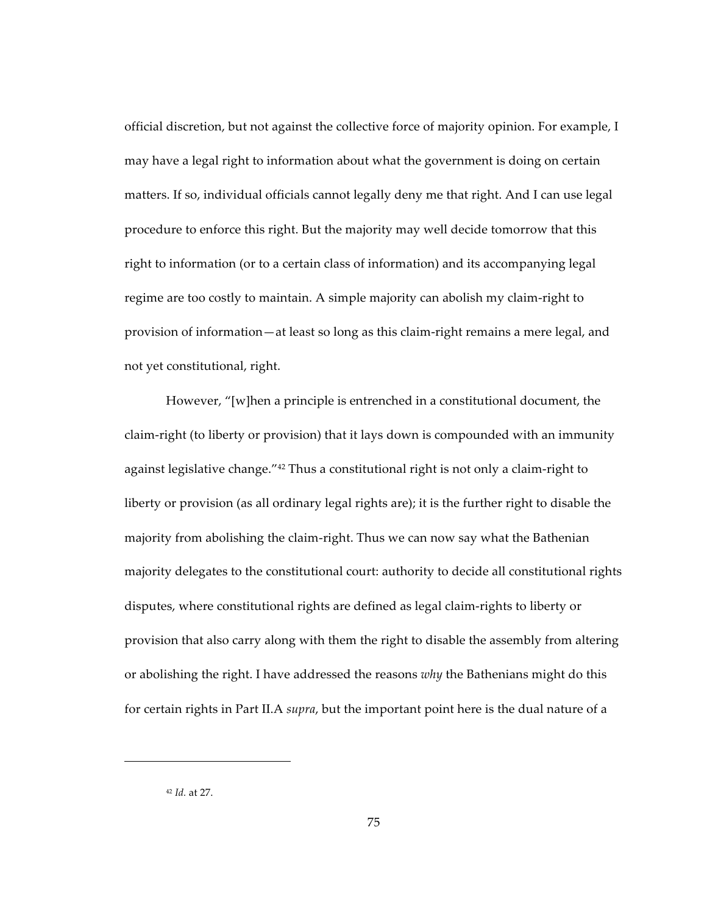official discretion, but not against the collective force of majority opinion. For example, I may have a legal right to information about what the government is doing on certain matters. If so, individual officials cannot legally deny me that right. And I can use legal procedure to enforce this right. But the majority may well decide tomorrow that this right to information (or to a certain class of information) and its accompanying legal regime are too costly to maintain. A simple majority can abolish my claim-right to provision of information—at least so long as this claim-right remains a mere legal, and not yet constitutional, right.

However, "[w]hen a principle is entrenched in a constitutional document, the claim-right (to liberty or provision) that it lays down is compounded with an immunity against legislative change."[42] Thus a constitutional right is not only a claim-right to liberty or provision (as all ordinary legal rights are); it is the further right to disable the majority from abolishing the claim-right. Thus we can now say what the Bathenian majority delegates to the constitutional court: authority to decide all constitutional rights disputes, where constitutional rights are defined as legal claim-rights to liberty or provision that also carry along with them the right to disable the assembly from altering or abolishing the right. I have addressed the reasons *why* the Bathenians might do this for certain rights in Part II.A *supra*, but the important point here is the dual nature of a

[42] *Id.* at 27.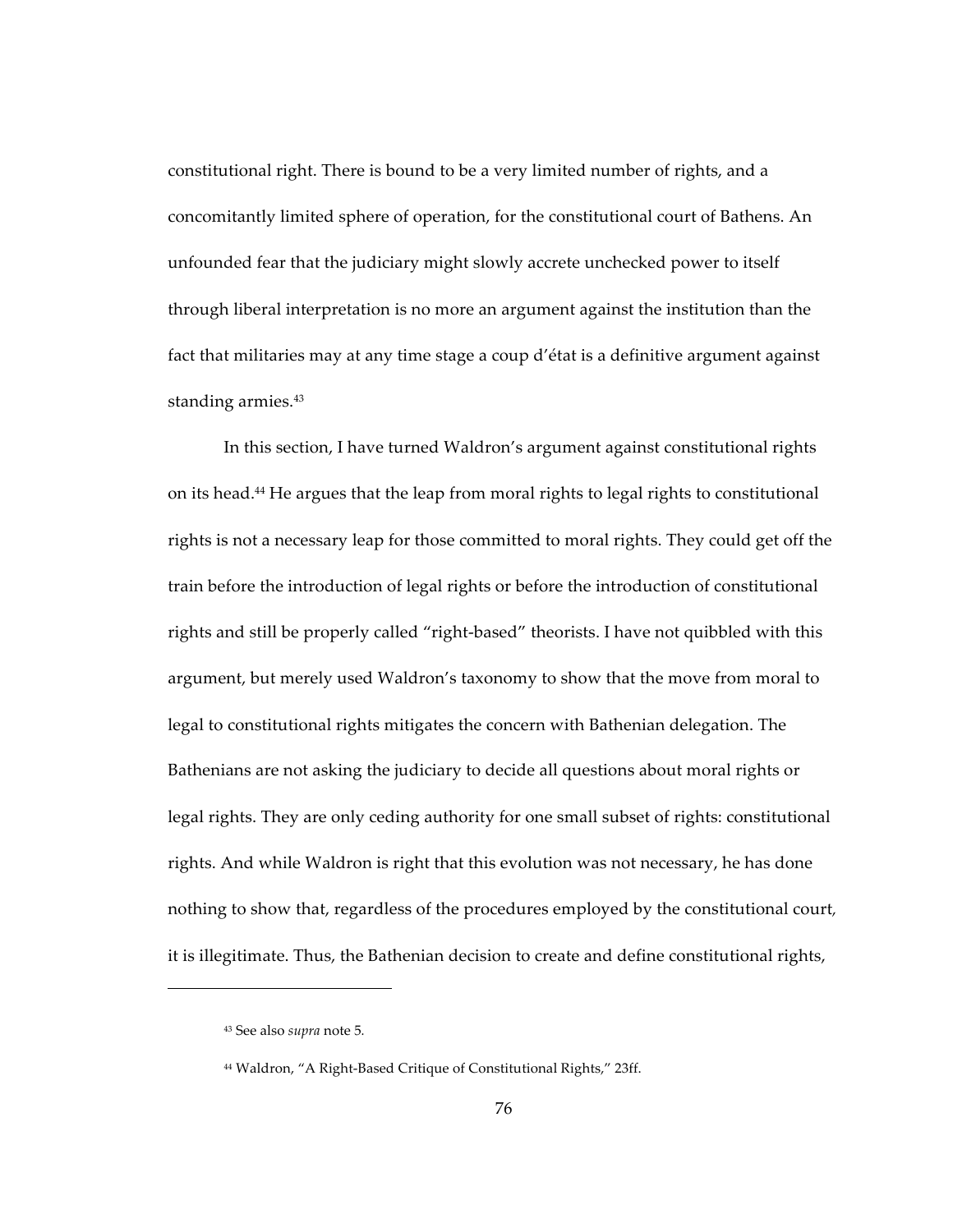constitutional right. There is bound to be a very limited number of rights, and a concomitantly limited sphere of operation, for the constitutional court of Bathens. An unfounded fear that the judiciary might slowly accrete unchecked power to itself through liberal interpretation is no more an argument against the institution than the fact that militaries may at any time stage a coup d'état is a definitive argument against standing armies.[43]

In this section, I have turned Waldron's argument against constitutional rights on its head.[44] He argues that the leap from moral rights to legal rights to constitutional rights is not a necessary leap for those committed to moral rights. They could get off the train before the introduction of legal rights or before the introduction of constitutional rights and still be properly called "right-based" theorists. I have not quibbled with this argument, but merely used Waldron's taxonomy to show that the move from moral to legal to constitutional rights mitigates the concern with Bathenian delegation. The Bathenians are not asking the judiciary to decide all questions about moral rights or legal rights. They are only ceding authority for one small subset of rights: constitutional rights. And while Waldron is right that this evolution was not necessary, he has done nothing to show that, regardless of the procedures employed by the constitutional court, it is illegitimate. Thus, the Bathenian decision to create and define constitutional rights,

---

[43] See also *supra* note 5.

[44] Waldron, "A Right-Based Critique of Constitutional Rights," 23ff.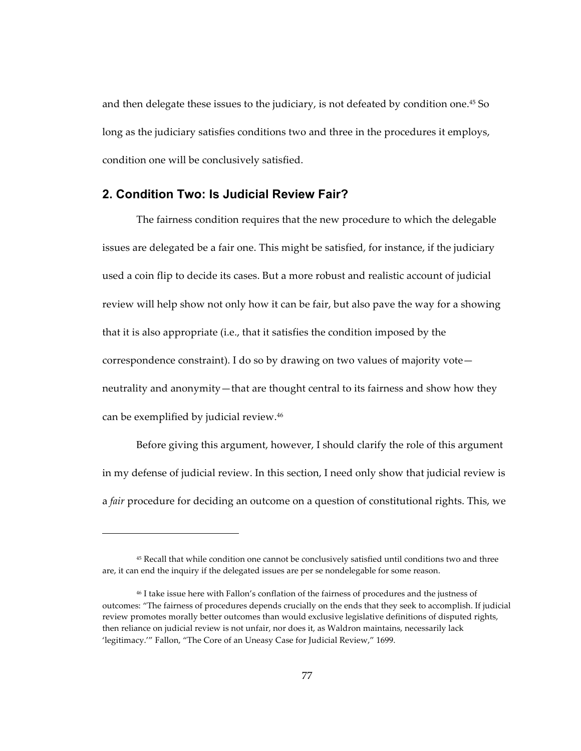and then delegate these issues to the judiciary, is not defeated by condition one.[45] So long as the judiciary satisfies conditions two and three in the procedures it employs, condition one will be conclusively satisfied.

## 2. Condition Two: Is Judicial Review Fair?

The fairness condition requires that the new procedure to which the delegable issues are delegated be a fair one. This might be satisfied, for instance, if the judiciary used a coin flip to decide its cases. But a more robust and realistic account of judicial review will help show not only how it can be fair, but also pave the way for a showing that it is also appropriate (i.e., that it satisfies the condition imposed by the correspondence constraint). I do so by drawing on two values of majority vote—neutrality and anonymity—that are thought central to its fairness and show how they can be exemplified by judicial review.[46]

Before giving this argument, however, I should clarify the role of this argument in my defense of judicial review. In this section, I need only show that judicial review is a *fair* procedure for deciding an outcome on a question of constitutional rights. This, we

---

[45] Recall that while condition one cannot be conclusively satisfied until conditions two and three are, it can end the inquiry if the delegated issues are per se nondelegable for some reason.

[46] I take issue here with Fallon's conflation of the fairness of procedures and the justness of outcomes: "The fairness of procedures depends crucially on the ends that they seek to accomplish. If judicial review promotes morally better outcomes than would exclusive legislative definitions of disputed rights, then reliance on judicial review is not unfair, nor does it, as Waldron maintains, necessarily lack 'legitimacy.'" Fallon, "The Core of an Uneasy Case for Judicial Review," 1699.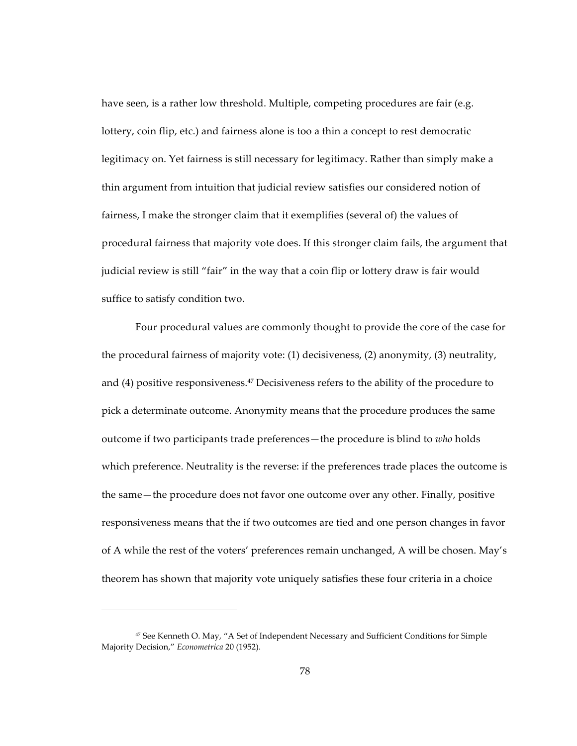have seen, is a rather low threshold. Multiple, competing procedures are fair (e.g. lottery, coin flip, etc.) and fairness alone is too a thin a concept to rest democratic legitimacy on. Yet fairness is still necessary for legitimacy. Rather than simply make a thin argument from intuition that judicial review satisfies our considered notion of fairness, I make the stronger claim that it exemplifies (several of) the values of procedural fairness that majority vote does. If this stronger claim fails, the argument that judicial review is still "fair" in the way that a coin flip or lottery draw is fair would suffice to satisfy condition two.

Four procedural values are commonly thought to provide the core of the case for the procedural fairness of majority vote: (1) decisiveness, (2) anonymity, (3) neutrality, and (4) positive responsiveness.[47] Decisiveness refers to the ability of the procedure to pick a determinate outcome. Anonymity means that the procedure produces the same outcome if two participants trade preferences—the procedure is blind to *who* holds which preference. Neutrality is the reverse: if the preferences trade places the outcome is the same—the procedure does not favor one outcome over any other. Finally, positive responsiveness means that the if two outcomes are tied and one person changes in favor of A while the rest of the voters' preferences remain unchanged, A will be chosen. May's theorem has shown that majority vote uniquely satisfies these four criteria in a choice

---

[47] See Kenneth O. May, "A Set of Independent Necessary and Sufficient Conditions for Simple Majority Decision," *Econometrica* 20 (1952).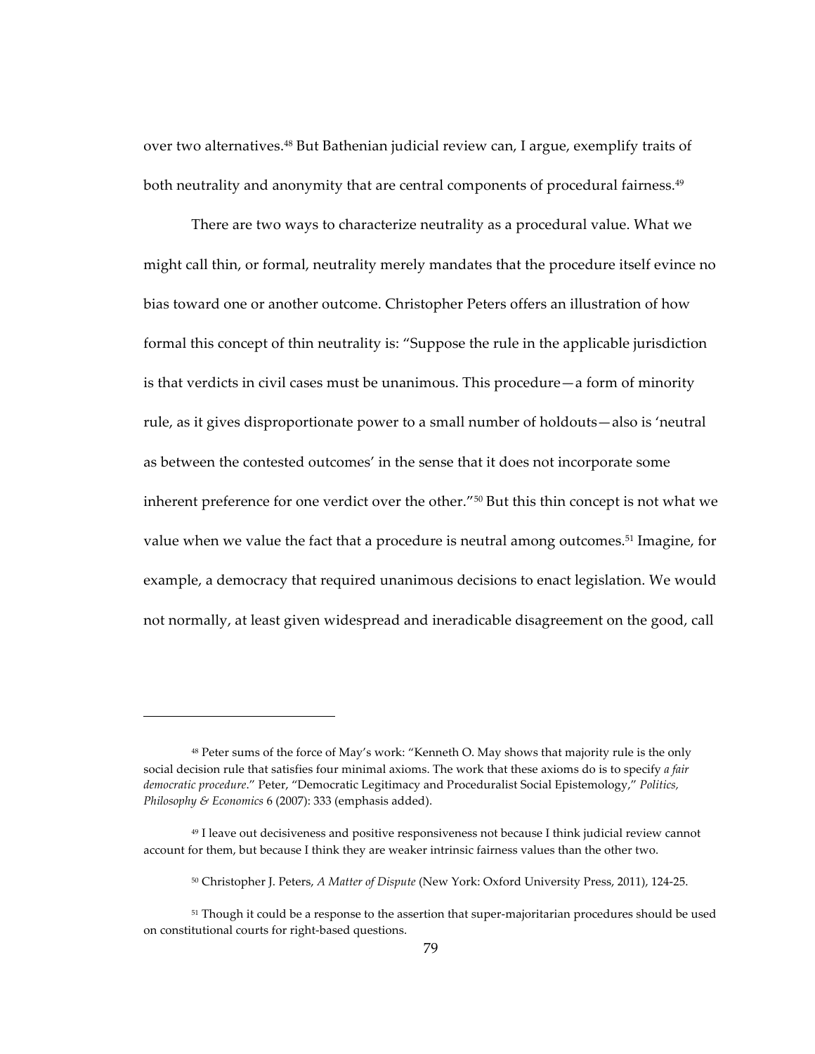over two alternatives.[48] But Bathenian judicial review can, I argue, exemplify traits of both neutrality and anonymity that are central components of procedural fairness.[49]

There are two ways to characterize neutrality as a procedural value. What we might call thin, or formal, neutrality merely mandates that the procedure itself evince no bias toward one or another outcome. Christopher Peters offers an illustration of how formal this concept of thin neutrality is: "Suppose the rule in the applicable jurisdiction is that verdicts in civil cases must be unanimous. This procedure—a form of minority rule, as it gives disproportionate power to a small number of holdouts—also is 'neutral as between the contested outcomes' in the sense that it does not incorporate some inherent preference for one verdict over the other."[50] But this thin concept is not what we value when we value the fact that a procedure is neutral among outcomes.[51] Imagine, for example, a democracy that required unanimous decisions to enact legislation. We would not normally, at least given widespread and ineradicable disagreement on the good, call

---

[48] Peter sums of the force of May's work: "Kenneth O. May shows that majority rule is the only social decision rule that satisfies four minimal axioms. The work that these axioms do is to specify *a fair democratic procedure*." Peter, "Democratic Legitimacy and Proceduralist Social Epistemology," *Politics, Philosophy & Economics* 6 (2007): 333 (emphasis added).

[49] I leave out decisiveness and positive responsiveness not because I think judicial review cannot account for them, but because I think they are weaker intrinsic fairness values than the other two.

[50] Christopher J. Peters, *A Matter of Dispute* (New York: Oxford University Press, 2011), 124-25.

[51] Though it could be a response to the assertion that super-majoritarian procedures should be used on constitutional courts for right-based questions.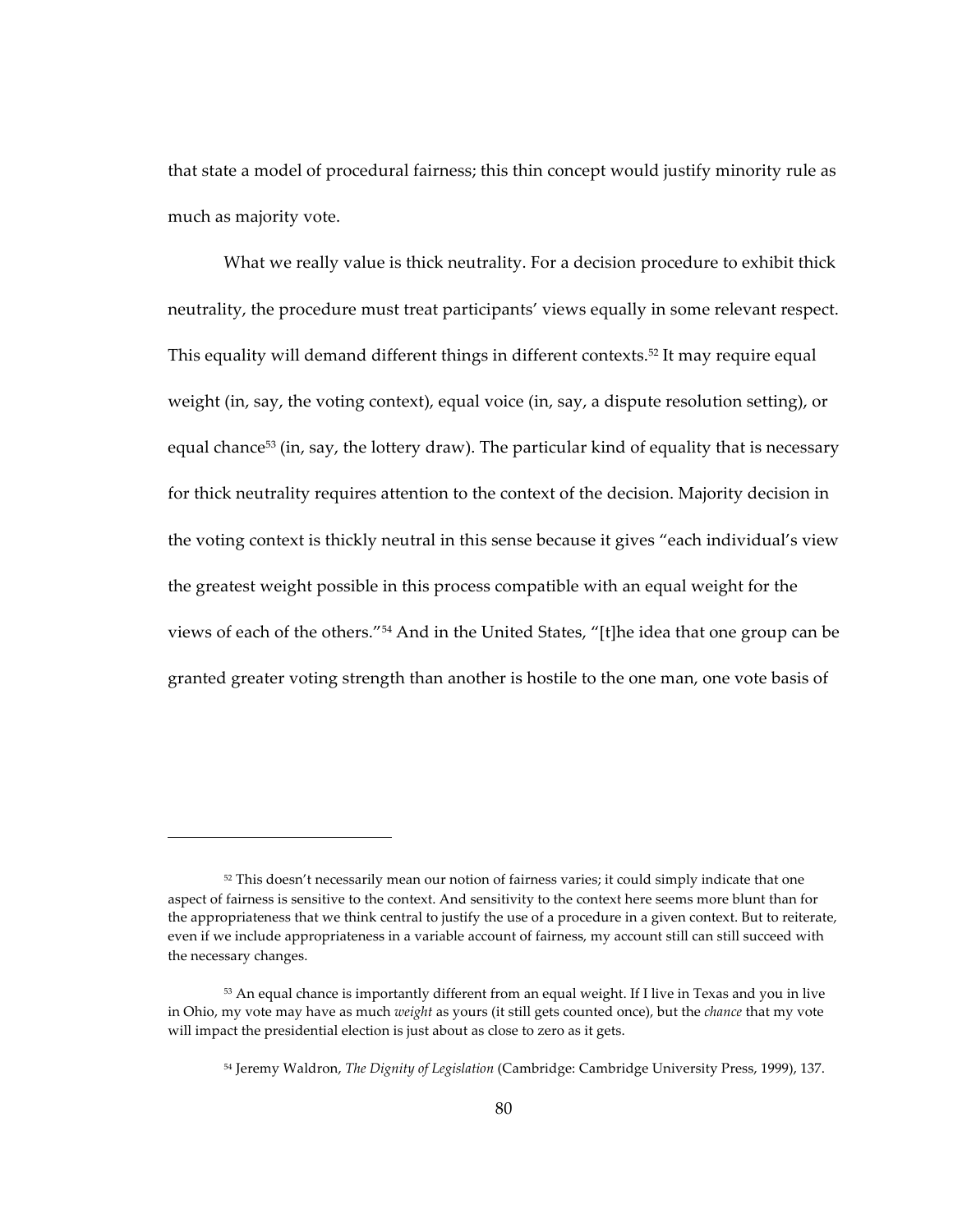that state a model of procedural fairness; this thin concept would justify minority rule as much as majority vote.

What we really value is thick neutrality. For a decision procedure to exhibit thick neutrality, the procedure must treat participants' views equally in some relevant respect. This equality will demand different things in different contexts.[52] It may require equal weight (in, say, the voting context), equal voice (in, say, a dispute resolution setting), or equal chance[53] (in, say, the lottery draw). The particular kind of equality that is necessary for thick neutrality requires attention to the context of the decision. Majority decision in the voting context is thickly neutral in this sense because it gives "each individual's view the greatest weight possible in this process compatible with an equal weight for the views of each of the others."[54] And in the United States, "[t]he idea that one group can be granted greater voting strength than another is hostile to the one man, one vote basis of

---

[52] This doesn't necessarily mean our notion of fairness varies; it could simply indicate that one aspect of fairness is sensitive to the context. And sensitivity to the context here seems more blunt than for the appropriateness that we think central to justify the use of a procedure in a given context. But to reiterate, even if we include appropriateness in a variable account of fairness, my account still can still succeed with the necessary changes.

[53] An equal chance is importantly different from an equal weight. If I live in Texas and you in live in Ohio, my vote may have as much *weight* as yours (it still gets counted once), but the *chance* that my vote will impact the presidential election is just about as close to zero as it gets.

[54] Jeremy Waldron, *The Dignity of Legislation* (Cambridge: Cambridge University Press, 1999), 137.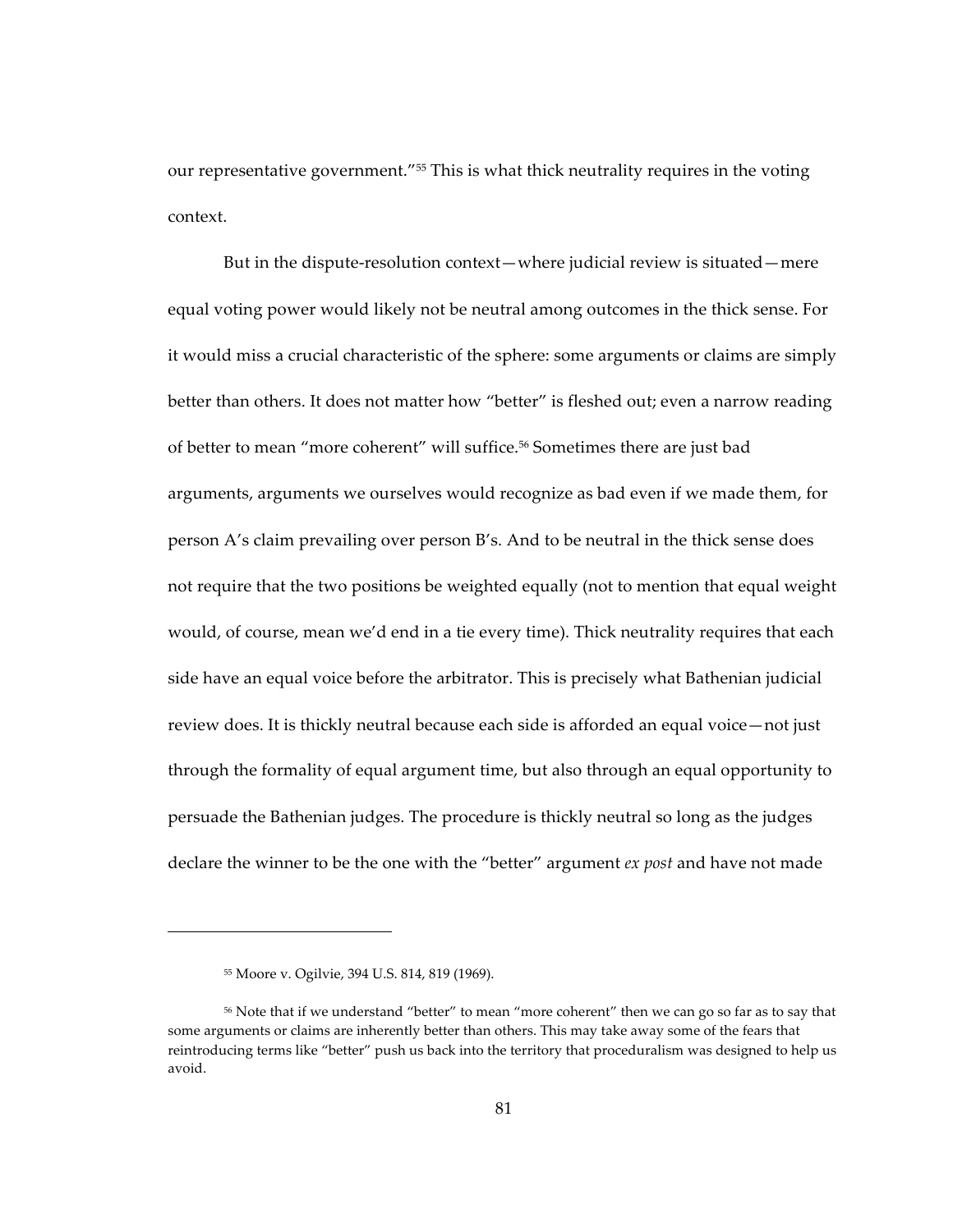our representative government."[55] This is what thick neutrality requires in the voting context.

But in the dispute-resolution context—where judicial review is situated—mere equal voting power would likely not be neutral among outcomes in the thick sense. For it would miss a crucial characteristic of the sphere: some arguments or claims are simply better than others. It does not matter how "better" is fleshed out; even a narrow reading of better to mean "more coherent" will suffice.[56] Sometimes there are just bad arguments, arguments we ourselves would recognize as bad even if we made them, for person A's claim prevailing over person B's. And to be neutral in the thick sense does not require that the two positions be weighted equally (not to mention that equal weight would, of course, mean we'd end in a tie every time). Thick neutrality requires that each side have an equal voice before the arbitrator. This is precisely what Bathenian judicial review does. It is thickly neutral because each side is afforded an equal voice—not just through the formality of equal argument time, but also through an equal opportunity to persuade the Bathenian judges. The procedure is thickly neutral so long as the judges declare the winner to be the one with the "better" argument *ex post* and have not made

---

[55] Moore v. Ogilvie, 394 U.S. 814, 819 (1969).

[56] Note that if we understand "better" to mean "more coherent" then we can go so far as to say that some arguments or claims are inherently better than others. This may take away some of the fears that reintroducing terms like "better" push us back into the territory that proceduralism was designed to help us avoid.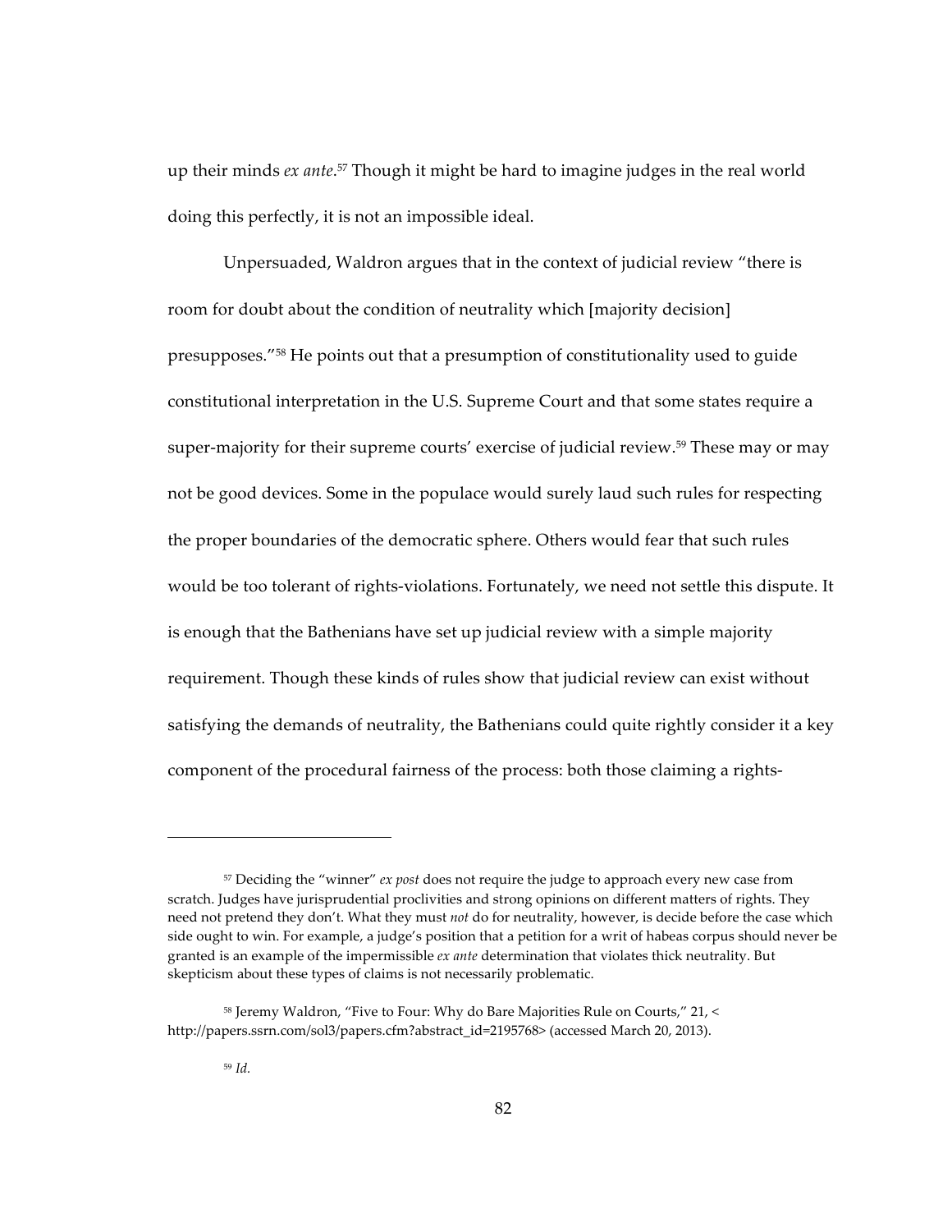up their minds *ex ante*.[57] Though it might be hard to imagine judges in the real world doing this perfectly, it is not an impossible ideal.

Unpersuaded, Waldron argues that in the context of judicial review "there is room for doubt about the condition of neutrality which [majority decision] presupposes."[58] He points out that a presumption of constitutionality used to guide constitutional interpretation in the U.S. Supreme Court and that some states require a super-majority for their supreme courts' exercise of judicial review.[59] These may or may not be good devices. Some in the populace would surely laud such rules for respecting the proper boundaries of the democratic sphere. Others would fear that such rules would be too tolerant of rights-violations. Fortunately, we need not settle this dispute. It is enough that the Bathenians have set up judicial review with a simple majority requirement. Though these kinds of rules show that judicial review can exist without satisfying the demands of neutrality, the Bathenians could quite rightly consider it a key component of the procedural fairness of the process: both those claiming a rights-

---

[57] Deciding the "winner" *ex post* does not require the judge to approach every new case from scratch. Judges have jurisprudential proclivities and strong opinions on different matters of rights. They need not pretend they don't. What they must *not* do for neutrality, however, is decide before the case which side ought to win. For example, a judge's position that a petition for a writ of habeas corpus should never be granted is an example of the impermissible *ex ante* determination that violates thick neutrality. But skepticism about these types of claims is not necessarily problematic.

[58] Jeremy Waldron, "Five to Four: Why do Bare Majorities Rule on Courts," 21, < http://papers.ssrn.com/sol3/papers.cfm?abstract_id=2195768> (accessed March 20, 2013).

[59] *Id.*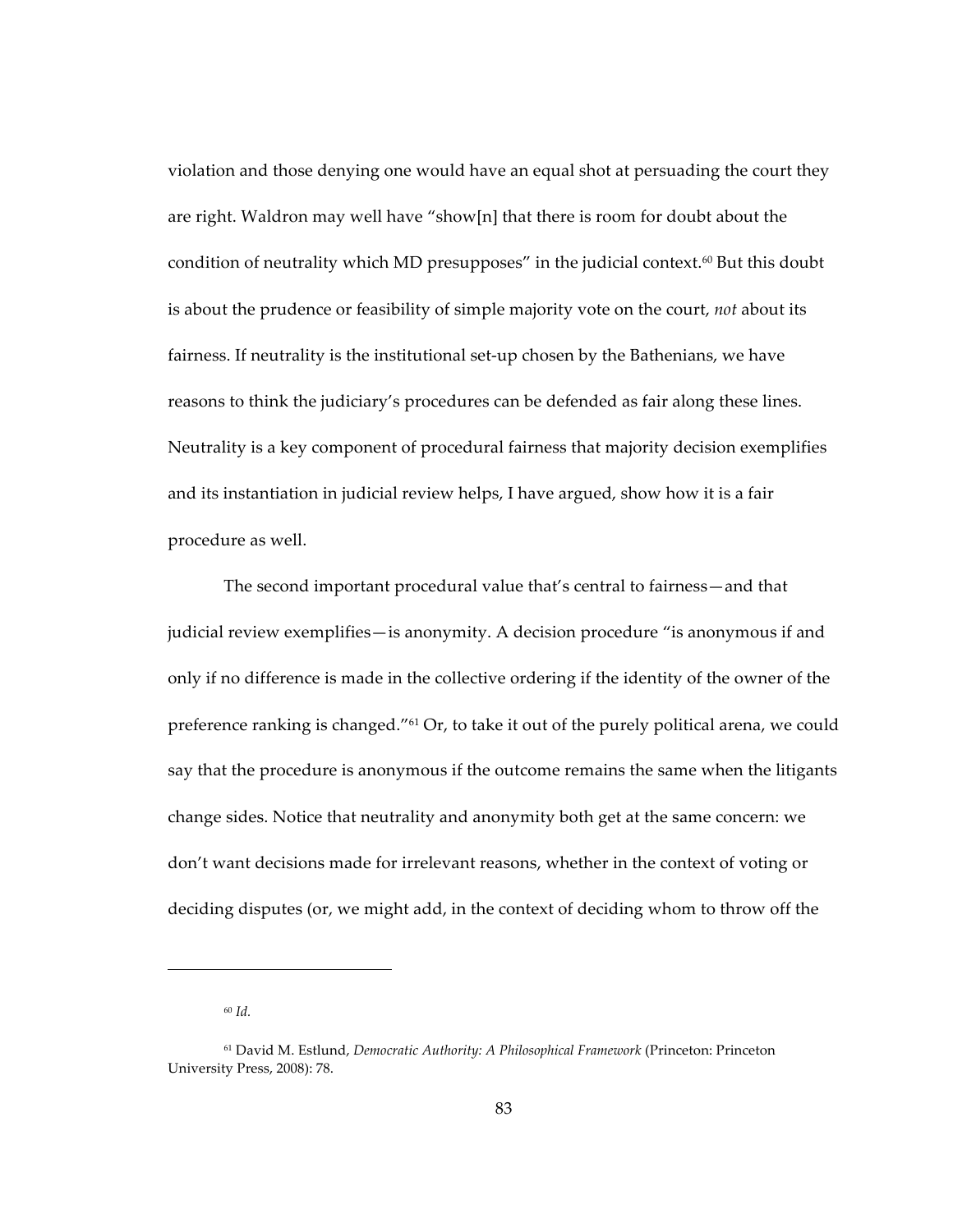violation and those denying one would have an equal shot at persuading the court they are right. Waldron may well have "show[n] that there is room for doubt about the condition of neutrality which MD presupposes" in the judicial context.[60] But this doubt is about the prudence or feasibility of simple majority vote on the court, *not* about its fairness. If neutrality is the institutional set-up chosen by the Bathenians, we have reasons to think the judiciary's procedures can be defended as fair along these lines. Neutrality is a key component of procedural fairness that majority decision exemplifies and its instantiation in judicial review helps, I have argued, show how it is a fair procedure as well.

The second important procedural value that's central to fairness—and that judicial review exemplifies—is anonymity. A decision procedure "is anonymous if and only if no difference is made in the collective ordering if the identity of the owner of the preference ranking is changed."[61] Or, to take it out of the purely political arena, we could say that the procedure is anonymous if the outcome remains the same when the litigants change sides. Notice that neutrality and anonymity both get at the same concern: we don't want decisions made for irrelevant reasons, whether in the context of voting or deciding disputes (or, we might add, in the context of deciding whom to throw off the

---

[60] *Id.*

[61] David M. Estlund, *Democratic Authority: A Philosophical Framework* (Princeton: Princeton University Press, 2008): 78.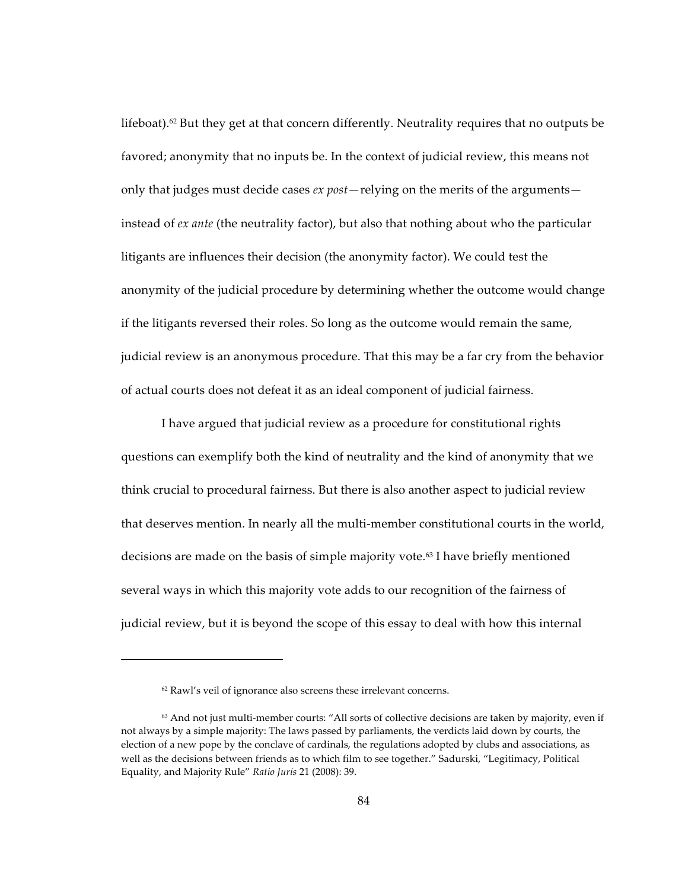lifeboat).[62] But they get at that concern differently. Neutrality requires that no outputs be favored; anonymity that no inputs be. In the context of judicial review, this means not only that judges must decide cases *ex post*—relying on the merits of the arguments—instead of *ex ante* (the neutrality factor), but also that nothing about who the particular litigants are influences their decision (the anonymity factor). We could test the anonymity of the judicial procedure by determining whether the outcome would change if the litigants reversed their roles. So long as the outcome would remain the same, judicial review is an anonymous procedure. That this may be a far cry from the behavior of actual courts does not defeat it as an ideal component of judicial fairness.

I have argued that judicial review as a procedure for constitutional rights questions can exemplify both the kind of neutrality and the kind of anonymity that we think crucial to procedural fairness. But there is also another aspect to judicial review that deserves mention. In nearly all the multi-member constitutional courts in the world, decisions are made on the basis of simple majority vote.[63] I have briefly mentioned several ways in which this majority vote adds to our recognition of the fairness of judicial review, but it is beyond the scope of this essay to deal with how this internal

---

[62] Rawl's veil of ignorance also screens these irrelevant concerns.

[63] And not just multi-member courts: "All sorts of collective decisions are taken by majority, even if not always by a simple majority: The laws passed by parliaments, the verdicts laid down by courts, the election of a new pope by the conclave of cardinals, the regulations adopted by clubs and associations, as well as the decisions between friends as to which film to see together." Sadurski, "Legitimacy, Political Equality, and Majority Rule" *Ratio Juris* 21 (2008): 39.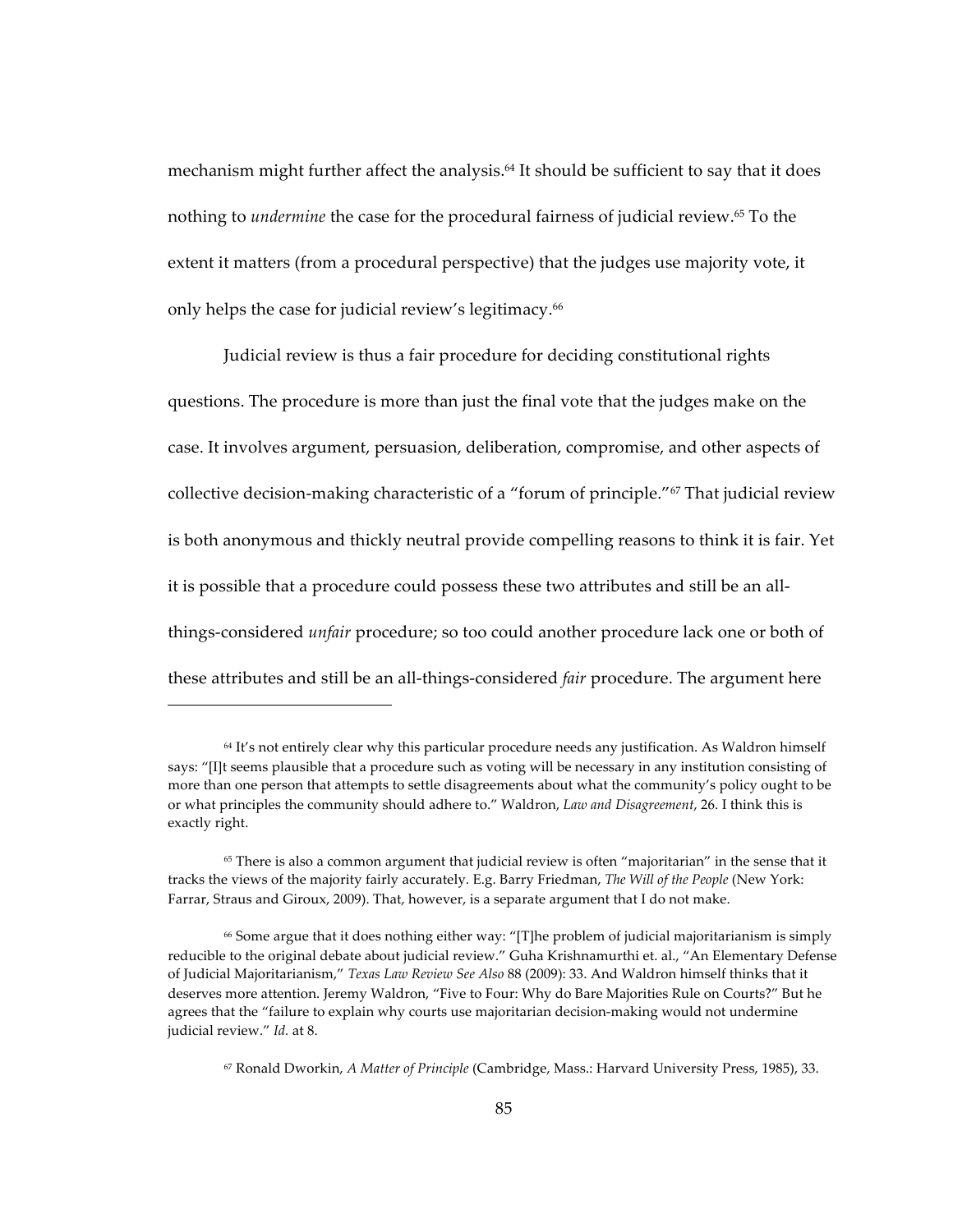mechanism might further affect the analysis.[64] It should be sufficient to say that it does nothing to *undermine* the case for the procedural fairness of judicial review.[65] To the extent it matters (from a procedural perspective) that the judges use majority vote, it only helps the case for judicial review's legitimacy.[66]

Judicial review is thus a fair procedure for deciding constitutional rights questions. The procedure is more than just the final vote that the judges make on the case. It involves argument, persuasion, deliberation, compromise, and other aspects of collective decision-making characteristic of a "forum of principle."[67] That judicial review is both anonymous and thickly neutral provide compelling reasons to think it is fair. Yet it is possible that a procedure could possess these two attributes and still be an all-things-considered *unfair* procedure; so too could another procedure lack one or both of these attributes and still be an all-things-considered *fair* procedure. The argument here

---

[64] It's not entirely clear why this particular procedure needs any justification. As Waldron himself says: "[I]t seems plausible that a procedure such as voting will be necessary in any institution consisting of more than one person that attempts to settle disagreements about what the community's policy ought to be or what principles the community should adhere to." Waldron, *Law and Disagreement*, 26. I think this is exactly right.

[65] There is also a common argument that judicial review is often "majoritarian" in the sense that it tracks the views of the majority fairly accurately. E.g. Barry Friedman, *The Will of the People* (New York: Farrar, Straus and Giroux, 2009). That, however, is a separate argument that I do not make.

[66] Some argue that it does nothing either way: "[T]he problem of judicial majoritarianism is simply reducible to the original debate about judicial review." Guha Krishnamurthi et. al., "An Elementary Defense of Judicial Majoritarianism," *Texas Law Review See Also* 88 (2009): 33. And Waldron himself thinks that it deserves more attention. Jeremy Waldron, "Five to Four: Why do Bare Majorities Rule on Courts?" But he agrees that the "failure to explain why courts use majoritarian decision-making would not undermine judicial review." *Id.* at 8.

[67] Ronald Dworkin, *A Matter of Principle* (Cambridge, Mass.: Harvard University Press, 1985), 33.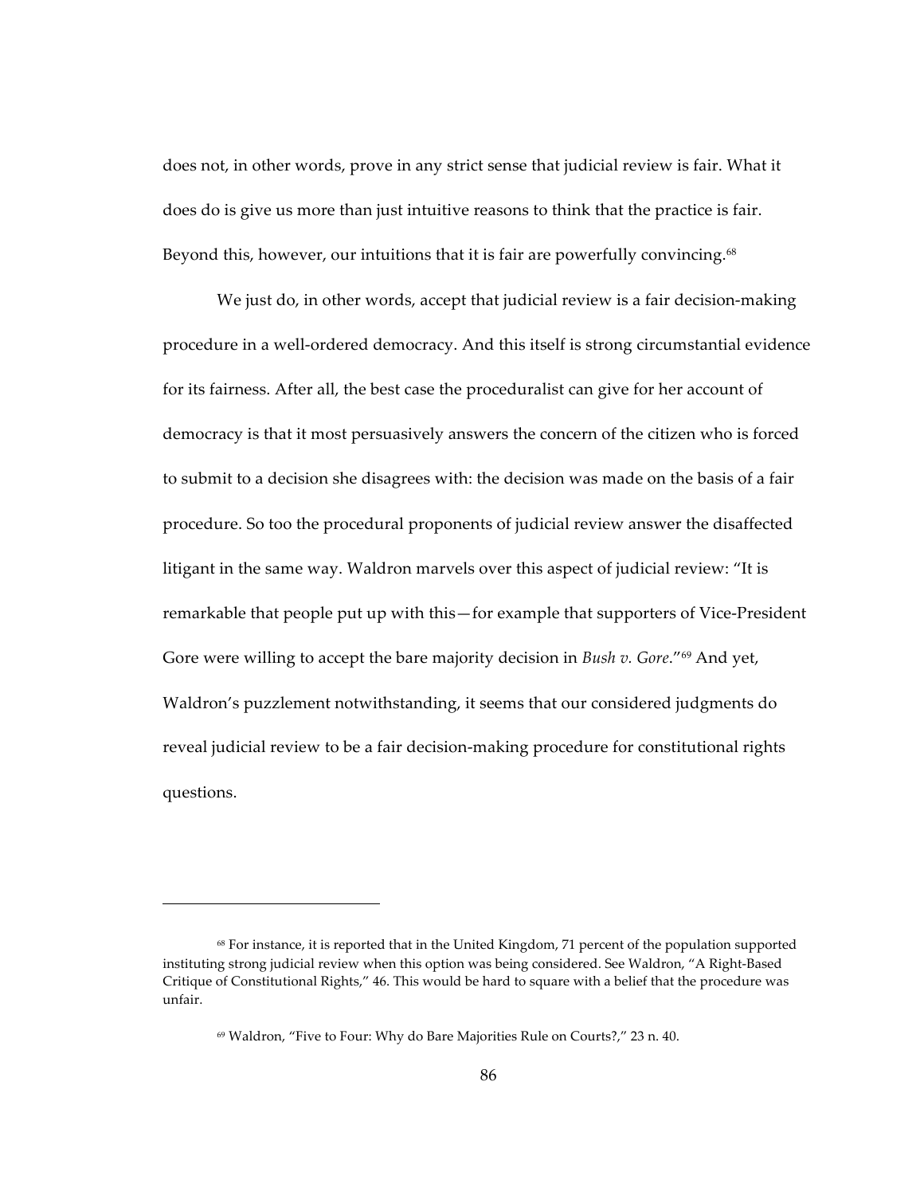does not, in other words, prove in any strict sense that judicial review is fair. What it does do is give us more than just intuitive reasons to think that the practice is fair. Beyond this, however, our intuitions that it is fair are powerfully convincing.[68]

We just do, in other words, accept that judicial review is a fair decision-making procedure in a well-ordered democracy. And this itself is strong circumstantial evidence for its fairness. After all, the best case the proceduralist can give for her account of democracy is that it most persuasively answers the concern of the citizen who is forced to submit to a decision she disagrees with: the decision was made on the basis of a fair procedure. So too the procedural proponents of judicial review answer the disaffected litigant in the same way. Waldron marvels over this aspect of judicial review: "It is remarkable that people put up with this—for example that supporters of Vice-President Gore were willing to accept the bare majority decision in *Bush v. Gore*."[69] And yet, Waldron's puzzlement notwithstanding, it seems that our considered judgments do reveal judicial review to be a fair decision-making procedure for constitutional rights questions.

---

[68] For instance, it is reported that in the United Kingdom, 71 percent of the population supported instituting strong judicial review when this option was being considered. See Waldron, "A Right-Based Critique of Constitutional Rights," 46. This would be hard to square with a belief that the procedure was unfair.

[69] Waldron, "Five to Four: Why do Bare Majorities Rule on Courts?," 23 n. 40.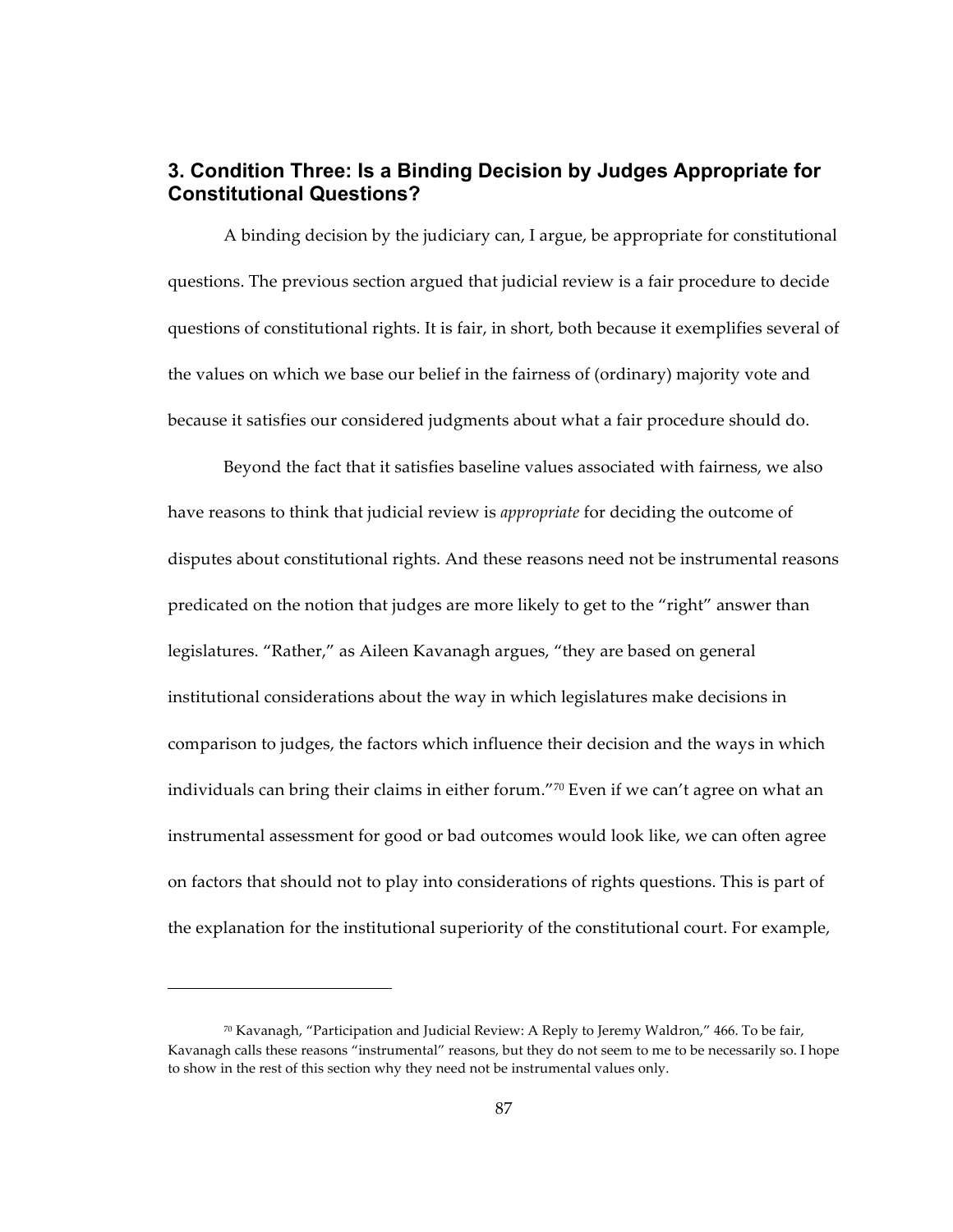## 3. Condition Three: Is a Binding Decision by Judges Appropriate for Constitutional Questions?

A binding decision by the judiciary can, I argue, be appropriate for constitutional questions. The previous section argued that judicial review is a fair procedure to decide questions of constitutional rights. It is fair, in short, both because it exemplifies several of the values on which we base our belief in the fairness of (ordinary) majority vote and because it satisfies our considered judgments about what a fair procedure should do.

Beyond the fact that it satisfies baseline values associated with fairness, we also have reasons to think that judicial review is *appropriate* for deciding the outcome of disputes about constitutional rights. And these reasons need not be instrumental reasons predicated on the notion that judges are more likely to get to the "right" answer than legislatures. "Rather," as Aileen Kavanagh argues, "they are based on general institutional considerations about the way in which legislatures make decisions in comparison to judges, the factors which influence their decision and the ways in which individuals can bring their claims in either forum."[70] Even if we can't agree on what an instrumental assessment for good or bad outcomes would look like, we can often agree on factors that should not to play into considerations of rights questions. This is part of the explanation for the institutional superiority of the constitutional court. For example,

---

[70] Kavanagh, "Participation and Judicial Review: A Reply to Jeremy Waldron," 466. To be fair, Kavanagh calls these reasons "instrumental" reasons, but they do not seem to me to be necessarily so. I hope to show in the rest of this section why they need not be instrumental values only.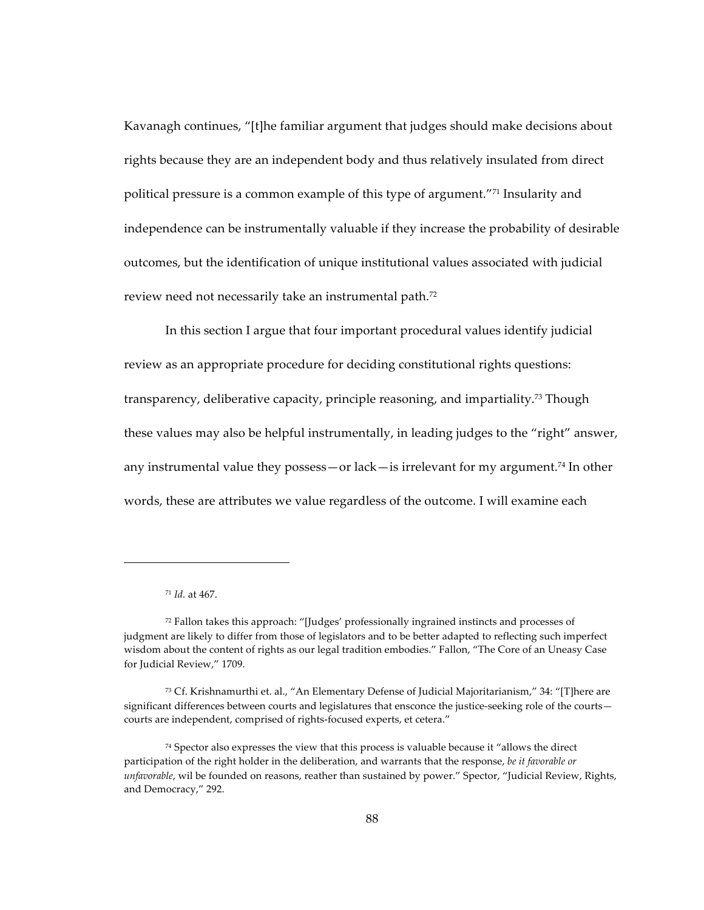Kavanagh continues, "[t]he familiar argument that judges should make decisions about rights because they are an independent body and thus relatively insulated from direct political pressure is a common example of this type of argument."[71] Insularity and independence can be instrumentally valuable if they increase the probability of desirable outcomes, but the identification of unique institutional values associated with judicial review need not necessarily take an instrumental path.[72]

In this section I argue that four important procedural values identify judicial review as an appropriate procedure for deciding constitutional rights questions: transparency, deliberative capacity, principle reasoning, and impartiality.[73] Though these values may also be helpful instrumentally, in leading judges to the "right" answer, any instrumental value they possess—or lack—is irrelevant for my argument.[74] In other words, these are attributes we value regardless of the outcome. I will examine each

---

[71] *Id.* at 467.

[72] Fallon takes this approach: "[Judges' professionally ingrained instincts and processes of judgment are likely to differ from those of legislators and to be better adapted to reflecting such imperfect wisdom about the content of rights as our legal tradition embodies." Fallon, "The Core of an Uneasy Case for Judicial Review," 1709.

[73] Cf. Krishnamurthi et. al., "An Elementary Defense of Judicial Majoritarianism," 34: "[T]here are significant differences between courts and legislatures that ensconce the justice-seeking role of the courts—courts are independent, comprised of rights-focused experts, et cetera."

[74] Spector also expresses the view that this process is valuable because it "allows the direct participation of the right holder in the deliberation, and warrants that the response, *be it favorable or unfavorable*, wil be founded on reasons, reather than sustained by power." Spector, "Judicial Review, Rights, and Democracy," 292.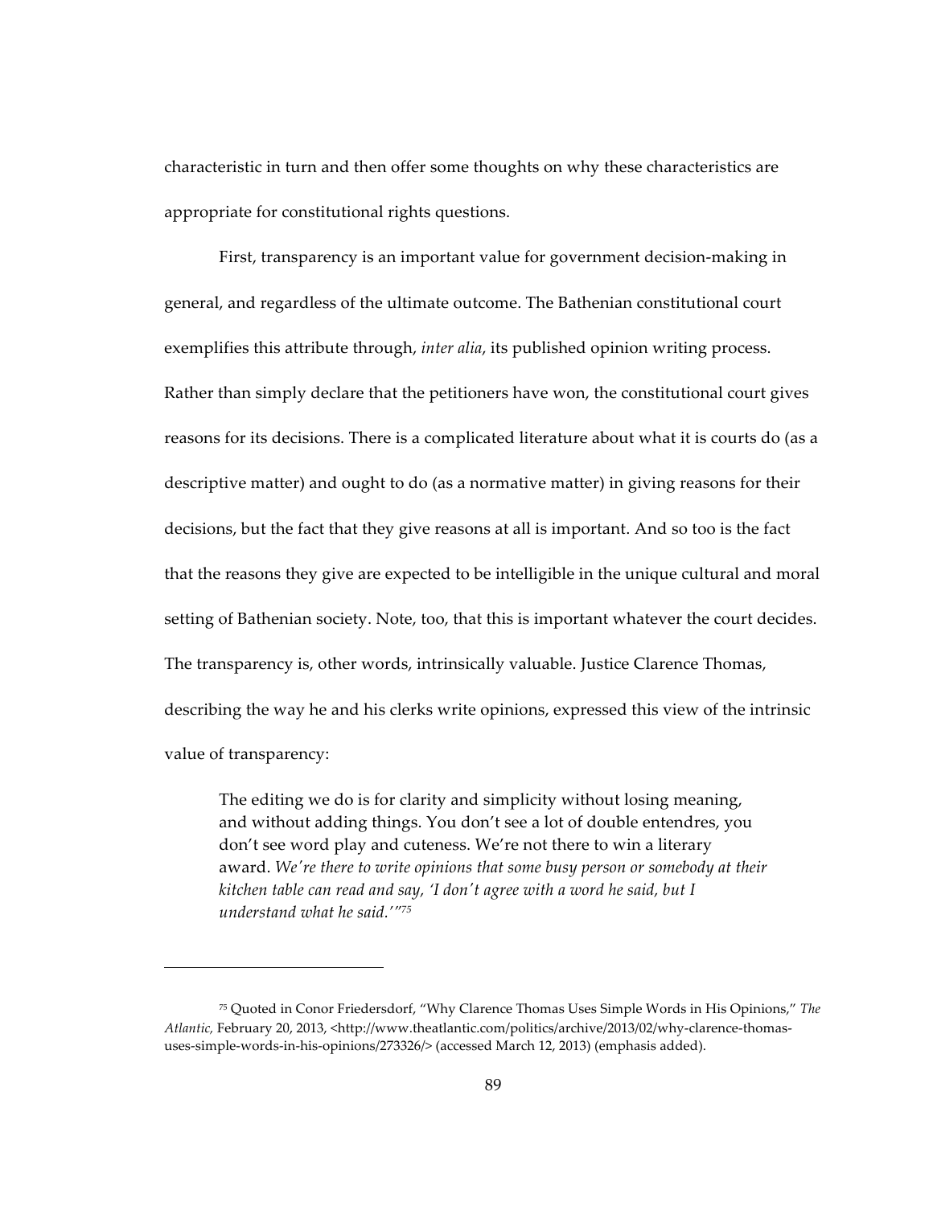characteristic in turn and then offer some thoughts on why these characteristics are appropriate for constitutional rights questions.

First, transparency is an important value for government decision-making in general, and regardless of the ultimate outcome. The Bathenian constitutional court exemplifies this attribute through, *inter alia*, its published opinion writing process. Rather than simply declare that the petitioners have won, the constitutional court gives reasons for its decisions. There is a complicated literature about what it is courts do (as a descriptive matter) and ought to do (as a normative matter) in giving reasons for their decisions, but the fact that they give reasons at all is important. And so too is the fact that the reasons they give are expected to be intelligible in the unique cultural and moral setting of Bathenian society. Note, too, that this is important whatever the court decides. The transparency is, other words, intrinsically valuable. Justice Clarence Thomas, describing the way he and his clerks write opinions, expressed this view of the intrinsic value of transparency:

> The editing we do is for clarity and simplicity without losing meaning, and without adding things. You don't see a lot of double entendres, you don't see word play and cuteness. We're not there to win a literary award. *We're there to write opinions that some busy person or somebody at their kitchen table can read and say, 'I don't agree with a word he said, but I understand what he said.'*"[75]

---

[75] Quoted in Conor Friedersdorf, "Why Clarence Thomas Uses Simple Words in His Opinions," *The Atlantic,* February 20, 2013, <http://www.theatlantic.com/politics/archive/2013/02/why-clarence-thomas-uses-simple-words-in-his-opinions/273326/> (accessed March 12, 2013) (emphasis added).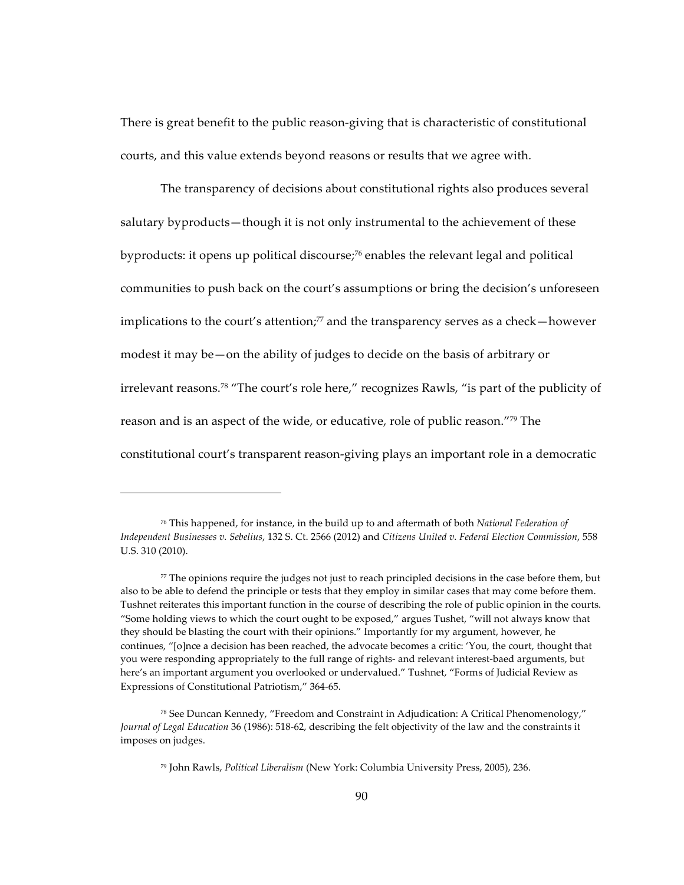There is great benefit to the public reason-giving that is characteristic of constitutional courts, and this value extends beyond reasons or results that we agree with.

The transparency of decisions about constitutional rights also produces several salutary byproducts—though it is not only instrumental to the achievement of these byproducts: it opens up political discourse;[76] enables the relevant legal and political communities to push back on the court's assumptions or bring the decision's unforeseen implications to the court's attention;[77] and the transparency serves as a check—however modest it may be—on the ability of judges to decide on the basis of arbitrary or irrelevant reasons.[78] "The court's role here," recognizes Rawls, "is part of the publicity of reason and is an aspect of the wide, or educative, role of public reason."[79] The constitutional court's transparent reason-giving plays an important role in a democratic

---

[76] This happened, for instance, in the build up to and aftermath of both *National Federation of Independent Businesses v. Sebelius*, 132 S. Ct. 2566 (2012) and *Citizens United v. Federal Election Commission*, 558 U.S. 310 (2010).

[77] The opinions require the judges not just to reach principled decisions in the case before them, but also to be able to defend the principle or tests that they employ in similar cases that may come before them. Tushnet reiterates this important function in the course of describing the role of public opinion in the courts. "Some holding views to which the court ought to be exposed," argues Tushet, "will not always know that they should be blasting the court with their opinions." Importantly for my argument, however, he continues, "[o]nce a decision has been reached, the advocate becomes a critic: 'You, the court, thought that you were responding appropriately to the full range of rights- and relevant interest-baed arguments, but here's an important argument you overlooked or undervalued." Tushnet, "Forms of Judicial Review as Expressions of Constitutional Patriotism," 364-65.

[78] See Duncan Kennedy, "Freedom and Constraint in Adjudication: A Critical Phenomenology," *Journal of Legal Education* 36 (1986): 518-62, describing the felt objectivity of the law and the constraints it imposes on judges.

[79] John Rawls, *Political Liberalism* (New York: Columbia University Press, 2005), 236.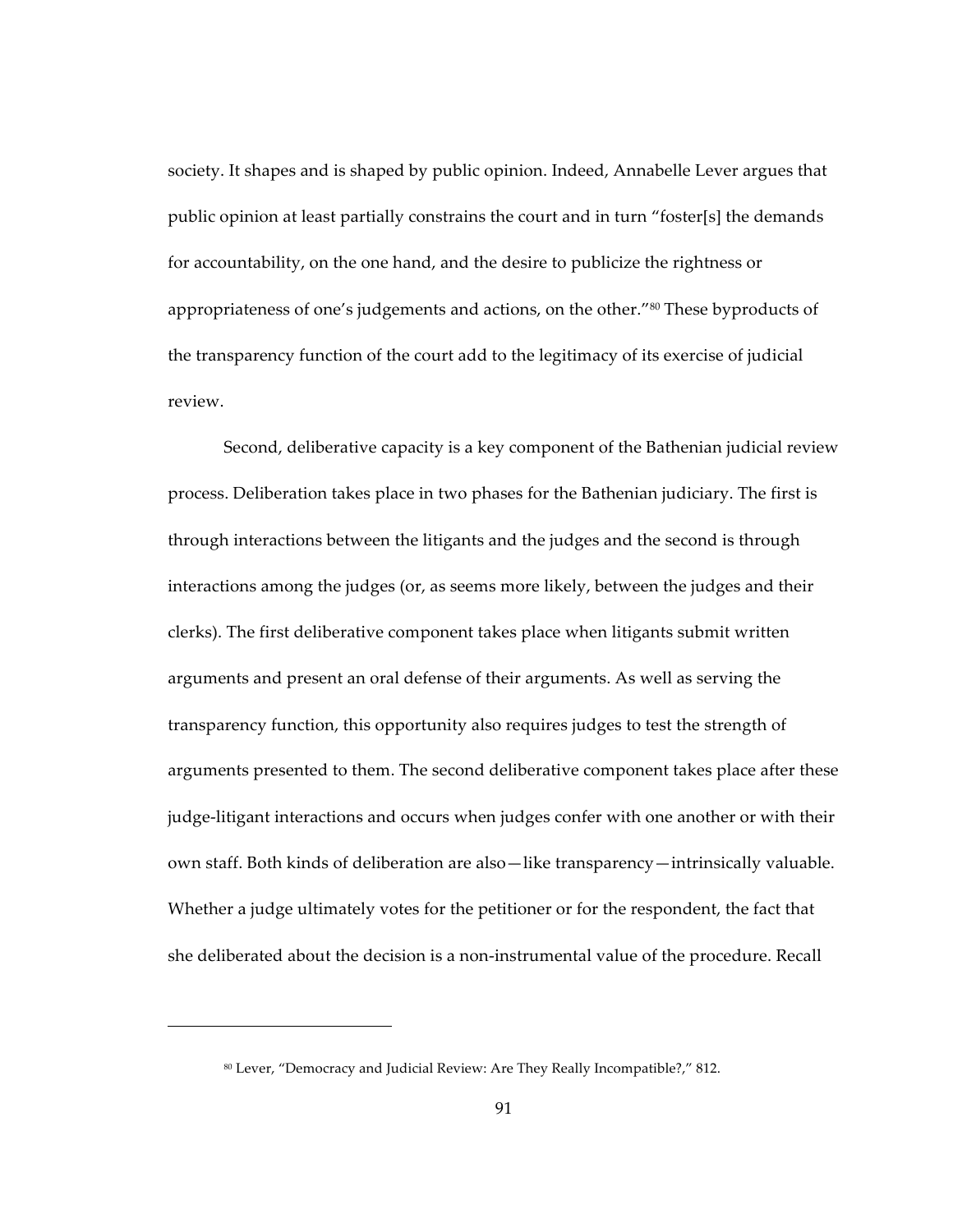society. It shapes and is shaped by public opinion. Indeed, Annabelle Lever argues that public opinion at least partially constrains the court and in turn "foster[s] the demands for accountability, on the one hand, and the desire to publicize the rightness or appropriateness of one's judgements and actions, on the other."[80] These byproducts of the transparency function of the court add to the legitimacy of its exercise of judicial review.

Second, deliberative capacity is a key component of the Bathenian judicial review process. Deliberation takes place in two phases for the Bathenian judiciary. The first is through interactions between the litigants and the judges and the second is through interactions among the judges (or, as seems more likely, between the judges and their clerks). The first deliberative component takes place when litigants submit written arguments and present an oral defense of their arguments. As well as serving the transparency function, this opportunity also requires judges to test the strength of arguments presented to them. The second deliberative component takes place after these judge-litigant interactions and occurs when judges confer with one another or with their own staff. Both kinds of deliberation are also—like transparency—intrinsically valuable. Whether a judge ultimately votes for the petitioner or for the respondent, the fact that she deliberated about the decision is a non-instrumental value of the procedure. Recall

[80] Lever, "Democracy and Judicial Review: Are They Really Incompatible?," 812.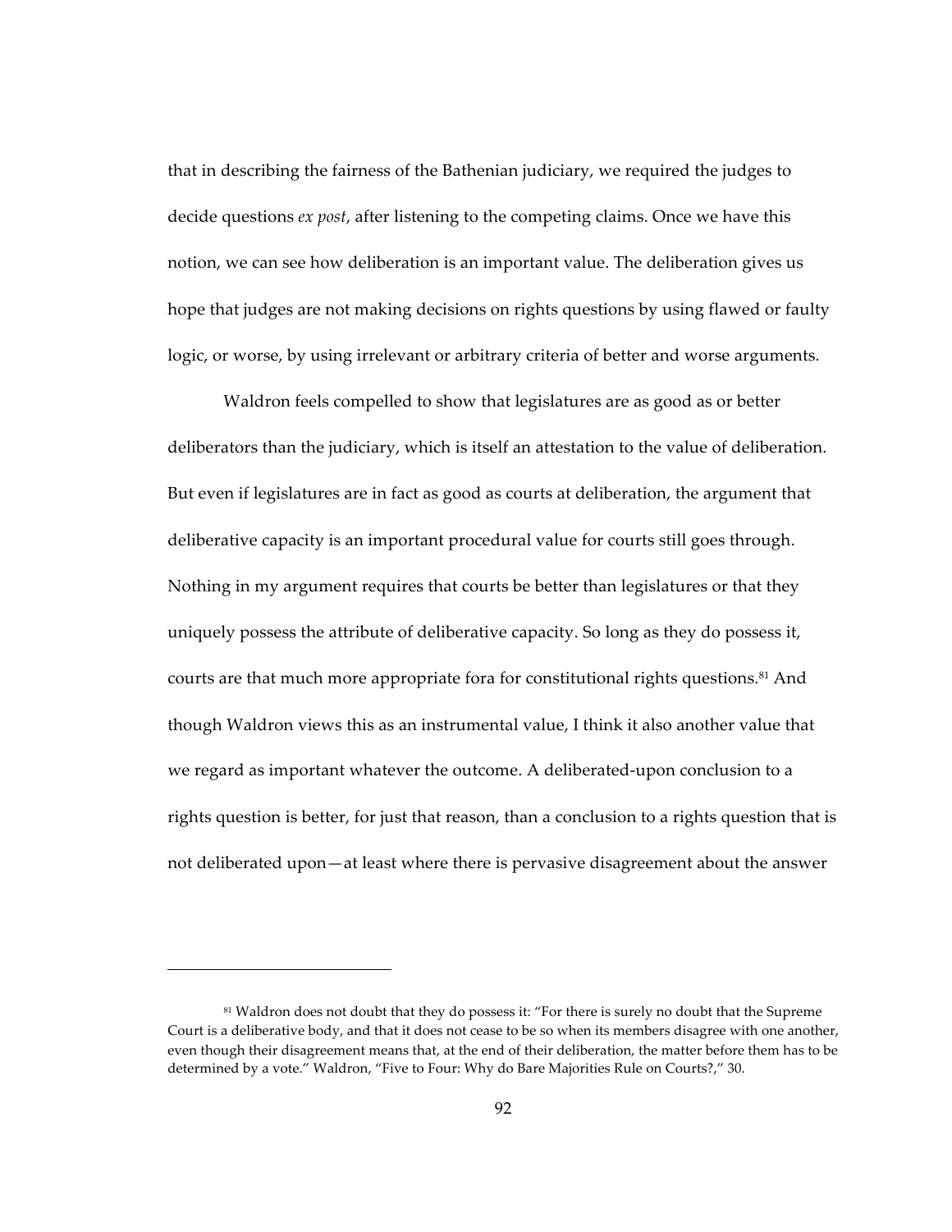that in describing the fairness of the Bathenian judiciary, we required the judges to decide questions *ex post*, after listening to the competing claims. Once we have this notion, we can see how deliberation is an important value. The deliberation gives us hope that judges are not making decisions on rights questions by using flawed or faulty logic, or worse, by using irrelevant or arbitrary criteria of better and worse arguments.

Waldron feels compelled to show that legislatures are as good as or better deliberators than the judiciary, which is itself an attestation to the value of deliberation. But even if legislatures are in fact as good as courts at deliberation, the argument that deliberative capacity is an important procedural value for courts still goes through. Nothing in my argument requires that courts be better than legislatures or that they uniquely possess the attribute of deliberative capacity. So long as they do possess it, courts are that much more appropriate fora for constitutional rights questions.[81] And though Waldron views this as an instrumental value, I think it also another value that we regard as important whatever the outcome. A deliberated-upon conclusion to a rights question is better, for just that reason, than a conclusion to a rights question that is not deliberated upon—at least where there is pervasive disagreement about the answer

---

[81] Waldron does not doubt that they do possess it: "For there is surely no doubt that the Supreme Court is a deliberative body, and that it does not cease to be so when its members disagree with one another, even though their disagreement means that, at the end of their deliberation, the matter before them has to be determined by a vote." Waldron, "Five to Four: Why do Bare Majorities Rule on Courts?," 30.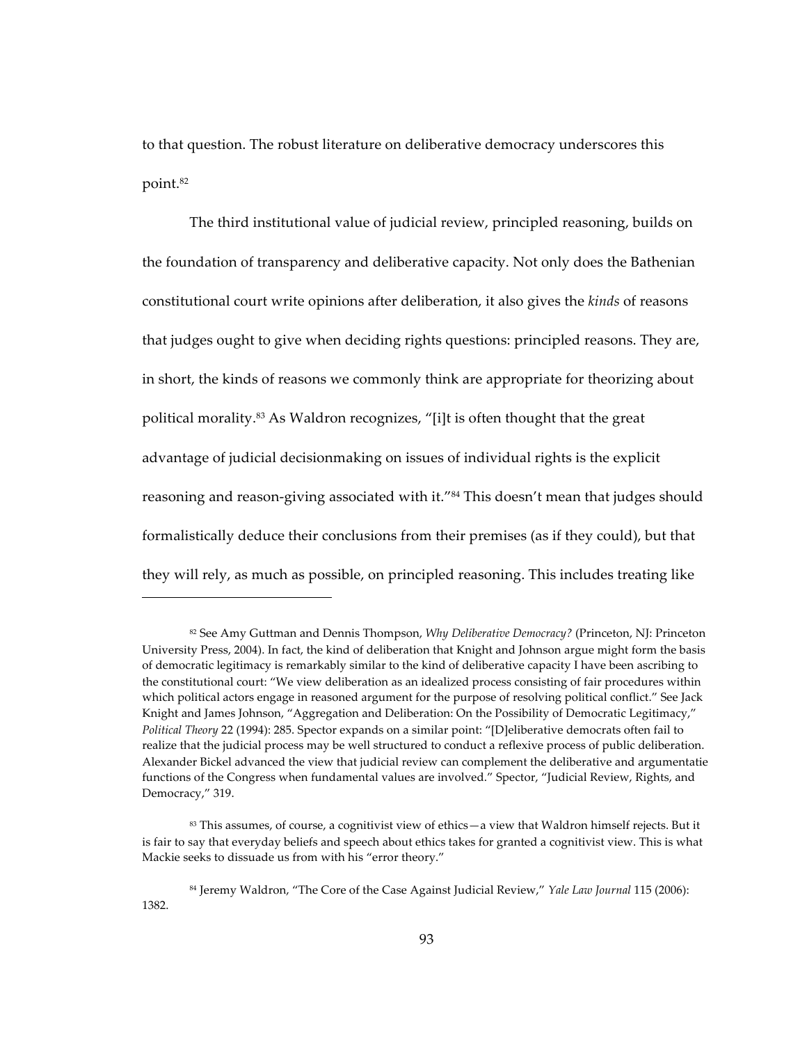to that question. The robust literature on deliberative democracy underscores this point.[82]

The third institutional value of judicial review, principled reasoning, builds on the foundation of transparency and deliberative capacity. Not only does the Bathenian constitutional court write opinions after deliberation, it also gives the *kinds* of reasons that judges ought to give when deciding rights questions: principled reasons. They are, in short, the kinds of reasons we commonly think are appropriate for theorizing about political morality.[83] As Waldron recognizes, "[i]t is often thought that the great advantage of judicial decisionmaking on issues of individual rights is the explicit reasoning and reason-giving associated with it."[84] This doesn't mean that judges should formalistically deduce their conclusions from their premises (as if they could), but that they will rely, as much as possible, on principled reasoning. This includes treating like

---

[82] See Amy Guttman and Dennis Thompson, *Why Deliberative Democracy?* (Princeton, NJ: Princeton University Press, 2004). In fact, the kind of deliberation that Knight and Johnson argue might form the basis of democratic legitimacy is remarkably similar to the kind of deliberative capacity I have been ascribing to the constitutional court: "We view deliberation as an idealized process consisting of fair procedures within which political actors engage in reasoned argument for the purpose of resolving political conflict." See Jack Knight and James Johnson, "Aggregation and Deliberation: On the Possibility of Democratic Legitimacy," *Political Theory* 22 (1994): 285. Spector expands on a similar point: "[D]eliberative democrats often fail to realize that the judicial process may be well structured to conduct a reflexive process of public deliberation. Alexander Bickel advanced the view that judicial review can complement the deliberative and argumentatie functions of the Congress when fundamental values are involved." Spector, "Judicial Review, Rights, and Democracy," 319.

[83] This assumes, of course, a cognitivist view of ethics—a view that Waldron himself rejects. But it is fair to say that everyday beliefs and speech about ethics takes for granted a cognitivist view. This is what Mackie seeks to dissuade us from with his "error theory."

[84] Jeremy Waldron, "The Core of the Case Against Judicial Review," *Yale Law Journal* 115 (2006): 1382.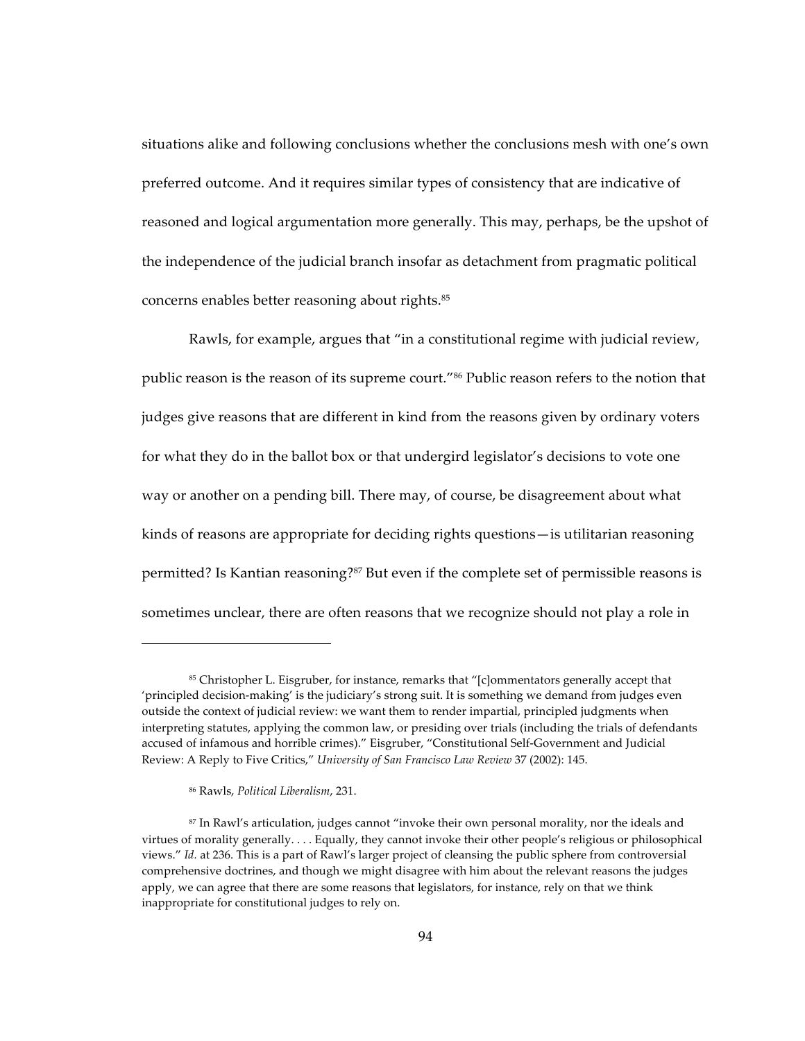situations alike and following conclusions whether the conclusions mesh with one's own preferred outcome. And it requires similar types of consistency that are indicative of reasoned and logical argumentation more generally. This may, perhaps, be the upshot of the independence of the judicial branch insofar as detachment from pragmatic political concerns enables better reasoning about rights.[85]

Rawls, for example, argues that "in a constitutional regime with judicial review, public reason is the reason of its supreme court."[86] Public reason refers to the notion that judges give reasons that are different in kind from the reasons given by ordinary voters for what they do in the ballot box or that undergird legislator's decisions to vote one way or another on a pending bill. There may, of course, be disagreement about what kinds of reasons are appropriate for deciding rights questions—is utilitarian reasoning permitted? Is Kantian reasoning?[87] But even if the complete set of permissible reasons is sometimes unclear, there are often reasons that we recognize should not play a role in

---

[85] Christopher L. Eisgruber, for instance, remarks that "[c]ommentators generally accept that 'principled decision-making' is the judiciary's strong suit. It is something we demand from judges even outside the context of judicial review: we want them to render impartial, principled judgments when interpreting statutes, applying the common law, or presiding over trials (including the trials of defendants accused of infamous and horrible crimes)." Eisgruber, "Constitutional Self-Government and Judicial Review: A Reply to Five Critics," *University of San Francisco Law Review* 37 (2002): 145.

[86] Rawls, *Political Liberalism*, 231.

[87] In Rawl's articulation, judges cannot "invoke their own personal morality, nor the ideals and virtues of morality generally. . . . Equally, they cannot invoke their other people's religious or philosophical views." *Id.* at 236. This is a part of Rawl's larger project of cleansing the public sphere from controversial comprehensive doctrines, and though we might disagree with him about the relevant reasons the judges apply, we can agree that there are some reasons that legislators, for instance, rely on that we think inappropriate for constitutional judges to rely on.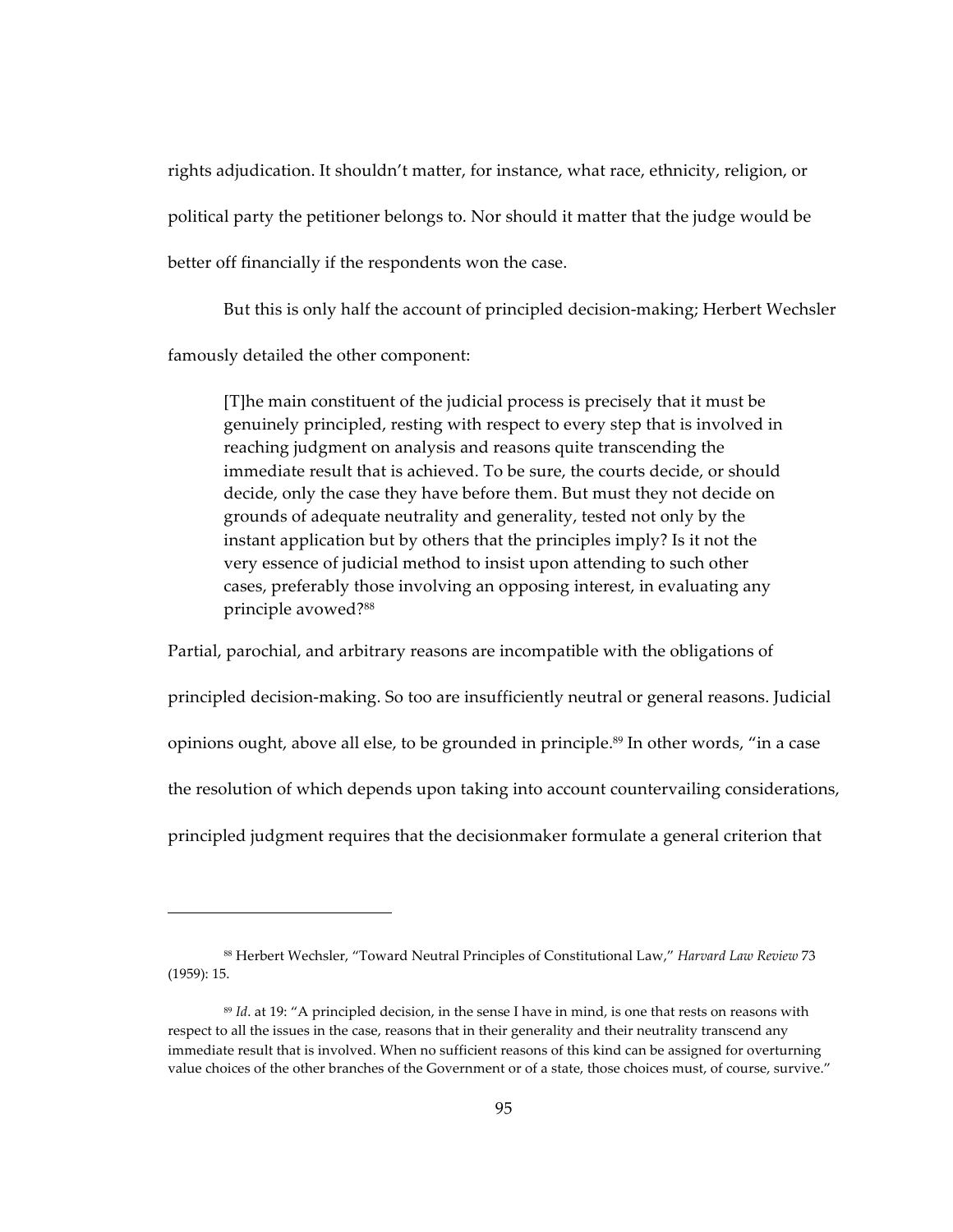rights adjudication. It shouldn't matter, for instance, what race, ethnicity, religion, or political party the petitioner belongs to. Nor should it matter that the judge would be better off financially if the respondents won the case.

But this is only half the account of principled decision-making; Herbert Wechsler famously detailed the other component:

> [T]he main constituent of the judicial process is precisely that it must be genuinely principled, resting with respect to every step that is involved in reaching judgment on analysis and reasons quite transcending the immediate result that is achieved. To be sure, the courts decide, or should decide, only the case they have before them. But must they not decide on grounds of adequate neutrality and generality, tested not only by the instant application but by others that the principles imply? Is it not the very essence of judicial method to insist upon attending to such other cases, preferably those involving an opposing interest, in evaluating any principle avowed?[88]

Partial, parochial, and arbitrary reasons are incompatible with the obligations of principled decision-making. So too are insufficiently neutral or general reasons. Judicial opinions ought, above all else, to be grounded in principle.[89] In other words, "in a case the resolution of which depends upon taking into account countervailing considerations, principled judgment requires that the decisionmaker formulate a general criterion that

---

[88] Herbert Wechsler, "Toward Neutral Principles of Constitutional Law," *Harvard Law Review* 73 (1959): 15.

[89] *Id*. at 19: "A principled decision, in the sense I have in mind, is one that rests on reasons with respect to all the issues in the case, reasons that in their generality and their neutrality transcend any immediate result that is involved. When no sufficient reasons of this kind can be assigned for overturning value choices of the other branches of the Government or of a state, those choices must, of course, survive."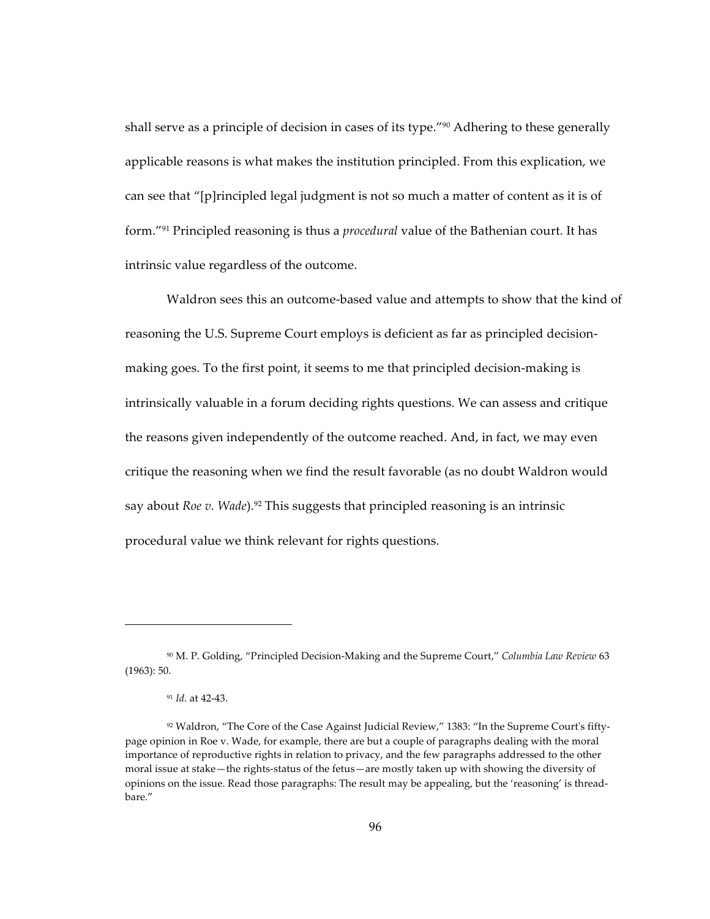shall serve as a principle of decision in cases of its type."[90] Adhering to these generally applicable reasons is what makes the institution principled. From this explication, we can see that "[p]rincipled legal judgment is not so much a matter of content as it is of form."[91] Principled reasoning is thus a *procedural* value of the Bathenian court. It has intrinsic value regardless of the outcome.

Waldron sees this an outcome-based value and attempts to show that the kind of reasoning the U.S. Supreme Court employs is deficient as far as principled decision-making goes. To the first point, it seems to me that principled decision-making is intrinsically valuable in a forum deciding rights questions. We can assess and critique the reasons given independently of the outcome reached. And, in fact, we may even critique the reasoning when we find the result favorable (as no doubt Waldron would say about *Roe v. Wade*).[92] This suggests that principled reasoning is an intrinsic procedural value we think relevant for rights questions.

---

[90] M. P. Golding, "Principled Decision-Making and the Supreme Court," *Columbia Law Review* 63 (1963): 50.

[91] *Id.* at 42-43.

[92] Waldron, "The Core of the Case Against Judicial Review," 1383: "In the Supreme Court's fifty-page opinion in Roe v. Wade, for example, there are but a couple of paragraphs dealing with the moral importance of reproductive rights in relation to privacy, and the few paragraphs addressed to the other moral issue at stake—the rights-status of the fetus—are mostly taken up with showing the diversity of opinions on the issue. Read those paragraphs: The result may be appealing, but the 'reasoning' is thread-bare."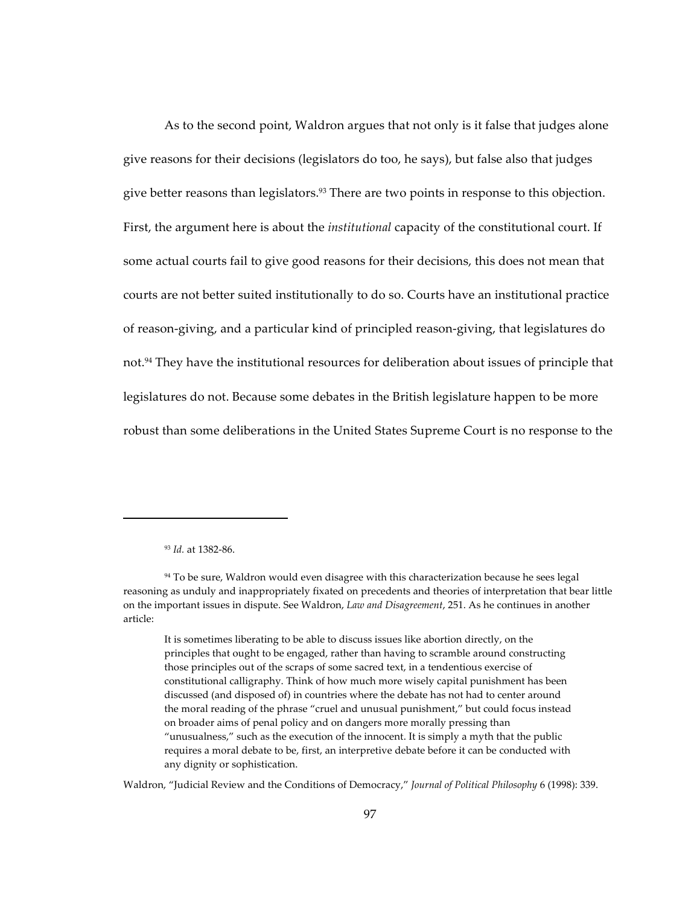As to the second point, Waldron argues that not only is it false that judges alone give reasons for their decisions (legislators do too, he says), but false also that judges give better reasons than legislators.[93] There are two points in response to this objection. First, the argument here is about the *institutional* capacity of the constitutional court. If some actual courts fail to give good reasons for their decisions, this does not mean that courts are not better suited institutionally to do so. Courts have an institutional practice of reason-giving, and a particular kind of principled reason-giving, that legislatures do not.[94] They have the institutional resources for deliberation about issues of principle that legislatures do not. Because some debates in the British legislature happen to be more robust than some deliberations in the United States Supreme Court is no response to the

---

[93] *Id.* at 1382-86.

[94] To be sure, Waldron would even disagree with this characterization because he sees legal reasoning as unduly and inappropriately fixated on precedents and theories of interpretation that bear little on the important issues in dispute. See Waldron, *Law and Disagreement*, 251. As he continues in another article:

> It is sometimes liberating to be able to discuss issues like abortion directly, on the principles that ought to be engaged, rather than having to scramble around constructing those principles out of the scraps of some sacred text, in a tendentious exercise of constitutional calligraphy. Think of how much more wisely capital punishment has been discussed (and disposed of) in countries where the debate has not had to center around the moral reading of the phrase "cruel and unusual punishment," but could focus instead on broader aims of penal policy and on dangers more morally pressing than "unusualness," such as the execution of the innocent. It is simply a myth that the public requires a moral debate to be, first, an interpretive debate before it can be conducted with any dignity or sophistication.

Waldron, "Judicial Review and the Conditions of Democracy," *Journal of Political Philosophy* 6 (1998): 339.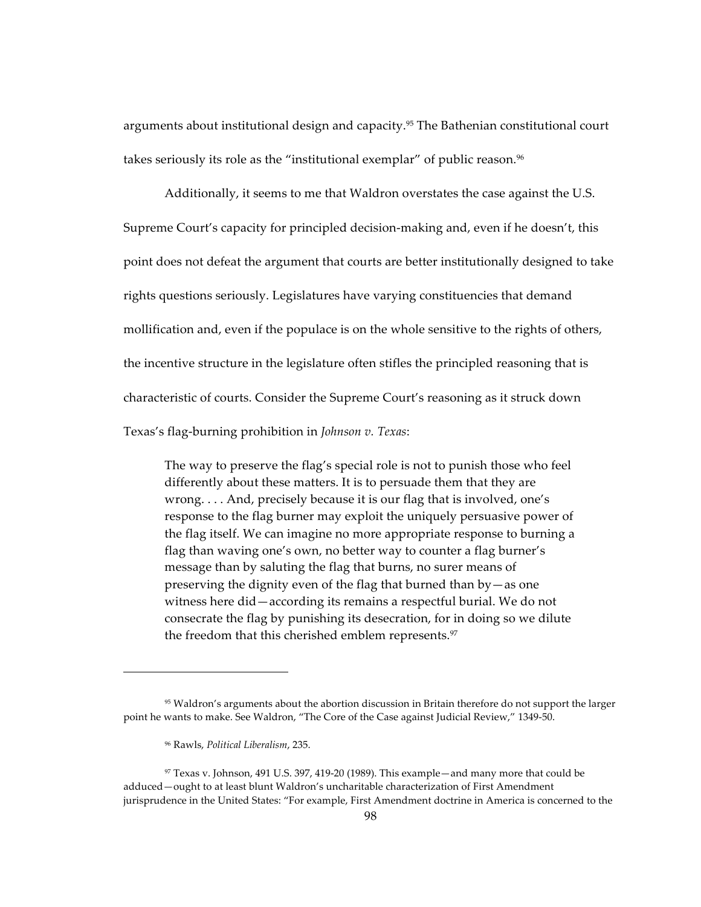arguments about institutional design and capacity.[95] The Bathenian constitutional court takes seriously its role as the "institutional exemplar" of public reason.[96]

Additionally, it seems to me that Waldron overstates the case against the U.S. Supreme Court's capacity for principled decision-making and, even if he doesn't, this point does not defeat the argument that courts are better institutionally designed to take rights questions seriously. Legislatures have varying constituencies that demand mollification and, even if the populace is on the whole sensitive to the rights of others, the incentive structure in the legislature often stifles the principled reasoning that is characteristic of courts. Consider the Supreme Court's reasoning as it struck down Texas's flag-burning prohibition in *Johnson v. Texas*:

> The way to preserve the flag's special role is not to punish those who feel differently about these matters. It is to persuade them that they are wrong. . . . And, precisely because it is our flag that is involved, one's response to the flag burner may exploit the uniquely persuasive power of the flag itself. We can imagine no more appropriate response to burning a flag than waving one's own, no better way to counter a flag burner's message than by saluting the flag that burns, no surer means of preserving the dignity even of the flag that burned than by—as one witness here did—according its remains a respectful burial. We do not consecrate the flag by punishing its desecration, for in doing so we dilute the freedom that this cherished emblem represents.[97]

---

[95] Waldron's arguments about the abortion discussion in Britain therefore do not support the larger point he wants to make. See Waldron, "The Core of the Case against Judicial Review," 1349-50.

[96] Rawls, *Political Liberalism*, 235.

[97] Texas v. Johnson, 491 U.S. 397, 419-20 (1989). This example—and many more that could be adduced—ought to at least blunt Waldron's uncharitable characterization of First Amendment jurisprudence in the United States: "For example, First Amendment doctrine in America is concerned to the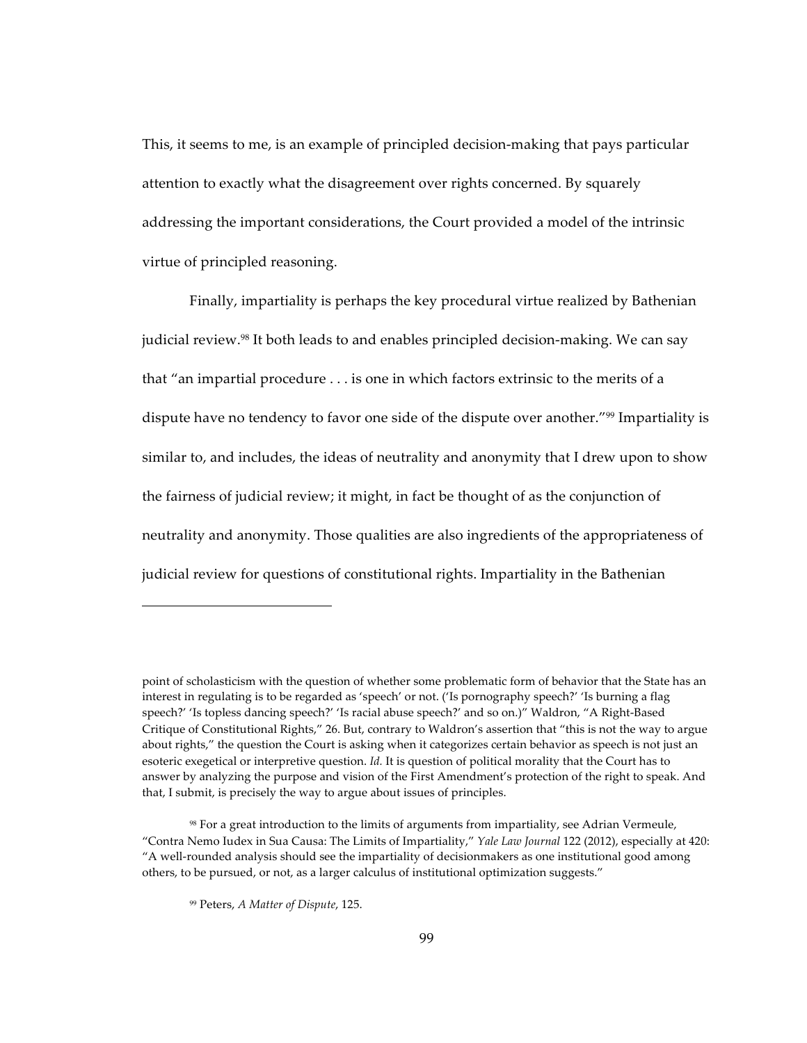This, it seems to me, is an example of principled decision-making that pays particular attention to exactly what the disagreement over rights concerned. By squarely addressing the important considerations, the Court provided a model of the intrinsic virtue of principled reasoning.

Finally, impartiality is perhaps the key procedural virtue realized by Bathenian judicial review.[98] It both leads to and enables principled decision-making. We can say that "an impartial procedure . . . is one in which factors extrinsic to the merits of a dispute have no tendency to favor one side of the dispute over another."[99] Impartiality is similar to, and includes, the ideas of neutrality and anonymity that I drew upon to show the fairness of judicial review; it might, in fact be thought of as the conjunction of neutrality and anonymity. Those qualities are also ingredients of the appropriateness of judicial review for questions of constitutional rights. Impartiality in the Bathenian

---

point of scholasticism with the question of whether some problematic form of behavior that the State has an interest in regulating is to be regarded as 'speech' or not. ('Is pornography speech?' 'Is burning a flag speech?' 'Is topless dancing speech?' 'Is racial abuse speech?' and so on.)" Waldron, "A Right-Based Critique of Constitutional Rights," 26. But, contrary to Waldron's assertion that "this is not the way to argue about rights," the question the Court is asking when it categorizes certain behavior as speech is not just an esoteric exegetical or interpretive question. *Id.* It is question of political morality that the Court has to answer by analyzing the purpose and vision of the First Amendment's protection of the right to speak. And that, I submit, is precisely the way to argue about issues of principles.

[98] For a great introduction to the limits of arguments from impartiality, see Adrian Vermeule, "Contra Nemo Iudex in Sua Causa: The Limits of Impartiality," *Yale Law Journal* 122 (2012), especially at 420: "A well-rounded analysis should see the impartiality of decisionmakers as one institutional good among others, to be pursued, or not, as a larger calculus of institutional optimization suggests."

[99] Peters, *A Matter of Dispute*, 125.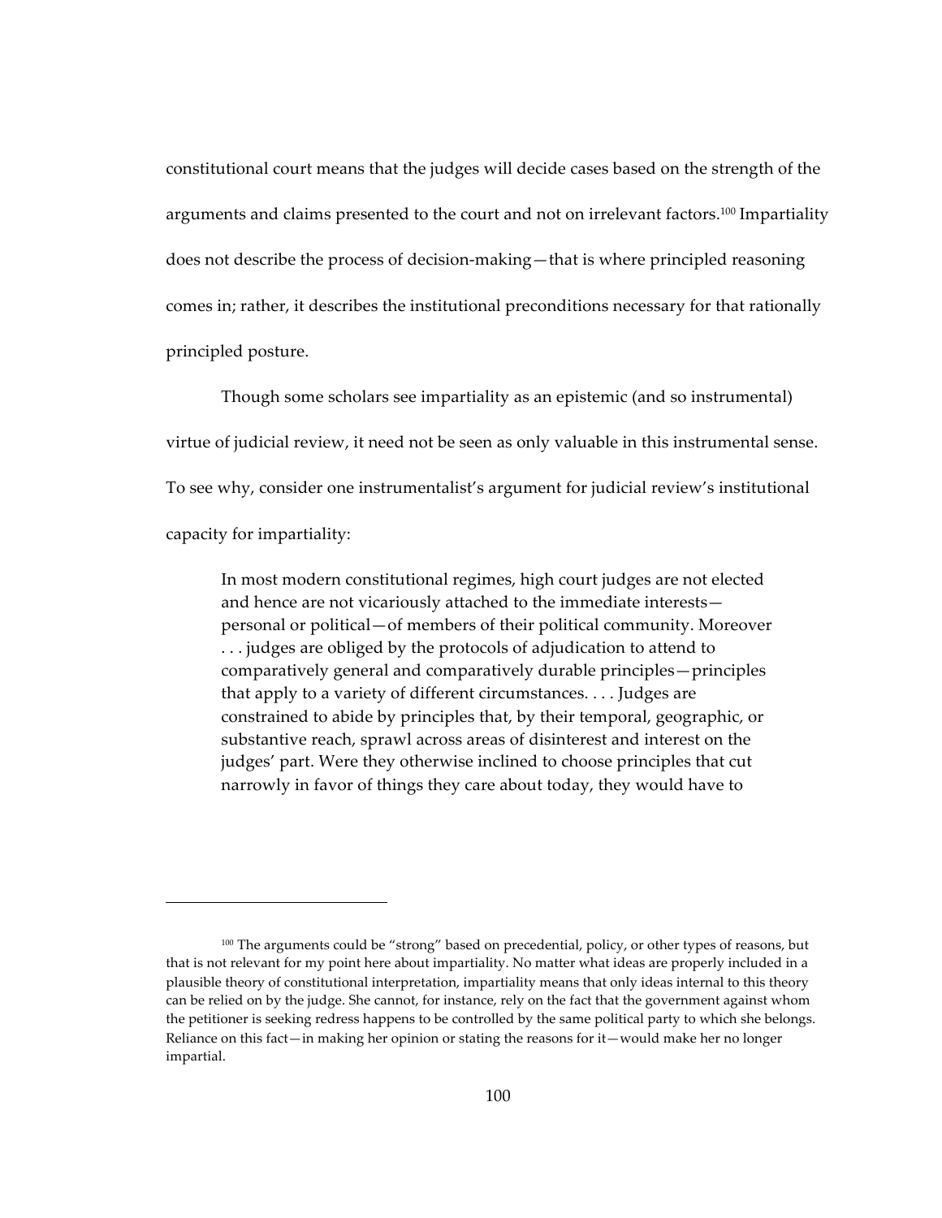constitutional court means that the judges will decide cases based on the strength of the arguments and claims presented to the court and not on irrelevant factors.[100] Impartiality does not describe the process of decision-making—that is where principled reasoning comes in; rather, it describes the institutional preconditions necessary for that rationally principled posture.

Though some scholars see impartiality as an epistemic (and so instrumental) virtue of judicial review, it need not be seen as only valuable in this instrumental sense. To see why, consider one instrumentalist's argument for judicial review's institutional capacity for impartiality:

> In most modern constitutional regimes, high court judges are not elected and hence are not vicariously attached to the immediate interests—personal or political—of members of their political community. Moreover . . . judges are obliged by the protocols of adjudication to attend to comparatively general and comparatively durable principles—principles that apply to a variety of different circumstances. . . . Judges are constrained to abide by principles that, by their temporal, geographic, or substantive reach, sprawl across areas of disinterest and interest on the judges' part. Were they otherwise inclined to choose principles that cut narrowly in favor of things they care about today, they would have to

---

[100] The arguments could be "strong" based on precedential, policy, or other types of reasons, but that is not relevant for my point here about impartiality. No matter what ideas are properly included in a plausible theory of constitutional interpretation, impartiality means that only ideas internal to this theory can be relied on by the judge. She cannot, for instance, rely on the fact that the government against whom the petitioner is seeking redress happens to be controlled by the same political party to which she belongs. Reliance on this fact—in making her opinion or stating the reasons for it—would make her no longer impartial.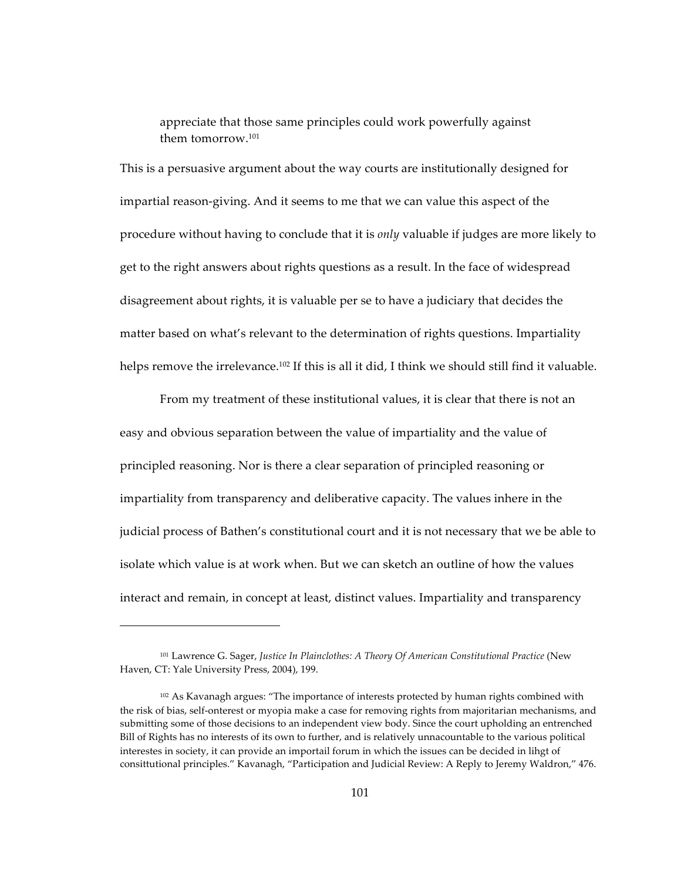> appreciate that those same principles could work powerfully against them tomorrow.[101]

This is a persuasive argument about the way courts are institutionally designed for impartial reason-giving. And it seems to me that we can value this aspect of the procedure without having to conclude that it is *only* valuable if judges are more likely to get to the right answers about rights questions as a result. In the face of widespread disagreement about rights, it is valuable per se to have a judiciary that decides the matter based on what's relevant to the determination of rights questions. Impartiality helps remove the irrelevance.[102] If this is all it did, I think we should still find it valuable.

From my treatment of these institutional values, it is clear that there is not an easy and obvious separation between the value of impartiality and the value of principled reasoning. Nor is there a clear separation of principled reasoning or impartiality from transparency and deliberative capacity. The values inhere in the judicial process of Bathen's constitutional court and it is not necessary that we be able to isolate which value is at work when. But we can sketch an outline of how the values interact and remain, in concept at least, distinct values. Impartiality and transparency

---

[101] Lawrence G. Sager, *Justice In Plainclothes: A Theory Of American Constitutional Practice* (New Haven, CT: Yale University Press, 2004), 199.

[102] As Kavanagh argues: "The importance of interests protected by human rights combined with the risk of bias, self-onterest or myopia make a case for removing rights from majoritarian mechanisms, and submitting some of those decisions to an independent view body. Since the court upholding an entrenched Bill of Rights has no interests of its own to further, and is relatively unnacountable to the various political interestes in society, it can provide an importail forum in which the issues can be decided in lihgt of consittutional principles." Kavanagh, "Participation and Judicial Review: A Reply to Jeremy Waldron," 476.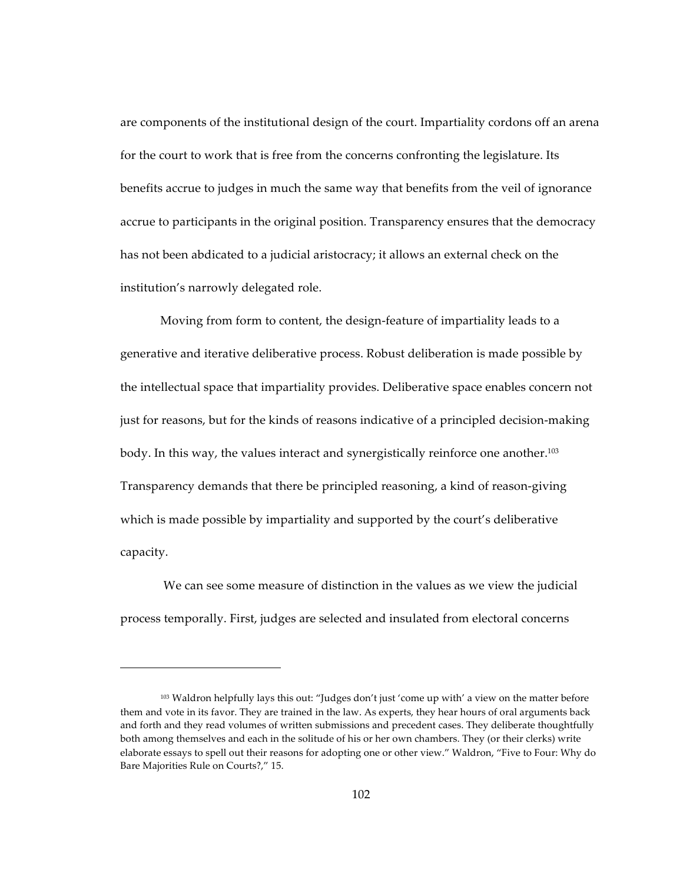are components of the institutional design of the court. Impartiality cordons off an arena for the court to work that is free from the concerns confronting the legislature. Its benefits accrue to judges in much the same way that benefits from the veil of ignorance accrue to participants in the original position. Transparency ensures that the democracy has not been abdicated to a judicial aristocracy; it allows an external check on the institution's narrowly delegated role.

Moving from form to content, the design-feature of impartiality leads to a generative and iterative deliberative process. Robust deliberation is made possible by the intellectual space that impartiality provides. Deliberative space enables concern not just for reasons, but for the kinds of reasons indicative of a principled decision-making body. In this way, the values interact and synergistically reinforce one another.[103] Transparency demands that there be principled reasoning, a kind of reason-giving which is made possible by impartiality and supported by the court's deliberative capacity.

We can see some measure of distinction in the values as we view the judicial process temporally. First, judges are selected and insulated from electoral concerns

---

[103] Waldron helpfully lays this out: "Judges don't just 'come up with' a view on the matter before them and vote in its favor. They are trained in the law. As experts, they hear hours of oral arguments back and forth and they read volumes of written submissions and precedent cases. They deliberate thoughtfully both among themselves and each in the solitude of his or her own chambers. They (or their clerks) write elaborate essays to spell out their reasons for adopting one or other view." Waldron, "Five to Four: Why do Bare Majorities Rule on Courts?," 15.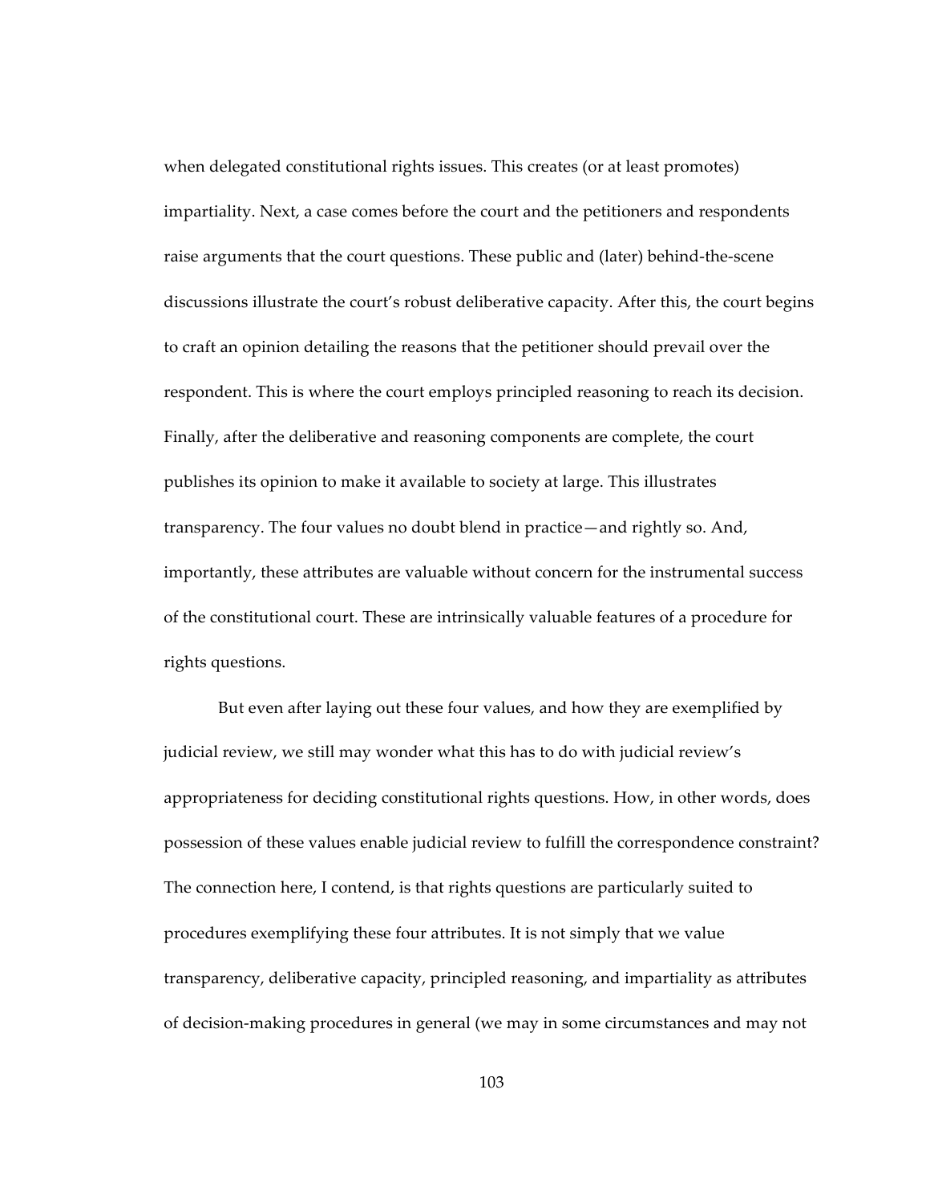when delegated constitutional rights issues. This creates (or at least promotes) impartiality. Next, a case comes before the court and the petitioners and respondents raise arguments that the court questions. These public and (later) behind-the-scene discussions illustrate the court's robust deliberative capacity. After this, the court begins to craft an opinion detailing the reasons that the petitioner should prevail over the respondent. This is where the court employs principled reasoning to reach its decision. Finally, after the deliberative and reasoning components are complete, the court publishes its opinion to make it available to society at large. This illustrates transparency. The four values no doubt blend in practice—and rightly so. And, importantly, these attributes are valuable without concern for the instrumental success of the constitutional court. These are intrinsically valuable features of a procedure for rights questions.

But even after laying out these four values, and how they are exemplified by judicial review, we still may wonder what this has to do with judicial review's appropriateness for deciding constitutional rights questions. How, in other words, does possession of these values enable judicial review to fulfill the correspondence constraint? The connection here, I contend, is that rights questions are particularly suited to procedures exemplifying these four attributes. It is not simply that we value transparency, deliberative capacity, principled reasoning, and impartiality as attributes of decision-making procedures in general (we may in some circumstances and may not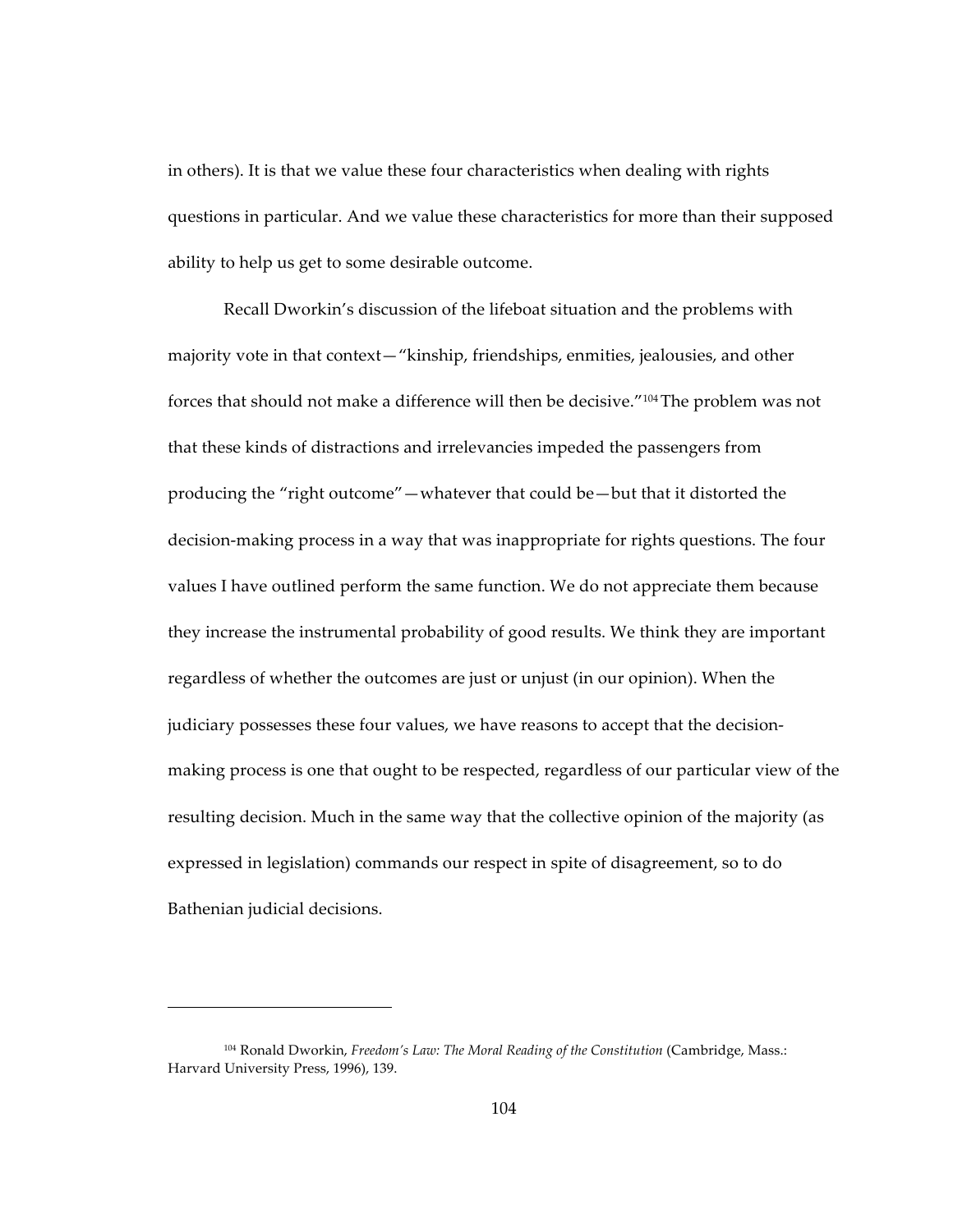in others). It is that we value these four characteristics when dealing with rights questions in particular. And we value these characteristics for more than their supposed ability to help us get to some desirable outcome.

Recall Dworkin's discussion of the lifeboat situation and the problems with majority vote in that context—"kinship, friendships, enmities, jealousies, and other forces that should not make a difference will then be decisive."[104] The problem was not that these kinds of distractions and irrelevancies impeded the passengers from producing the "right outcome"—whatever that could be—but that it distorted the decision-making process in a way that was inappropriate for rights questions. The four values I have outlined perform the same function. We do not appreciate them because they increase the instrumental probability of good results. We think they are important regardless of whether the outcomes are just or unjust (in our opinion). When the judiciary possesses these four values, we have reasons to accept that the decision-making process is one that ought to be respected, regardless of our particular view of the resulting decision. Much in the same way that the collective opinion of the majority (as expressed in legislation) commands our respect in spite of disagreement, so to do Bathenian judicial decisions.

---

[104] Ronald Dworkin, *Freedom's Law: The Moral Reading of the Constitution* (Cambridge, Mass.: Harvard University Press, 1996), 139.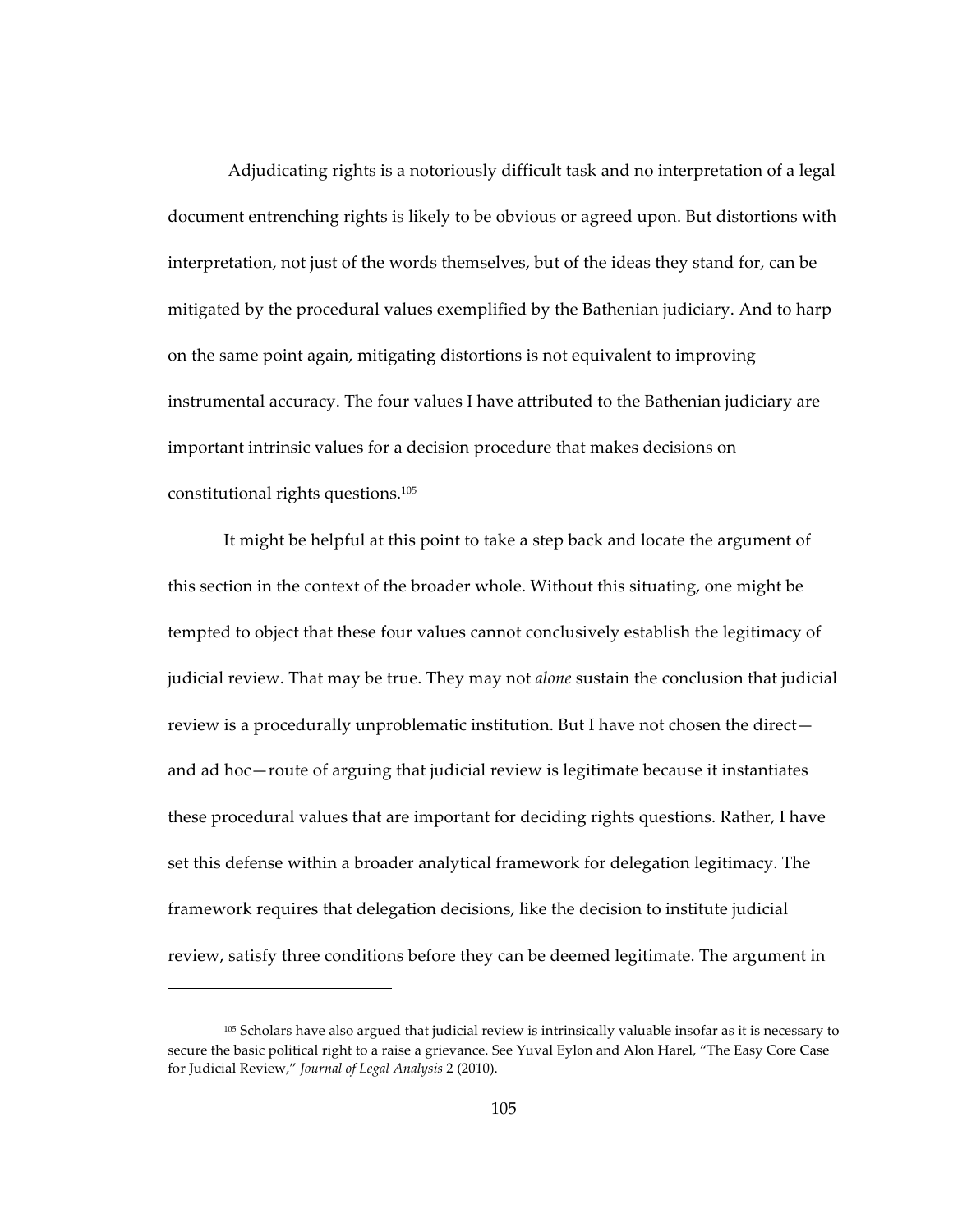Adjudicating rights is a notoriously difficult task and no interpretation of a legal document entrenching rights is likely to be obvious or agreed upon. But distortions with interpretation, not just of the words themselves, but of the ideas they stand for, can be mitigated by the procedural values exemplified by the Bathenian judiciary. And to harp on the same point again, mitigating distortions is not equivalent to improving instrumental accuracy. The four values I have attributed to the Bathenian judiciary are important intrinsic values for a decision procedure that makes decisions on constitutional rights questions.[105]

It might be helpful at this point to take a step back and locate the argument of this section in the context of the broader whole. Without this situating, one might be tempted to object that these four values cannot conclusively establish the legitimacy of judicial review. That may be true. They may not *alone* sustain the conclusion that judicial review is a procedurally unproblematic institution. But I have not chosen the direct—and ad hoc—route of arguing that judicial review is legitimate because it instantiates these procedural values that are important for deciding rights questions. Rather, I have set this defense within a broader analytical framework for delegation legitimacy. The framework requires that delegation decisions, like the decision to institute judicial review, satisfy three conditions before they can be deemed legitimate. The argument in

---

[105] Scholars have also argued that judicial review is intrinsically valuable insofar as it is necessary to secure the basic political right to a raise a grievance. See Yuval Eylon and Alon Harel, "The Easy Core Case for Judicial Review," *Journal of Legal Analysis* 2 (2010).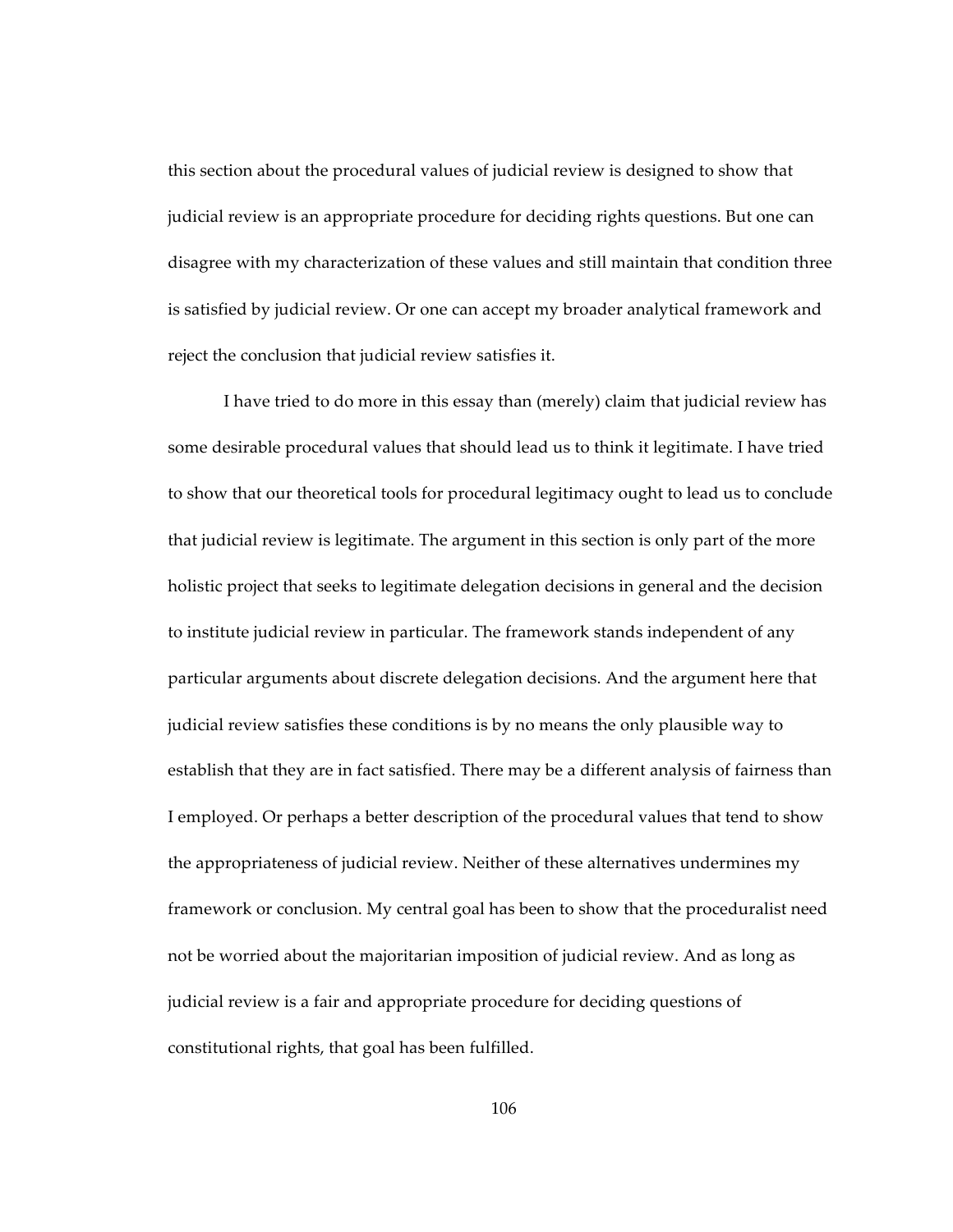this section about the procedural values of judicial review is designed to show that judicial review is an appropriate procedure for deciding rights questions. But one can disagree with my characterization of these values and still maintain that condition three is satisfied by judicial review. Or one can accept my broader analytical framework and reject the conclusion that judicial review satisfies it.

I have tried to do more in this essay than (merely) claim that judicial review has some desirable procedural values that should lead us to think it legitimate. I have tried to show that our theoretical tools for procedural legitimacy ought to lead us to conclude that judicial review is legitimate. The argument in this section is only part of the more holistic project that seeks to legitimate delegation decisions in general and the decision to institute judicial review in particular. The framework stands independent of any particular arguments about discrete delegation decisions. And the argument here that judicial review satisfies these conditions is by no means the only plausible way to establish that they are in fact satisfied. There may be a different analysis of fairness than I employed. Or perhaps a better description of the procedural values that tend to show the appropriateness of judicial review. Neither of these alternatives undermines my framework or conclusion. My central goal has been to show that the proceduralist need not be worried about the majoritarian imposition of judicial review. And as long as judicial review is a fair and appropriate procedure for deciding questions of constitutional rights, that goal has been fulfilled.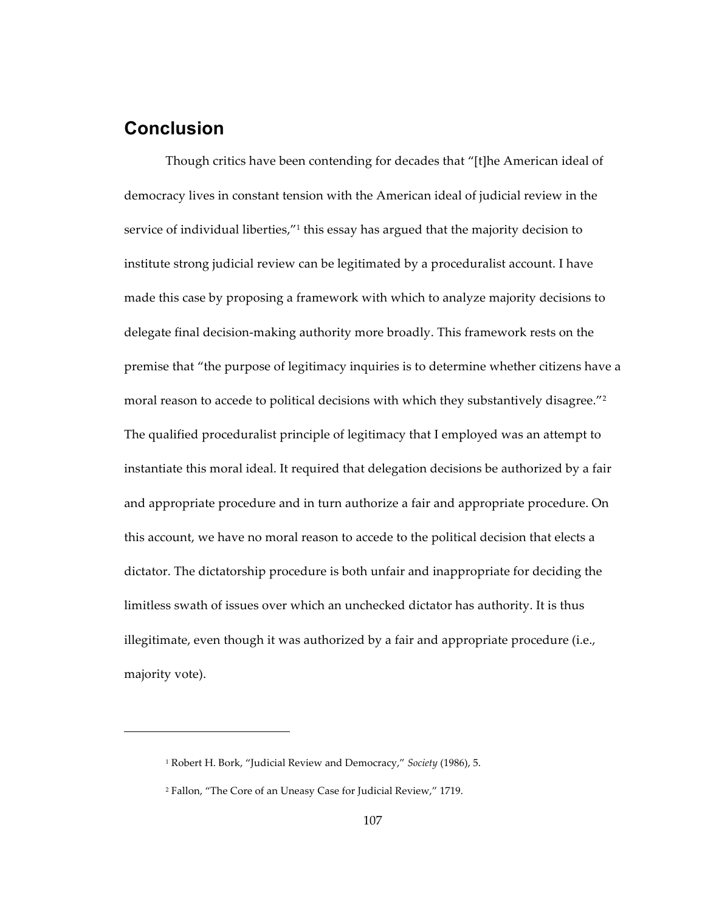## Conclusion

Though critics have been contending for decades that "[t]he American ideal of democracy lives in constant tension with the American ideal of judicial review in the service of individual liberties,"[1] this essay has argued that the majority decision to institute strong judicial review can be legitimated by a proceduralist account. I have made this case by proposing a framework with which to analyze majority decisions to delegate final decision-making authority more broadly. This framework rests on the premise that "the purpose of legitimacy inquiries is to determine whether citizens have a moral reason to accede to political decisions with which they substantively disagree."[2] The qualified proceduralist principle of legitimacy that I employed was an attempt to instantiate this moral ideal. It required that delegation decisions be authorized by a fair and appropriate procedure and in turn authorize a fair and appropriate procedure. On this account, we have no moral reason to accede to the political decision that elects a dictator. The dictatorship procedure is both unfair and inappropriate for deciding the limitless swath of issues over which an unchecked dictator has authority. It is thus illegitimate, even though it was authorized by a fair and appropriate procedure (i.e., majority vote).

---

[1] Robert H. Bork, "Judicial Review and Democracy," *Society* (1986), 5.

[2] Fallon, "The Core of an Uneasy Case for Judicial Review," 1719.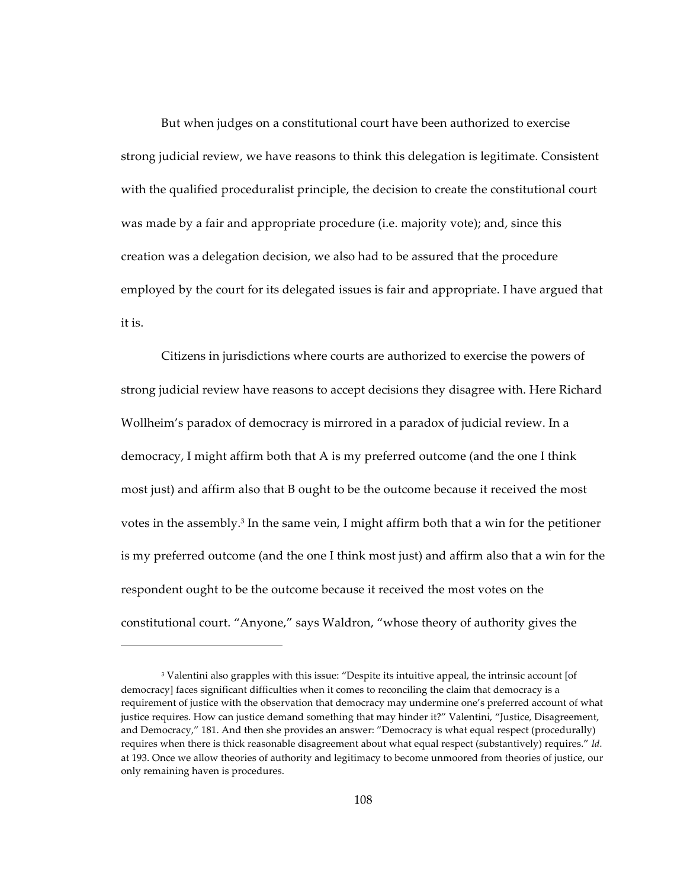But when judges on a constitutional court have been authorized to exercise strong judicial review, we have reasons to think this delegation is legitimate. Consistent with the qualified proceduralist principle, the decision to create the constitutional court was made by a fair and appropriate procedure (i.e. majority vote); and, since this creation was a delegation decision, we also had to be assured that the procedure employed by the court for its delegated issues is fair and appropriate. I have argued that it is.

Citizens in jurisdictions where courts are authorized to exercise the powers of strong judicial review have reasons to accept decisions they disagree with. Here Richard Wollheim's paradox of democracy is mirrored in a paradox of judicial review. In a democracy, I might affirm both that A is my preferred outcome (and the one I think most just) and affirm also that B ought to be the outcome because it received the most votes in the assembly.[3] In the same vein, I might affirm both that a win for the petitioner is my preferred outcome (and the one I think most just) and affirm also that a win for the respondent ought to be the outcome because it received the most votes on the constitutional court. "Anyone," says Waldron, "whose theory of authority gives the

---

[3] Valentini also grapples with this issue: "Despite its intuitive appeal, the intrinsic account [of democracy] faces significant difficulties when it comes to reconciling the claim that democracy is a requirement of justice with the observation that democracy may undermine one's preferred account of what justice requires. How can justice demand something that may hinder it?" Valentini, "Justice, Disagreement, and Democracy," 181. And then she provides an answer: "Democracy is what equal respect (procedurally) requires when there is thick reasonable disagreement about what equal respect (substantively) requires." *Id.* at 193. Once we allow theories of authority and legitimacy to become unmoored from theories of justice, our only remaining haven is procedures.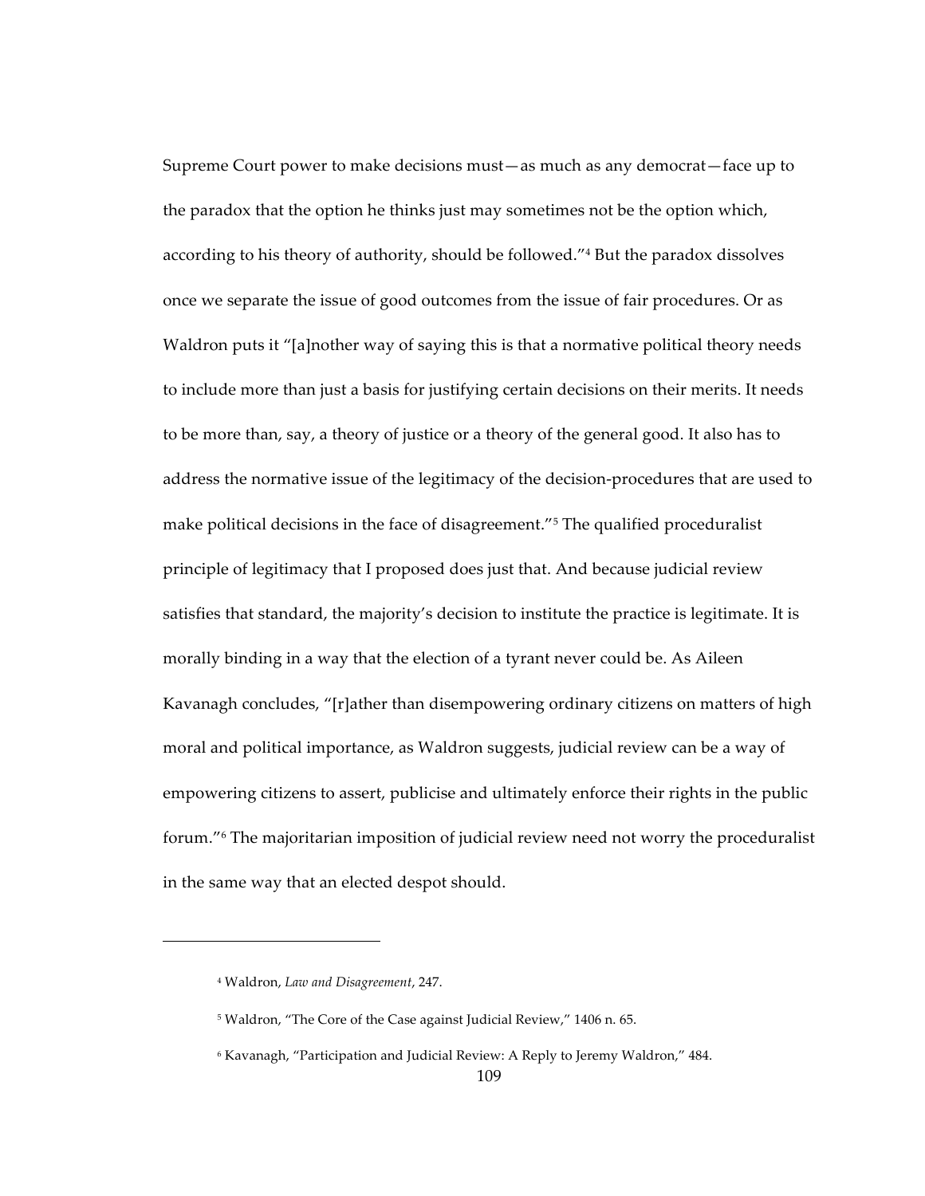Supreme Court power to make decisions must—as much as any democrat—face up to the paradox that the option he thinks just may sometimes not be the option which, according to his theory of authority, should be followed."[4] But the paradox dissolves once we separate the issue of good outcomes from the issue of fair procedures. Or as Waldron puts it "[a]nother way of saying this is that a normative political theory needs to include more than just a basis for justifying certain decisions on their merits. It needs to be more than, say, a theory of justice or a theory of the general good. It also has to address the normative issue of the legitimacy of the decision-procedures that are used to make political decisions in the face of disagreement."[5] The qualified proceduralist principle of legitimacy that I proposed does just that. And because judicial review satisfies that standard, the majority's decision to institute the practice is legitimate. It is morally binding in a way that the election of a tyrant never could be. As Aileen Kavanagh concludes, "[r]ather than disempowering ordinary citizens on matters of high moral and political importance, as Waldron suggests, judicial review can be a way of empowering citizens to assert, publicise and ultimately enforce their rights in the public forum."[6] The majoritarian imposition of judicial review need not worry the proceduralist in the same way that an elected despot should.

---

[4] Waldron, *Law and Disagreement*, 247.

[5] Waldron, "The Core of the Case against Judicial Review," 1406 n. 65.

[6] Kavanagh, "Participation and Judicial Review: A Reply to Jeremy Waldron," 484.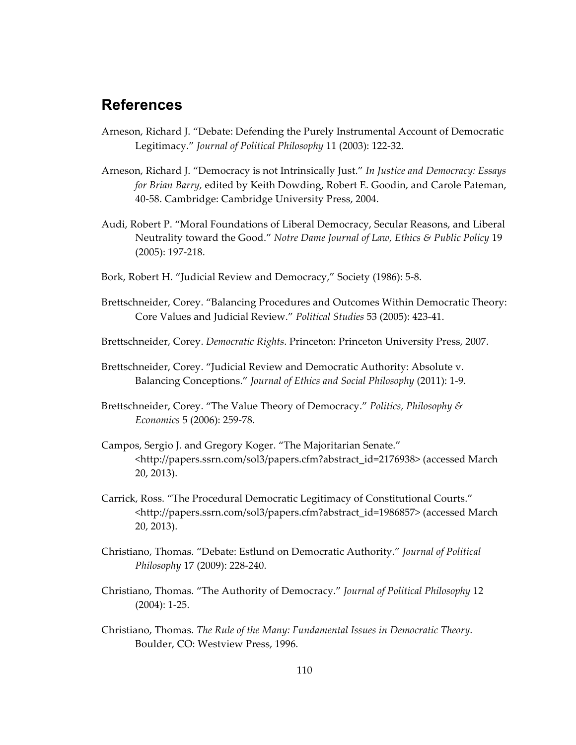## References

Arneson, Richard J. "Debate: Defending the Purely Instrumental Account of Democratic Legitimacy." *Journal of Political Philosophy* 11 (2003): 122-32.

Arneson, Richard J. "Democracy is not Intrinsically Just." *In Justice and Democracy: Essays for Brian Barry,* edited by Keith Dowding, Robert E. Goodin, and Carole Pateman, 40-58. Cambridge: Cambridge University Press, 2004.

Audi, Robert P. "Moral Foundations of Liberal Democracy, Secular Reasons, and Liberal Neutrality toward the Good." *Notre Dame Journal of Law, Ethics & Public Policy* 19 (2005): 197-218.

Bork, Robert H. "Judicial Review and Democracy," Society (1986): 5-8.

Brettschneider, Corey. "Balancing Procedures and Outcomes Within Democratic Theory: Core Values and Judicial Review." *Political Studies* 53 (2005): 423-41.

Brettschneider, Corey. *Democratic Rights*. Princeton: Princeton University Press, 2007.

Brettschneider, Corey. "Judicial Review and Democratic Authority: Absolute v. Balancing Conceptions." *Journal of Ethics and Social Philosophy* (2011): 1-9.

Brettschneider, Corey. "The Value Theory of Democracy." *Politics, Philosophy & Economics* 5 (2006): 259-78.

Campos, Sergio J. and Gregory Koger. "The Majoritarian Senate." <http://papers.ssrn.com/sol3/papers.cfm?abstract_id=2176938> (accessed March 20, 2013).

Carrick, Ross. "The Procedural Democratic Legitimacy of Constitutional Courts." <http://papers.ssrn.com/sol3/papers.cfm?abstract_id=1986857> (accessed March 20, 2013).

Christiano, Thomas. "Debate: Estlund on Democratic Authority." *Journal of Political Philosophy* 17 (2009): 228-240.

Christiano, Thomas. "The Authority of Democracy." *Journal of Political Philosophy* 12 (2004): 1-25.

Christiano, Thomas. *The Rule of the Many: Fundamental Issues in Democratic Theory*. Boulder, CO: Westview Press, 1996.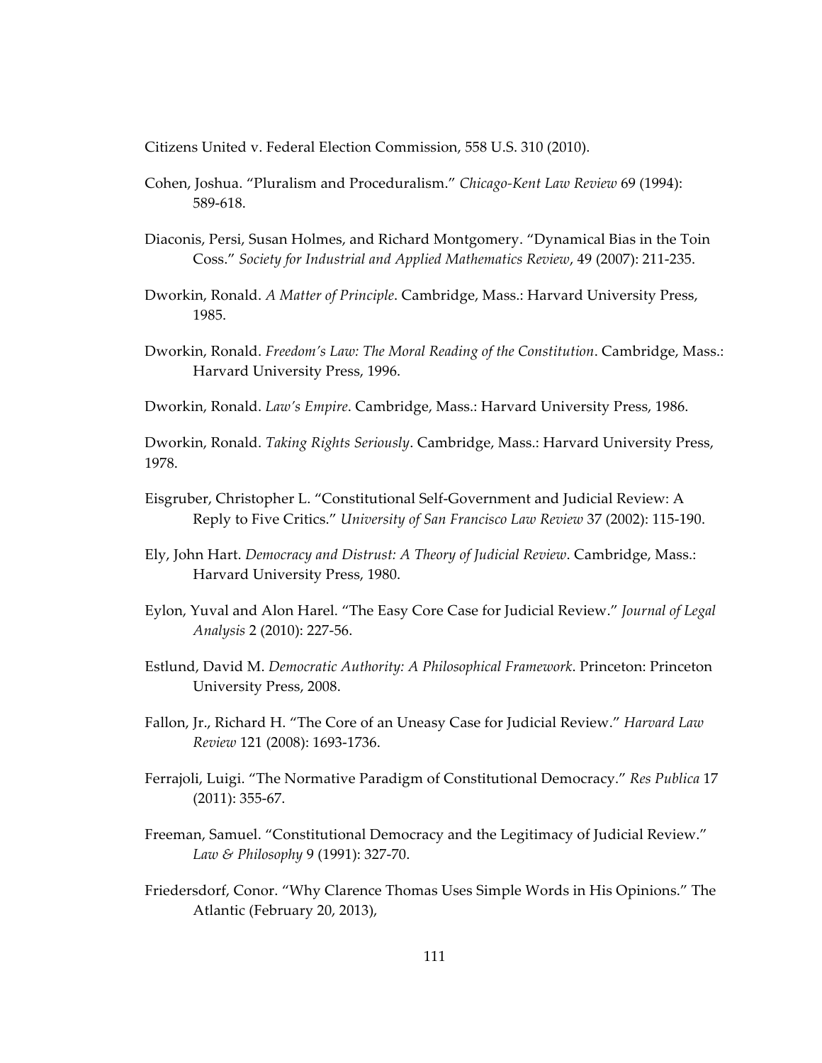Citizens United v. Federal Election Commission, 558 U.S. 310 (2010).

Cohen, Joshua. "Pluralism and Proceduralism." *Chicago-Kent Law Review* 69 (1994): 589-618.

Diaconis, Persi, Susan Holmes, and Richard Montgomery. "Dynamical Bias in the Toin Coss." *Society for Industrial and Applied Mathematics Review*, 49 (2007): 211-235.

Dworkin, Ronald. *A Matter of Principle*. Cambridge, Mass.: Harvard University Press, 1985.

Dworkin, Ronald. *Freedom's Law: The Moral Reading of the Constitution*. Cambridge, Mass.: Harvard University Press, 1996.

Dworkin, Ronald. *Law's Empire*. Cambridge, Mass.: Harvard University Press, 1986.

Dworkin, Ronald. *Taking Rights Seriously*. Cambridge, Mass.: Harvard University Press, 1978.

Eisgruber, Christopher L. "Constitutional Self-Government and Judicial Review: A Reply to Five Critics." *University of San Francisco Law Review* 37 (2002): 115-190.

Ely, John Hart. *Democracy and Distrust: A Theory of Judicial Review*. Cambridge, Mass.: Harvard University Press, 1980.

Eylon, Yuval and Alon Harel. "The Easy Core Case for Judicial Review." *Journal of Legal Analysis* 2 (2010): 227-56.

Estlund, David M. *Democratic Authority: A Philosophical Framework*. Princeton: Princeton University Press, 2008.

Fallon, Jr., Richard H. "The Core of an Uneasy Case for Judicial Review." *Harvard Law Review* 121 (2008): 1693-1736.

Ferrajoli, Luigi. "The Normative Paradigm of Constitutional Democracy." *Res Publica* 17 (2011): 355-67.

Freeman, Samuel. "Constitutional Democracy and the Legitimacy of Judicial Review." *Law & Philosophy* 9 (1991): 327-70.

Friedersdorf, Conor. "Why Clarence Thomas Uses Simple Words in His Opinions." The Atlantic (February 20, 2013),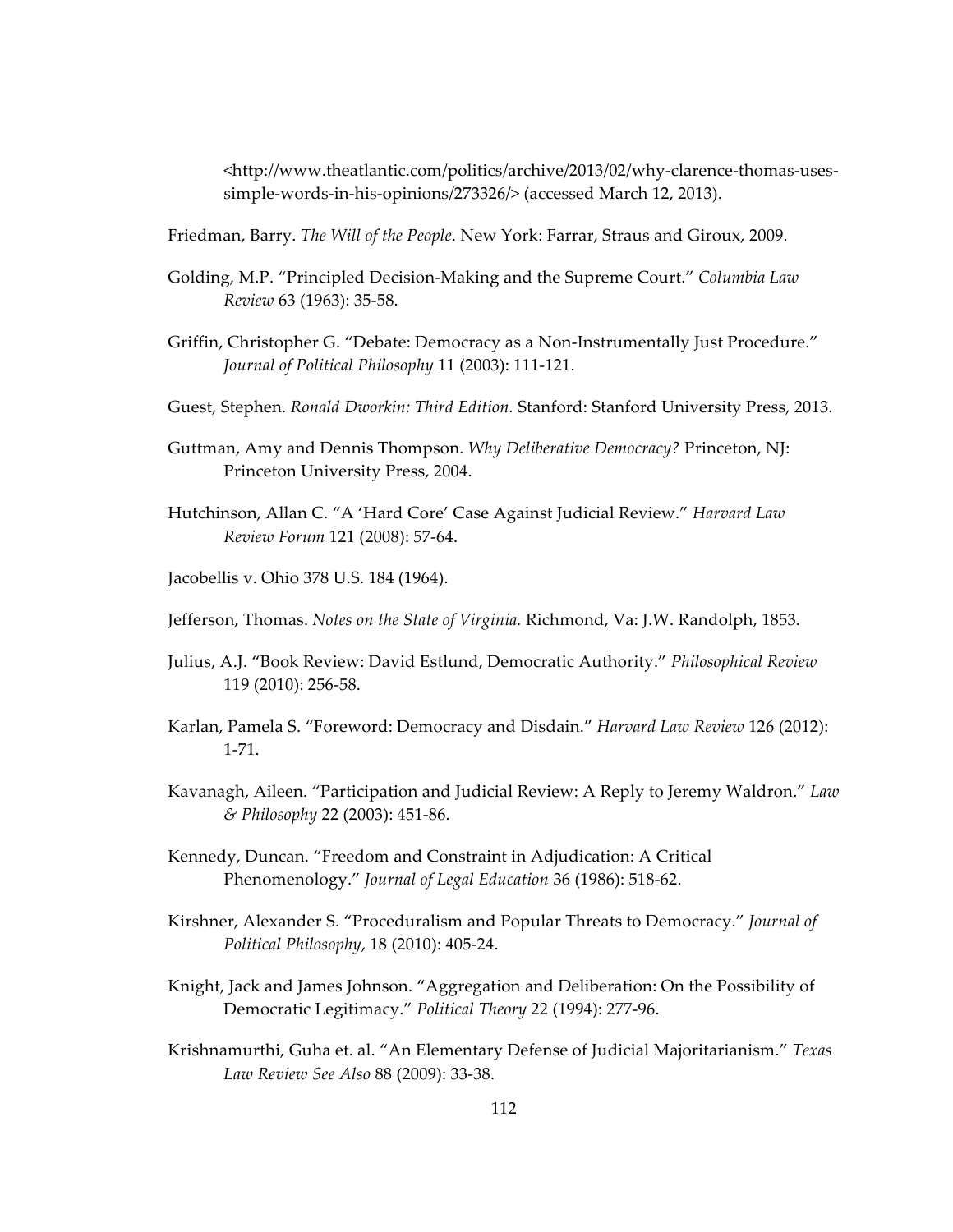<http://www.theatlantic.com/politics/archive/2013/02/why-clarence-thomas-uses-simple-words-in-his-opinions/273326/> (accessed March 12, 2013).

Friedman, Barry. *The Will of the People*. New York: Farrar, Straus and Giroux, 2009.

Golding, M.P. "Principled Decision-Making and the Supreme Court." *Columbia Law Review* 63 (1963): 35-58.

Griffin, Christopher G. "Debate: Democracy as a Non-Instrumentally Just Procedure." *Journal of Political Philosophy* 11 (2003): 111-121.

Guest, Stephen. *Ronald Dworkin: Third Edition.* Stanford: Stanford University Press, 2013.

Guttman, Amy and Dennis Thompson. *Why Deliberative Democracy?* Princeton, NJ: Princeton University Press, 2004.

Hutchinson, Allan C. "A 'Hard Core' Case Against Judicial Review." *Harvard Law Review Forum* 121 (2008): 57-64.

Jacobellis v. Ohio 378 U.S. 184 (1964).

Jefferson, Thomas. *Notes on the State of Virginia.* Richmond, Va: J.W. Randolph, 1853.

Julius, A.J. "Book Review: David Estlund, Democratic Authority." *Philosophical Review* 119 (2010): 256-58.

Karlan, Pamela S. "Foreword: Democracy and Disdain." *Harvard Law Review* 126 (2012): 1-71.

Kavanagh, Aileen. "Participation and Judicial Review: A Reply to Jeremy Waldron." *Law & Philosophy* 22 (2003): 451-86.

Kennedy, Duncan. "Freedom and Constraint in Adjudication: A Critical Phenomenology." *Journal of Legal Education* 36 (1986): 518-62.

Kirshner, Alexander S. "Proceduralism and Popular Threats to Democracy." *Journal of Political Philosophy*, 18 (2010): 405-24.

Knight, Jack and James Johnson. "Aggregation and Deliberation: On the Possibility of Democratic Legitimacy." *Political Theory* 22 (1994): 277-96.

Krishnamurthi, Guha et. al. "An Elementary Defense of Judicial Majoritarianism." *Texas Law Review See Also* 88 (2009): 33-38.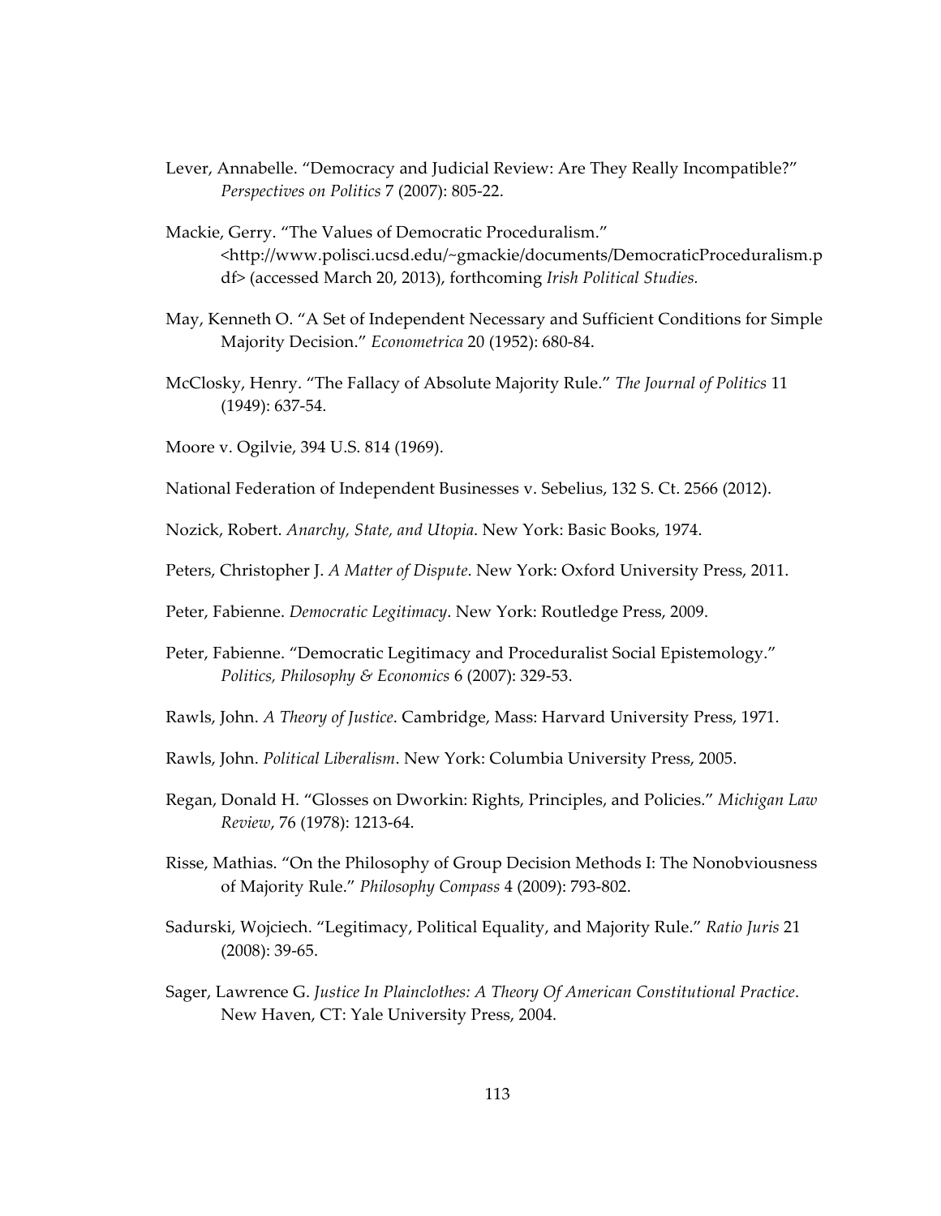Lever, Annabelle. "Democracy and Judicial Review: Are They Really Incompatible?" *Perspectives on Politics* 7 (2007): 805-22.

Mackie, Gerry. "The Values of Democratic Proceduralism." <http://www.polisci.ucsd.edu/~gmackie/documents/DemocraticProceduralism.pdf> (accessed March 20, 2013), forthcoming *Irish Political Studies.*

May, Kenneth O. "A Set of Independent Necessary and Sufficient Conditions for Simple Majority Decision." *Econometrica* 20 (1952): 680-84.

McClosky, Henry. "The Fallacy of Absolute Majority Rule." *The Journal of Politics* 11 (1949): 637-54.

Moore v. Ogilvie, 394 U.S. 814 (1969).

National Federation of Independent Businesses v. Sebelius, 132 S. Ct. 2566 (2012).

Nozick, Robert. *Anarchy, State, and Utopia*. New York: Basic Books, 1974.

Peters, Christopher J. *A Matter of Dispute*. New York: Oxford University Press, 2011.

Peter, Fabienne. *Democratic Legitimacy*. New York: Routledge Press, 2009.

Peter, Fabienne. "Democratic Legitimacy and Proceduralist Social Epistemology." *Politics, Philosophy & Economics* 6 (2007): 329-53.

Rawls, John. *A Theory of Justice*. Cambridge, Mass: Harvard University Press, 1971.

Rawls, John. *Political Liberalism*. New York: Columbia University Press, 2005.

Regan, Donald H. "Glosses on Dworkin: Rights, Principles, and Policies." *Michigan Law Review*, 76 (1978): 1213-64.

Risse, Mathias. "On the Philosophy of Group Decision Methods I: The Nonobviousness of Majority Rule." *Philosophy Compass* 4 (2009): 793-802.

Sadurski, Wojciech. "Legitimacy, Political Equality, and Majority Rule." *Ratio Juris* 21 (2008): 39-65.

Sager, Lawrence G. *Justice In Plainclothes: A Theory Of American Constitutional Practice*. New Haven, CT: Yale University Press, 2004.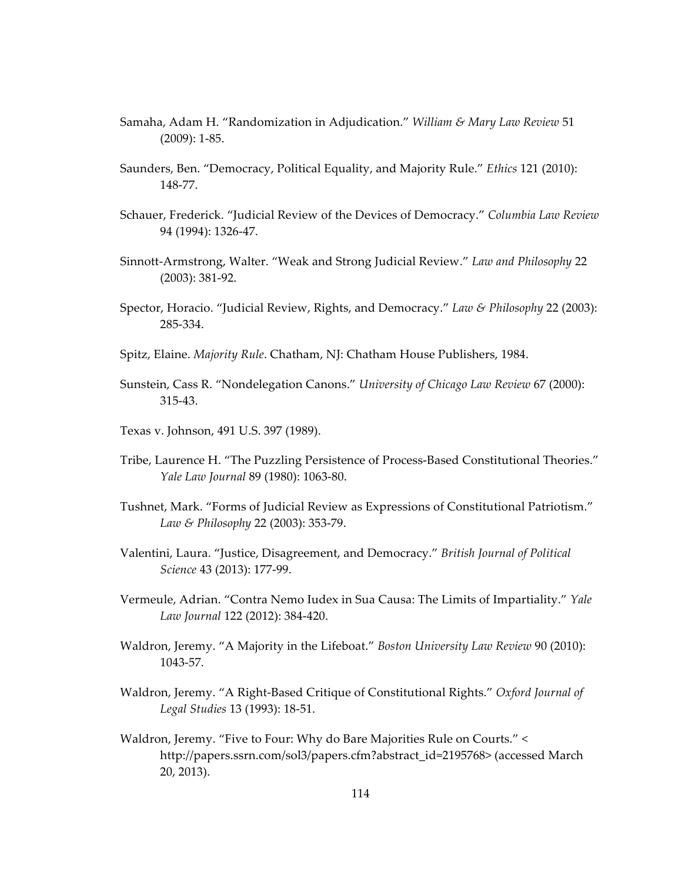Samaha, Adam H. "Randomization in Adjudication." *William & Mary Law Review* 51 (2009): 1-85.

Saunders, Ben. "Democracy, Political Equality, and Majority Rule." *Ethics* 121 (2010): 148-77.

Schauer, Frederick. "Judicial Review of the Devices of Democracy." *Columbia Law Review* 94 (1994): 1326-47.

Sinnott-Armstrong, Walter. "Weak and Strong Judicial Review." *Law and Philosophy* 22 (2003): 381-92.

Spector, Horacio. "Judicial Review, Rights, and Democracy." *Law & Philosophy* 22 (2003): 285-334.

Spitz, Elaine. *Majority Rule*. Chatham, NJ: Chatham House Publishers, 1984.

Sunstein, Cass R. "Nondelegation Canons." *University of Chicago Law Review* 67 (2000): 315-43.

Texas v. Johnson, 491 U.S. 397 (1989).

Tribe, Laurence H. "The Puzzling Persistence of Process-Based Constitutional Theories." *Yale Law Journal* 89 (1980): 1063-80.

Tushnet, Mark. "Forms of Judicial Review as Expressions of Constitutional Patriotism." *Law & Philosophy* 22 (2003): 353-79.

Valentini, Laura. "Justice, Disagreement, and Democracy." *British Journal of Political Science* 43 (2013): 177-99.

Vermeule, Adrian. "Contra Nemo Iudex in Sua Causa: The Limits of Impartiality." *Yale Law Journal* 122 (2012): 384-420.

Waldron, Jeremy. "A Majority in the Lifeboat." *Boston University Law Review* 90 (2010): 1043-57.

Waldron, Jeremy. "A Right-Based Critique of Constitutional Rights." *Oxford Journal of Legal Studies* 13 (1993): 18-51.

Waldron, Jeremy. "Five to Four: Why do Bare Majorities Rule on Courts." < http://papers.ssrn.com/sol3/papers.cfm?abstract_id=2195768> (accessed March 20, 2013).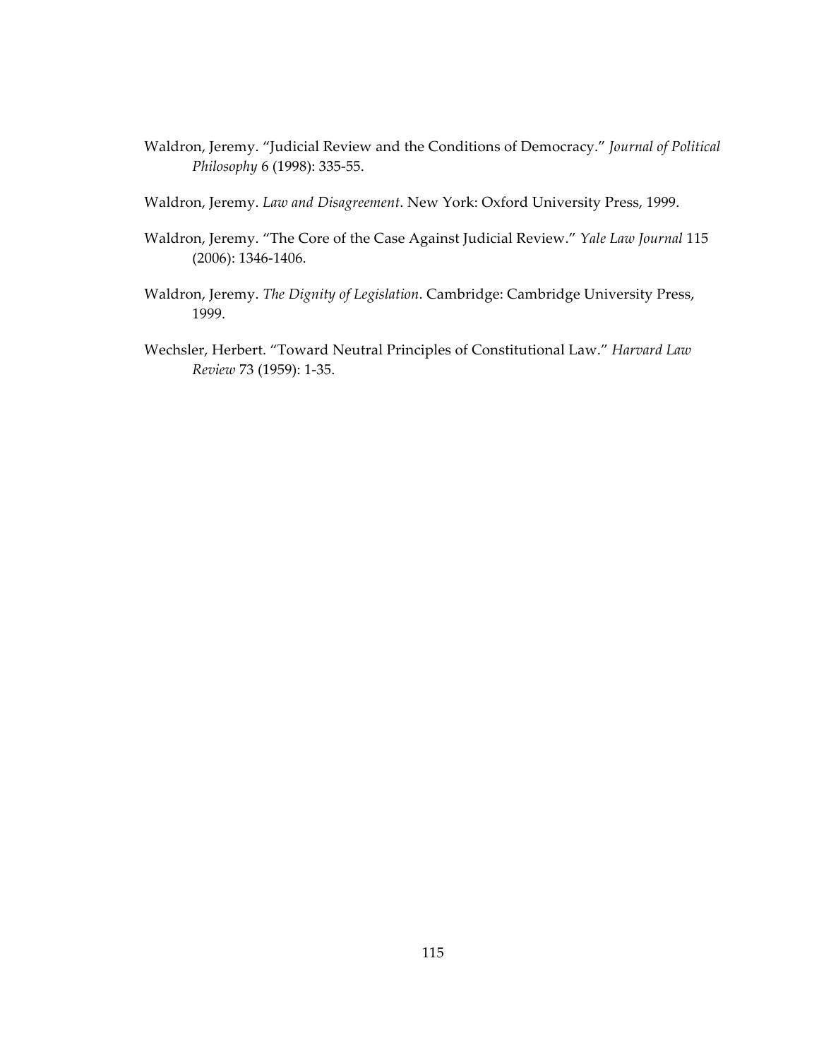Waldron, Jeremy. "Judicial Review and the Conditions of Democracy." *Journal of Political Philosophy* 6 (1998): 335-55.

Waldron, Jeremy. *Law and Disagreement*. New York: Oxford University Press, 1999.

Waldron, Jeremy. "The Core of the Case Against Judicial Review." *Yale Law Journal* 115 (2006): 1346-1406.

Waldron, Jeremy. *The Dignity of Legislation*. Cambridge: Cambridge University Press, 1999.

Wechsler, Herbert. "Toward Neutral Principles of Constitutional Law." *Harvard Law Review* 73 (1959): 1-35.